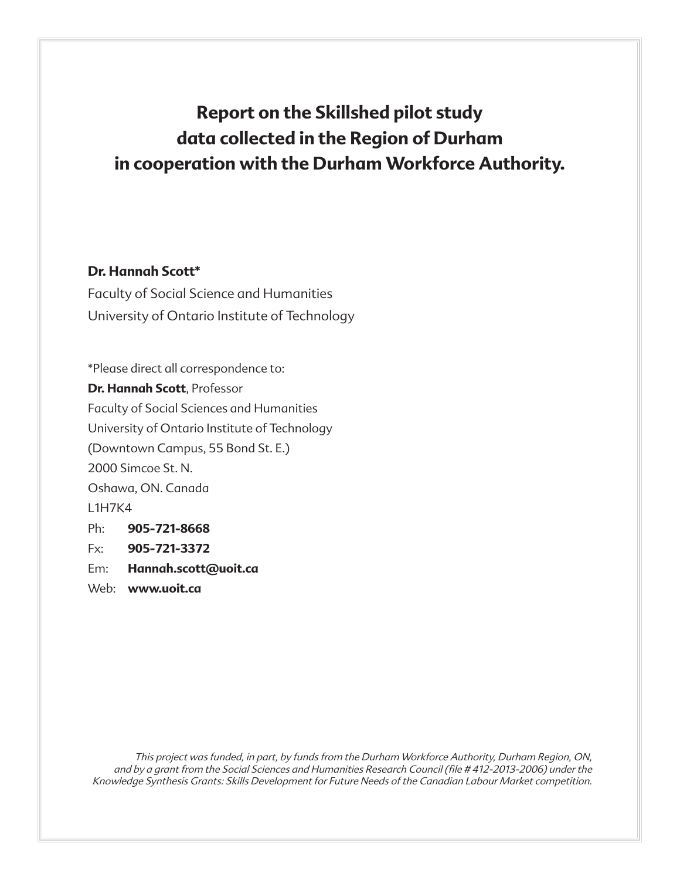# Report on the Skillshed pilot study data collected in the Region of Durham in cooperation with the Durham Workforce Authority.

**Dr. Hannah Scott***

Faculty of Social Science and Humanities
University of Ontario Institute of Technology

*Please direct all correspondence to:

**Dr. Hannah Scott**, Professor
Faculty of Social Sciences and Humanities
University of Ontario Institute of Technology
(Downtown Campus, 55 Bond St. E.)
2000 Simcoe St. N.
Oshawa, ON. Canada
L1H7K4

Ph: **905-721-8668**
Fx: **905-721-3372**
Em: **Hannah.scott@uoit.ca**
Web: **www.uoit.ca**

*This project was funded, in part, by funds from the Durham Workforce Authority, Durham Region, ON, and by a grant from the Social Sciences and Humanities Research Council (file # 412-2013-2006) under the Knowledge Synthesis Grants: Skills Development for Future Needs of the Canadian Labour Market competition.*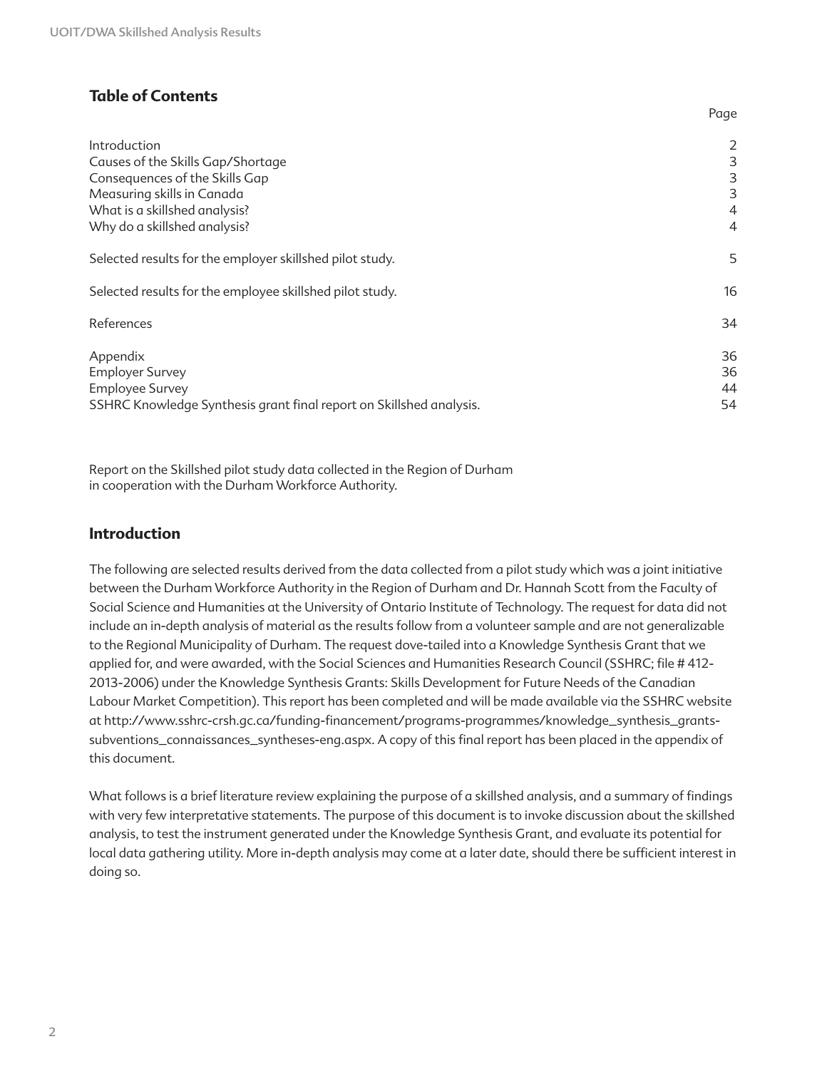## Table of Contents

| | Page |
|---|---|
| Introduction | 2 |
| Causes of the Skills Gap/Shortage | 3 |
| Consequences of the Skills Gap | 3 |
| Measuring skills in Canada | 3 |
| What is a skillshed analysis? | 4 |
| Why do a skillshed analysis? | 4 |
| Selected results for the employer skillshed pilot study. | 5 |
| Selected results for the employee skillshed pilot study. | 16 |
| References | 34 |
| Appendix | 36 |
| Employer Survey | 36 |
| Employee Survey | 44 |
| SSHRC Knowledge Synthesis grant final report on Skillshed analysis. | 54 |

Report on the Skillshed pilot study data collected in the Region of Durham in cooperation with the Durham Workforce Authority.

## Introduction

The following are selected results derived from the data collected from a pilot study which was a joint initiative between the Durham Workforce Authority in the Region of Durham and Dr. Hannah Scott from the Faculty of Social Science and Humanities at the University of Ontario Institute of Technology. The request for data did not include an in-depth analysis of material as the results follow from a volunteer sample and are not generalizable to the Regional Municipality of Durham. The request dove-tailed into a Knowledge Synthesis Grant that we applied for, and were awarded, with the Social Sciences and Humanities Research Council (SSHRC; file # 412-2013-2006) under the Knowledge Synthesis Grants: Skills Development for Future Needs of the Canadian Labour Market Competition). This report has been completed and will be made available via the SSHRC website at http://www.sshrc-crsh.gc.ca/funding-financement/programs-programmes/knowledge_synthesis_grants-subventions_connaissances_syntheses-eng.aspx. A copy of this final report has been placed in the appendix of this document.

What follows is a brief literature review explaining the purpose of a skillshed analysis, and a summary of findings with very few interpretative statements. The purpose of this document is to invoke discussion about the skillshed analysis, to test the instrument generated under the Knowledge Synthesis Grant, and evaluate its potential for local data gathering utility. More in-depth analysis may come at a later date, should there be sufficient interest in doing so.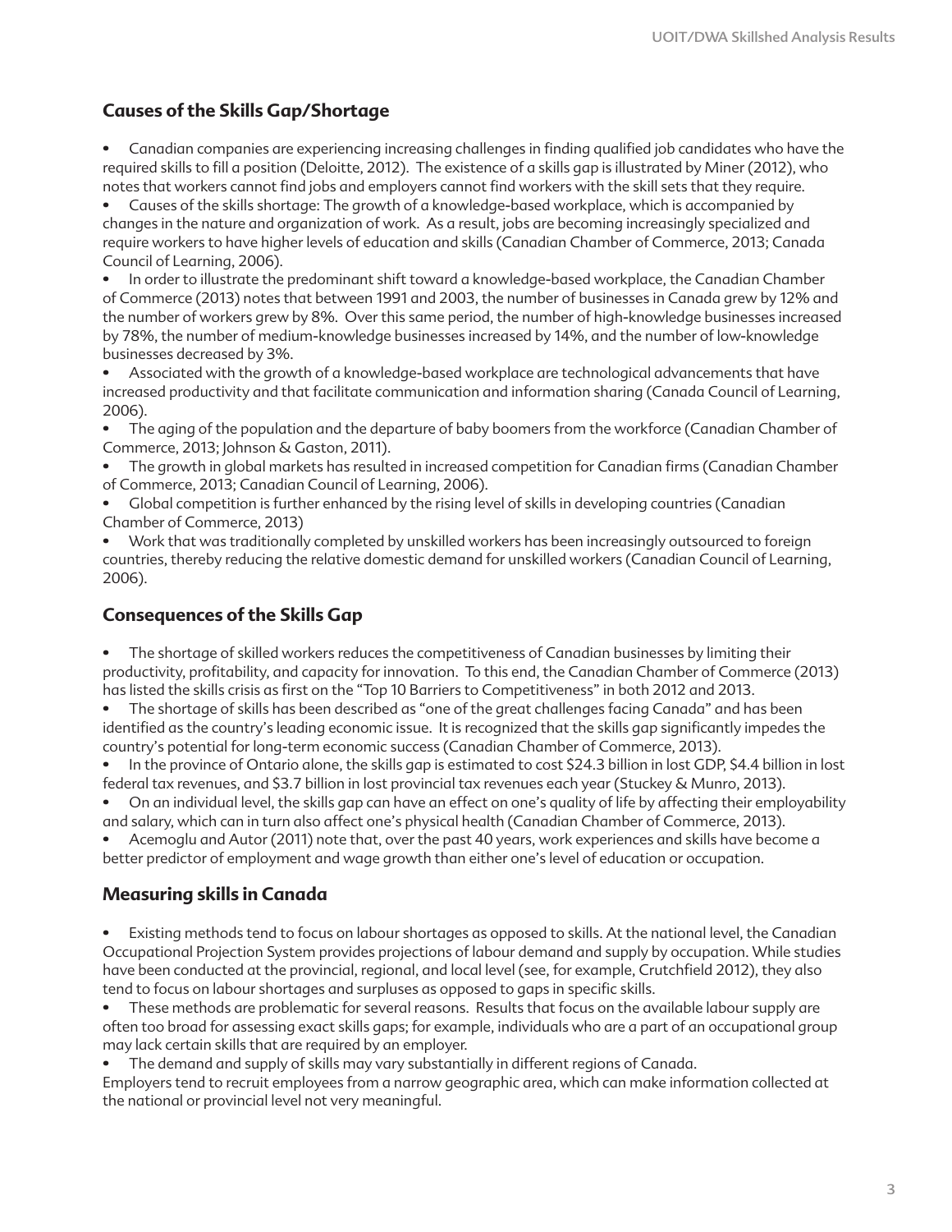## Causes of the Skills Gap/Shortage

- Canadian companies are experiencing increasing challenges in finding qualified job candidates who have the required skills to fill a position (Deloitte, 2012). The existence of a skills gap is illustrated by Miner (2012), who notes that workers cannot find jobs and employers cannot find workers with the skill sets that they require.
- Causes of the skills shortage: The growth of a knowledge-based workplace, which is accompanied by changes in the nature and organization of work. As a result, jobs are becoming increasingly specialized and require workers to have higher levels of education and skills (Canadian Chamber of Commerce, 2013; Canada Council of Learning, 2006).
- In order to illustrate the predominant shift toward a knowledge-based workplace, the Canadian Chamber of Commerce (2013) notes that between 1991 and 2003, the number of businesses in Canada grew by 12% and the number of workers grew by 8%. Over this same period, the number of high-knowledge businesses increased by 78%, the number of medium-knowledge businesses increased by 14%, and the number of low-knowledge businesses decreased by 3%.
- Associated with the growth of a knowledge-based workplace are technological advancements that have increased productivity and that facilitate communication and information sharing (Canada Council of Learning, 2006).
- The aging of the population and the departure of baby boomers from the workforce (Canadian Chamber of Commerce, 2013; Johnson & Gaston, 2011).
- The growth in global markets has resulted in increased competition for Canadian firms (Canadian Chamber of Commerce, 2013; Canadian Council of Learning, 2006).
- Global competition is further enhanced by the rising level of skills in developing countries (Canadian Chamber of Commerce, 2013)
- Work that was traditionally completed by unskilled workers has been increasingly outsourced to foreign countries, thereby reducing the relative domestic demand for unskilled workers (Canadian Council of Learning, 2006).

## Consequences of the Skills Gap

- The shortage of skilled workers reduces the competitiveness of Canadian businesses by limiting their productivity, profitability, and capacity for innovation. To this end, the Canadian Chamber of Commerce (2013) has listed the skills crisis as first on the "Top 10 Barriers to Competitiveness" in both 2012 and 2013.
- The shortage of skills has been described as "one of the great challenges facing Canada" and has been identified as the country's leading economic issue. It is recognized that the skills gap significantly impedes the country's potential for long-term economic success (Canadian Chamber of Commerce, 2013).
- In the province of Ontario alone, the skills gap is estimated to cost $24.3 billion in lost GDP, $4.4 billion in lost federal tax revenues, and $3.7 billion in lost provincial tax revenues each year (Stuckey & Munro, 2013).
- On an individual level, the skills gap can have an effect on one's quality of life by affecting their employability and salary, which can in turn also affect one's physical health (Canadian Chamber of Commerce, 2013).
- Acemoglu and Autor (2011) note that, over the past 40 years, work experiences and skills have become a better predictor of employment and wage growth than either one's level of education or occupation.

## Measuring skills in Canada

- Existing methods tend to focus on labour shortages as opposed to skills. At the national level, the Canadian Occupational Projection System provides projections of labour demand and supply by occupation. While studies have been conducted at the provincial, regional, and local level (see, for example, Crutchfield 2012), they also tend to focus on labour shortages and surpluses as opposed to gaps in specific skills.
- These methods are problematic for several reasons. Results that focus on the available labour supply are often too broad for assessing exact skills gaps; for example, individuals who are a part of an occupational group may lack certain skills that are required by an employer.
- The demand and supply of skills may vary substantially in different regions of Canada.

Employers tend to recruit employees from a narrow geographic area, which can make information collected at the national or provincial level not very meaningful.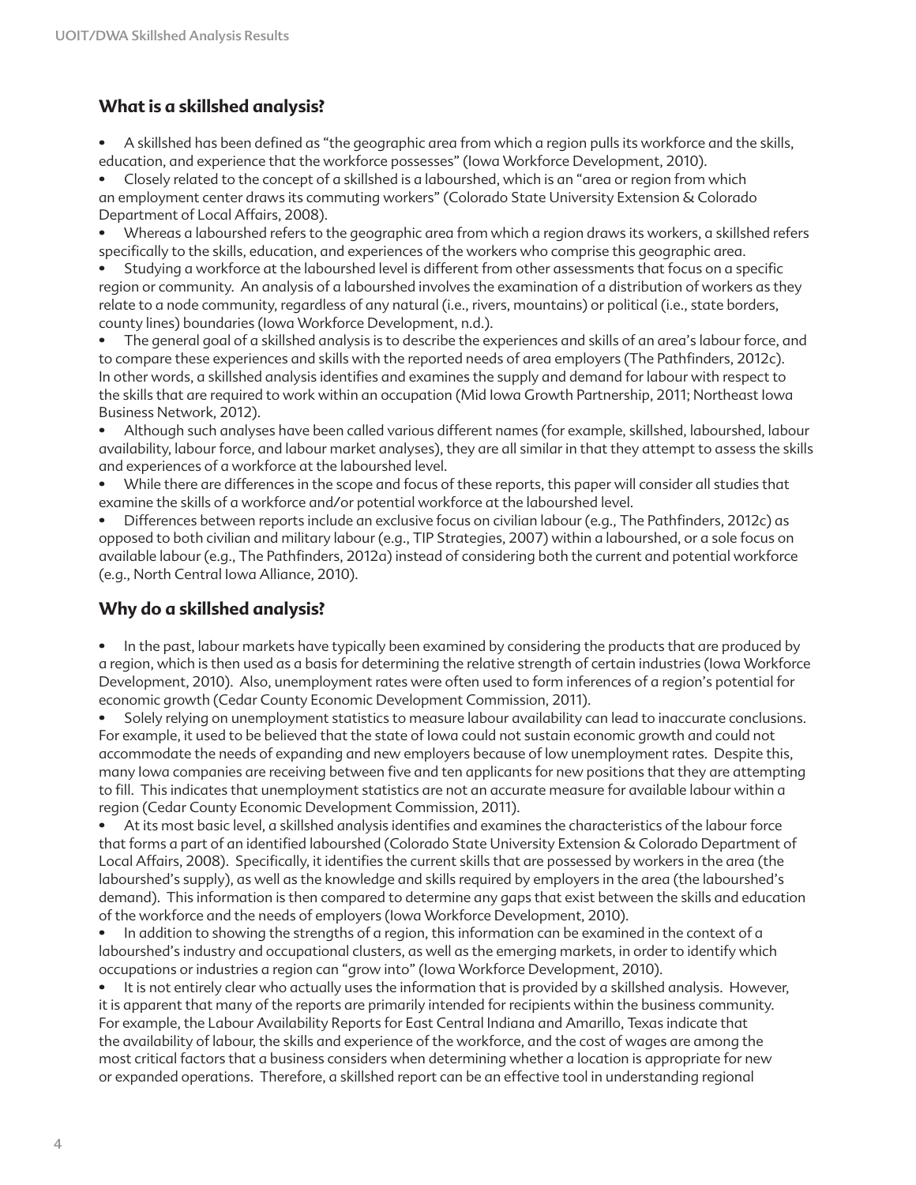## What is a skillshed analysis?

- A skillshed has been defined as "the geographic area from which a region pulls its workforce and the skills, education, and experience that the workforce possesses" (Iowa Workforce Development, 2010).
- Closely related to the concept of a skillshed is a labourshed, which is an "area or region from which an employment center draws its commuting workers" (Colorado State University Extension & Colorado Department of Local Affairs, 2008).
- Whereas a labourshed refers to the geographic area from which a region draws its workers, a skillshed refers specifically to the skills, education, and experiences of the workers who comprise this geographic area.
- Studying a workforce at the labourshed level is different from other assessments that focus on a specific region or community. An analysis of a labourshed involves the examination of a distribution of workers as they relate to a node community, regardless of any natural (i.e., rivers, mountains) or political (i.e., state borders, county lines) boundaries (Iowa Workforce Development, n.d.).
- The general goal of a skillshed analysis is to describe the experiences and skills of an area's labour force, and to compare these experiences and skills with the reported needs of area employers (The Pathfinders, 2012c). In other words, a skillshed analysis identifies and examines the supply and demand for labour with respect to the skills that are required to work within an occupation (Mid Iowa Growth Partnership, 2011; Northeast Iowa Business Network, 2012).
- Although such analyses have been called various different names (for example, skillshed, labourshed, labour availability, labour force, and labour market analyses), they are all similar in that they attempt to assess the skills and experiences of a workforce at the labourshed level.
- While there are differences in the scope and focus of these reports, this paper will consider all studies that examine the skills of a workforce and/or potential workforce at the labourshed level.
- Differences between reports include an exclusive focus on civilian labour (e.g., The Pathfinders, 2012c) as opposed to both civilian and military labour (e.g., TIP Strategies, 2007) within a labourshed, or a sole focus on available labour (e.g., The Pathfinders, 2012a) instead of considering both the current and potential workforce (e.g., North Central Iowa Alliance, 2010).

## Why do a skillshed analysis?

- In the past, labour markets have typically been examined by considering the products that are produced by a region, which is then used as a basis for determining the relative strength of certain industries (Iowa Workforce Development, 2010). Also, unemployment rates were often used to form inferences of a region's potential for economic growth (Cedar County Economic Development Commission, 2011).
- Solely relying on unemployment statistics to measure labour availability can lead to inaccurate conclusions. For example, it used to be believed that the state of Iowa could not sustain economic growth and could not accommodate the needs of expanding and new employers because of low unemployment rates. Despite this, many Iowa companies are receiving between five and ten applicants for new positions that they are attempting to fill. This indicates that unemployment statistics are not an accurate measure for available labour within a region (Cedar County Economic Development Commission, 2011).
- At its most basic level, a skillshed analysis identifies and examines the characteristics of the labour force that forms a part of an identified labourshed (Colorado State University Extension & Colorado Department of Local Affairs, 2008). Specifically, it identifies the current skills that are possessed by workers in the area (the labourshed's supply), as well as the knowledge and skills required by employers in the area (the labourshed's demand). This information is then compared to determine any gaps that exist between the skills and education of the workforce and the needs of employers (Iowa Workforce Development, 2010).
- In addition to showing the strengths of a region, this information can be examined in the context of a labourshed's industry and occupational clusters, as well as the emerging markets, in order to identify which occupations or industries a region can "grow into" (Iowa Workforce Development, 2010).
- It is not entirely clear who actually uses the information that is provided by a skillshed analysis. However, it is apparent that many of the reports are primarily intended for recipients within the business community. For example, the Labour Availability Reports for East Central Indiana and Amarillo, Texas indicate that the availability of labour, the skills and experience of the workforce, and the cost of wages are among the most critical factors that a business considers when determining whether a location is appropriate for new or expanded operations. Therefore, a skillshed report can be an effective tool in understanding regional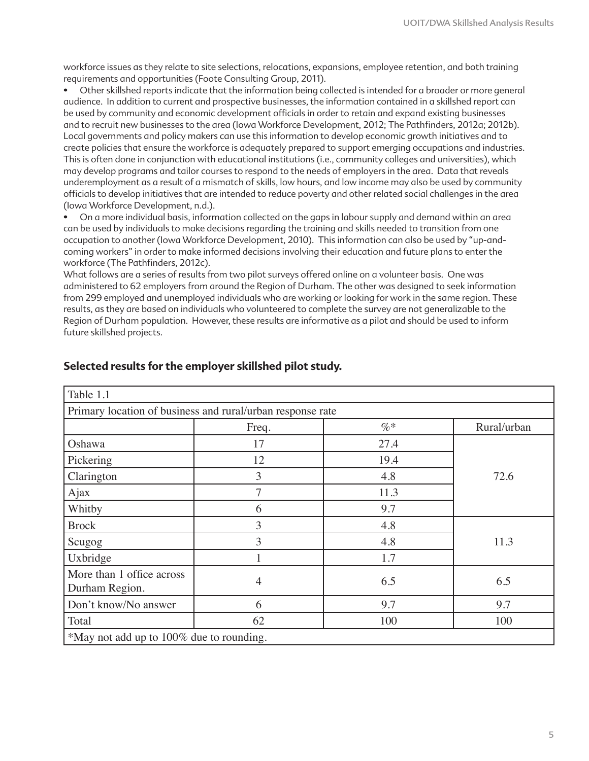workforce issues as they relate to site selections, relocations, expansions, employee retention, and both training requirements and opportunities (Foote Consulting Group, 2011).

- Other skillshed reports indicate that the information being collected is intended for a broader or more general audience. In addition to current and prospective businesses, the information contained in a skillshed report can be used by community and economic development officials in order to retain and expand existing businesses and to recruit new businesses to the area (Iowa Workforce Development, 2012; The Pathfinders, 2012a; 2012b). Local governments and policy makers can use this information to develop economic growth initiatives and to create policies that ensure the workforce is adequately prepared to support emerging occupations and industries. This is often done in conjunction with educational institutions (i.e., community colleges and universities), which may develop programs and tailor courses to respond to the needs of employers in the area. Data that reveals underemployment as a result of a mismatch of skills, low hours, and low income may also be used by community officials to develop initiatives that are intended to reduce poverty and other related social challenges in the area (Iowa Workforce Development, n.d.).
- On a more individual basis, information collected on the gaps in labour supply and demand within an area can be used by individuals to make decisions regarding the training and skills needed to transition from one occupation to another (Iowa Workforce Development, 2010). This information can also be used by "up-and-coming workers" in order to make informed decisions involving their education and future plans to enter the workforce (The Pathfinders, 2012c).

What follows are a series of results from two pilot surveys offered online on a volunteer basis. One was administered to 62 employers from around the Region of Durham. The other was designed to seek information from 299 employed and unemployed individuals who are working or looking for work in the same region. These results, as they are based on individuals who volunteered to complete the survey are not generalizable to the Region of Durham population. However, these results are informative as a pilot and should be used to inform future skillshed projects.

## Selected results for the employer skillshed pilot study.

Table 1.1

Primary location of business and rural/urban response rate

| | Freq. | %* | Rural/urban |
|---|---|---|---|
| Oshawa | 17 | 27.4 | 72.6 |
| Pickering | 12 | 19.4 | |
| Clarington | 3 | 4.8 | |
| Ajax | 7 | 11.3 | |
| Whitby | 6 | 9.7 | |
| Brock | 3 | 4.8 | 11.3 |
| Scugog | 3 | 4.8 | |
| Uxbridge | 1 | 1.7 | |
| More than 1 office across Durham Region. | 4 | 6.5 | 6.5 |
| Don't know/No answer | 6 | 9.7 | 9.7 |
| Total | 62 | 100 | 100 |

*May not add up to 100% due to rounding.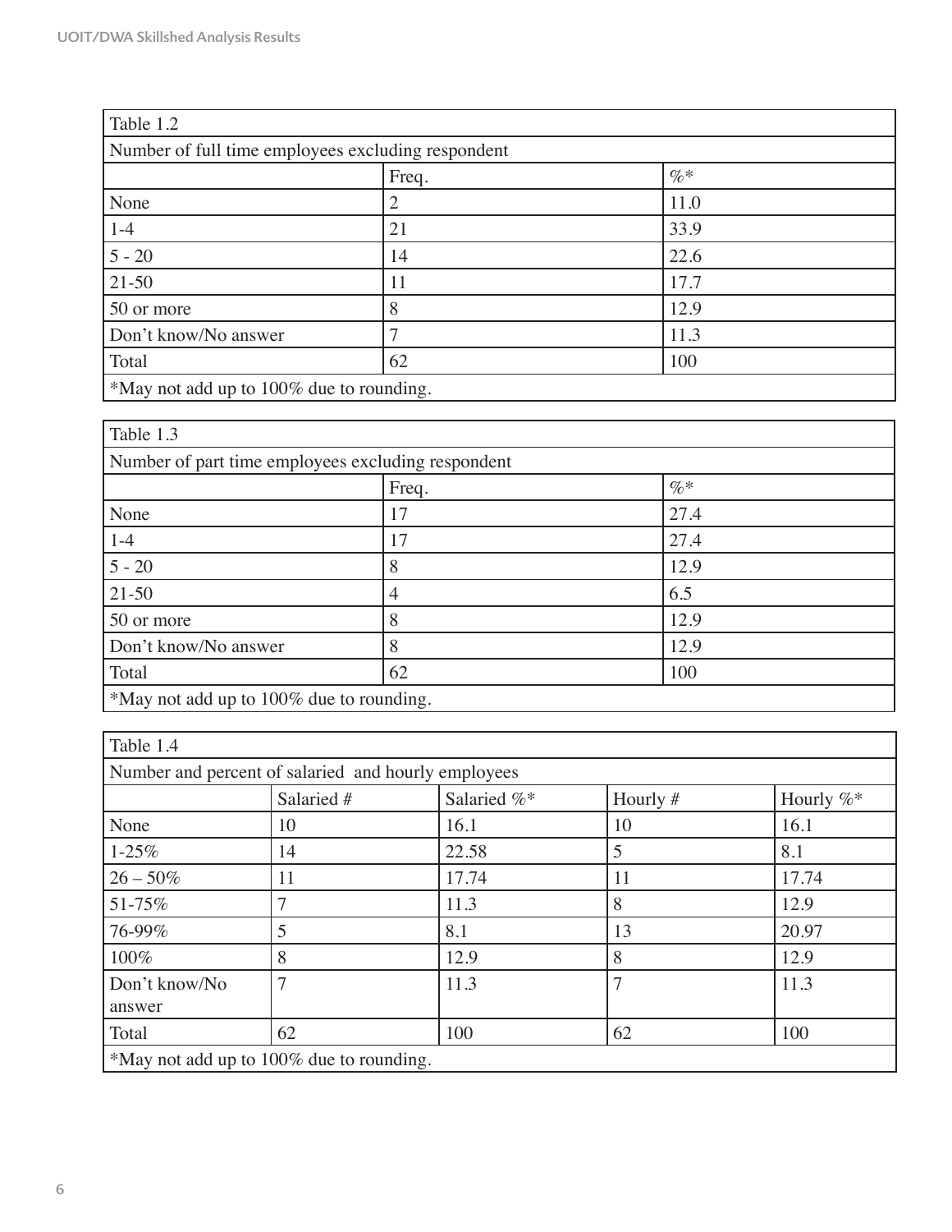| Table 1.2 | | |
|---|---|---|
| Number of full time employees excluding respondent | | |
| | Freq. | %* |
| None | 2 | 11.0 |
| 1-4 | 21 | 33.9 |
| 5 - 20 | 14 | 22.6 |
| 21-50 | 11 | 17.7 |
| 50 or more | 8 | 12.9 |
| Don't know/No answer | 7 | 11.3 |
| Total | 62 | 100 |
| *May not add up to 100% due to rounding. | | |

| Table 1.3 | | |
|---|---|---|
| Number of part time employees excluding respondent | | |
| | Freq. | %* |
| None | 17 | 27.4 |
| 1-4 | 17 | 27.4 |
| 5 - 20 | 8 | 12.9 |
| 21-50 | 4 | 6.5 |
| 50 or more | 8 | 12.9 |
| Don't know/No answer | 8 | 12.9 |
| Total | 62 | 100 |
| *May not add up to 100% due to rounding. | | |

| Table 1.4 | | | | |
|---|---|---|---|---|
| Number and percent of salaried and hourly employees | | | | |
| | Salaried # | Salaried %* | Hourly # | Hourly %* |
| None | 10 | 16.1 | 10 | 16.1 |
| 1-25% | 14 | 22.58 | 5 | 8.1 |
| 26 – 50% | 11 | 17.74 | 11 | 17.74 |
| 51-75% | 7 | 11.3 | 8 | 12.9 |
| 76-99% | 5 | 8.1 | 13 | 20.97 |
| 100% | 8 | 12.9 | 8 | 12.9 |
| Don't know/No answer | 7 | 11.3 | 7 | 11.3 |
| Total | 62 | 100 | 62 | 100 |
| *May not add up to 100% due to rounding. | | | | |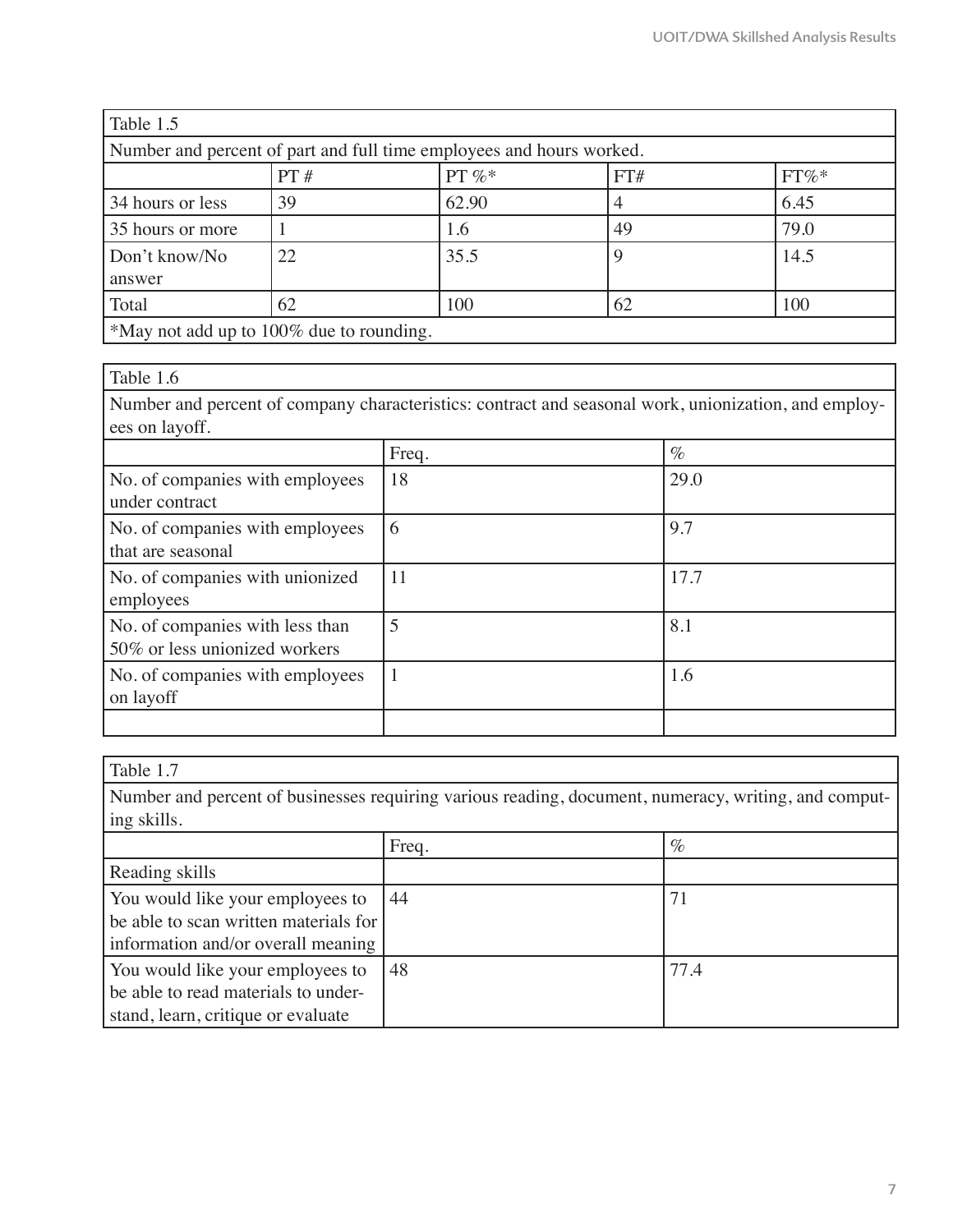| Table 1.5 | | | | |
|---|---|---|---|---|
| Number and percent of part and full time employees and hours worked. | | | | |
| | PT # | PT %* | FT# | FT%* |
| 34 hours or less | 39 | 62.90 | 4 | 6.45 |
| 35 hours or more | 1 | 1.6 | 49 | 79.0 |
| Don't know/No answer | 22 | 35.5 | 9 | 14.5 |
| Total | 62 | 100 | 62 | 100 |
| *May not add up to 100% due to rounding. | | | | |

| Table 1.6 | | |
|---|---|---|
| Number and percent of company characteristics: contract and seasonal work, unionization, and employees on layoff. | | |
| | Freq. | % |
| No. of companies with employees under contract | 18 | 29.0 |
| No. of companies with employees that are seasonal | 6 | 9.7 |
| No. of companies with unionized employees | 11 | 17.7 |
| No. of companies with less than 50% or less unionized workers | 5 | 8.1 |
| No. of companies with employees on layoff | 1 | 1.6 |
| | | |

| Table 1.7 | | |
|---|---|---|
| Number and percent of businesses requiring various reading, document, numeracy, writing, and computing skills. | | |
| | Freq. | % |
| Reading skills | | |
| You would like your employees to be able to scan written materials for information and/or overall meaning | 44 | 71 |
| You would like your employees to be able to read materials to understand, learn, critique or evaluate | 48 | 77.4 |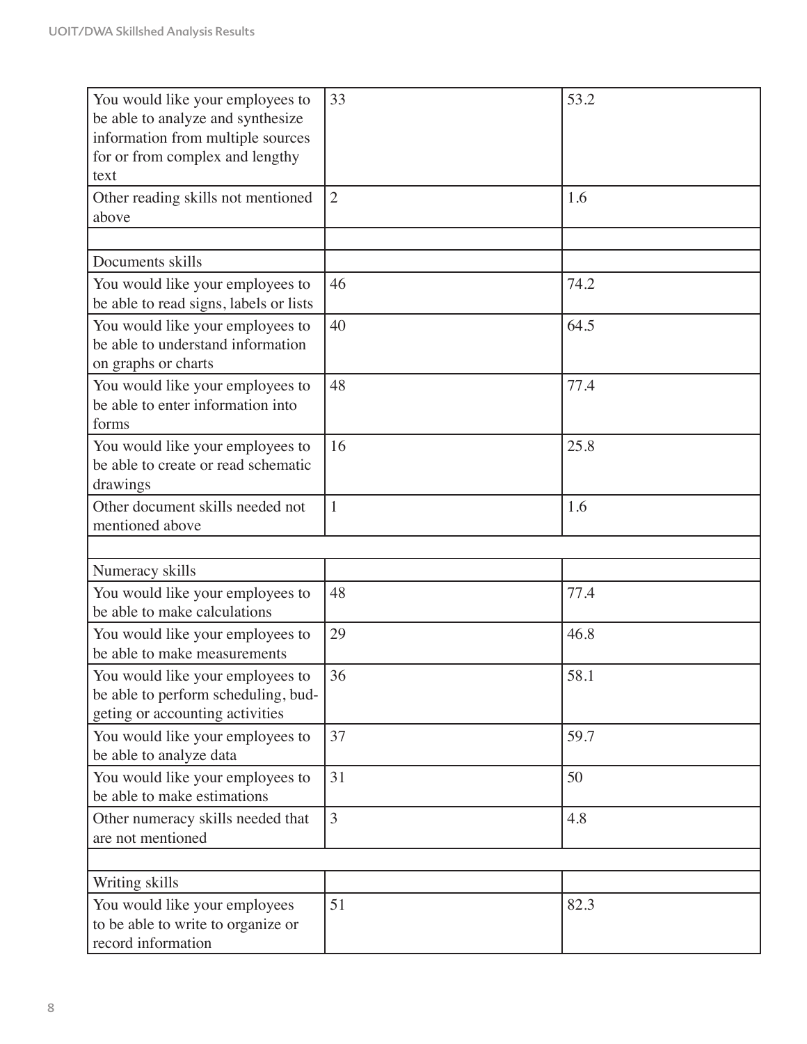| | | |
|---|---|---|
| You would like your employees to be able to analyze and synthesize information from multiple sources for or from complex and lengthy text | 33 | 53.2 |
| Other reading skills not mentioned above | 2 | 1.6 |
| | | |
| Documents skills | | |
| You would like your employees to be able to read signs, labels or lists | 46 | 74.2 |
| You would like your employees to be able to understand information on graphs or charts | 40 | 64.5 |
| You would like your employees to be able to enter information into forms | 48 | 77.4 |
| You would like your employees to be able to create or read schematic drawings | 16 | 25.8 |
| Other document skills needed not mentioned above | 1 | 1.6 |
| | | |
| Numeracy skills | | |
| You would like your employees to be able to make calculations | 48 | 77.4 |
| You would like your employees to be able to make measurements | 29 | 46.8 |
| You would like your employees to be able to perform scheduling, budgeting or accounting activities | 36 | 58.1 |
| You would like your employees to be able to analyze data | 37 | 59.7 |
| You would like your employees to be able to make estimations | 31 | 50 |
| Other numeracy skills needed that are not mentioned | 3 | 4.8 |
| | | |
| Writing skills | | |
| You would like your employees to be able to write to organize or record information | 51 | 82.3 |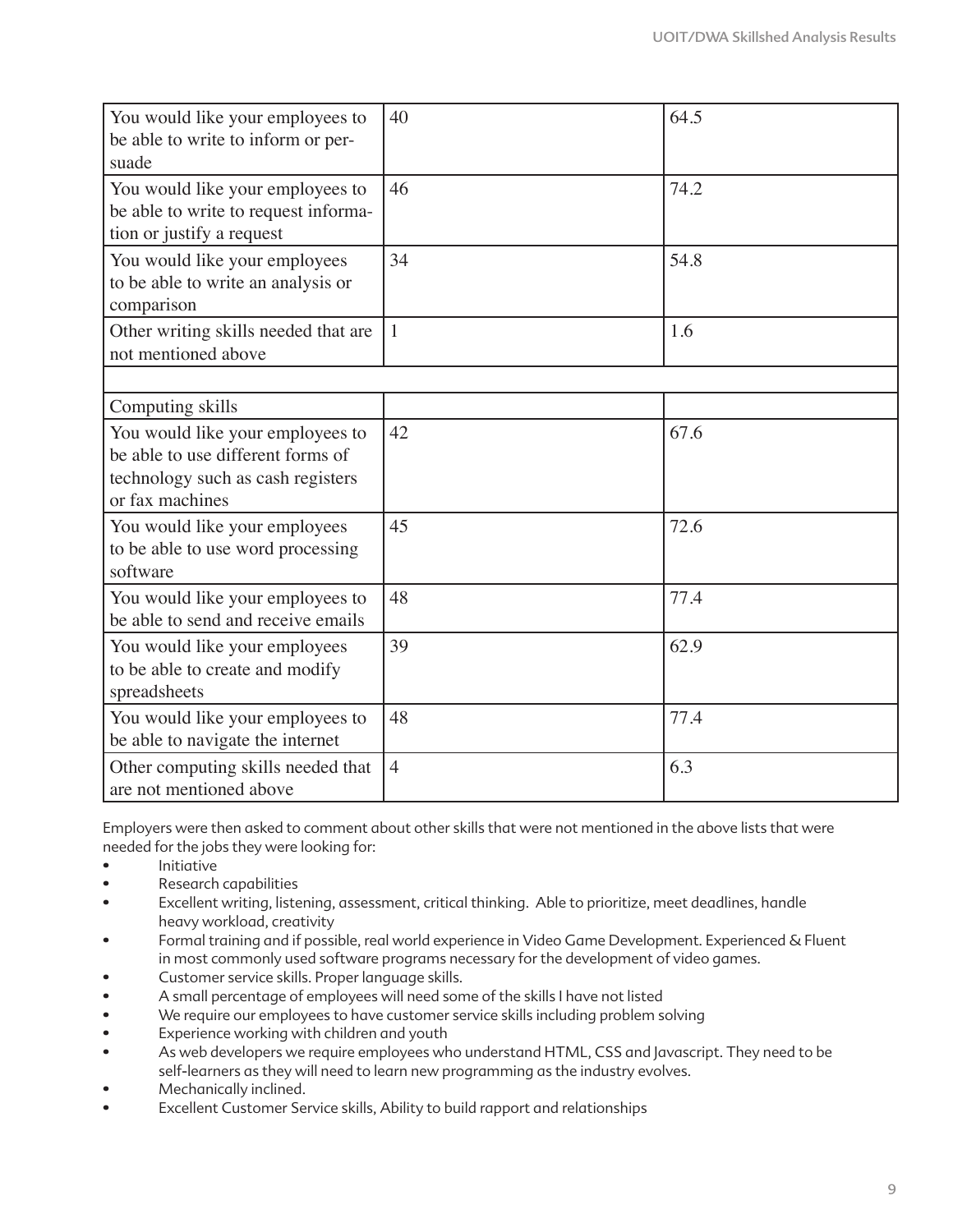| | | |
|---|---|---|
| You would like your employees to be able to write to inform or persuade | 40 | 64.5 |
| You would like your employees to be able to write to request information or justify a request | 46 | 74.2 |
| You would like your employees to be able to write an analysis or comparison | 34 | 54.8 |
| Other writing skills needed that are not mentioned above | 1 | 1.6 |
| | | |
| Computing skills | | |
| You would like your employees to be able to use different forms of technology such as cash registers or fax machines | 42 | 67.6 |
| You would like your employees to be able to use word processing software | 45 | 72.6 |
| You would like your employees to be able to send and receive emails | 48 | 77.4 |
| You would like your employees to be able to create and modify spreadsheets | 39 | 62.9 |
| You would like your employees to be able to navigate the internet | 48 | 77.4 |
| Other computing skills needed that are not mentioned above | 4 | 6.3 |

Employers were then asked to comment about other skills that were not mentioned in the above lists that were needed for the jobs they were looking for:

- Initiative
- Research capabilities
- Excellent writing, listening, assessment, critical thinking. Able to prioritize, meet deadlines, handle heavy workload, creativity
- Formal training and if possible, real world experience in Video Game Development. Experienced & Fluent in most commonly used software programs necessary for the development of video games.
- Customer service skills. Proper language skills.
- A small percentage of employees will need some of the skills I have not listed
- We require our employees to have customer service skills including problem solving
- Experience working with children and youth
- As web developers we require employees who understand HTML, CSS and Javascript. They need to be self-learners as they will need to learn new programming as the industry evolves.
- Mechanically inclined.
- Excellent Customer Service skills, Ability to build rapport and relationships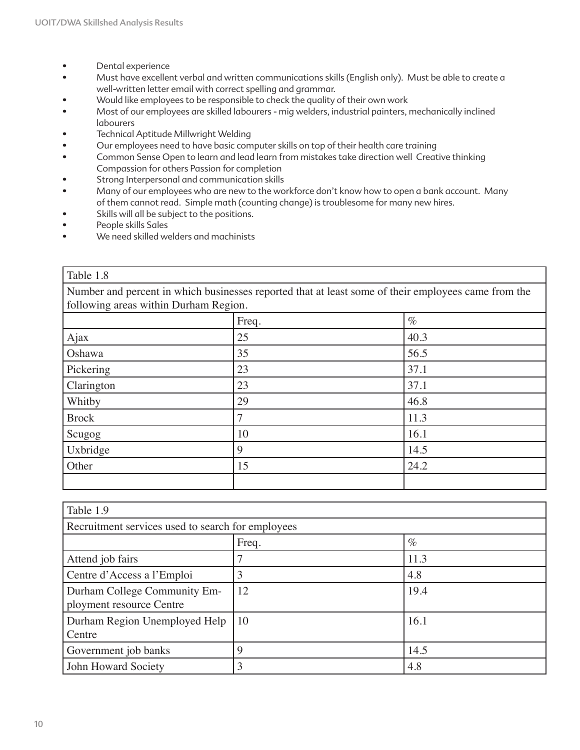- Dental experience
- Must have excellent verbal and written communications skills (English only). Must be able to create a well-written letter email with correct spelling and grammar.
- Would like employees to be responsible to check the quality of their own work
- Most of our employees are skilled labourers - mig welders, industrial painters, mechanically inclined labourers
- Technical Aptitude Millwright Welding
- Our employees need to have basic computer skills on top of their health care training
- Common Sense Open to learn and lead learn from mistakes take direction well Creative thinking Compassion for others Passion for completion
- Strong Interpersonal and communication skills
- Many of our employees who are new to the workforce don't know how to open a bank account. Many of them cannot read. Simple math (counting change) is troublesome for many new hires.
- Skills will all be subject to the positions.
- People skills Sales
- We need skilled welders and machinists

Table 1.8

Number and percent in which businesses reported that at least some of their employees came from the following areas within Durham Region.

| | Freq. | % |
|---|---|---|
| Ajax | 25 | 40.3 |
| Oshawa | 35 | 56.5 |
| Pickering | 23 | 37.1 |
| Clarington | 23 | 37.1 |
| Whitby | 29 | 46.8 |
| Brock | 7 | 11.3 |
| Scugog | 10 | 16.1 |
| Uxbridge | 9 | 14.5 |
| Other | 15 | 24.2 |
| | | |

Table 1.9

Recruitment services used to search for employees

| | Freq. | % |
|---|---|---|
| Attend job fairs | 7 | 11.3 |
| Centre d'Access a l'Emploi | 3 | 4.8 |
| Durham College Community Employment resource Centre | 12 | 19.4 |
| Durham Region Unemployed Help Centre | 10 | 16.1 |
| Government job banks | 9 | 14.5 |
| John Howard Society | 3 | 4.8 |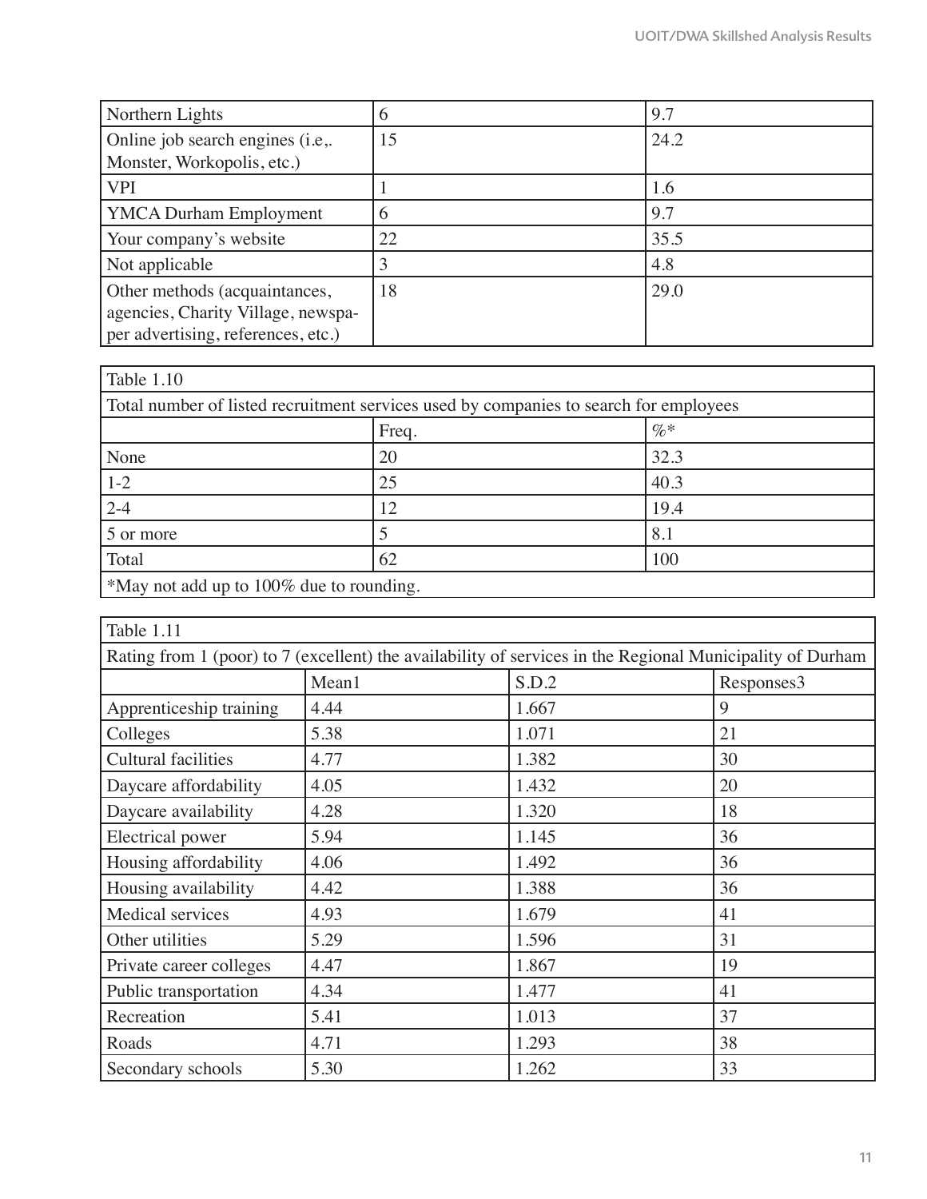| | | |
|---|---|---|
| Northern Lights | 6 | 9.7 |
| Online job search engines (i.e,. Monster, Workopolis, etc.) | 15 | 24.2 |
| VPI | 1 | 1.6 |
| YMCA Durham Employment | 6 | 9.7 |
| Your company's website | 22 | 35.5 |
| Not applicable | 3 | 4.8 |
| Other methods (acquaintances, agencies, Charity Village, newspaper advertising, references, etc.) | 18 | 29.0 |

| Table 1.10 | | |
|---|---|---|
| Total number of listed recruitment services used by companies to search for employees | | |
| | Freq. | %* |
| None | 20 | 32.3 |
| 1-2 | 25 | 40.3 |
| 2-4 | 12 | 19.4 |
| 5 or more | 5 | 8.1 |
| Total | 62 | 100 |
| *May not add up to 100% due to rounding. | | |

| Table 1.11 | | | |
|---|---|---|---|
| Rating from 1 (poor) to 7 (excellent) the availability of services in the Regional Municipality of Durham | | | |
| | Mean1 | S.D.2 | Responses3 |
| Apprenticeship training | 4.44 | 1.667 | 9 |
| Colleges | 5.38 | 1.071 | 21 |
| Cultural facilities | 4.77 | 1.382 | 30 |
| Daycare affordability | 4.05 | 1.432 | 20 |
| Daycare availability | 4.28 | 1.320 | 18 |
| Electrical power | 5.94 | 1.145 | 36 |
| Housing affordability | 4.06 | 1.492 | 36 |
| Housing availability | 4.42 | 1.388 | 36 |
| Medical services | 4.93 | 1.679 | 41 |
| Other utilities | 5.29 | 1.596 | 31 |
| Private career colleges | 4.47 | 1.867 | 19 |
| Public transportation | 4.34 | 1.477 | 41 |
| Recreation | 5.41 | 1.013 | 37 |
| Roads | 4.71 | 1.293 | 38 |
| Secondary schools | 5.30 | 1.262 | 33 |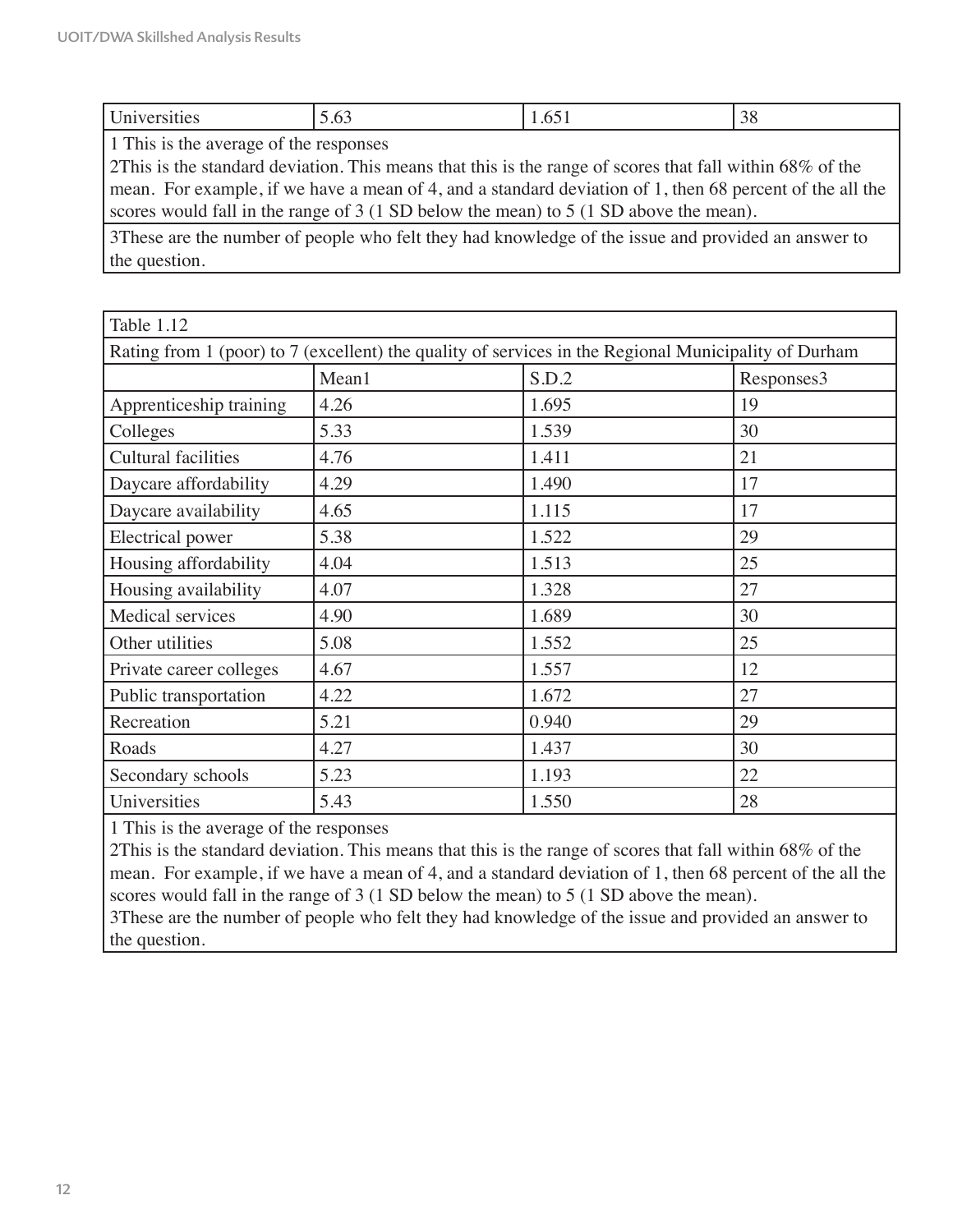| Universities | 5.63 | 1.651 | 38 |
|---|---|---|---|

1 This is the average of the responses

2This is the standard deviation. This means that this is the range of scores that fall within 68% of the mean. For example, if we have a mean of 4, and a standard deviation of 1, then 68 percent of the all the scores would fall in the range of 3 (1 SD below the mean) to 5 (1 SD above the mean).

3These are the number of people who felt they had knowledge of the issue and provided an answer to the question.

Table 1.12

Rating from 1 (poor) to 7 (excellent) the quality of services in the Regional Municipality of Durham

| | Mean1 | S.D.2 | Responses3 |
|---|---|---|---|
| Apprenticeship training | 4.26 | 1.695 | 19 |
| Colleges | 5.33 | 1.539 | 30 |
| Cultural facilities | 4.76 | 1.411 | 21 |
| Daycare affordability | 4.29 | 1.490 | 17 |
| Daycare availability | 4.65 | 1.115 | 17 |
| Electrical power | 5.38 | 1.522 | 29 |
| Housing affordability | 4.04 | 1.513 | 25 |
| Housing availability | 4.07 | 1.328 | 27 |
| Medical services | 4.90 | 1.689 | 30 |
| Other utilities | 5.08 | 1.552 | 25 |
| Private career colleges | 4.67 | 1.557 | 12 |
| Public transportation | 4.22 | 1.672 | 27 |
| Recreation | 5.21 | 0.940 | 29 |
| Roads | 4.27 | 1.437 | 30 |
| Secondary schools | 5.23 | 1.193 | 22 |
| Universities | 5.43 | 1.550 | 28 |

1 This is the average of the responses

2This is the standard deviation. This means that this is the range of scores that fall within 68% of the mean. For example, if we have a mean of 4, and a standard deviation of 1, then 68 percent of the all the scores would fall in the range of 3 (1 SD below the mean) to 5 (1 SD above the mean).

3These are the number of people who felt they had knowledge of the issue and provided an answer to the question.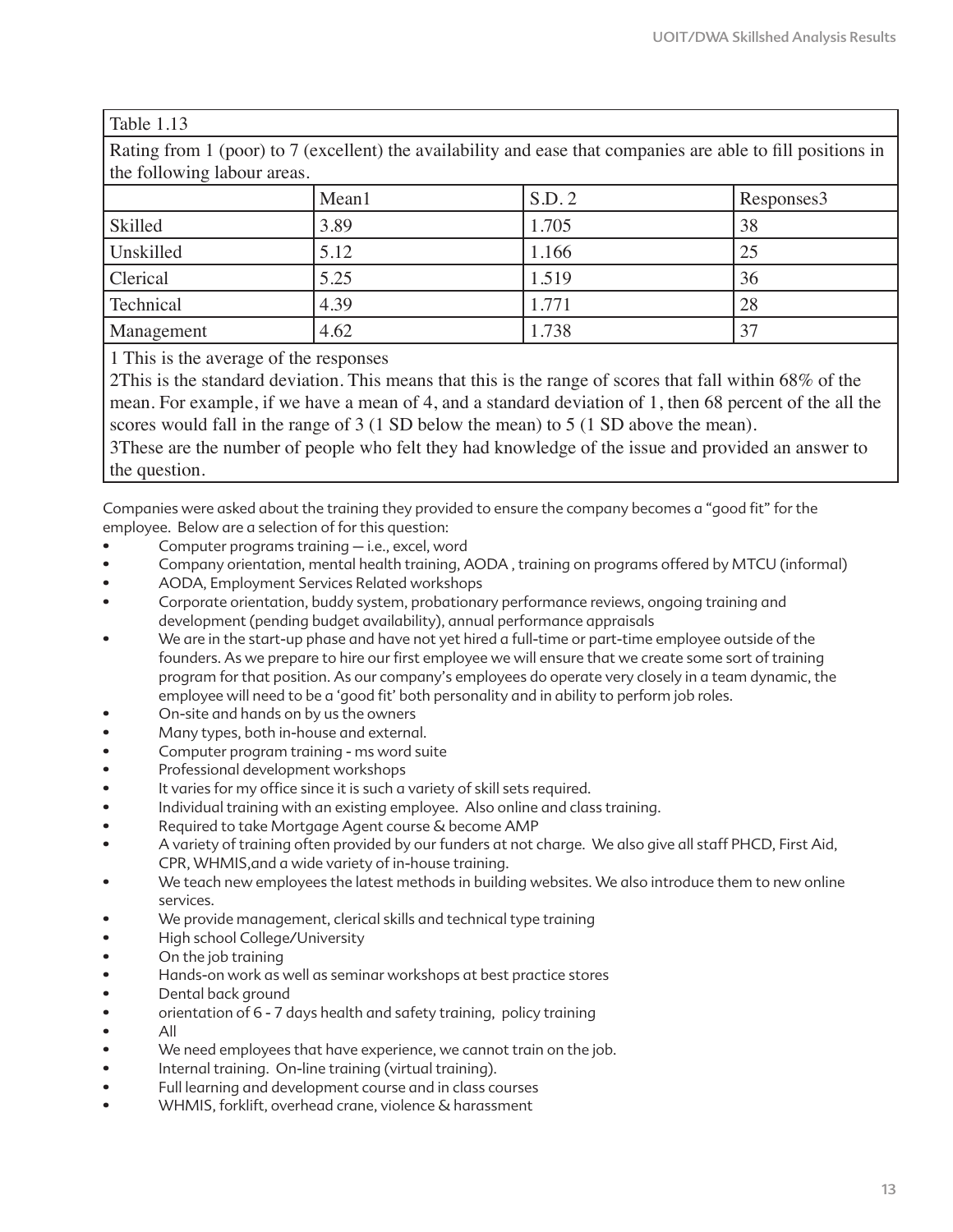Table 1.13

Rating from 1 (poor) to 7 (excellent) the availability and ease that companies are able to fill positions in the following labour areas.

| | Mean1 | S.D. 2 | Responses3 |
|---|---|---|---|
| Skilled | 3.89 | 1.705 | 38 |
| Unskilled | 5.12 | 1.166 | 25 |
| Clerical | 5.25 | 1.519 | 36 |
| Technical | 4.39 | 1.771 | 28 |
| Management | 4.62 | 1.738 | 37 |

1 This is the average of the responses

2This is the standard deviation. This means that this is the range of scores that fall within 68% of the mean. For example, if we have a mean of 4, and a standard deviation of 1, then 68 percent of the all the scores would fall in the range of 3 (1 SD below the mean) to 5 (1 SD above the mean).

3These are the number of people who felt they had knowledge of the issue and provided an answer to the question.

Companies were asked about the training they provided to ensure the company becomes a "good fit" for the employee. Below are a selection of for this question:

- Computer programs training – i.e., excel, word
- Company orientation, mental health training, AODA , training on programs offered by MTCU (informal)
- AODA, Employment Services Related workshops
- Corporate orientation, buddy system, probationary performance reviews, ongoing training and development (pending budget availability), annual performance appraisals
- We are in the start-up phase and have not yet hired a full-time or part-time employee outside of the founders. As we prepare to hire our first employee we will ensure that we create some sort of training program for that position. As our company's employees do operate very closely in a team dynamic, the employee will need to be a 'good fit' both personality and in ability to perform job roles.
- On-site and hands on by us the owners
- Many types, both in-house and external.
- Computer program training - ms word suite
- Professional development workshops
- It varies for my office since it is such a variety of skill sets required.
- Individual training with an existing employee. Also online and class training.
- Required to take Mortgage Agent course & become AMP
- A variety of training often provided by our funders at not charge. We also give all staff PHCD, First Aid, CPR, WHMIS,and a wide variety of in-house training.
- We teach new employees the latest methods in building websites. We also introduce them to new online services.
- We provide management, clerical skills and technical type training
- High school College/University
- On the job training
- Hands-on work as well as seminar workshops at best practice stores
- Dental back ground
- orientation of 6 - 7 days health and safety training, policy training
- All
- We need employees that have experience, we cannot train on the job.
- Internal training. On-line training (virtual training).
- Full learning and development course and in class courses
- WHMIS, forklift, overhead crane, violence & harassment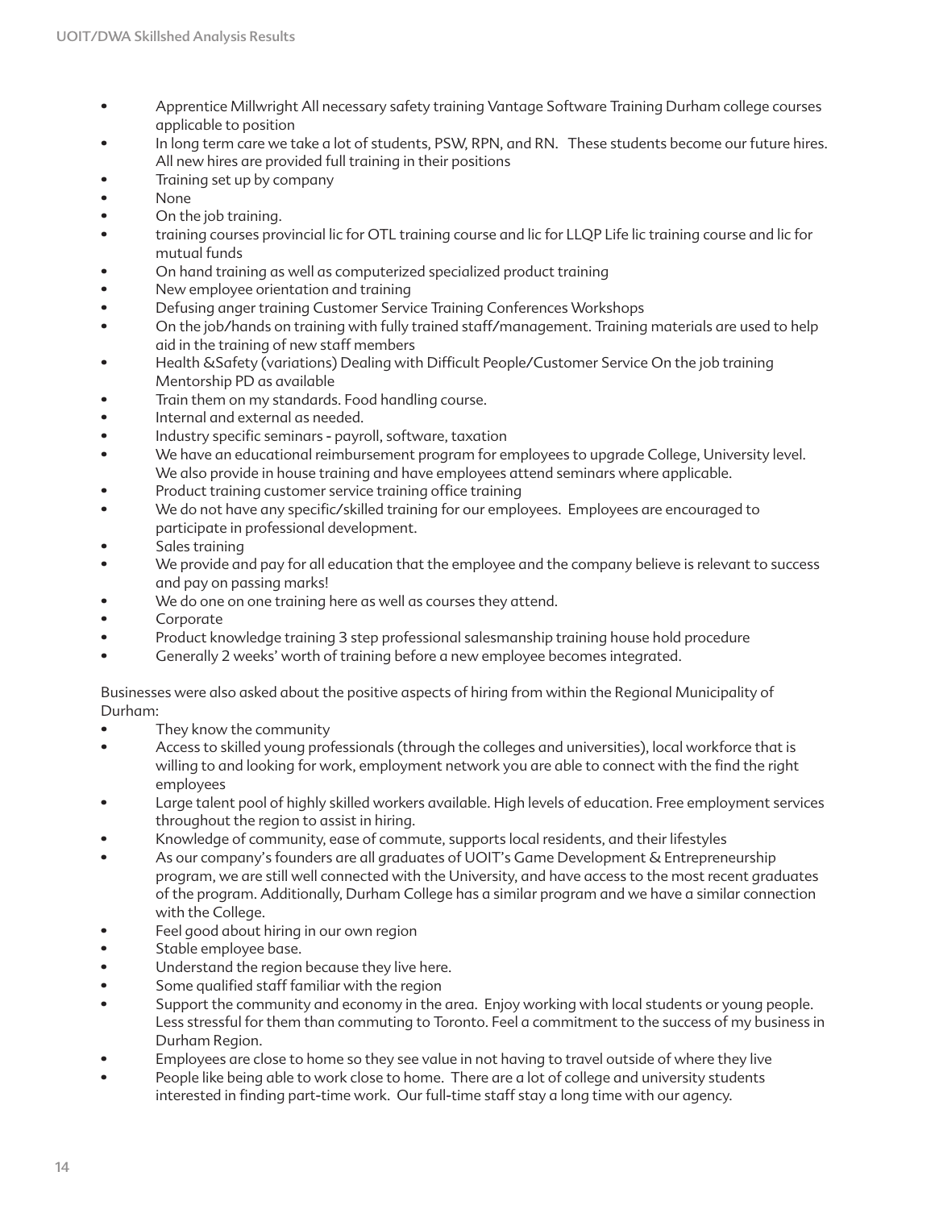- Apprentice Millwright All necessary safety training Vantage Software Training Durham college courses applicable to position
- In long term care we take a lot of students, PSW, RPN, and RN. These students become our future hires. All new hires are provided full training in their positions
- Training set up by company
- None
- On the job training.
- training courses provincial lic for OTL training course and lic for LLQP Life lic training course and lic for mutual funds
- On hand training as well as computerized specialized product training
- New employee orientation and training
- Defusing anger training Customer Service Training Conferences Workshops
- On the job/hands on training with fully trained staff/management. Training materials are used to help aid in the training of new staff members
- Health &Safety (variations) Dealing with Difficult People/Customer Service On the job training Mentorship PD as available
- Train them on my standards. Food handling course.
- Internal and external as needed.
- Industry specific seminars - payroll, software, taxation
- We have an educational reimbursement program for employees to upgrade College, University level. We also provide in house training and have employees attend seminars where applicable.
- Product training customer service training office training
- We do not have any specific/skilled training for our employees. Employees are encouraged to participate in professional development.
- Sales training
- We provide and pay for all education that the employee and the company believe is relevant to success and pay on passing marks!
- We do one on one training here as well as courses they attend.
- Corporate
- Product knowledge training 3 step professional salesmanship training house hold procedure
- Generally 2 weeks' worth of training before a new employee becomes integrated.

Businesses were also asked about the positive aspects of hiring from within the Regional Municipality of Durham:

- They know the community
- Access to skilled young professionals (through the colleges and universities), local workforce that is willing to and looking for work, employment network you are able to connect with the find the right employees
- Large talent pool of highly skilled workers available. High levels of education. Free employment services throughout the region to assist in hiring.
- Knowledge of community, ease of commute, supports local residents, and their lifestyles
- As our company's founders are all graduates of UOIT's Game Development & Entrepreneurship program, we are still well connected with the University, and have access to the most recent graduates of the program. Additionally, Durham College has a similar program and we have a similar connection with the College.
- Feel good about hiring in our own region
- Stable employee base.
- Understand the region because they live here.
- Some qualified staff familiar with the region
- Support the community and economy in the area. Enjoy working with local students or young people. Less stressful for them than commuting to Toronto. Feel a commitment to the success of my business in Durham Region.
- Employees are close to home so they see value in not having to travel outside of where they live
- People like being able to work close to home. There are a lot of college and university students interested in finding part-time work. Our full-time staff stay a long time with our agency.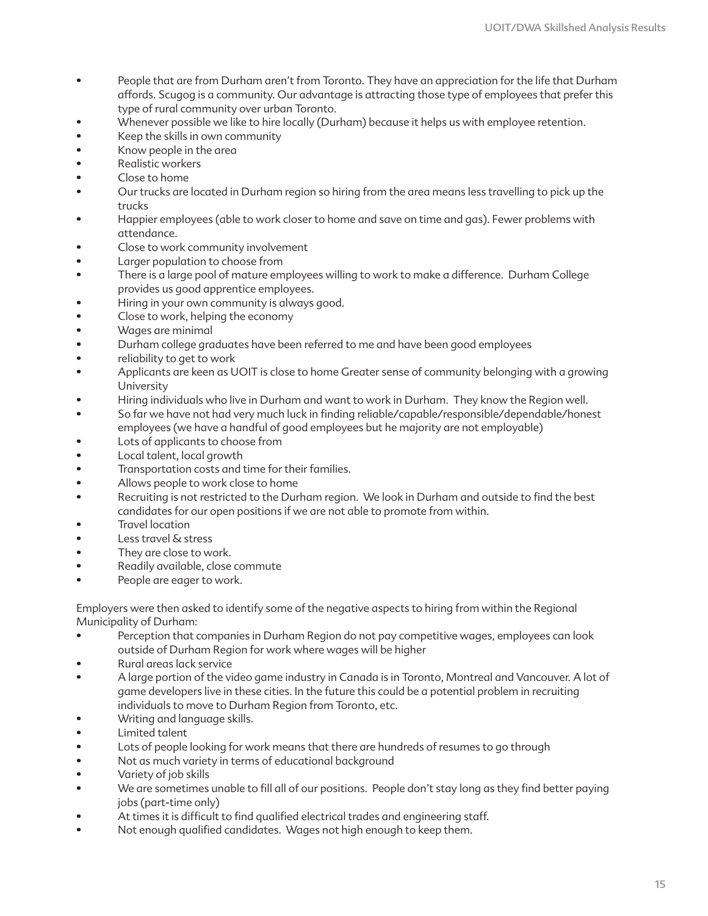- People that are from Durham aren't from Toronto. They have an appreciation for the life that Durham affords. Scugog is a community. Our advantage is attracting those type of employees that prefer this type of rural community over urban Toronto.
- Whenever possible we like to hire locally (Durham) because it helps us with employee retention.
- Keep the skills in own community
- Know people in the area
- Realistic workers
- Close to home
- Our trucks are located in Durham region so hiring from the area means less travelling to pick up the trucks
- Happier employees (able to work closer to home and save on time and gas). Fewer problems with attendance.
- Close to work community involvement
- Larger population to choose from
- There is a large pool of mature employees willing to work to make a difference. Durham College provides us good apprentice employees.
- Hiring in your own community is always good.
- Close to work, helping the economy
- Wages are minimal
- Durham college graduates have been referred to me and have been good employees
- reliability to get to work
- Applicants are keen as UOIT is close to home Greater sense of community belonging with a growing University
- Hiring individuals who live in Durham and want to work in Durham. They know the Region well.
- So far we have not had very much luck in finding reliable/capable/responsible/dependable/honest employees (we have a handful of good employees but he majority are not employable)
- Lots of applicants to choose from
- Local talent, local growth
- Transportation costs and time for their families.
- Allows people to work close to home
- Recruiting is not restricted to the Durham region. We look in Durham and outside to find the best candidates for our open positions if we are not able to promote from within.
- Travel location
- Less travel & stress
- They are close to work.
- Readily available, close commute
- People are eager to work.

Employers were then asked to identify some of the negative aspects to hiring from within the Regional Municipality of Durham:

- Perception that companies in Durham Region do not pay competitive wages, employees can look outside of Durham Region for work where wages will be higher
- Rural areas lack service
- A large portion of the video game industry in Canada is in Toronto, Montreal and Vancouver. A lot of game developers live in these cities. In the future this could be a potential problem in recruiting individuals to move to Durham Region from Toronto, etc.
- Writing and language skills.
- Limited talent
- Lots of people looking for work means that there are hundreds of resumes to go through
- Not as much variety in terms of educational background
- Variety of job skills
- We are sometimes unable to fill all of our positions. People don't stay long as they find better paying jobs (part-time only)
- At times it is difficult to find qualified electrical trades and engineering staff.
- Not enough qualified candidates. Wages not high enough to keep them.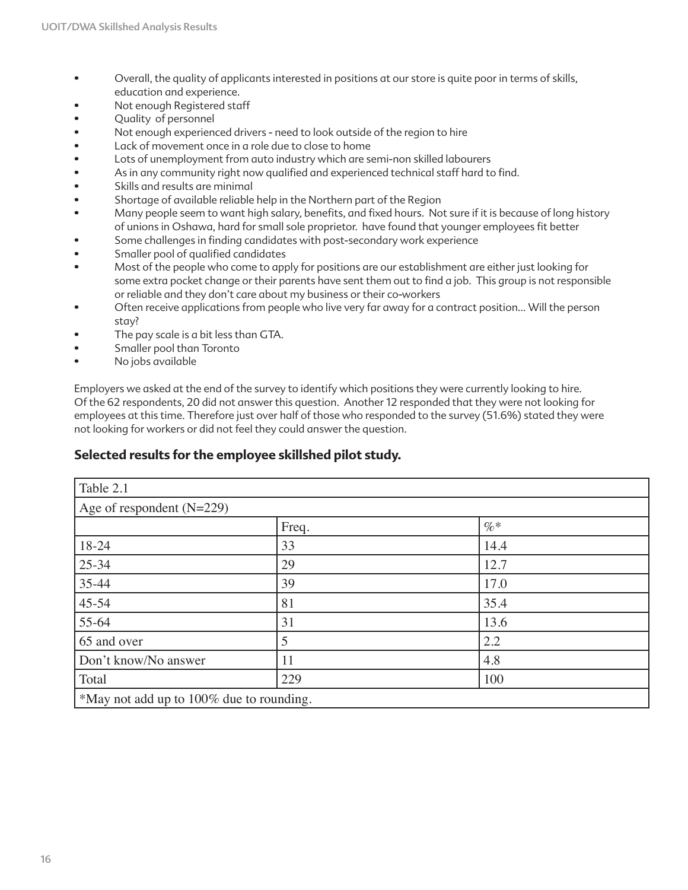- Overall, the quality of applicants interested in positions at our store is quite poor in terms of skills, education and experience.
- Not enough Registered staff
- Quality  of personnel
- Not enough experienced drivers - need to look outside of the region to hire
- Lack of movement once in a role due to close to home
- Lots of unemployment from auto industry which are semi-non skilled labourers
- As in any community right now qualified and experienced technical staff hard to find.
- Skills and results are minimal
- Shortage of available reliable help in the Northern part of the Region
- Many people seem to want high salary, benefits, and fixed hours.  Not sure if it is because of long history of unions in Oshawa, hard for small sole proprietor.  have found that younger employees fit better
- Some challenges in finding candidates with post-secondary work experience
- Smaller pool of qualified candidates
- Most of the people who come to apply for positions are our establishment are either just looking for some extra pocket change or their parents have sent them out to find a job.  This group is not responsible or reliable and they don't care about my business or their co-workers
- Often receive applications from people who live very far away for a contract position... Will the person stay?
- The pay scale is a bit less than GTA.
- Smaller pool than Toronto
- No jobs available

Employers we asked at the end of the survey to identify which positions they were currently looking to hire. Of the 62 respondents, 20 did not answer this question.  Another 12 responded that they were not looking for employees at this time. Therefore just over half of those who responded to the survey (51.6%) stated they were not looking for workers or did not feel they could answer the question.

### Selected results for the employee skillshed pilot study.

| Table 2.1 | | |
|---|---|---|
| Age of respondent (N=229) | | |
| | Freq. | %* |
| 18-24 | 33 | 14.4 |
| 25-34 | 29 | 12.7 |
| 35-44 | 39 | 17.0 |
| 45-54 | 81 | 35.4 |
| 55-64 | 31 | 13.6 |
| 65 and over | 5 | 2.2 |
| Don't know/No answer | 11 | 4.8 |
| Total | 229 | 100 |
| *May not add up to 100% due to rounding. | | |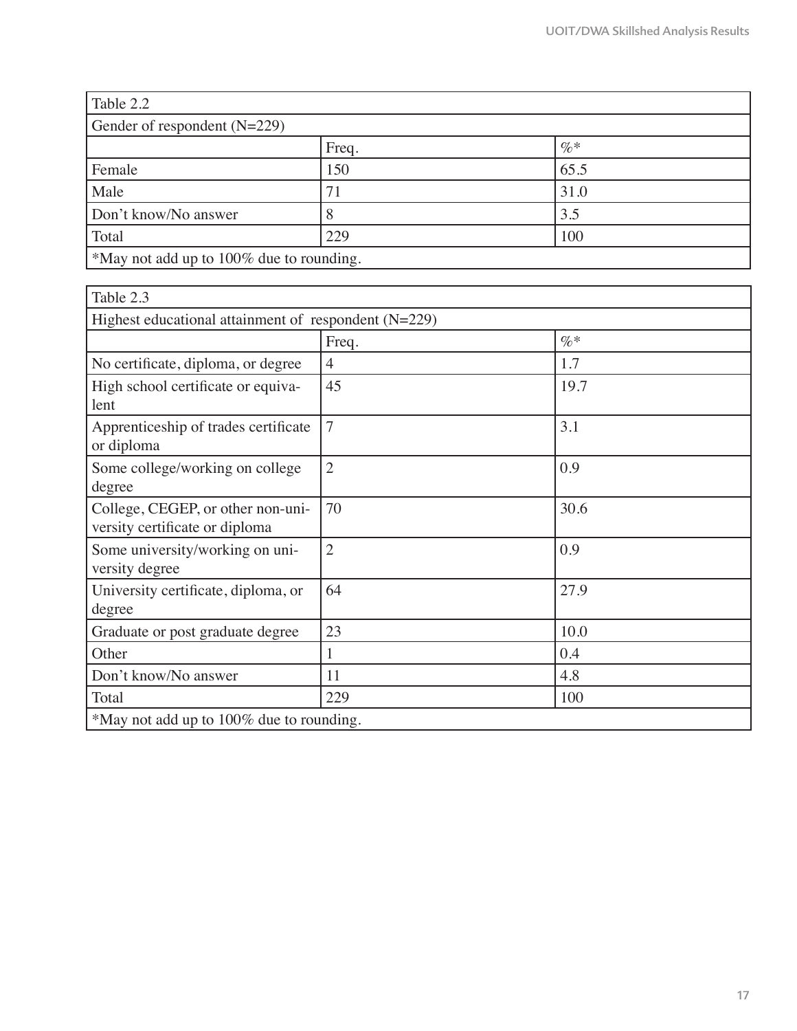Table 2.2

Gender of respondent (N=229)

| | Freq. | %* |
|---|---|---|
| Female | 150 | 65.5 |
| Male | 71 | 31.0 |
| Don't know/No answer | 8 | 3.5 |
| Total | 229 | 100 |

*May not add up to 100% due to rounding.

Table 2.3

Highest educational attainment of respondent (N=229)

| | Freq. | %* |
|---|---|---|
| No certificate, diploma, or degree | 4 | 1.7 |
| High school certificate or equivalent | 45 | 19.7 |
| Apprenticeship of trades certificate or diploma | 7 | 3.1 |
| Some college/working on college degree | 2 | 0.9 |
| College, CEGEP, or other non-university certificate or diploma | 70 | 30.6 |
| Some university/working on university degree | 2 | 0.9 |
| University certificate, diploma, or degree | 64 | 27.9 |
| Graduate or post graduate degree | 23 | 10.0 |
| Other | 1 | 0.4 |
| Don't know/No answer | 11 | 4.8 |
| Total | 229 | 100 |

*May not add up to 100% due to rounding.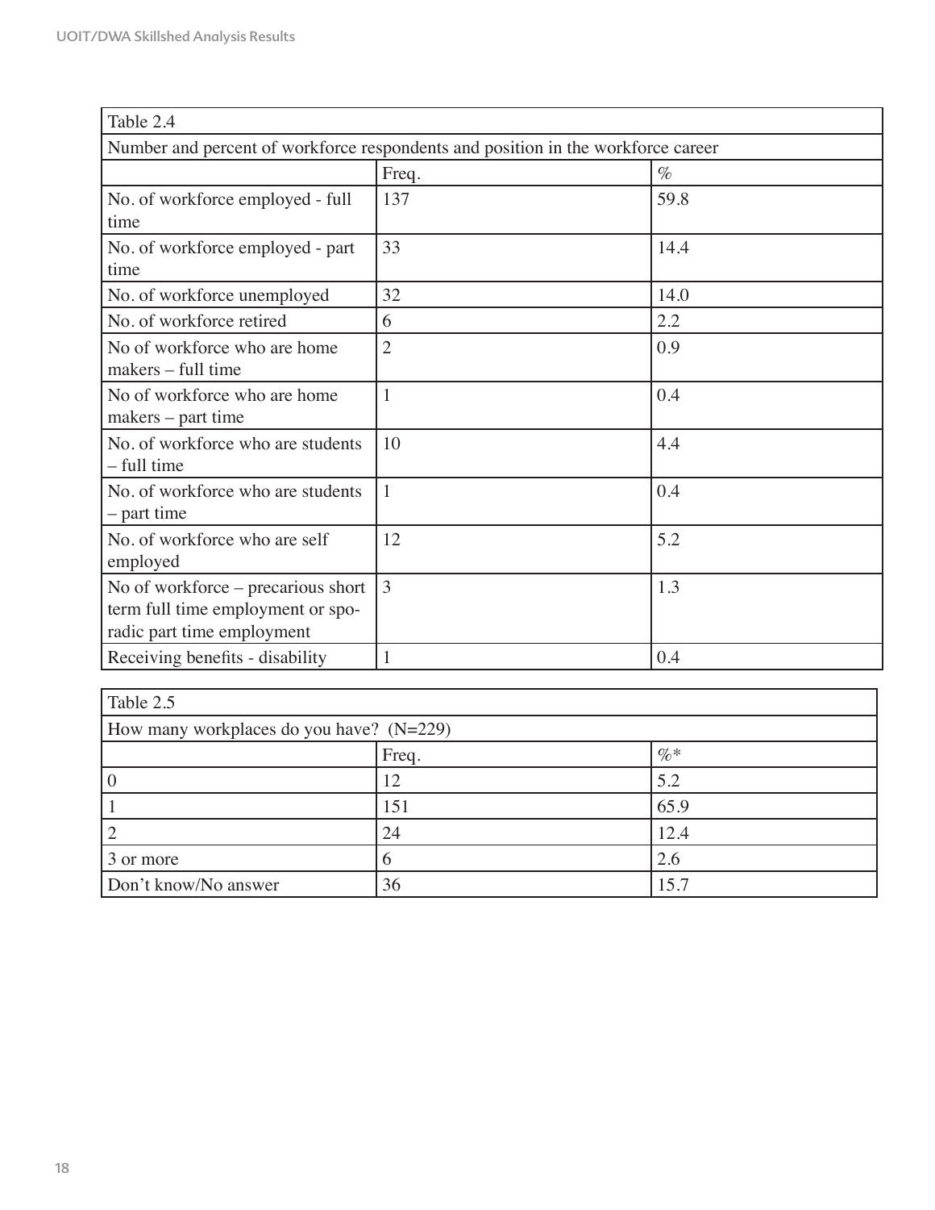| Table 2.4 | | |
|---|---|---|
| Number and percent of workforce respondents and position in the workforce career | | |
| | Freq. | % |
| No. of workforce employed - full time | 137 | 59.8 |
| No. of workforce employed - part time | 33 | 14.4 |
| No. of workforce unemployed | 32 | 14.0 |
| No. of workforce retired | 6 | 2.2 |
| No of workforce who are home makers – full time | 2 | 0.9 |
| No of workforce who are home makers – part time | 1 | 0.4 |
| No. of workforce who are students – full time | 10 | 4.4 |
| No. of workforce who are students – part time | 1 | 0.4 |
| No. of workforce who are self employed | 12 | 5.2 |
| No of workforce – precarious short term full time employment or sporadic part time employment | 3 | 1.3 |
| Receiving benefits - disability | 1 | 0.4 |

| Table 2.5 | | |
|---|---|---|
| How many workplaces do you have? (N=229) | | |
| | Freq. | %* |
| 0 | 12 | 5.2 |
| 1 | 151 | 65.9 |
| 2 | 24 | 12.4 |
| 3 or more | 6 | 2.6 |
| Don't know/No answer | 36 | 15.7 |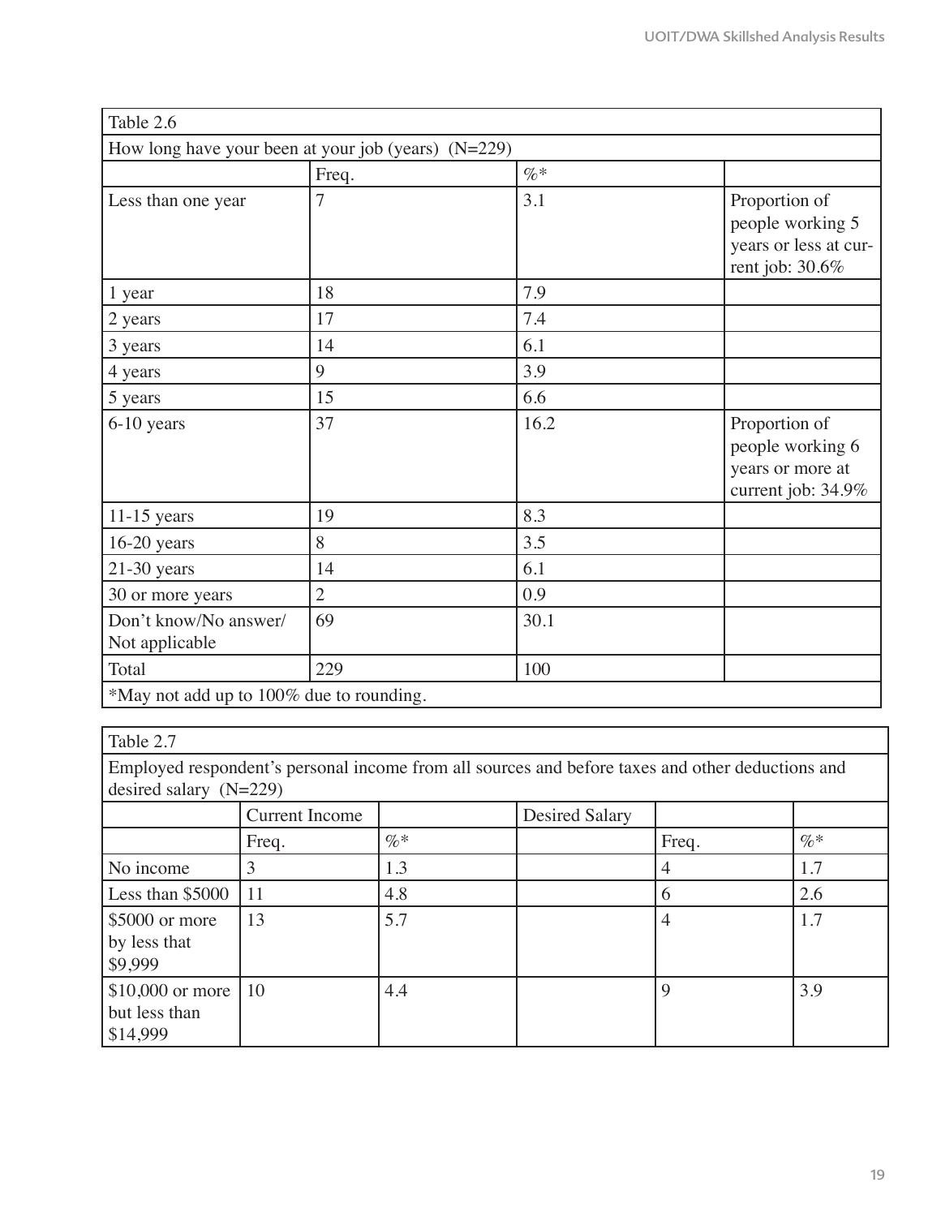| Table 2.6 | | | |
|---|---|---|---|
| How long have your been at your job (years) (N=229) | | | |
| | Freq. | %* | |
| Less than one year | 7 | 3.1 | Proportion of people working 5 years or less at current job: 30.6% |
| 1 year | 18 | 7.9 | |
| 2 years | 17 | 7.4 | |
| 3 years | 14 | 6.1 | |
| 4 years | 9 | 3.9 | |
| 5 years | 15 | 6.6 | |
| 6-10 years | 37 | 16.2 | Proportion of people working 6 years or more at current job: 34.9% |
| 11-15 years | 19 | 8.3 | |
| 16-20 years | 8 | 3.5 | |
| 21-30 years | 14 | 6.1 | |
| 30 or more years | 2 | 0.9 | |
| Don't know/No answer/ Not applicable | 69 | 30.1 | |
| Total | 229 | 100 | |
| *May not add up to 100% due to rounding. | | | |

| Table 2.7 | | | | | |
|---|---|---|---|---|---|
| Employed respondent's personal income from all sources and before taxes and other deductions and desired salary (N=229) | | | | | |
| | Current Income | | Desired Salary | | |
| | Freq. | %* | | Freq. | %* |
| No income | 3 | 1.3 | | 4 | 1.7 |
| Less than $5000 | 11 | 4.8 | | 6 | 2.6 |
| $5000 or more by less that $9,999 | 13 | 5.7 | | 4 | 1.7 |
| $10,000 or more but less than $14,999 | 10 | 4.4 | | 9 | 3.9 |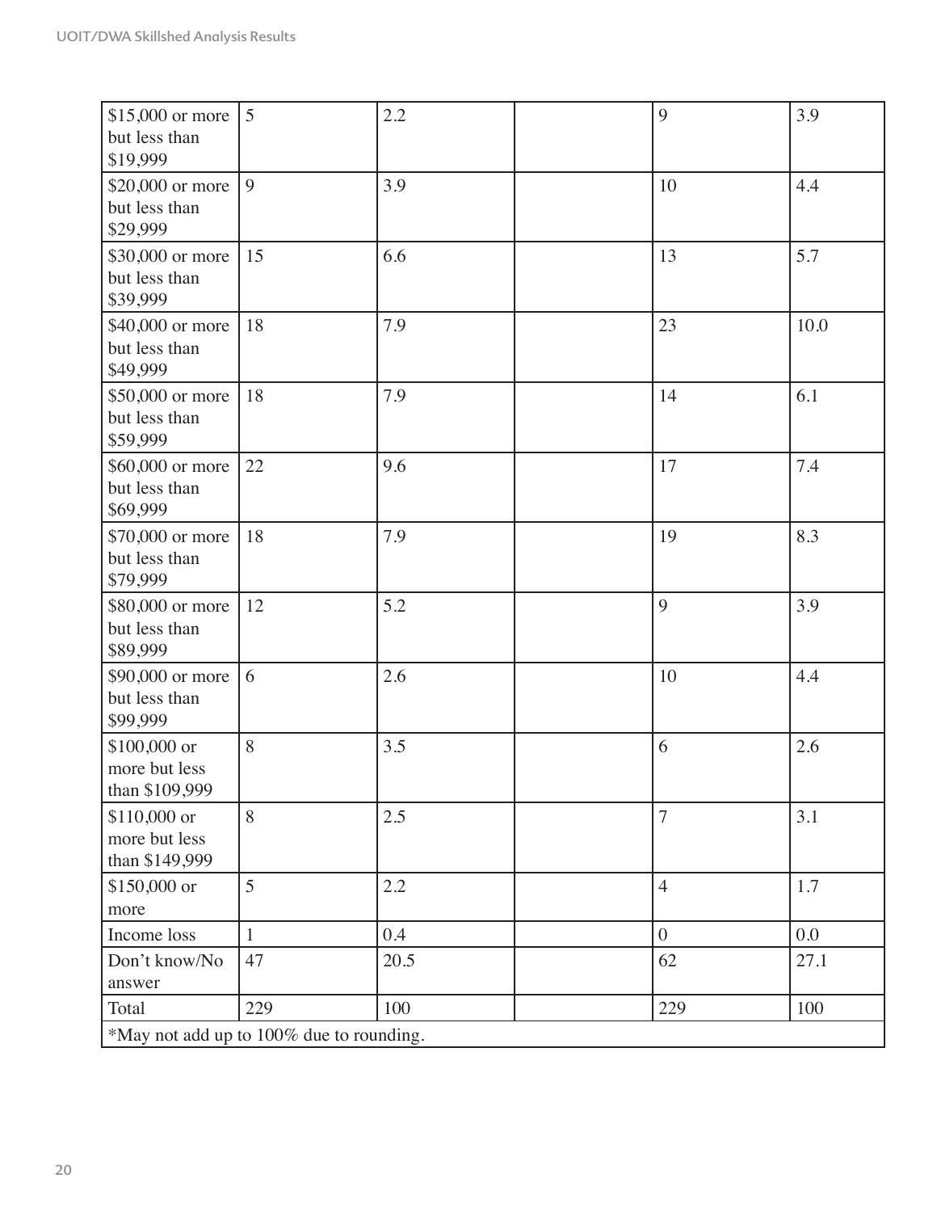| | | | | | |
|---|---|---|---|---|---|
| $15,000 or more but less than $19,999 | 5 | 2.2 | | 9 | 3.9 |
| $20,000 or more but less than $29,999 | 9 | 3.9 | | 10 | 4.4 |
| $30,000 or more but less than $39,999 | 15 | 6.6 | | 13 | 5.7 |
| $40,000 or more but less than $49,999 | 18 | 7.9 | | 23 | 10.0 |
| $50,000 or more but less than $59,999 | 18 | 7.9 | | 14 | 6.1 |
| $60,000 or more but less than $69,999 | 22 | 9.6 | | 17 | 7.4 |
| $70,000 or more but less than $79,999 | 18 | 7.9 | | 19 | 8.3 |
| $80,000 or more but less than $89,999 | 12 | 5.2 | | 9 | 3.9 |
| $90,000 or more but less than $99,999 | 6 | 2.6 | | 10 | 4.4 |
| $100,000 or more but less than $109,999 | 8 | 3.5 | | 6 | 2.6 |
| $110,000 or more but less than $149,999 | 8 | 2.5 | | 7 | 3.1 |
| $150,000 or more | 5 | 2.2 | | 4 | 1.7 |
| Income loss | 1 | 0.4 | | 0 | 0.0 |
| Don't know/No answer | 47 | 20.5 | | 62 | 27.1 |
| Total | 229 | 100 | | 229 | 100 |
| *May not add up to 100% due to rounding. | | | | | |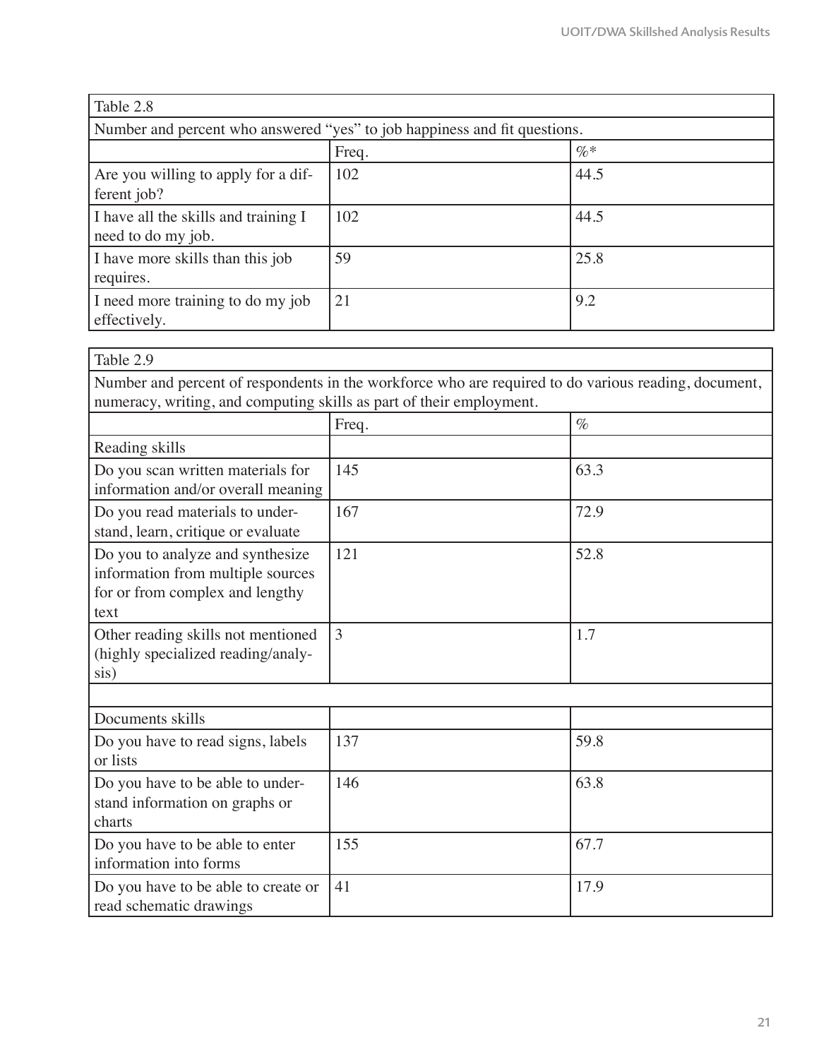| Table 2.8 | | |
|---|---|---|
| Number and percent who answered "yes" to job happiness and fit questions. | | |
| | Freq. | %* |
| Are you willing to apply for a different job? | 102 | 44.5 |
| I have all the skills and training I need to do my job. | 102 | 44.5 |
| I have more skills than this job requires. | 59 | 25.8 |
| I need more training to do my job effectively. | 21 | 9.2 |

| Table 2.9 | | |
|---|---|---|
| Number and percent of respondents in the workforce who are required to do various reading, document, numeracy, writing, and computing skills as part of their employment. | | |
| | Freq. | % |
| Reading skills | | |
| Do you scan written materials for information and/or overall meaning | 145 | 63.3 |
| Do you read materials to understand, learn, critique or evaluate | 167 | 72.9 |
| Do you to analyze and synthesize information from multiple sources for or from complex and lengthy text | 121 | 52.8 |
| Other reading skills not mentioned (highly specialized reading/analysis) | 3 | 1.7 |
| | | |
| Documents skills | | |
| Do you have to read signs, labels or lists | 137 | 59.8 |
| Do you have to be able to understand information on graphs or charts | 146 | 63.8 |
| Do you have to be able to enter information into forms | 155 | 67.7 |
| Do you have to be able to create or read schematic drawings | 41 | 17.9 |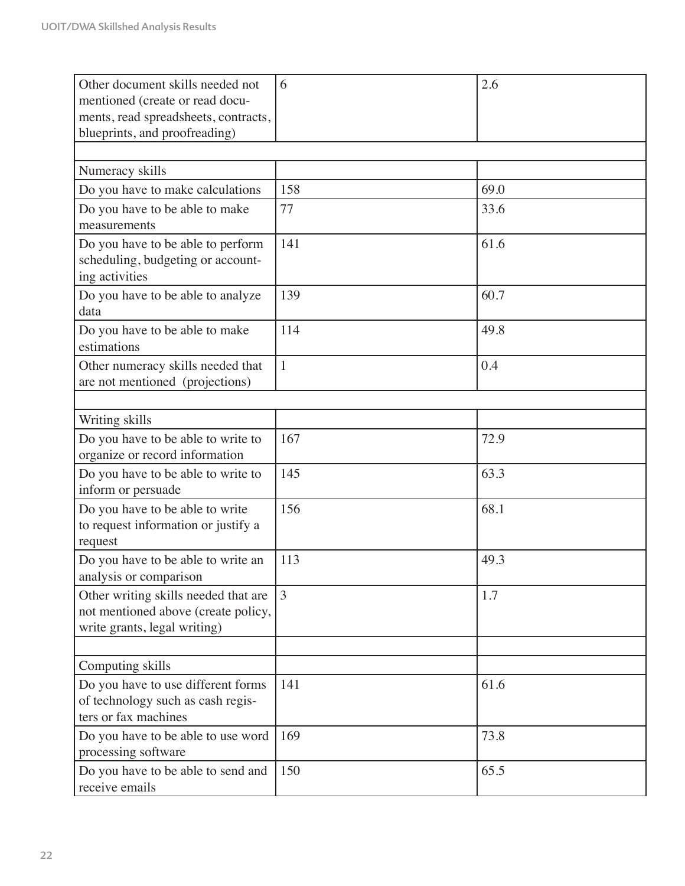| | | |
|---|---|---|
| Other document skills needed not mentioned (create or read documents, read spreadsheets, contracts, blueprints, and proofreading) | 6 | 2.6 |
| | | |
| Numeracy skills | | |
| Do you have to make calculations | 158 | 69.0 |
| Do you have to be able to make measurements | 77 | 33.6 |
| Do you have to be able to perform scheduling, budgeting or accounting activities | 141 | 61.6 |
| Do you have to be able to analyze data | 139 | 60.7 |
| Do you have to be able to make estimations | 114 | 49.8 |
| Other numeracy skills needed that are not mentioned (projections) | 1 | 0.4 |
| | | |
| Writing skills | | |
| Do you have to be able to write to organize or record information | 167 | 72.9 |
| Do you have to be able to write to inform or persuade | 145 | 63.3 |
| Do you have to be able to write to request information or justify a request | 156 | 68.1 |
| Do you have to be able to write an analysis or comparison | 113 | 49.3 |
| Other writing skills needed that are not mentioned above (create policy, write grants, legal writing) | 3 | 1.7 |
| | | |
| Computing skills | | |
| Do you have to use different forms of technology such as cash registers or fax machines | 141 | 61.6 |
| Do you have to be able to use word processing software | 169 | 73.8 |
| Do you have to be able to send and receive emails | 150 | 65.5 |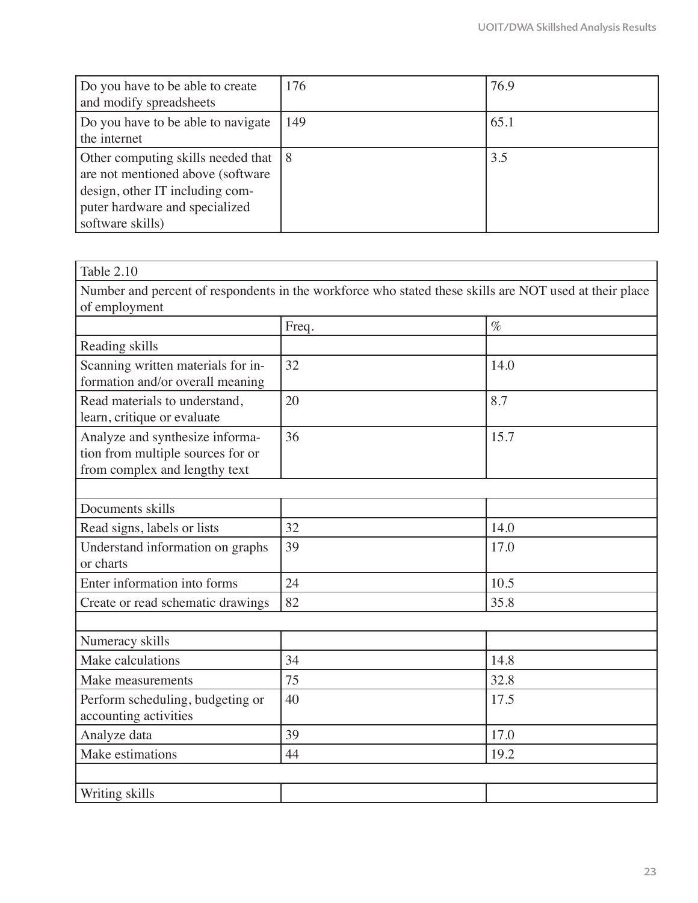| | | |
|---|---|---|
| Do you have to be able to create and modify spreadsheets | 176 | 76.9 |
| Do you have to be able to navigate the internet | 149 | 65.1 |
| Other computing skills needed that are not mentioned above (software design, other IT including computer hardware and specialized software skills) | 8 | 3.5 |

| Table 2.10 | | |
|---|---|---|
| Number and percent of respondents in the workforce who stated these skills are NOT used at their place of employment | | |
| | Freq. | % |
| Reading skills | | |
| Scanning written materials for information and/or overall meaning | 32 | 14.0 |
| Read materials to understand, learn, critique or evaluate | 20 | 8.7 |
| Analyze and synthesize information from multiple sources for or from complex and lengthy text | 36 | 15.7 |
| | | |
| Documents skills | | |
| Read signs, labels or lists | 32 | 14.0 |
| Understand information on graphs or charts | 39 | 17.0 |
| Enter information into forms | 24 | 10.5 |
| Create or read schematic drawings | 82 | 35.8 |
| | | |
| Numeracy skills | | |
| Make calculations | 34 | 14.8 |
| Make measurements | 75 | 32.8 |
| Perform scheduling, budgeting or accounting activities | 40 | 17.5 |
| Analyze data | 39 | 17.0 |
| Make estimations | 44 | 19.2 |
| | | |
| Writing skills | | |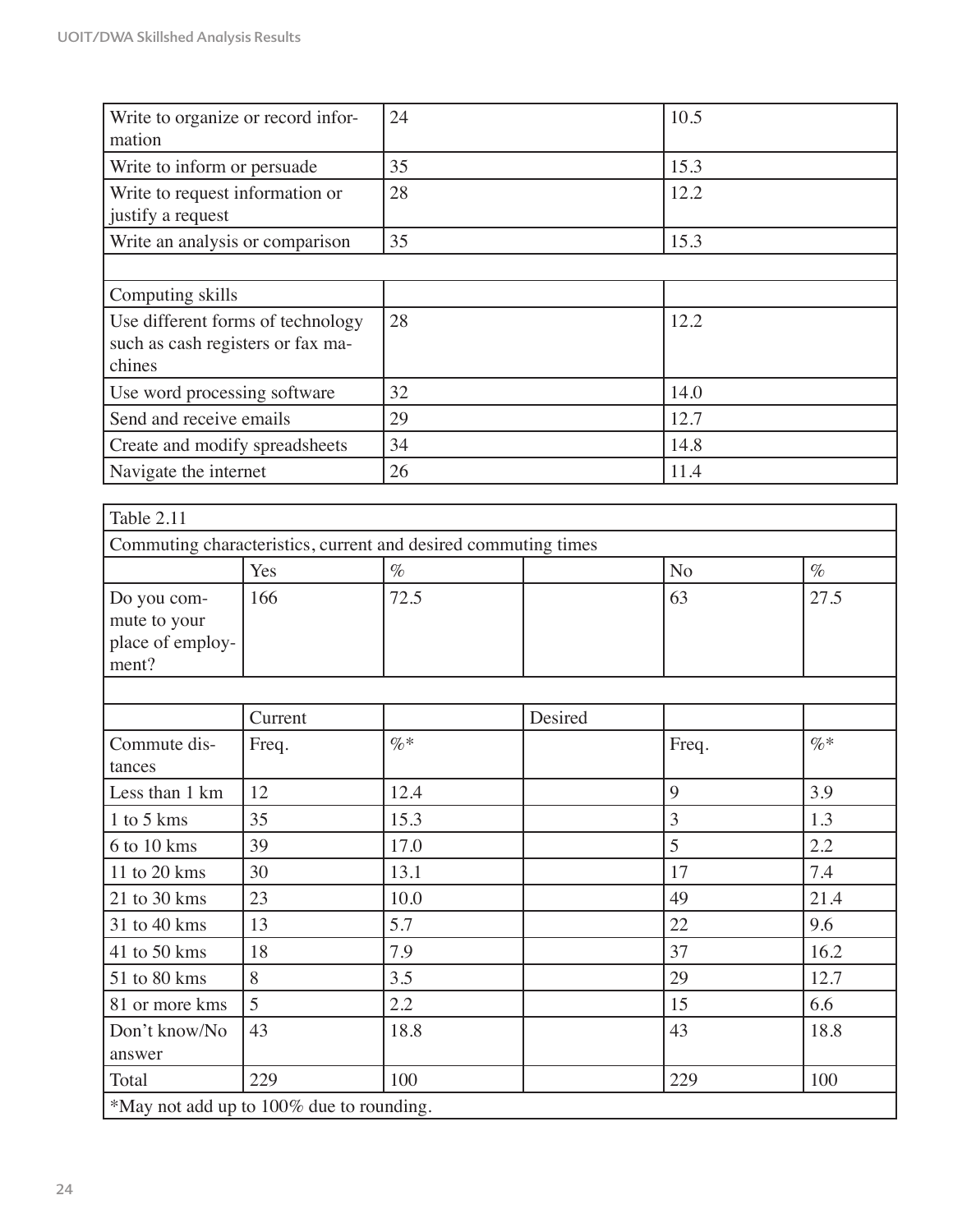| | | |
|---|---|---|
| Write to organize or record information | 24 | 10.5 |
| Write to inform or persuade | 35 | 15.3 |
| Write to request information or justify a request | 28 | 12.2 |
| Write an analysis or comparison | 35 | 15.3 |
| | | |
| Computing skills | | |
| Use different forms of technology such as cash registers or fax machines | 28 | 12.2 |
| Use word processing software | 32 | 14.0 |
| Send and receive emails | 29 | 12.7 |
| Create and modify spreadsheets | 34 | 14.8 |
| Navigate the internet | 26 | 11.4 |

| Table 2.11 | | | | | |
|---|---|---|---|---|---|
| Commuting characteristics, current and desired commuting times | | | | | |
| | Yes | % | | No | % |
| Do you commute to your place of employment? | 166 | 72.5 | | 63 | 27.5 |
| | | | | | |
| | Current | | Desired | | |
| Commute distances | Freq. | %* | | Freq. | %* |
| Less than 1 km | 12 | 12.4 | | 9 | 3.9 |
| 1 to 5 kms | 35 | 15.3 | | 3 | 1.3 |
| 6 to 10 kms | 39 | 17.0 | | 5 | 2.2 |
| 11 to 20 kms | 30 | 13.1 | | 17 | 7.4 |
| 21 to 30 kms | 23 | 10.0 | | 49 | 21.4 |
| 31 to 40 kms | 13 | 5.7 | | 22 | 9.6 |
| 41 to 50 kms | 18 | 7.9 | | 37 | 16.2 |
| 51 to 80 kms | 8 | 3.5 | | 29 | 12.7 |
| 81 or more kms | 5 | 2.2 | | 15 | 6.6 |
| Don't know/No answer | 43 | 18.8 | | 43 | 18.8 |
| Total | 229 | 100 | | 229 | 100 |
| *May not add up to 100% due to rounding. | | | | | |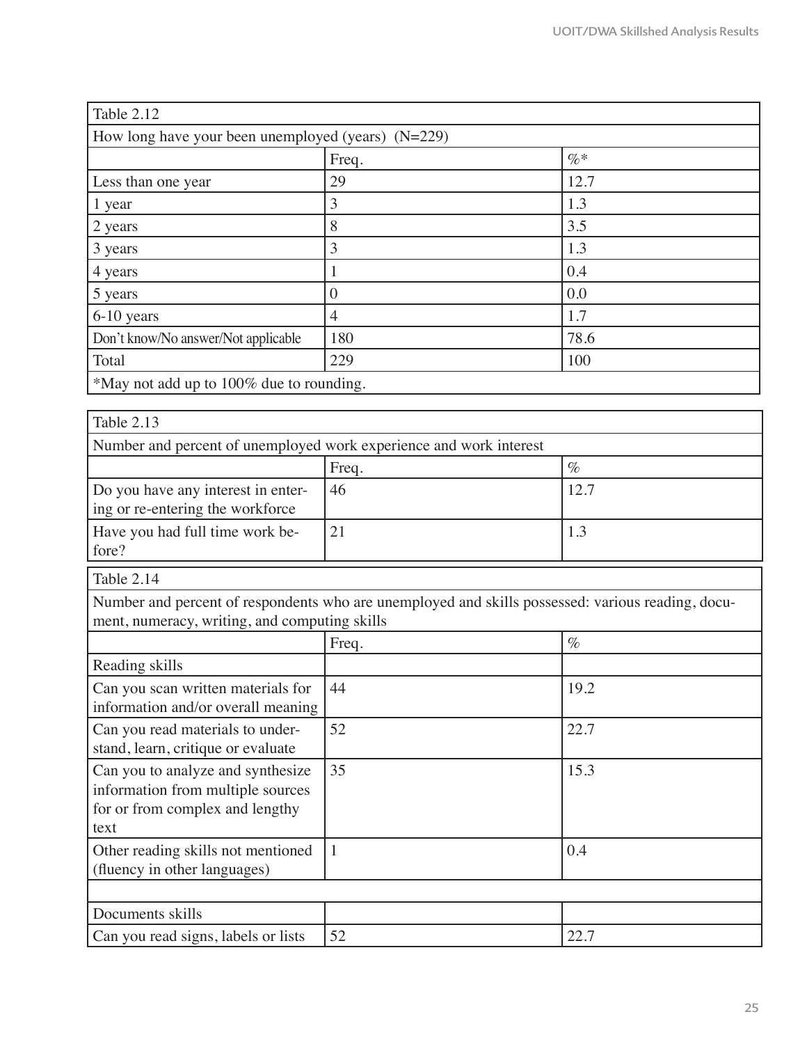| Table 2.12 | | |
|---|---|---|
| How long have your been unemployed (years) (N=229) | | |
| | Freq. | %* |
| Less than one year | 29 | 12.7 |
| 1 year | 3 | 1.3 |
| 2 years | 8 | 3.5 |
| 3 years | 3 | 1.3 |
| 4 years | 1 | 0.4 |
| 5 years | 0 | 0.0 |
| 6-10 years | 4 | 1.7 |
| Don't know/No answer/Not applicable | 180 | 78.6 |
| Total | 229 | 100 |
| *May not add up to 100% due to rounding. | | |

| Table 2.13 | | |
|---|---|---|
| Number and percent of unemployed work experience and work interest | | |
| | Freq. | % |
| Do you have any interest in entering or re-entering the workforce | 46 | 12.7 |
| Have you had full time work before? | 21 | 1.3 |

| Table 2.14 | | |
|---|---|---|
| Number and percent of respondents who are unemployed and skills possessed: various reading, document, numeracy, writing, and computing skills | | |
| | Freq. | % |
| Reading skills | | |
| Can you scan written materials for information and/or overall meaning | 44 | 19.2 |
| Can you read materials to understand, learn, critique or evaluate | 52 | 22.7 |
| Can you to analyze and synthesize information from multiple sources for or from complex and lengthy text | 35 | 15.3 |
| Other reading skills not mentioned (fluency in other languages) | 1 | 0.4 |
| | | |
| Documents skills | | |
| Can you read signs, labels or lists | 52 | 22.7 |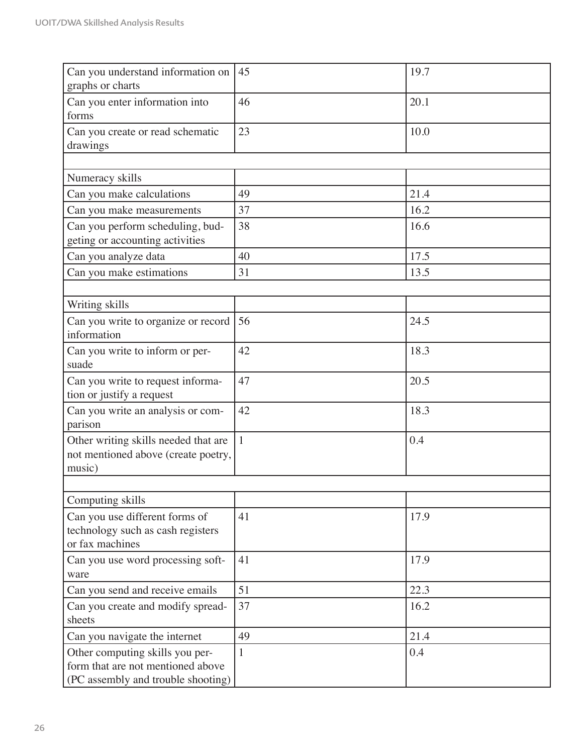| | | |
|---|---|---|
| Can you understand information on graphs or charts | 45 | 19.7 |
| Can you enter information into forms | 46 | 20.1 |
| Can you create or read schematic drawings | 23 | 10.0 |
| | | |
| Numeracy skills | | |
| Can you make calculations | 49 | 21.4 |
| Can you make measurements | 37 | 16.2 |
| Can you perform scheduling, budgeting or accounting activities | 38 | 16.6 |
| Can you analyze data | 40 | 17.5 |
| Can you make estimations | 31 | 13.5 |
| | | |
| Writing skills | | |
| Can you write to organize or record information | 56 | 24.5 |
| Can you write to inform or persuade | 42 | 18.3 |
| Can you write to request information or justify a request | 47 | 20.5 |
| Can you write an analysis or comparison | 42 | 18.3 |
| Other writing skills needed that are not mentioned above (create poetry, music) | 1 | 0.4 |
| | | |
| Computing skills | | |
| Can you use different forms of technology such as cash registers or fax machines | 41 | 17.9 |
| Can you use word processing software | 41 | 17.9 |
| Can you send and receive emails | 51 | 22.3 |
| Can you create and modify spreadsheets | 37 | 16.2 |
| Can you navigate the internet | 49 | 21.4 |
| Other computing skills you perform that are not mentioned above (PC assembly and trouble shooting) | 1 | 0.4 |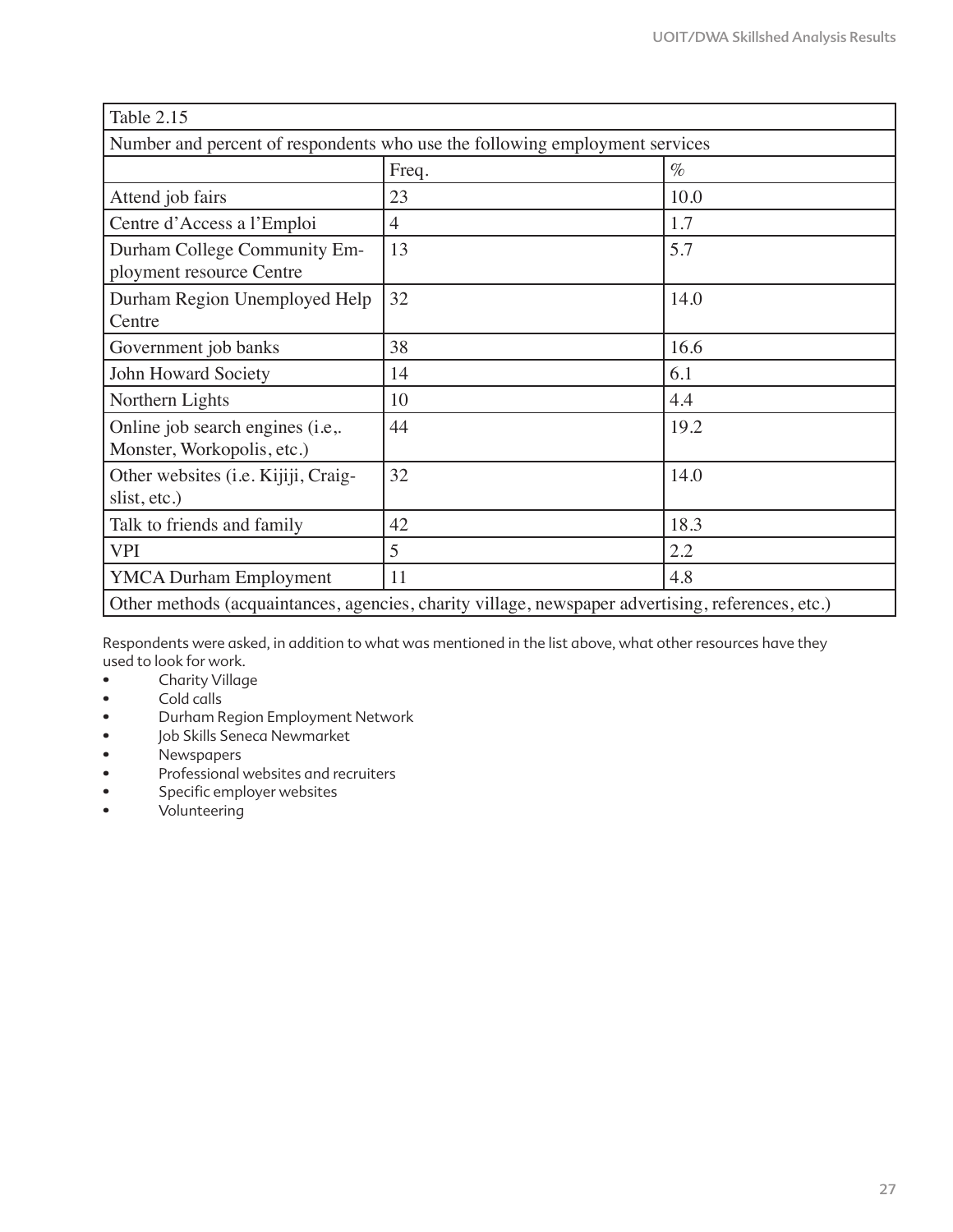Table 2.15

Number and percent of respondents who use the following employment services

| | Freq. | % |
|---|---|---|
| Attend job fairs | 23 | 10.0 |
| Centre d'Access a l'Emploi | 4 | 1.7 |
| Durham College Community Employment resource Centre | 13 | 5.7 |
| Durham Region Unemployed Help Centre | 32 | 14.0 |
| Government job banks | 38 | 16.6 |
| John Howard Society | 14 | 6.1 |
| Northern Lights | 10 | 4.4 |
| Online job search engines (i.e,. Monster, Workopolis, etc.) | 44 | 19.2 |
| Other websites (i.e. Kijiji, Craigslist, etc.) | 32 | 14.0 |
| Talk to friends and family | 42 | 18.3 |
| VPI | 5 | 2.2 |
| YMCA Durham Employment | 11 | 4.8 |
| Other methods (acquaintances, agencies, charity village, newspaper advertising, references, etc.) | | |

Respondents were asked, in addition to what was mentioned in the list above, what other resources have they used to look for work.

- Charity Village
- Cold calls
- Durham Region Employment Network
- Job Skills Seneca Newmarket
- Newspapers
- Professional websites and recruiters
- Specific employer websites
- Volunteering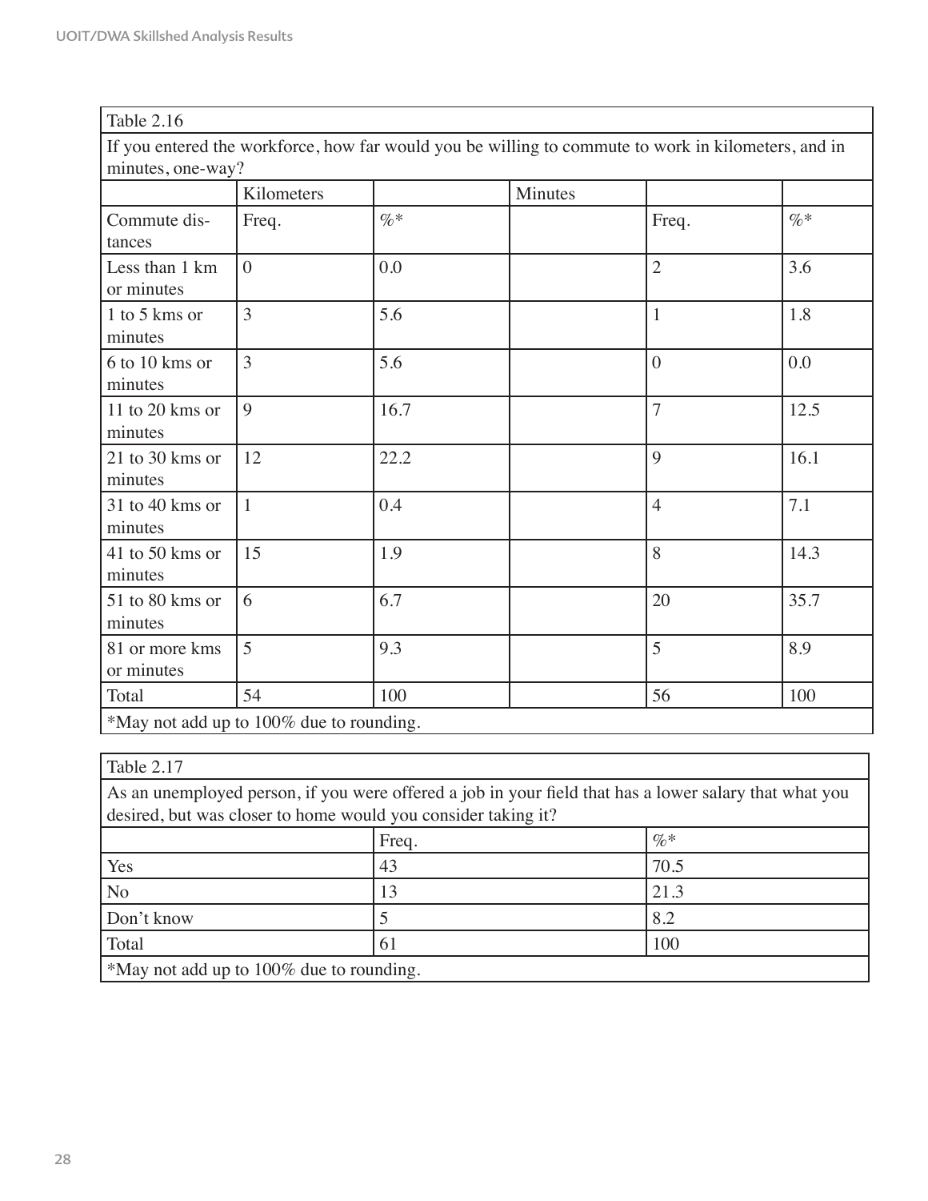| Table 2.16 | | | | | |
|---|---|---|---|---|---|
| If you entered the workforce, how far would you be willing to commute to work in kilometers, and in minutes, one-way? | | | | | |
| | Kilometers | | Minutes | | |
| Commute distances | Freq. | %* | | Freq. | %* |
| Less than 1 km or minutes | 0 | 0.0 | | 2 | 3.6 |
| 1 to 5 kms or minutes | 3 | 5.6 | | 1 | 1.8 |
| 6 to 10 kms or minutes | 3 | 5.6 | | 0 | 0.0 |
| 11 to 20 kms or minutes | 9 | 16.7 | | 7 | 12.5 |
| 21 to 30 kms or minutes | 12 | 22.2 | | 9 | 16.1 |
| 31 to 40 kms or minutes | 1 | 0.4 | | 4 | 7.1 |
| 41 to 50 kms or minutes | 15 | 1.9 | | 8 | 14.3 |
| 51 to 80 kms or minutes | 6 | 6.7 | | 20 | 35.7 |
| 81 or more kms or minutes | 5 | 9.3 | | 5 | 8.9 |
| Total | 54 | 100 | | 56 | 100 |
| *May not add up to 100% due to rounding. | | | | | |

| Table 2.17 | | |
|---|---|---|
| As an unemployed person, if you were offered a job in your field that has a lower salary that what you desired, but was closer to home would you consider taking it? | | |
| | Freq. | %* |
| Yes | 43 | 70.5 |
| No | 13 | 21.3 |
| Don't know | 5 | 8.2 |
| Total | 61 | 100 |
| *May not add up to 100% due to rounding. | | |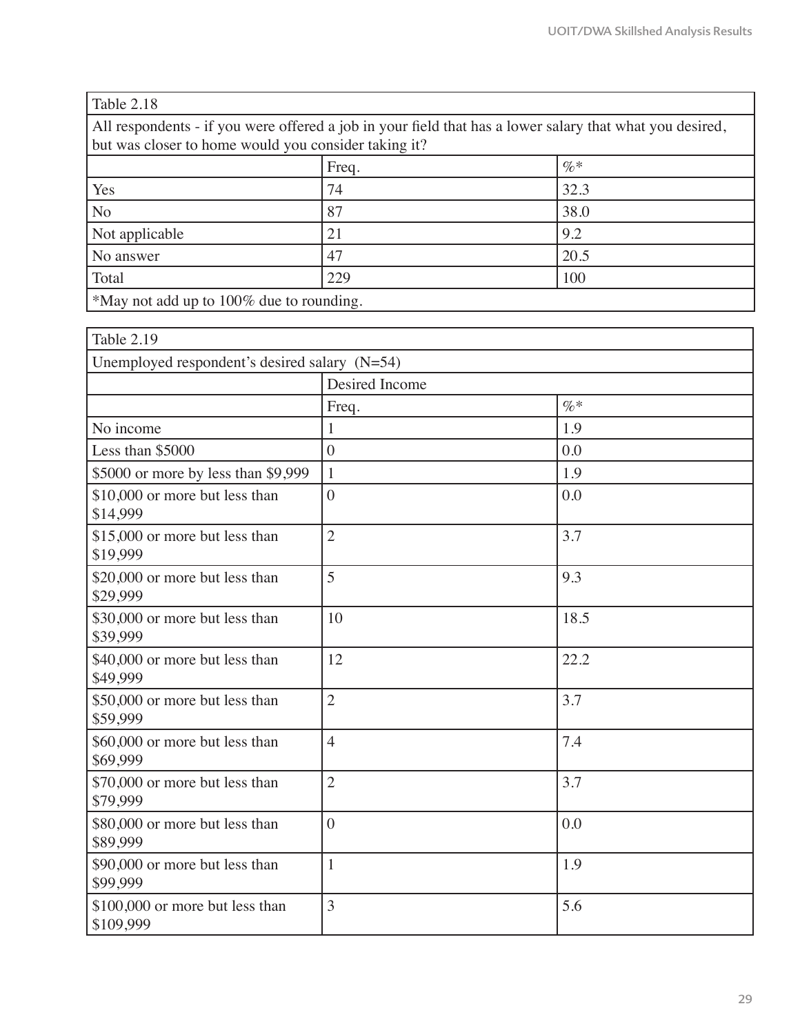Table 2.18

All respondents - if you were offered a job in your field that has a lower salary that what you desired, but was closer to home would you consider taking it?

| | Freq. | %* |
|---|---|---|
| Yes | 74 | 32.3 |
| No | 87 | 38.0 |
| Not applicable | 21 | 9.2 |
| No answer | 47 | 20.5 |
| Total | 229 | 100 |

*May not add up to 100% due to rounding.

Table 2.19

Unemployed respondent's desired salary (N=54)

| | Desired Income | |
|---|---|---|
| | Freq. | %* |
| No income | 1 | 1.9 |
| Less than $5000 | 0 | 0.0 |
| $5000 or more by less than $9,999 | 1 | 1.9 |
| $10,000 or more but less than $14,999 | 0 | 0.0 |
| $15,000 or more but less than $19,999 | 2 | 3.7 |
| $20,000 or more but less than $29,999 | 5 | 9.3 |
| $30,000 or more but less than $39,999 | 10 | 18.5 |
| $40,000 or more but less than $49,999 | 12 | 22.2 |
| $50,000 or more but less than $59,999 | 2 | 3.7 |
| $60,000 or more but less than $69,999 | 4 | 7.4 |
| $70,000 or more but less than $79,999 | 2 | 3.7 |
| $80,000 or more but less than $89,999 | 0 | 0.0 |
| $90,000 or more but less than $99,999 | 1 | 1.9 |
| $100,000 or more but less than $109,999 | 3 | 5.6 |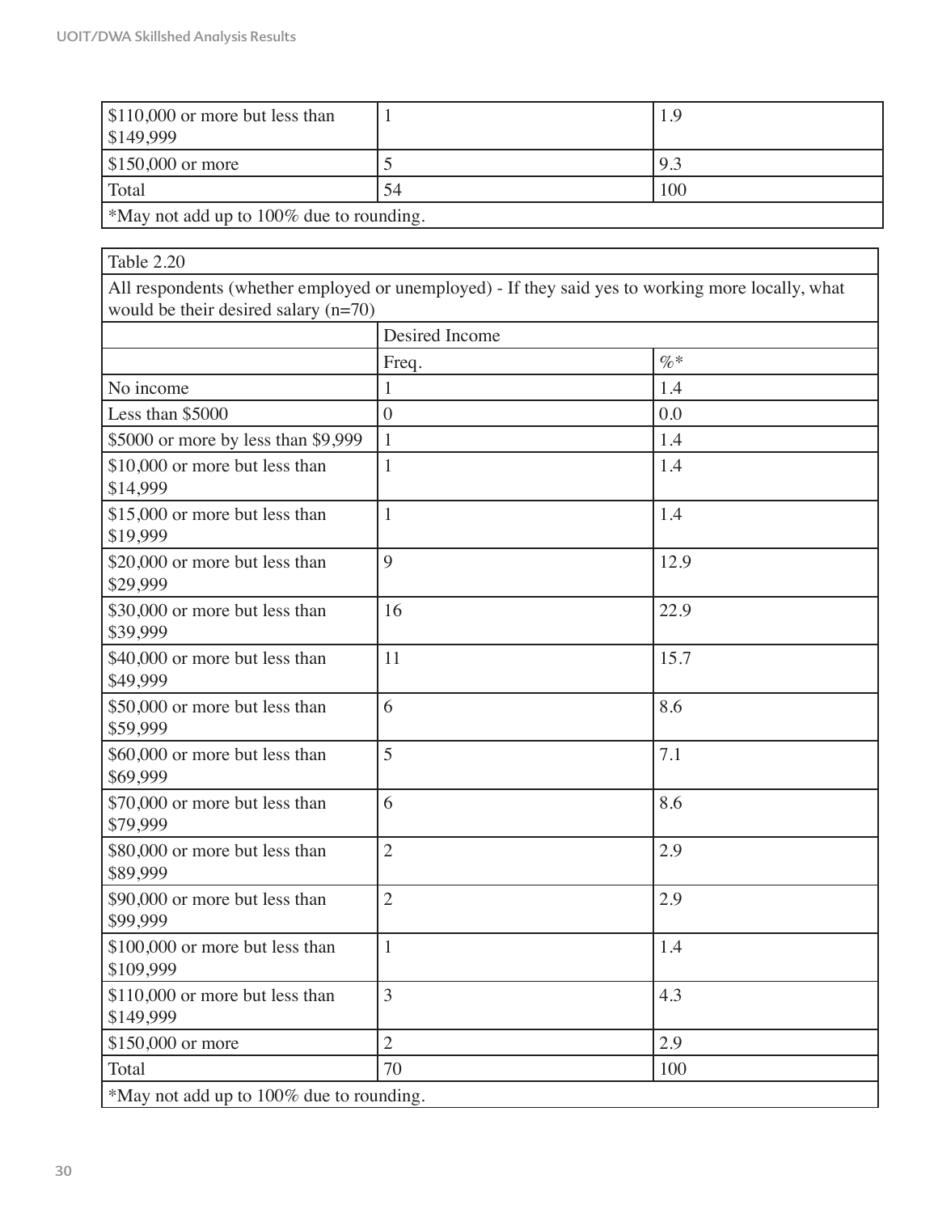| | | |
|---|---|---|
| $110,000 or more but less than $149,999 | 1 | 1.9 |
| $150,000 or more | 5 | 9.3 |
| Total | 54 | 100 |
| *May not add up to 100% due to rounding. | | |

| Table 2.20 | | |
|---|---|---|
| All respondents (whether employed or unemployed) - If they said yes to working more locally, what would be their desired salary (n=70) | | |
| | Desired Income | |
| | Freq. | %* |
| No income | 1 | 1.4 |
| Less than $5000 | 0 | 0.0 |
| $5000 or more by less than $9,999 | 1 | 1.4 |
| $10,000 or more but less than $14,999 | 1 | 1.4 |
| $15,000 or more but less than $19,999 | 1 | 1.4 |
| $20,000 or more but less than $29,999 | 9 | 12.9 |
| $30,000 or more but less than $39,999 | 16 | 22.9 |
| $40,000 or more but less than $49,999 | 11 | 15.7 |
| $50,000 or more but less than $59,999 | 6 | 8.6 |
| $60,000 or more but less than $69,999 | 5 | 7.1 |
| $70,000 or more but less than $79,999 | 6 | 8.6 |
| $80,000 or more but less than $89,999 | 2 | 2.9 |
| $90,000 or more but less than $99,999 | 2 | 2.9 |
| $100,000 or more but less than $109,999 | 1 | 1.4 |
| $110,000 or more but less than $149,999 | 3 | 4.3 |
| $150,000 or more | 2 | 2.9 |
| Total | 70 | 100 |
| *May not add up to 100% due to rounding. | | |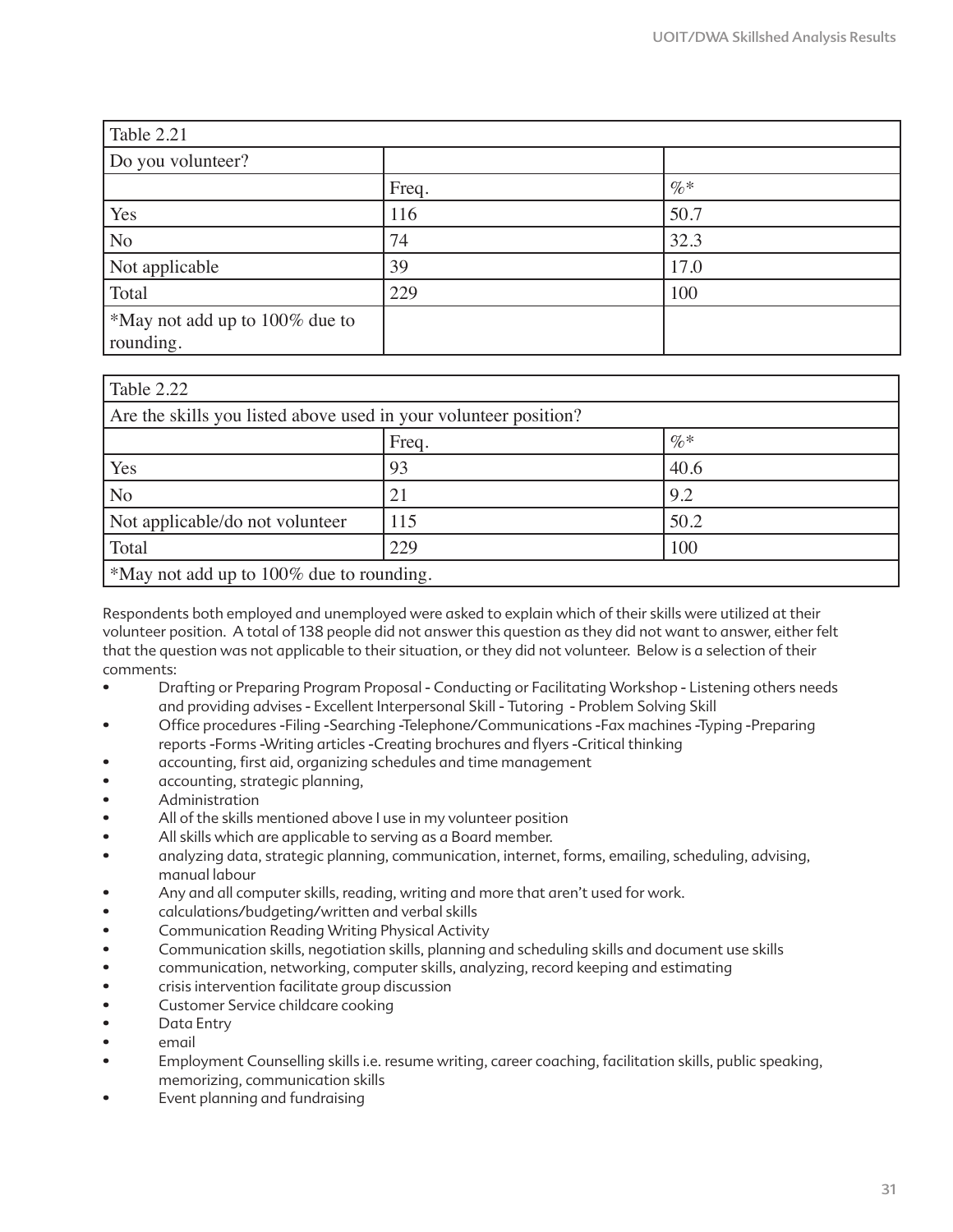| Table 2.21 | | |
|---|---|---|
| Do you volunteer? | | |
| | Freq. | %* |
| Yes | 116 | 50.7 |
| No | 74 | 32.3 |
| Not applicable | 39 | 17.0 |
| Total | 229 | 100 |
| *May not add up to 100% due to rounding. | | |

| Table 2.22 | | |
|---|---|---|
| Are the skills you listed above used in your volunteer position? | | |
| | Freq. | %* |
| Yes | 93 | 40.6 |
| No | 21 | 9.2 |
| Not applicable/do not volunteer | 115 | 50.2 |
| Total | 229 | 100 |
| *May not add up to 100% due to rounding. | | |

Respondents both employed and unemployed were asked to explain which of their skills were utilized at their volunteer position. A total of 138 people did not answer this question as they did not want to answer, either felt that the question was not applicable to their situation, or they did not volunteer. Below is a selection of their comments:

- Drafting or Preparing Program Proposal - Conducting or Facilitating Workshop - Listening others needs and providing advises - Excellent Interpersonal Skill - Tutoring - Problem Solving Skill
- Office procedures -Filing -Searching -Telephone/Communications -Fax machines -Typing -Preparing reports -Forms -Writing articles -Creating brochures and flyers -Critical thinking
- accounting, first aid, organizing schedules and time management
- accounting, strategic planning,
- Administration
- All of the skills mentioned above I use in my volunteer position
- All skills which are applicable to serving as a Board member.
- analyzing data, strategic planning, communication, internet, forms, emailing, scheduling, advising, manual labour
- Any and all computer skills, reading, writing and more that aren't used for work.
- calculations/budgeting/written and verbal skills
- Communication Reading Writing Physical Activity
- Communication skills, negotiation skills, planning and scheduling skills and document use skills
- communication, networking, computer skills, analyzing, record keeping and estimating
- crisis intervention facilitate group discussion
- Customer Service childcare cooking
- Data Entry
- email
- Employment Counselling skills i.e. resume writing, career coaching, facilitation skills, public speaking, memorizing, communication skills
- Event planning and fundraising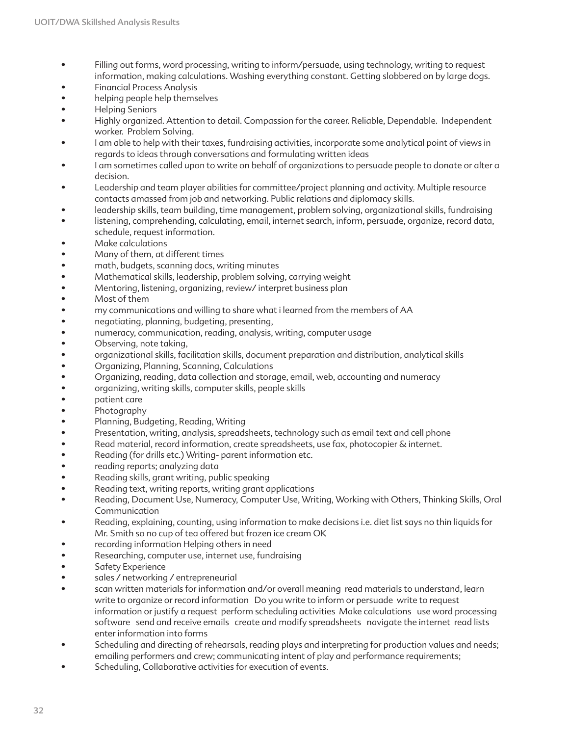- Filling out forms, word processing, writing to inform/persuade, using technology, writing to request information, making calculations. Washing everything constant. Getting slobbered on by large dogs.
- Financial Process Analysis
- helping people help themselves
- Helping Seniors
- Highly organized. Attention to detail. Compassion for the career. Reliable, Dependable. Independent worker. Problem Solving.
- I am able to help with their taxes, fundraising activities, incorporate some analytical point of views in regards to ideas through conversations and formulating written ideas
- I am sometimes called upon to write on behalf of organizations to persuade people to donate or alter a decision.
- Leadership and team player abilities for committee/project planning and activity. Multiple resource contacts amassed from job and networking. Public relations and diplomacy skills.
- leadership skills, team building, time management, problem solving, organizational skills, fundraising
- listening, comprehending, calculating, email, internet search, inform, persuade, organize, record data, schedule, request information.
- Make calculations
- Many of them, at different times
- math, budgets, scanning docs, writing minutes
- Mathematical skills, leadership, problem solving, carrying weight
- Mentoring, listening, organizing, review/ interpret business plan
- Most of them
- my communications and willing to share what i learned from the members of AA
- negotiating, planning, budgeting, presenting,
- numeracy, communication, reading, analysis, writing, computer usage
- Observing, note taking,
- organizational skills, facilitation skills, document preparation and distribution, analytical skills
- Organizing, Planning, Scanning, Calculations
- Organizing, reading, data collection and storage, email, web, accounting and numeracy
- organizing, writing skills, computer skills, people skills
- patient care
- Photography
- Planning, Budgeting, Reading, Writing
- Presentation, writing, analysis, spreadsheets, technology such as email text and cell phone
- Read material, record information, create spreadsheets, use fax, photocopier & internet.
- Reading (for drills etc.) Writing- parent information etc.
- reading reports; analyzing data
- Reading skills, grant writing, public speaking
- Reading text, writing reports, writing grant applications
- Reading, Document Use, Numeracy, Computer Use, Writing, Working with Others, Thinking Skills, Oral Communication
- Reading, explaining, counting, using information to make decisions i.e. diet list says no thin liquids for Mr. Smith so no cup of tea offered but frozen ice cream OK
- recording information Helping others in need
- Researching, computer use, internet use, fundraising
- Safety Experience
- sales / networking / entrepreneurial
- scan written materials for information and/or overall meaning read materials to understand, learn write to organize or record information Do you write to inform or persuade write to request information or justify a request perform scheduling activities Make calculations use word processing software send and receive emails create and modify spreadsheets navigate the internet read lists enter information into forms
- Scheduling and directing of rehearsals, reading plays and interpreting for production values and needs; emailing performers and crew; communicating intent of play and performance requirements;
- Scheduling, Collaborative activities for execution of events.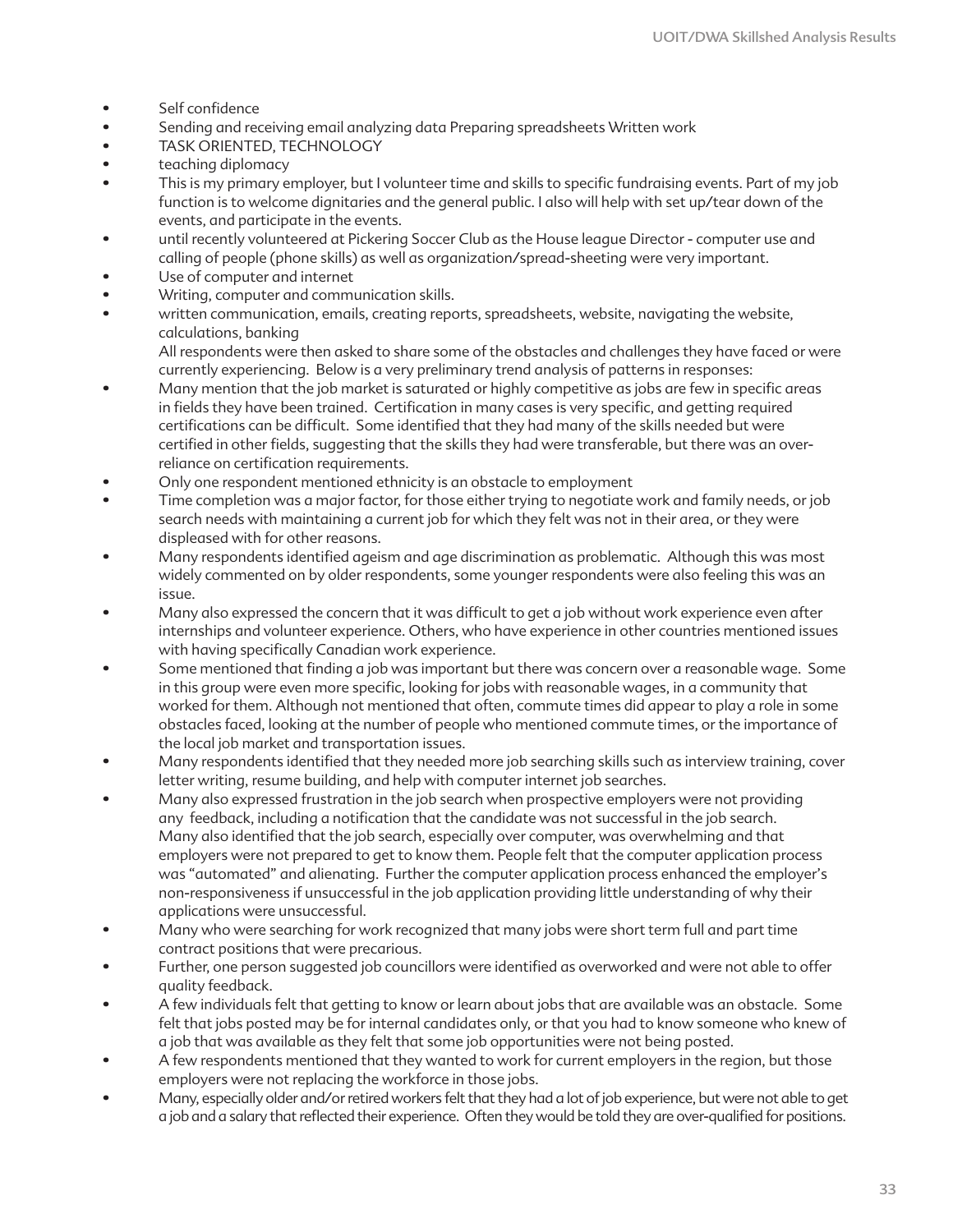- Self confidence
- Sending and receiving email analyzing data Preparing spreadsheets Written work
- TASK ORIENTED, TECHNOLOGY
- teaching diplomacy
- This is my primary employer, but I volunteer time and skills to specific fundraising events. Part of my job function is to welcome dignitaries and the general public. I also will help with set up/tear down of the events, and participate in the events.
- until recently volunteered at Pickering Soccer Club as the House league Director - computer use and calling of people (phone skills) as well as organization/spread-sheeting were very important.
- Use of computer and internet
- Writing, computer and communication skills.
- written communication, emails, creating reports, spreadsheets, website, navigating the website, calculations, banking

All respondents were then asked to share some of the obstacles and challenges they have faced or were currently experiencing. Below is a very preliminary trend analysis of patterns in responses:

- Many mention that the job market is saturated or highly competitive as jobs are few in specific areas in fields they have been trained. Certification in many cases is very specific, and getting required certifications can be difficult. Some identified that they had many of the skills needed but were certified in other fields, suggesting that the skills they had were transferable, but there was an over-reliance on certification requirements.
- Only one respondent mentioned ethnicity is an obstacle to employment
- Time completion was a major factor, for those either trying to negotiate work and family needs, or job search needs with maintaining a current job for which they felt was not in their area, or they were displeased with for other reasons.
- Many respondents identified ageism and age discrimination as problematic. Although this was most widely commented on by older respondents, some younger respondents were also feeling this was an issue.
- Many also expressed the concern that it was difficult to get a job without work experience even after internships and volunteer experience. Others, who have experience in other countries mentioned issues with having specifically Canadian work experience.
- Some mentioned that finding a job was important but there was concern over a reasonable wage. Some in this group were even more specific, looking for jobs with reasonable wages, in a community that worked for them. Although not mentioned that often, commute times did appear to play a role in some obstacles faced, looking at the number of people who mentioned commute times, or the importance of the local job market and transportation issues.
- Many respondents identified that they needed more job searching skills such as interview training, cover letter writing, resume building, and help with computer internet job searches.
- Many also expressed frustration in the job search when prospective employers were not providing any feedback, including a notification that the candidate was not successful in the job search. Many also identified that the job search, especially over computer, was overwhelming and that employers were not prepared to get to know them. People felt that the computer application process was "automated" and alienating. Further the computer application process enhanced the employer's non-responsiveness if unsuccessful in the job application providing little understanding of why their applications were unsuccessful.
- Many who were searching for work recognized that many jobs were short term full and part time contract positions that were precarious.
- Further, one person suggested job councillors were identified as overworked and were not able to offer quality feedback.
- A few individuals felt that getting to know or learn about jobs that are available was an obstacle. Some felt that jobs posted may be for internal candidates only, or that you had to know someone who knew of a job that was available as they felt that some job opportunities were not being posted.
- A few respondents mentioned that they wanted to work for current employers in the region, but those employers were not replacing the workforce in those jobs.
- Many, especially older and/or retired workers felt that they had a lot of job experience, but were not able to get a job and a salary that reflected their experience. Often they would be told they are over-qualified for positions.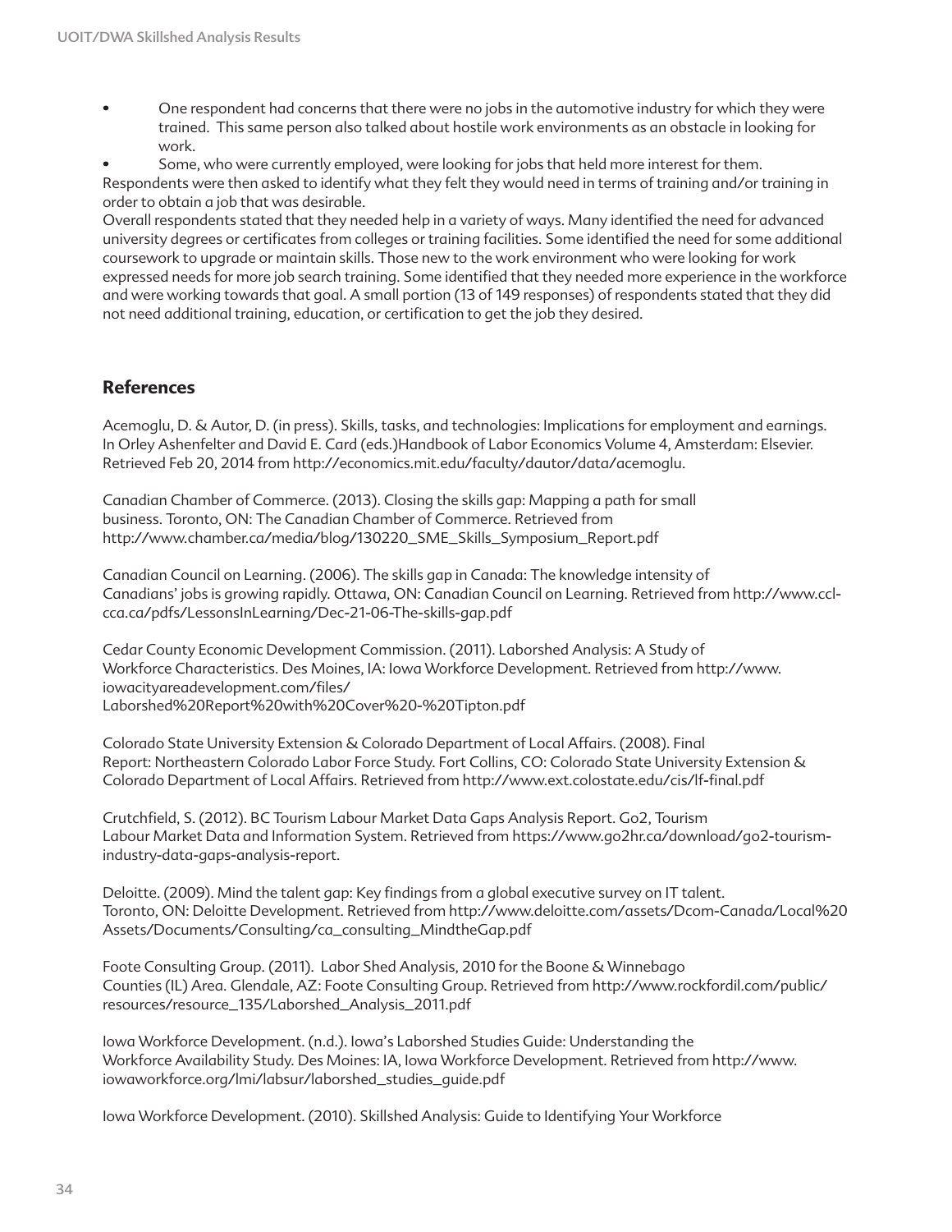- One respondent had concerns that there were no jobs in the automotive industry for which they were trained. This same person also talked about hostile work environments as an obstacle in looking for work.
- Some, who were currently employed, were looking for jobs that held more interest for them.

Respondents were then asked to identify what they felt they would need in terms of training and/or training in order to obtain a job that was desirable.

Overall respondents stated that they needed help in a variety of ways. Many identified the need for advanced university degrees or certificates from colleges or training facilities. Some identified the need for some additional coursework to upgrade or maintain skills. Those new to the work environment who were looking for work expressed needs for more job search training. Some identified that they needed more experience in the workforce and were working towards that goal. A small portion (13 of 149 responses) of respondents stated that they did not need additional training, education, or certification to get the job they desired.

## References

Acemoglu, D. & Autor, D. (in press). Skills, tasks, and technologies: Implications for employment and earnings. In Orley Ashenfelter and David E. Card (eds.)Handbook of Labor Economics Volume 4, Amsterdam: Elsevier. Retrieved Feb 20, 2014 from http://economics.mit.edu/faculty/dautor/data/acemoglu.

Canadian Chamber of Commerce. (2013). Closing the skills gap: Mapping a path for small business. Toronto, ON: The Canadian Chamber of Commerce. Retrieved from http://www.chamber.ca/media/blog/130220_SME_Skills_Symposium_Report.pdf

Canadian Council on Learning. (2006). The skills gap in Canada: The knowledge intensity of Canadians' jobs is growing rapidly. Ottawa, ON: Canadian Council on Learning. Retrieved from http://www.ccl-cca.ca/pdfs/LessonsInLearning/Dec-21-06-The-skills-gap.pdf

Cedar County Economic Development Commission. (2011). Laborshed Analysis: A Study of Workforce Characteristics. Des Moines, IA: Iowa Workforce Development. Retrieved from http://www.iowacityareadevelopment.com/files/Laborshed%20Report%20with%20Cover%20-%20Tipton.pdf

Colorado State University Extension & Colorado Department of Local Affairs. (2008). Final Report: Northeastern Colorado Labor Force Study. Fort Collins, CO: Colorado State University Extension & Colorado Department of Local Affairs. Retrieved from http://www.ext.colostate.edu/cis/lf-final.pdf

Crutchfield, S. (2012). BC Tourism Labour Market Data Gaps Analysis Report. Go2, Tourism Labour Market Data and Information System. Retrieved from https://www.go2hr.ca/download/go2-tourism-industry-data-gaps-analysis-report.

Deloitte. (2009). Mind the talent gap: Key findings from a global executive survey on IT talent. Toronto, ON: Deloitte Development. Retrieved from http://www.deloitte.com/assets/Dcom-Canada/Local%20Assets/Documents/Consulting/ca_consulting_MindtheGap.pdf

Foote Consulting Group. (2011). Labor Shed Analysis, 2010 for the Boone & Winnebago Counties (IL) Area. Glendale, AZ: Foote Consulting Group. Retrieved from http://www.rockfordil.com/public/resources/resource_135/Laborshed_Analysis_2011.pdf

Iowa Workforce Development. (n.d.). Iowa's Laborshed Studies Guide: Understanding the Workforce Availability Study. Des Moines: IA, Iowa Workforce Development. Retrieved from http://www.iowaworkforce.org/lmi/labsur/laborshed_studies_guide.pdf

Iowa Workforce Development. (2010). Skillshed Analysis: Guide to Identifying Your Workforce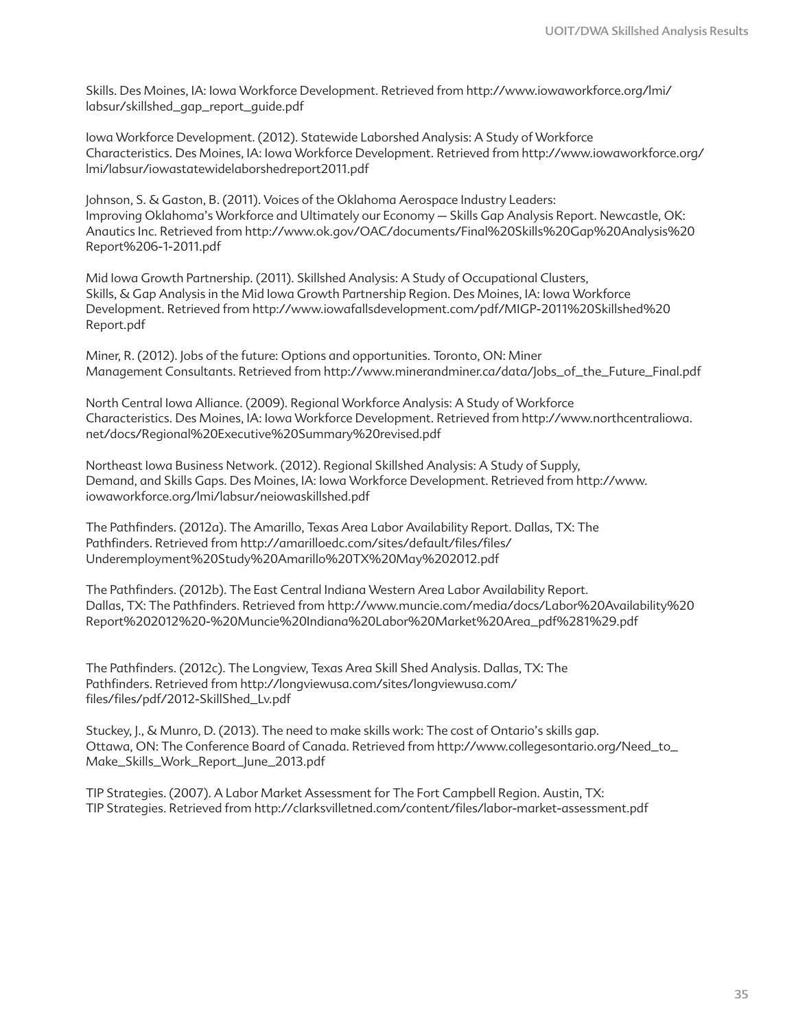Skills. Des Moines, IA: Iowa Workforce Development. Retrieved from http://www.iowaworkforce.org/lmi/labsur/skillshed_gap_report_guide.pdf

Iowa Workforce Development. (2012). Statewide Laborshed Analysis: A Study of Workforce Characteristics. Des Moines, IA: Iowa Workforce Development. Retrieved from http://www.iowaworkforce.org/lmi/labsur/iowastatewidelaborshedreport2011.pdf

Johnson, S. & Gaston, B. (2011). Voices of the Oklahoma Aerospace Industry Leaders: Improving Oklahoma's Workforce and Ultimately our Economy — Skills Gap Analysis Report. Newcastle, OK: Anautics Inc. Retrieved from http://www.ok.gov/OAC/documents/Final%20Skills%20Gap%20Analysis%20Report%206-1-2011.pdf

Mid Iowa Growth Partnership. (2011). Skillshed Analysis: A Study of Occupational Clusters, Skills, & Gap Analysis in the Mid Iowa Growth Partnership Region. Des Moines, IA: Iowa Workforce Development. Retrieved from http://www.iowafallsdevelopment.com/pdf/MIGP-2011%20Skillshed%20Report.pdf

Miner, R. (2012). Jobs of the future: Options and opportunities. Toronto, ON: Miner Management Consultants. Retrieved from http://www.minerandminer.ca/data/Jobs_of_the_Future_Final.pdf

North Central Iowa Alliance. (2009). Regional Workforce Analysis: A Study of Workforce Characteristics. Des Moines, IA: Iowa Workforce Development. Retrieved from http://www.northcentraliowa.net/docs/Regional%20Executive%20Summary%20revised.pdf

Northeast Iowa Business Network. (2012). Regional Skillshed Analysis: A Study of Supply, Demand, and Skills Gaps. Des Moines, IA: Iowa Workforce Development. Retrieved from http://www.iowaworkforce.org/lmi/labsur/neiowaskillshed.pdf

The Pathfinders. (2012a). The Amarillo, Texas Area Labor Availability Report. Dallas, TX: The Pathfinders. Retrieved from http://amarilloedc.com/sites/default/files/files/Underemployment%20Study%20Amarillo%20TX%20May%202012.pdf

The Pathfinders. (2012b). The East Central Indiana Western Area Labor Availability Report. Dallas, TX: The Pathfinders. Retrieved from http://www.muncie.com/media/docs/Labor%20Availability%20Report%202012%20-%20Muncie%20Indiana%20Labor%20Market%20Area_pdf%281%29.pdf

The Pathfinders. (2012c). The Longview, Texas Area Skill Shed Analysis. Dallas, TX: The Pathfinders. Retrieved from http://longviewusa.com/sites/longviewusa.com/files/files/pdf/2012-SkillShed_Lv.pdf

Stuckey, J., & Munro, D. (2013). The need to make skills work: The cost of Ontario's skills gap. Ottawa, ON: The Conference Board of Canada. Retrieved from http://www.collegesontario.org/Need_to_Make_Skills_Work_Report_June_2013.pdf

TIP Strategies. (2007). A Labor Market Assessment for The Fort Campbell Region. Austin, TX: TIP Strategies. Retrieved from http://clarksvilletned.com/content/files/labor-market-assessment.pdf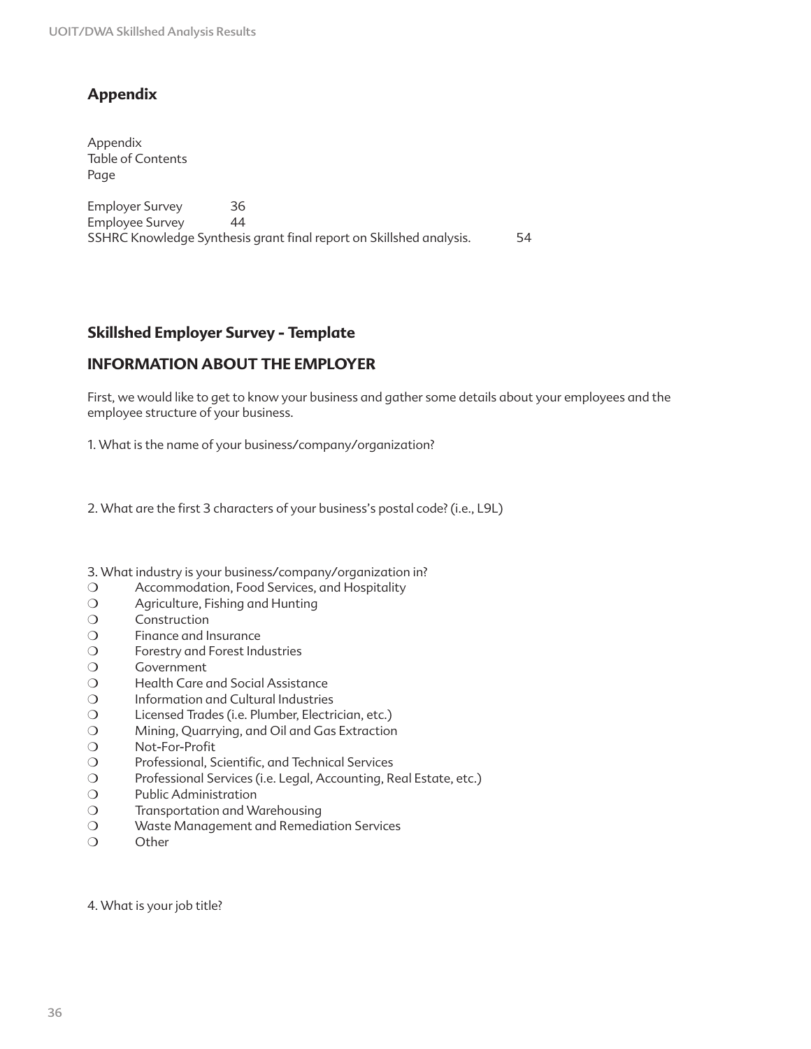## Appendix

Appendix
Table of Contents
Page

| | |
|---|---|
| Employer Survey | 36 |
| Employee Survey | 44 |
| SSHRC Knowledge Synthesis grant final report on Skillshed analysis. | 54 |

### Skillshed Employer Survey - Template

### INFORMATION ABOUT THE EMPLOYER

First, we would like to get to know your business and gather some details about your employees and the employee structure of your business.

1. What is the name of your business/company/organization?

2. What are the first 3 characters of your business's postal code? (i.e., L9L)

3. What industry is your business/company/organization in?
- ❍ Accommodation, Food Services, and Hospitality
- ❍ Agriculture, Fishing and Hunting
- ❍ Construction
- ❍ Finance and Insurance
- ❍ Forestry and Forest Industries
- ❍ Government
- ❍ Health Care and Social Assistance
- ❍ Information and Cultural Industries
- ❍ Licensed Trades (i.e. Plumber, Electrician, etc.)
- ❍ Mining, Quarrying, and Oil and Gas Extraction
- ❍ Not-For-Profit
- ❍ Professional, Scientific, and Technical Services
- ❍ Professional Services (i.e. Legal, Accounting, Real Estate, etc.)
- ❍ Public Administration
- ❍ Transportation and Warehousing
- ❍ Waste Management and Remediation Services
- ❍ Other

4. What is your job title?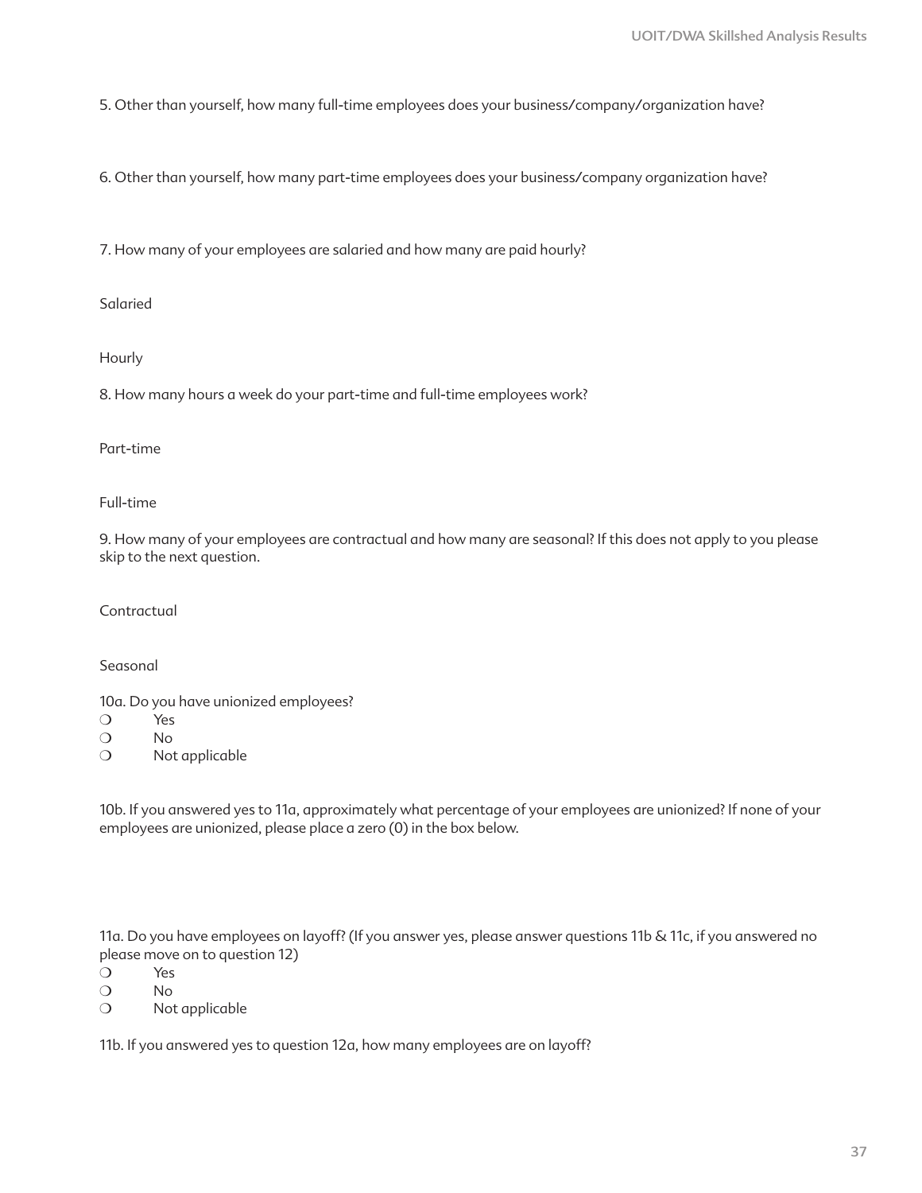5. Other than yourself, how many full-time employees does your business/company/organization have?

6. Other than yourself, how many part-time employees does your business/company organization have?

7. How many of your employees are salaried and how many are paid hourly?

Salaried

Hourly

8. How many hours a week do your part-time and full-time employees work?

Part-time

Full-time

9. How many of your employees are contractual and how many are seasonal? If this does not apply to you please skip to the next question.

Contractual

Seasonal

10a. Do you have unionized employees?

❍ Yes
❍ No
❍ Not applicable

10b. If you answered yes to 11a, approximately what percentage of your employees are unionized? If none of your employees are unionized, please place a zero (0) in the box below.

11a. Do you have employees on layoff? (If you answer yes, please answer questions 11b & 11c, if you answered no please move on to question 12)

❍ Yes
❍ No
❍ Not applicable

11b. If you answered yes to question 12a, how many employees are on layoff?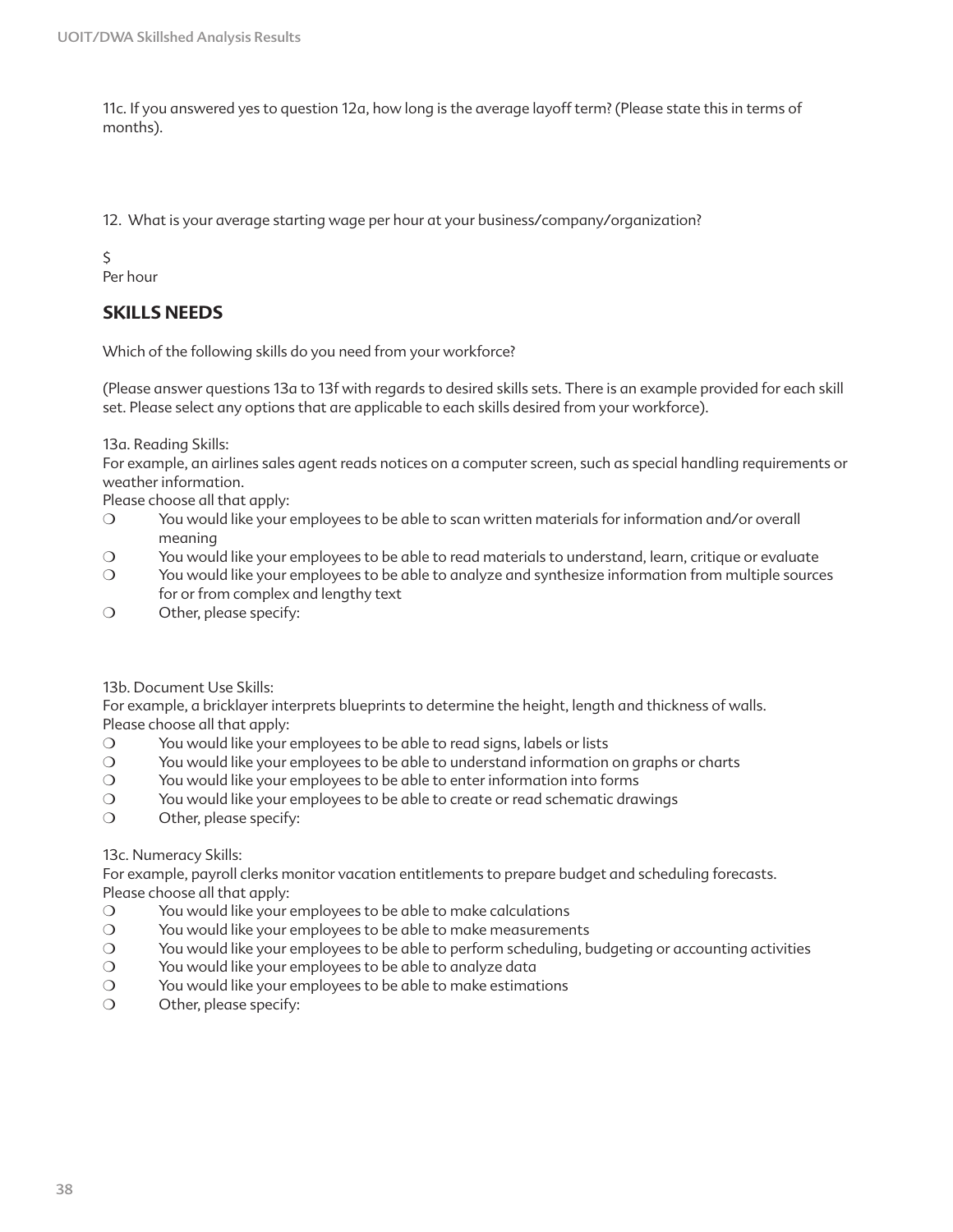11c. If you answered yes to question 12a, how long is the average layoff term? (Please state this in terms of months).

12. What is your average starting wage per hour at your business/company/organization?

$
Per hour

## SKILLS NEEDS

Which of the following skills do you need from your workforce?

(Please answer questions 13a to 13f with regards to desired skills sets. There is an example provided for each skill set. Please select any options that are applicable to each skills desired from your workforce).

13a. Reading Skills:
For example, an airlines sales agent reads notices on a computer screen, such as special handling requirements or weather information.
Please choose all that apply:

- ❍ You would like your employees to be able to scan written materials for information and/or overall meaning
- ❍ You would like your employees to be able to read materials to understand, learn, critique or evaluate
- ❍ You would like your employees to be able to analyze and synthesize information from multiple sources for or from complex and lengthy text
- ❍ Other, please specify:

13b. Document Use Skills:
For example, a bricklayer interprets blueprints to determine the height, length and thickness of walls.
Please choose all that apply:

- ❍ You would like your employees to be able to read signs, labels or lists
- ❍ You would like your employees to be able to understand information on graphs or charts
- ❍ You would like your employees to be able to enter information into forms
- ❍ You would like your employees to be able to create or read schematic drawings
- ❍ Other, please specify:

13c. Numeracy Skills:
For example, payroll clerks monitor vacation entitlements to prepare budget and scheduling forecasts.
Please choose all that apply:

- ❍ You would like your employees to be able to make calculations
- ❍ You would like your employees to be able to make measurements
- ❍ You would like your employees to be able to perform scheduling, budgeting or accounting activities
- ❍ You would like your employees to be able to analyze data
- ❍ You would like your employees to be able to make estimations
- ❍ Other, please specify: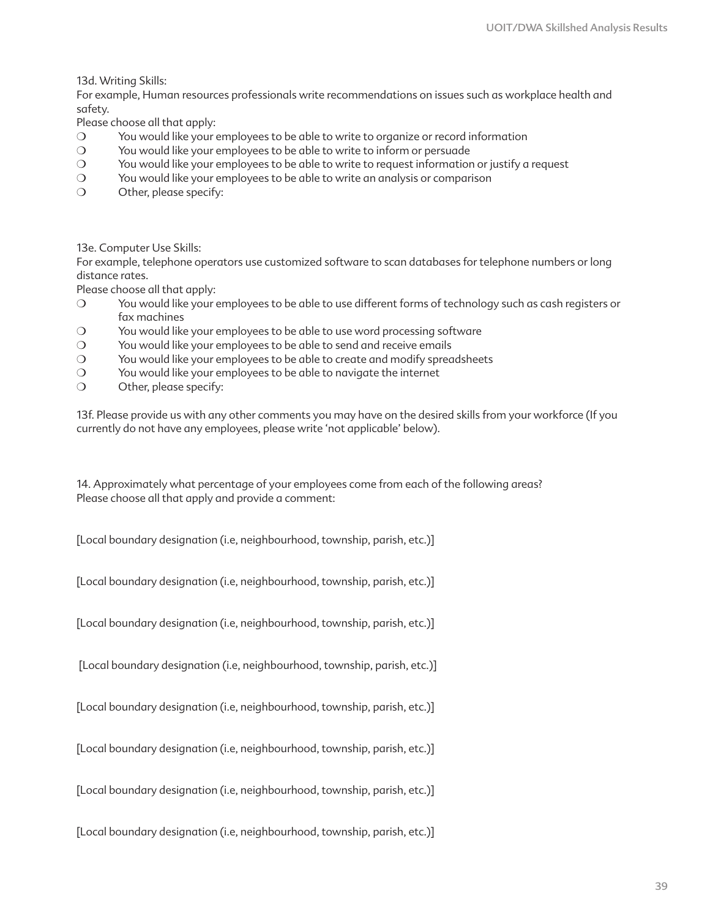13d. Writing Skills:
For example, Human resources professionals write recommendations on issues such as workplace health and safety.
Please choose all that apply:

- ❍ You would like your employees to be able to write to organize or record information
- ❍ You would like your employees to be able to write to inform or persuade
- ❍ You would like your employees to be able to write to request information or justify a request
- ❍ You would like your employees to be able to write an analysis or comparison
- ❍ Other, please specify:

13e. Computer Use Skills:
For example, telephone operators use customized software to scan databases for telephone numbers or long distance rates.
Please choose all that apply:

- ❍ You would like your employees to be able to use different forms of technology such as cash registers or fax machines
- ❍ You would like your employees to be able to use word processing software
- ❍ You would like your employees to be able to send and receive emails
- ❍ You would like your employees to be able to create and modify spreadsheets
- ❍ You would like your employees to be able to navigate the internet
- ❍ Other, please specify:

13f. Please provide us with any other comments you may have on the desired skills from your workforce (If you currently do not have any employees, please write 'not applicable' below).

14. Approximately what percentage of your employees come from each of the following areas?
Please choose all that apply and provide a comment:

[Local boundary designation (i.e, neighbourhood, township, parish, etc.)]

[Local boundary designation (i.e, neighbourhood, township, parish, etc.)]

[Local boundary designation (i.e, neighbourhood, township, parish, etc.)]

[Local boundary designation (i.e, neighbourhood, township, parish, etc.)]

[Local boundary designation (i.e, neighbourhood, township, parish, etc.)]

[Local boundary designation (i.e, neighbourhood, township, parish, etc.)]

[Local boundary designation (i.e, neighbourhood, township, parish, etc.)]

[Local boundary designation (i.e, neighbourhood, township, parish, etc.)]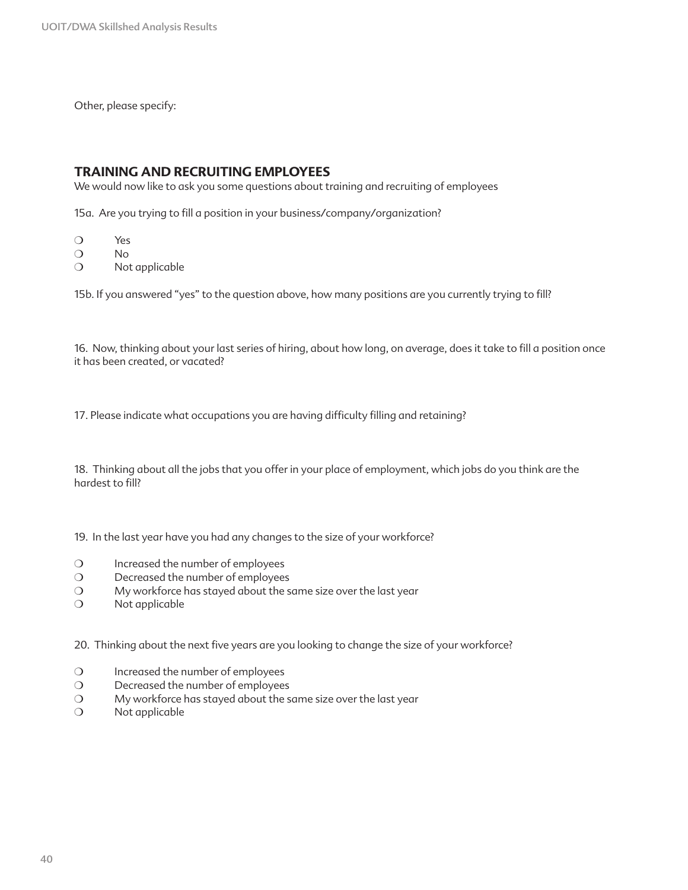Other, please specify:

## TRAINING AND RECRUITING EMPLOYEES

We would now like to ask you some questions about training and recruiting of employees

15a. Are you trying to fill a position in your business/company/organization?

- ❍ Yes
- ❍ No
- ❍ Not applicable

15b. If you answered "yes" to the question above, how many positions are you currently trying to fill?

16. Now, thinking about your last series of hiring, about how long, on average, does it take to fill a position once it has been created, or vacated?

17. Please indicate what occupations you are having difficulty filling and retaining?

18. Thinking about all the jobs that you offer in your place of employment, which jobs do you think are the hardest to fill?

19. In the last year have you had any changes to the size of your workforce?

- ❍ Increased the number of employees
- ❍ Decreased the number of employees
- ❍ My workforce has stayed about the same size over the last year
- ❍ Not applicable

20. Thinking about the next five years are you looking to change the size of your workforce?

- ❍ Increased the number of employees
- ❍ Decreased the number of employees
- ❍ My workforce has stayed about the same size over the last year
- ❍ Not applicable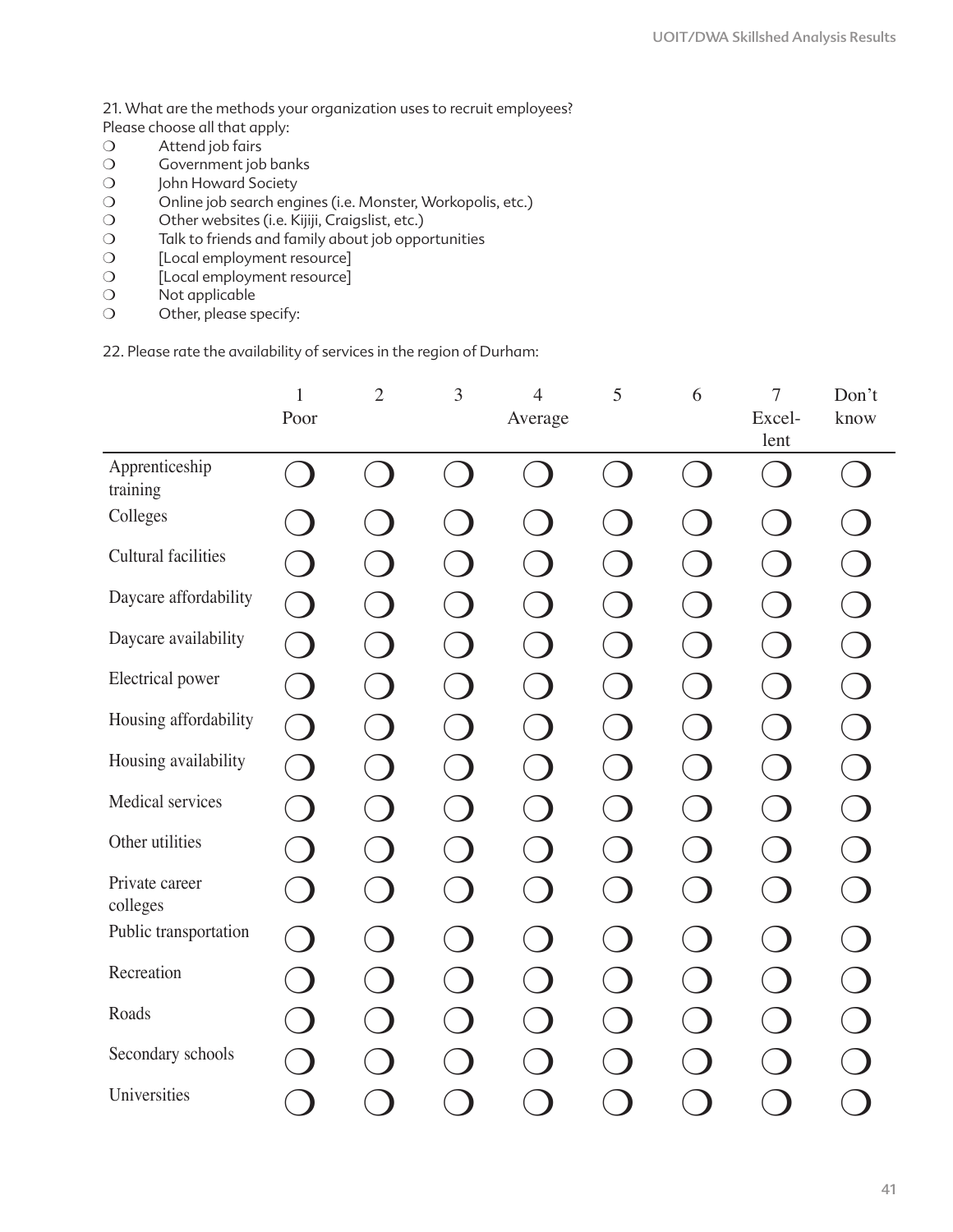21. What are the methods your organization uses to recruit employees?
Please choose all that apply:

❍ Attend job fairs
❍ Government job banks
❍ John Howard Society
❍ Online job search engines (i.e. Monster, Workopolis, etc.)
❍ Other websites (i.e. Kijiji, Craigslist, etc.)
❍ Talk to friends and family about job opportunities
❍ [Local employment resource]
❍ [Local employment resource]
❍ Not applicable
❍ Other, please specify:

22. Please rate the availability of services in the region of Durham:

| | 1 Poor | 2 | 3 | 4 Average | 5 | 6 | 7 Excel-lent | Don't know |
|---|---|---|---|---|---|---|---|---|
| Apprenticeship training | ❍ | ❍ | ❍ | ❍ | ❍ | ❍ | ❍ | ❍ |
| Colleges | ❍ | ❍ | ❍ | ❍ | ❍ | ❍ | ❍ | ❍ |
| Cultural facilities | ❍ | ❍ | ❍ | ❍ | ❍ | ❍ | ❍ | ❍ |
| Daycare affordability | ❍ | ❍ | ❍ | ❍ | ❍ | ❍ | ❍ | ❍ |
| Daycare availability | ❍ | ❍ | ❍ | ❍ | ❍ | ❍ | ❍ | ❍ |
| Electrical power | ❍ | ❍ | ❍ | ❍ | ❍ | ❍ | ❍ | ❍ |
| Housing affordability | ❍ | ❍ | ❍ | ❍ | ❍ | ❍ | ❍ | ❍ |
| Housing availability | ❍ | ❍ | ❍ | ❍ | ❍ | ❍ | ❍ | ❍ |
| Medical services | ❍ | ❍ | ❍ | ❍ | ❍ | ❍ | ❍ | ❍ |
| Other utilities | ❍ | ❍ | ❍ | ❍ | ❍ | ❍ | ❍ | ❍ |
| Private career colleges | ❍ | ❍ | ❍ | ❍ | ❍ | ❍ | ❍ | ❍ |
| Public transportation | ❍ | ❍ | ❍ | ❍ | ❍ | ❍ | ❍ | ❍ |
| Recreation | ❍ | ❍ | ❍ | ❍ | ❍ | ❍ | ❍ | ❍ |
| Roads | ❍ | ❍ | ❍ | ❍ | ❍ | ❍ | ❍ | ❍ |
| Secondary schools | ❍ | ❍ | ❍ | ❍ | ❍ | ❍ | ❍ | ❍ |
| Universities | ❍ | ❍ | ❍ | ❍ | ❍ | ❍ | ❍ | ❍ |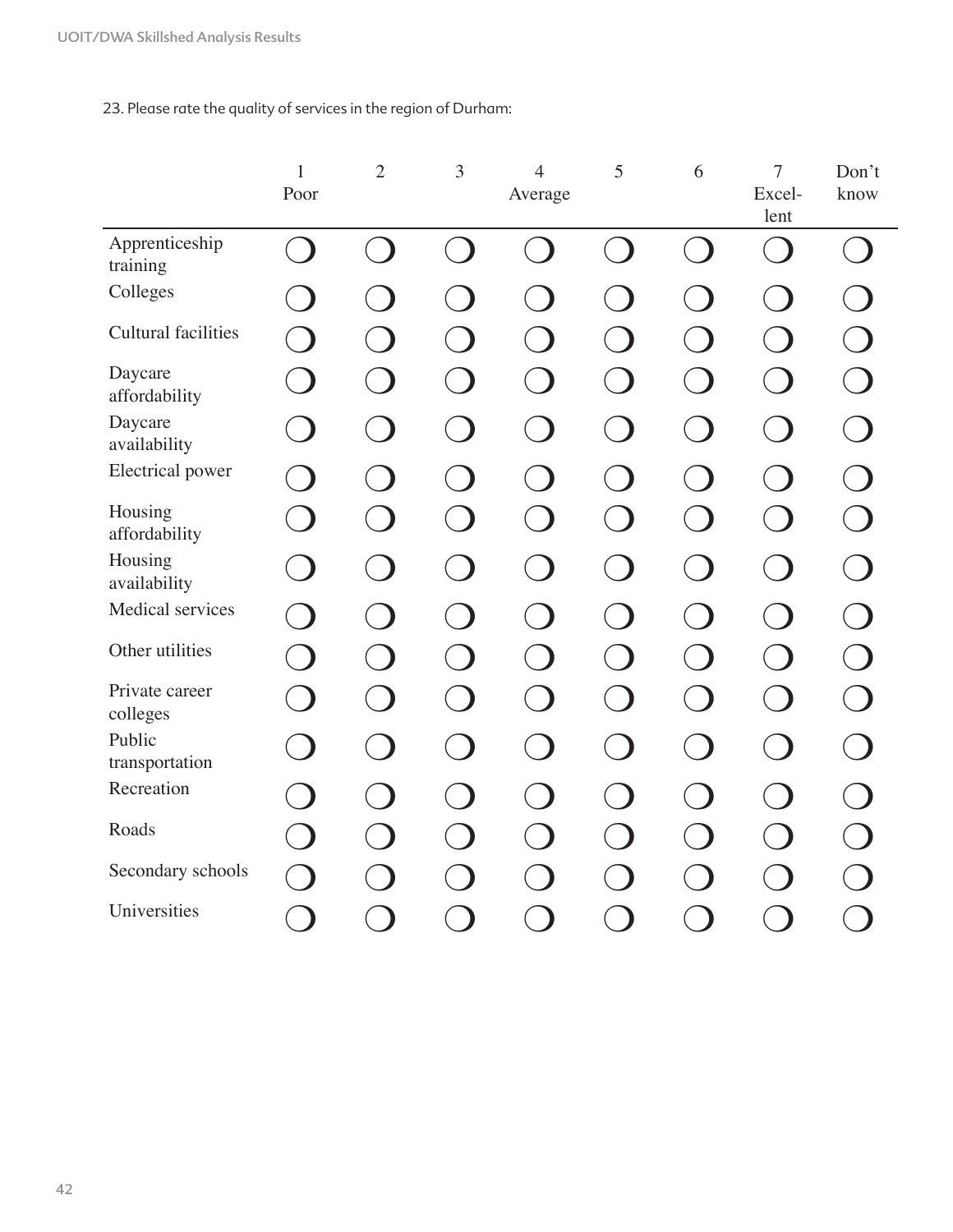23. Please rate the quality of services in the region of Durham:

| | 1 Poor | 2 | 3 | 4 Average | 5 | 6 | 7 Excel-lent | Don't know |
|---|---|---|---|---|---|---|---|---|
| Apprenticeship training | ❍ | ❍ | ❍ | ❍ | ❍ | ❍ | ❍ | ❍ |
| Colleges | ❍ | ❍ | ❍ | ❍ | ❍ | ❍ | ❍ | ❍ |
| Cultural facilities | ❍ | ❍ | ❍ | ❍ | ❍ | ❍ | ❍ | ❍ |
| Daycare affordability | ❍ | ❍ | ❍ | ❍ | ❍ | ❍ | ❍ | ❍ |
| Daycare availability | ❍ | ❍ | ❍ | ❍ | ❍ | ❍ | ❍ | ❍ |
| Electrical power | ❍ | ❍ | ❍ | ❍ | ❍ | ❍ | ❍ | ❍ |
| Housing affordability | ❍ | ❍ | ❍ | ❍ | ❍ | ❍ | ❍ | ❍ |
| Housing availability | ❍ | ❍ | ❍ | ❍ | ❍ | ❍ | ❍ | ❍ |
| Medical services | ❍ | ❍ | ❍ | ❍ | ❍ | ❍ | ❍ | ❍ |
| Other utilities | ❍ | ❍ | ❍ | ❍ | ❍ | ❍ | ❍ | ❍ |
| Private career colleges | ❍ | ❍ | ❍ | ❍ | ❍ | ❍ | ❍ | ❍ |
| Public transportation | ❍ | ❍ | ❍ | ❍ | ❍ | ❍ | ❍ | ❍ |
| Recreation | ❍ | ❍ | ❍ | ❍ | ❍ | ❍ | ❍ | ❍ |
| Roads | ❍ | ❍ | ❍ | ❍ | ❍ | ❍ | ❍ | ❍ |
| Secondary schools | ❍ | ❍ | ❍ | ❍ | ❍ | ❍ | ❍ | ❍ |
| Universities | ❍ | ❍ | ❍ | ❍ | ❍ | ❍ | ❍ | ❍ |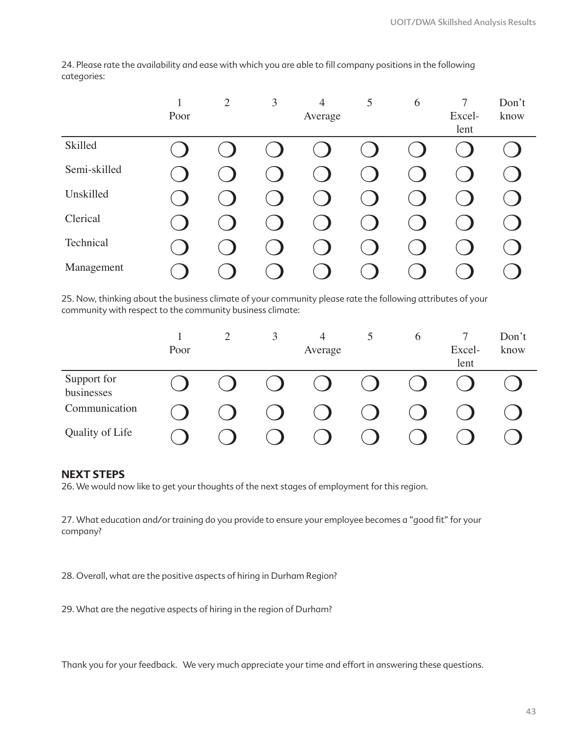24. Please rate the availability and ease with which you are able to fill company positions in the following categories:

| | 1 Poor | 2 | 3 | 4 Average | 5 | 6 | 7 Excel-lent | Don't know |
|---|---|---|---|---|---|---|---|---|
| Skilled | ❍ | ❍ | ❍ | ❍ | ❍ | ❍ | ❍ | ❍ |
| Semi-skilled | ❍ | ❍ | ❍ | ❍ | ❍ | ❍ | ❍ | ❍ |
| Unskilled | ❍ | ❍ | ❍ | ❍ | ❍ | ❍ | ❍ | ❍ |
| Clerical | ❍ | ❍ | ❍ | ❍ | ❍ | ❍ | ❍ | ❍ |
| Technical | ❍ | ❍ | ❍ | ❍ | ❍ | ❍ | ❍ | ❍ |
| Management | ❍ | ❍ | ❍ | ❍ | ❍ | ❍ | ❍ | ❍ |

25. Now, thinking about the business climate of your community please rate the following attributes of your community with respect to the community business climate:

| | 1 Poor | 2 | 3 | 4 Average | 5 | 6 | 7 Excel-lent | Don't know |
|---|---|---|---|---|---|---|---|---|
| Support for businesses | ❍ | ❍ | ❍ | ❍ | ❍ | ❍ | ❍ | ❍ |
| Communication | ❍ | ❍ | ❍ | ❍ | ❍ | ❍ | ❍ | ❍ |
| Quality of Life | ❍ | ❍ | ❍ | ❍ | ❍ | ❍ | ❍ | ❍ |

## NEXT STEPS

26. We would now like to get your thoughts of the next stages of employment for this region.

27. What education and/or training do you provide to ensure your employee becomes a "good fit" for your company?

28. Overall, what are the positive aspects of hiring in Durham Region?

29. What are the negative aspects of hiring in the region of Durham?

Thank you for your feedback. We very much appreciate your time and effort in answering these questions.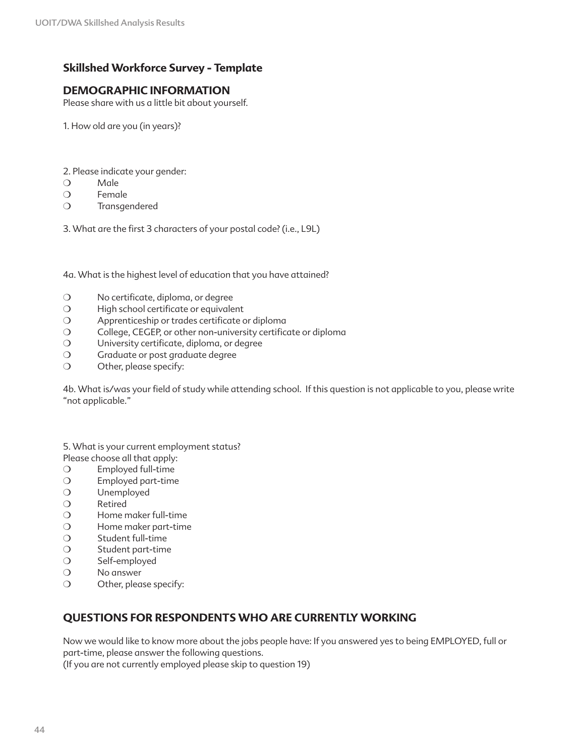## Skillshed Workforce Survey - Template

### DEMOGRAPHIC INFORMATION

Please share with us a little bit about yourself.

1. How old are you (in years)?

2. Please indicate your gender:
- ❍ Male
- ❍ Female
- ❍ Transgendered

3. What are the first 3 characters of your postal code? (i.e., L9L)

4a. What is the highest level of education that you have attained?

- ❍ No certificate, diploma, or degree
- ❍ High school certificate or equivalent
- ❍ Apprenticeship or trades certificate or diploma
- ❍ College, CEGEP, or other non-university certificate or diploma
- ❍ University certificate, diploma, or degree
- ❍ Graduate or post graduate degree
- ❍ Other, please specify:

4b. What is/was your field of study while attending school. If this question is not applicable to you, please write "not applicable."

5. What is your current employment status?
Please choose all that apply:
- ❍ Employed full-time
- ❍ Employed part-time
- ❍ Unemployed
- ❍ Retired
- ❍ Home maker full-time
- ❍ Home maker part-time
- ❍ Student full-time
- ❍ Student part-time
- ❍ Self-employed
- ❍ No answer
- ❍ Other, please specify:

### QUESTIONS FOR RESPONDENTS WHO ARE CURRENTLY WORKING

Now we would like to know more about the jobs people have: If you answered yes to being EMPLOYED, full or part-time, please answer the following questions.
(If you are not currently employed please skip to question 19)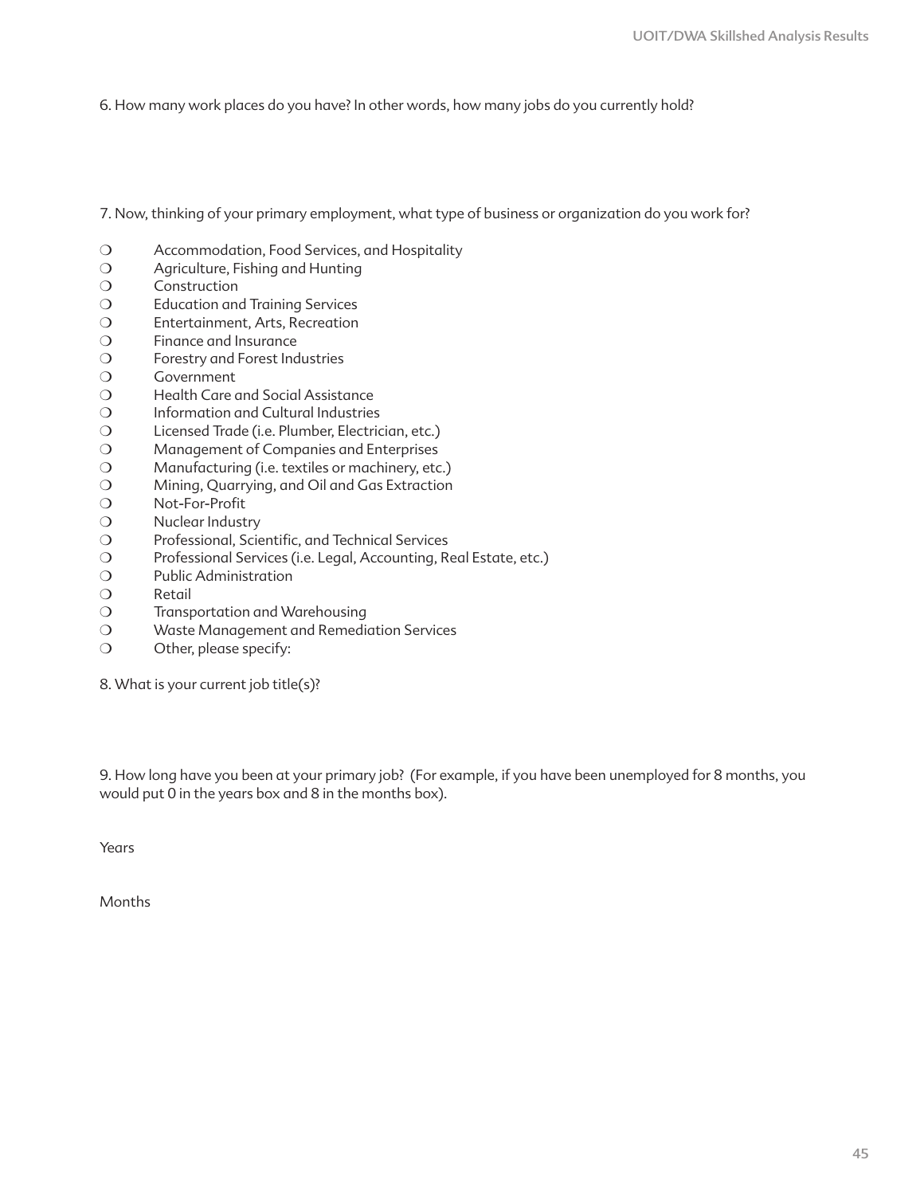6. How many work places do you have? In other words, how many jobs do you currently hold?

7. Now, thinking of your primary employment, what type of business or organization do you work for?

- ❍ Accommodation, Food Services, and Hospitality
- ❍ Agriculture, Fishing and Hunting
- ❍ Construction
- ❍ Education and Training Services
- ❍ Entertainment, Arts, Recreation
- ❍ Finance and Insurance
- ❍ Forestry and Forest Industries
- ❍ Government
- ❍ Health Care and Social Assistance
- ❍ Information and Cultural Industries
- ❍ Licensed Trade (i.e. Plumber, Electrician, etc.)
- ❍ Management of Companies and Enterprises
- ❍ Manufacturing (i.e. textiles or machinery, etc.)
- ❍ Mining, Quarrying, and Oil and Gas Extraction
- ❍ Not-For-Profit
- ❍ Nuclear Industry
- ❍ Professional, Scientific, and Technical Services
- ❍ Professional Services (i.e. Legal, Accounting, Real Estate, etc.)
- ❍ Public Administration
- ❍ Retail
- ❍ Transportation and Warehousing
- ❍ Waste Management and Remediation Services
- ❍ Other, please specify:

8. What is your current job title(s)?

9. How long have you been at your primary job? (For example, if you have been unemployed for 8 months, you would put 0 in the years box and 8 in the months box).

Years

Months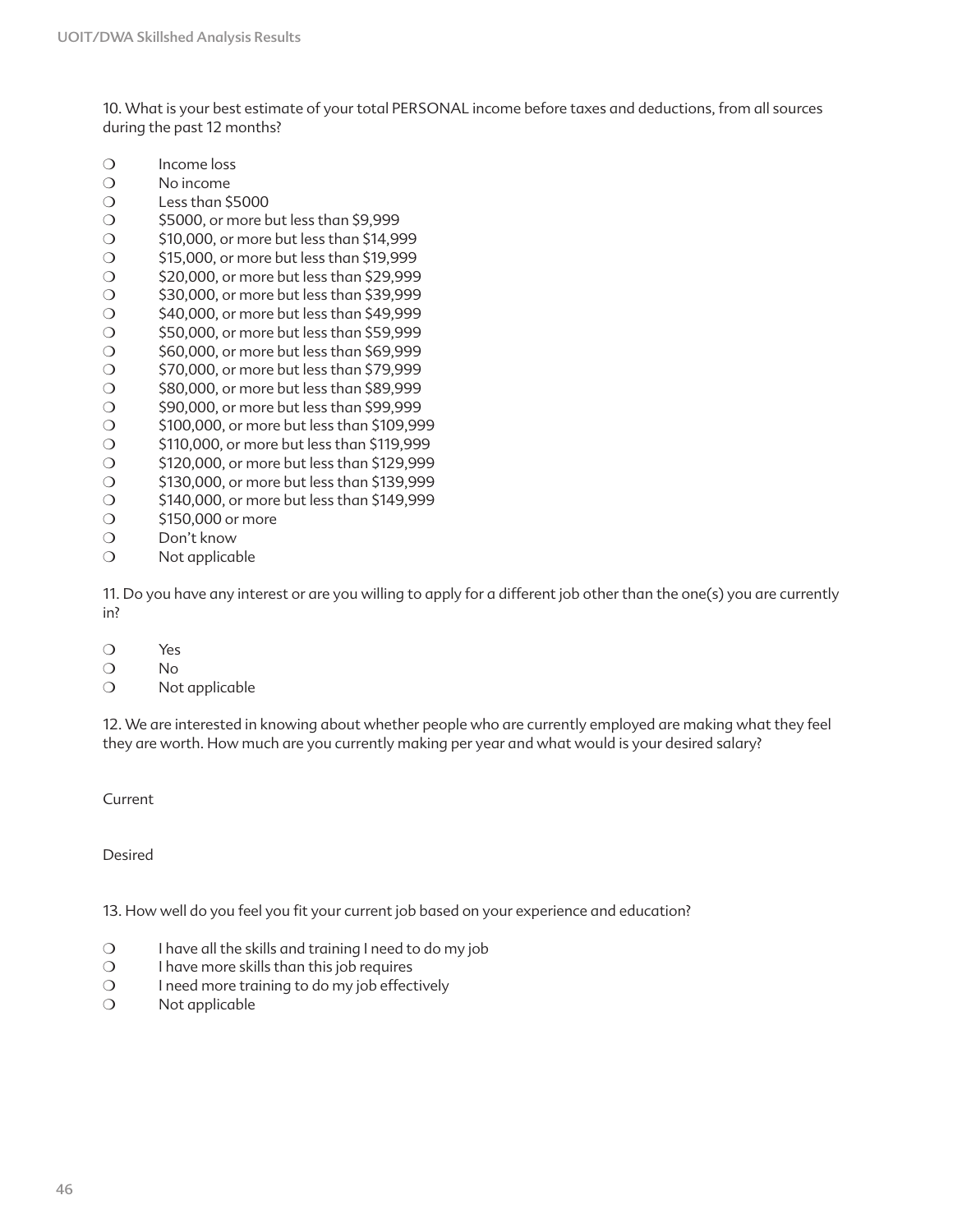10. What is your best estimate of your total PERSONAL income before taxes and deductions, from all sources during the past 12 months?

- ❍ Income loss
- ❍ No income
- ❍ Less than $5000
- ❍ $5000, or more but less than $9,999
- ❍ $10,000, or more but less than $14,999
- ❍ $15,000, or more but less than $19,999
- ❍ $20,000, or more but less than $29,999
- ❍ $30,000, or more but less than $39,999
- ❍ $40,000, or more but less than $49,999
- ❍ $50,000, or more but less than $59,999
- ❍ $60,000, or more but less than $69,999
- ❍ $70,000, or more but less than $79,999
- ❍ $80,000, or more but less than $89,999
- ❍ $90,000, or more but less than $99,999
- ❍ $100,000, or more but less than $109,999
- ❍ $110,000, or more but less than $119,999
- ❍ $120,000, or more but less than $129,999
- ❍ $130,000, or more but less than $139,999
- ❍ $140,000, or more but less than $149,999
- ❍ $150,000 or more
- ❍ Don't know
- ❍ Not applicable

11. Do you have any interest or are you willing to apply for a different job other than the one(s) you are currently in?

- ❍ Yes
- ❍ No
- ❍ Not applicable

12. We are interested in knowing about whether people who are currently employed are making what they feel they are worth. How much are you currently making per year and what would is your desired salary?

Current

Desired

13. How well do you feel you fit your current job based on your experience and education?

- ❍ I have all the skills and training I need to do my job
- ❍ I have more skills than this job requires
- ❍ I need more training to do my job effectively
- ❍ Not applicable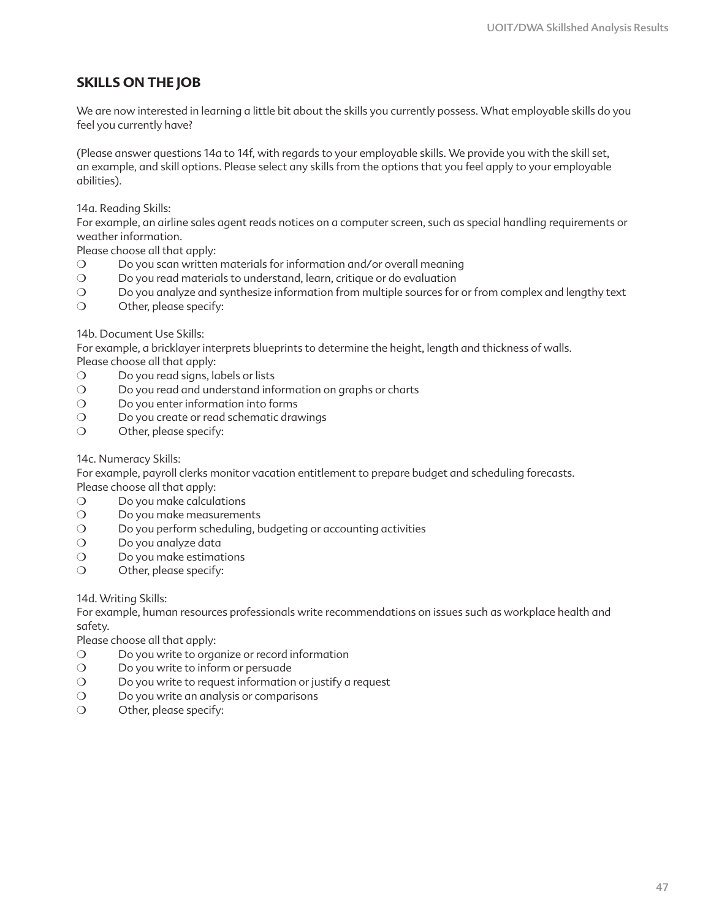## SKILLS ON THE JOB

We are now interested in learning a little bit about the skills you currently possess. What employable skills do you feel you currently have?

(Please answer questions 14a to 14f, with regards to your employable skills. We provide you with the skill set, an example, and skill options. Please select any skills from the options that you feel apply to your employable abilities).

14a. Reading Skills:
For example, an airline sales agent reads notices on a computer screen, such as special handling requirements or weather information.
Please choose all that apply:

- ❍ Do you scan written materials for information and/or overall meaning
- ❍ Do you read materials to understand, learn, critique or do evaluation
- ❍ Do you analyze and synthesize information from multiple sources for or from complex and lengthy text
- ❍ Other, please specify:

14b. Document Use Skills:
For example, a bricklayer interprets blueprints to determine the height, length and thickness of walls.
Please choose all that apply:

- ❍ Do you read signs, labels or lists
- ❍ Do you read and understand information on graphs or charts
- ❍ Do you enter information into forms
- ❍ Do you create or read schematic drawings
- ❍ Other, please specify:

14c. Numeracy Skills:
For example, payroll clerks monitor vacation entitlement to prepare budget and scheduling forecasts.
Please choose all that apply:

- ❍ Do you make calculations
- ❍ Do you make measurements
- ❍ Do you perform scheduling, budgeting or accounting activities
- ❍ Do you analyze data
- ❍ Do you make estimations
- ❍ Other, please specify:

14d. Writing Skills:
For example, human resources professionals write recommendations on issues such as workplace health and safety.
Please choose all that apply:

- ❍ Do you write to organize or record information
- ❍ Do you write to inform or persuade
- ❍ Do you write to request information or justify a request
- ❍ Do you write an analysis or comparisons
- ❍ Other, please specify: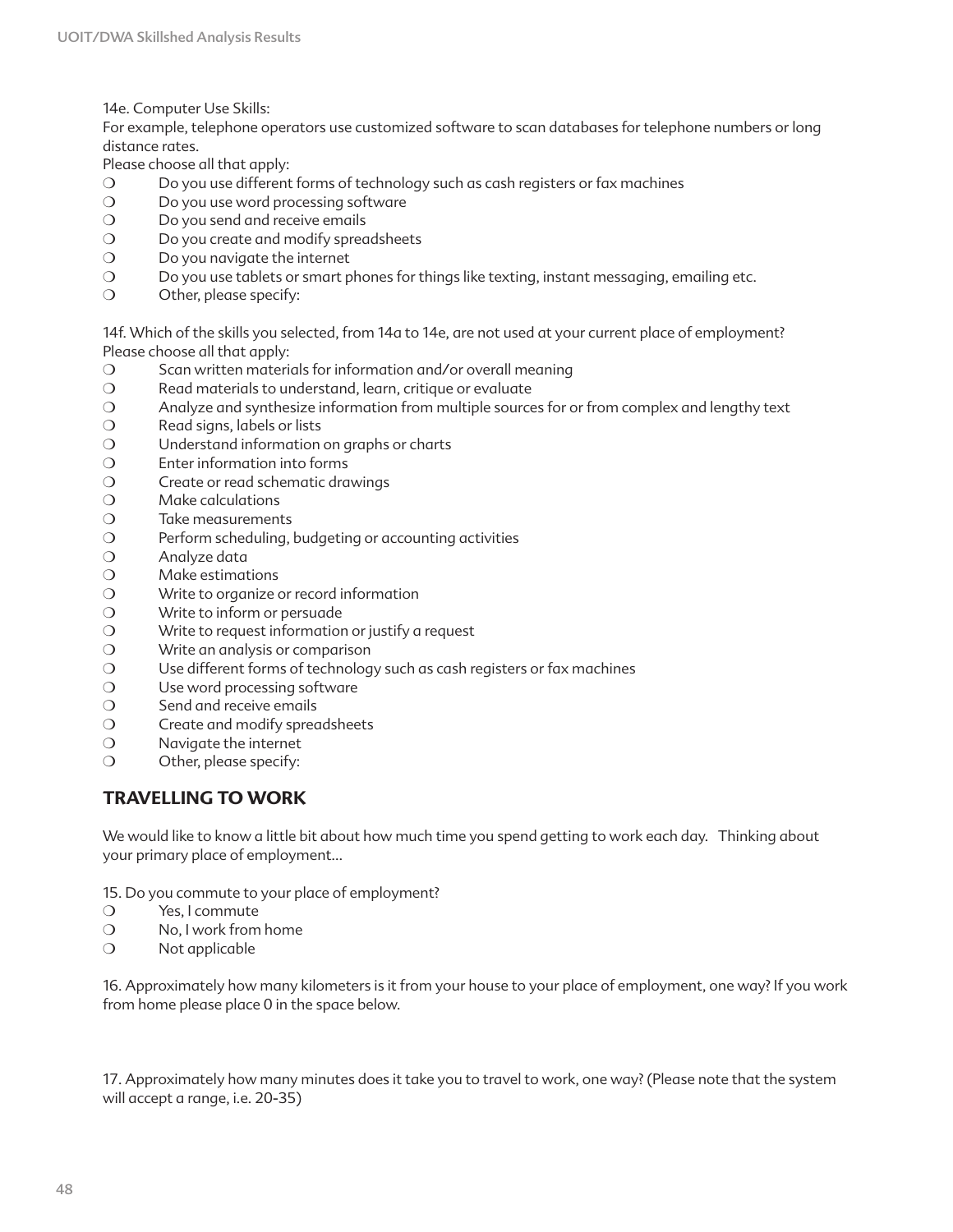14e. Computer Use Skills:
For example, telephone operators use customized software to scan databases for telephone numbers or long distance rates.
Please choose all that apply:

- ❍ Do you use different forms of technology such as cash registers or fax machines
- ❍ Do you use word processing software
- ❍ Do you send and receive emails
- ❍ Do you create and modify spreadsheets
- ❍ Do you navigate the internet
- ❍ Do you use tablets or smart phones for things like texting, instant messaging, emailing etc.
- ❍ Other, please specify:

14f. Which of the skills you selected, from 14a to 14e, are not used at your current place of employment?
Please choose all that apply:

- ❍ Scan written materials for information and/or overall meaning
- ❍ Read materials to understand, learn, critique or evaluate
- ❍ Analyze and synthesize information from multiple sources for or from complex and lengthy text
- ❍ Read signs, labels or lists
- ❍ Understand information on graphs or charts
- ❍ Enter information into forms
- ❍ Create or read schematic drawings
- ❍ Make calculations
- ❍ Take measurements
- ❍ Perform scheduling, budgeting or accounting activities
- ❍ Analyze data
- ❍ Make estimations
- ❍ Write to organize or record information
- ❍ Write to inform or persuade
- ❍ Write to request information or justify a request
- ❍ Write an analysis or comparison
- ❍ Use different forms of technology such as cash registers or fax machines
- ❍ Use word processing software
- ❍ Send and receive emails
- ❍ Create and modify spreadsheets
- ❍ Navigate the internet
- ❍ Other, please specify:

## TRAVELLING TO WORK

We would like to know a little bit about how much time you spend getting to work each day. Thinking about your primary place of employment…

15. Do you commute to your place of employment?

- ❍ Yes, I commute
- ❍ No, I work from home
- ❍ Not applicable

16. Approximately how many kilometers is it from your house to your place of employment, one way? If you work from home please place 0 in the space below.

17. Approximately how many minutes does it take you to travel to work, one way? (Please note that the system will accept a range, i.e. 20-35)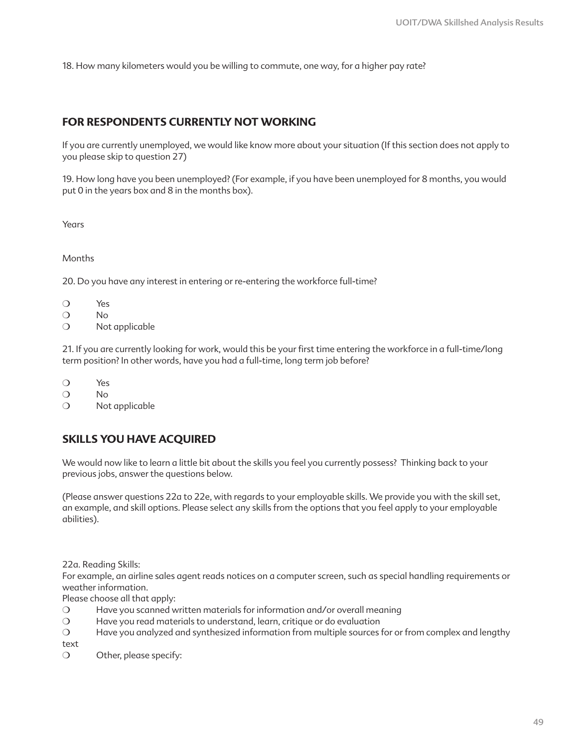18. How many kilometers would you be willing to commute, one way, for a higher pay rate?

## FOR RESPONDENTS CURRENTLY NOT WORKING

If you are currently unemployed, we would like know more about your situation (If this section does not apply to you please skip to question 27)

19. How long have you been unemployed? (For example, if you have been unemployed for 8 months, you would put 0 in the years box and 8 in the months box).

Years

Months

20. Do you have any interest in entering or re-entering the workforce full-time?

- ❍ Yes
- ❍ No
- ❍ Not applicable

21. If you are currently looking for work, would this be your first time entering the workforce in a full-time/long term position? In other words, have you had a full-time, long term job before?

- ❍ Yes
- ❍ No
- ❍ Not applicable

## SKILLS YOU HAVE ACQUIRED

We would now like to learn a little bit about the skills you feel you currently possess? Thinking back to your previous jobs, answer the questions below.

(Please answer questions 22a to 22e, with regards to your employable skills. We provide you with the skill set, an example, and skill options. Please select any skills from the options that you feel apply to your employable abilities).

22a. Reading Skills:
For example, an airline sales agent reads notices on a computer screen, such as special handling requirements or weather information.
Please choose all that apply:

- ❍ Have you scanned written materials for information and/or overall meaning
- ❍ Have you read materials to understand, learn, critique or do evaluation
- ❍ Have you analyzed and synthesized information from multiple sources for or from complex and lengthy text
- ❍ Other, please specify: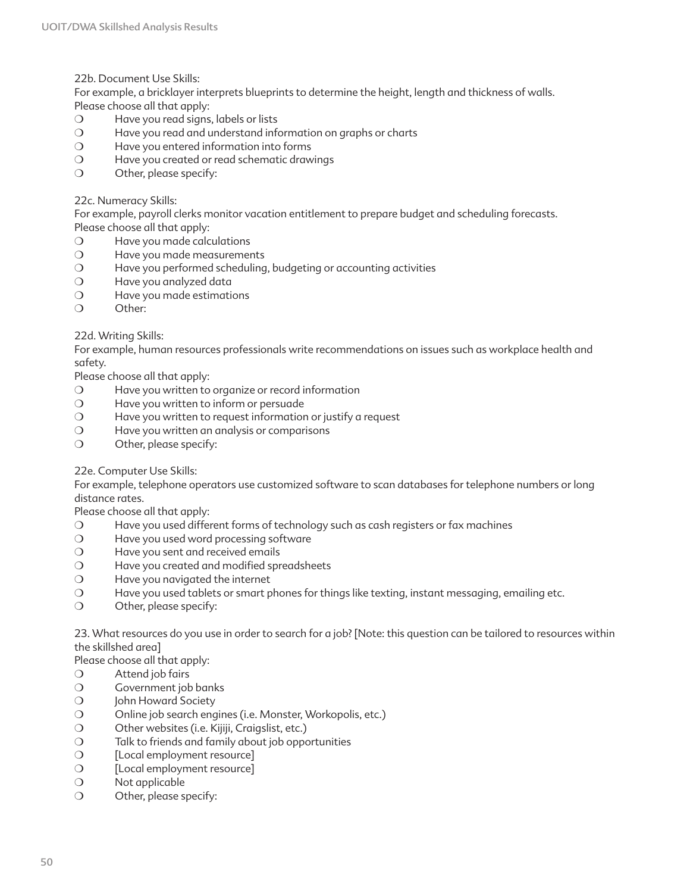22b. Document Use Skills:
For example, a bricklayer interprets blueprints to determine the height, length and thickness of walls.
Please choose all that apply:

- ❍ Have you read signs, labels or lists
- ❍ Have you read and understand information on graphs or charts
- ❍ Have you entered information into forms
- ❍ Have you created or read schematic drawings
- ❍ Other, please specify:

22c. Numeracy Skills:
For example, payroll clerks monitor vacation entitlement to prepare budget and scheduling forecasts.
Please choose all that apply:

- ❍ Have you made calculations
- ❍ Have you made measurements
- ❍ Have you performed scheduling, budgeting or accounting activities
- ❍ Have you analyzed data
- ❍ Have you made estimations
- ❍ Other:

22d. Writing Skills:
For example, human resources professionals write recommendations on issues such as workplace health and safety.
Please choose all that apply:

- ❍ Have you written to organize or record information
- ❍ Have you written to inform or persuade
- ❍ Have you written to request information or justify a request
- ❍ Have you written an analysis or comparisons
- ❍ Other, please specify:

22e. Computer Use Skills:
For example, telephone operators use customized software to scan databases for telephone numbers or long distance rates.
Please choose all that apply:

- ❍ Have you used different forms of technology such as cash registers or fax machines
- ❍ Have you used word processing software
- ❍ Have you sent and received emails
- ❍ Have you created and modified spreadsheets
- ❍ Have you navigated the internet
- ❍ Have you used tablets or smart phones for things like texting, instant messaging, emailing etc.
- ❍ Other, please specify:

23. What resources do you use in order to search for a job? [Note: this question can be tailored to resources within the skillshed area]
Please choose all that apply:

- ❍ Attend job fairs
- ❍ Government job banks
- ❍ John Howard Society
- ❍ Online job search engines (i.e. Monster, Workopolis, etc.)
- ❍ Other websites (i.e. Kijiji, Craigslist, etc.)
- ❍ Talk to friends and family about job opportunities
- ❍ [Local employment resource]
- ❍ [Local employment resource]
- ❍ Not applicable
- ❍ Other, please specify: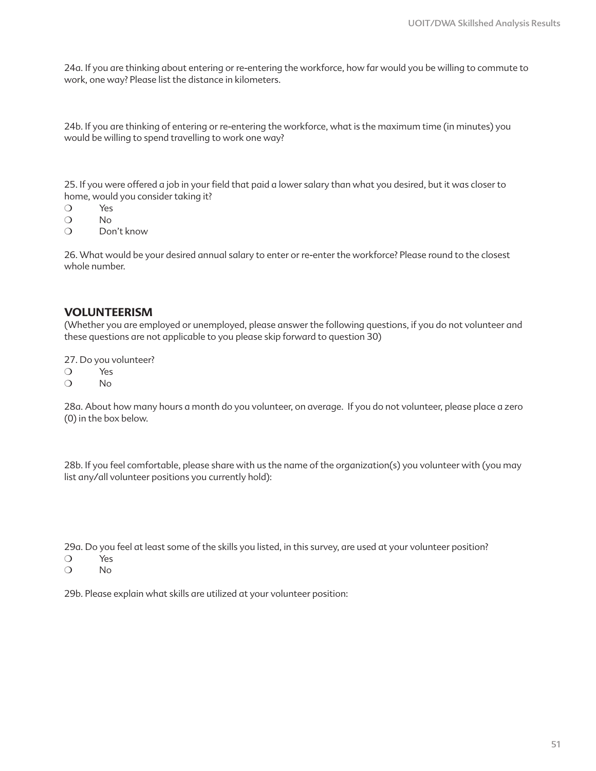24a. If you are thinking about entering or re-entering the workforce, how far would you be willing to commute to work, one way? Please list the distance in kilometers.

24b. If you are thinking of entering or re-entering the workforce, what is the maximum time (in minutes) you would be willing to spend travelling to work one way?

25. If you were offered a job in your field that paid a lower salary than what you desired, but it was closer to home, would you consider taking it?

- ❍ Yes
- ❍ No
- ❍ Don't know

26. What would be your desired annual salary to enter or re-enter the workforce? Please round to the closest whole number.

## VOLUNTEERISM

(Whether you are employed or unemployed, please answer the following questions, if you do not volunteer and these questions are not applicable to you please skip forward to question 30)

27. Do you volunteer?

- ❍ Yes
- ❍ No

28a. About how many hours a month do you volunteer, on average. If you do not volunteer, please place a zero (0) in the box below.

28b. If you feel comfortable, please share with us the name of the organization(s) you volunteer with (you may list any/all volunteer positions you currently hold):

29a. Do you feel at least some of the skills you listed, in this survey, are used at your volunteer position?

- ❍ Yes
- ❍ No

29b. Please explain what skills are utilized at your volunteer position: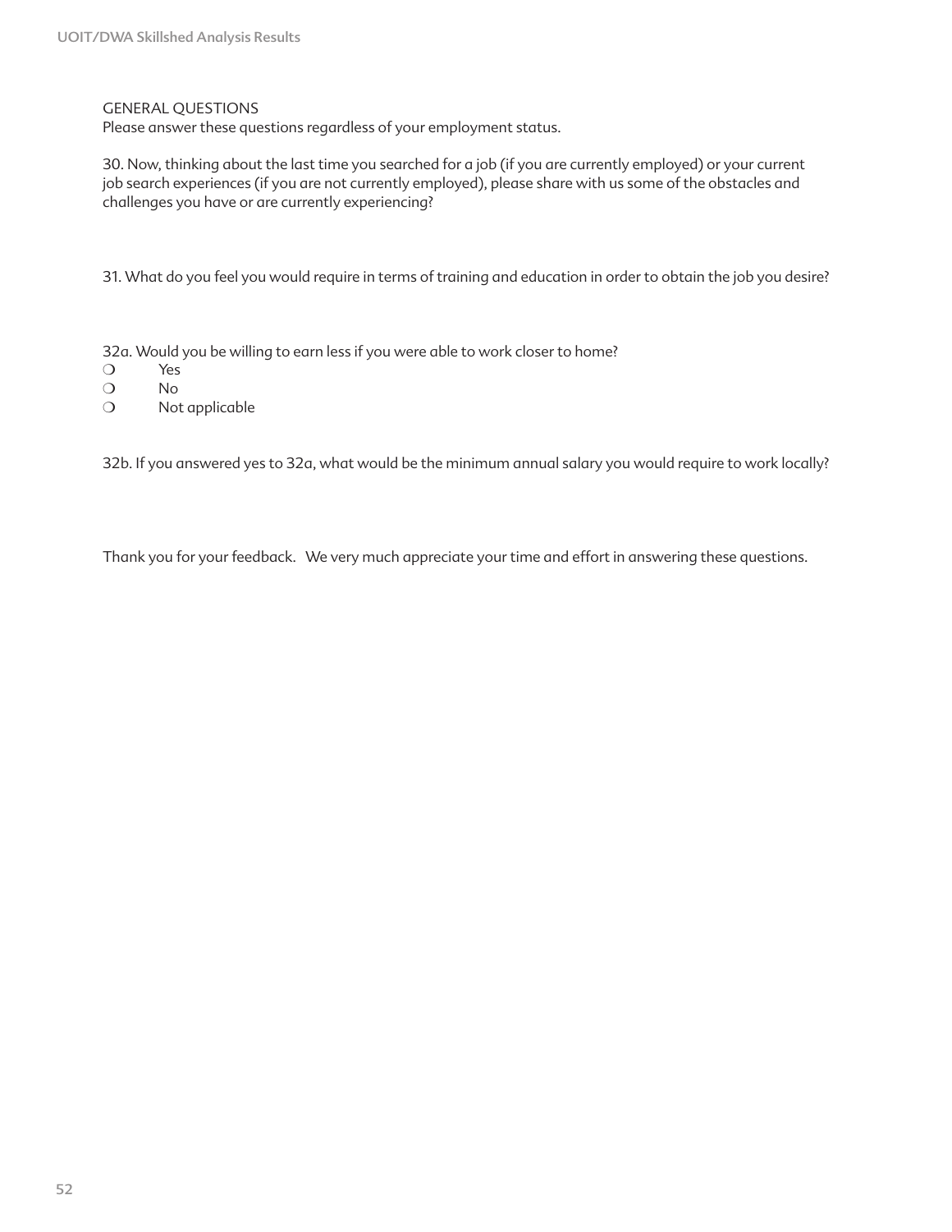GENERAL QUESTIONS

Please answer these questions regardless of your employment status.

30. Now, thinking about the last time you searched for a job (if you are currently employed) or your current job search experiences (if you are not currently employed), please share with us some of the obstacles and challenges you have or are currently experiencing?

31. What do you feel you would require in terms of training and education in order to obtain the job you desire?

32a. Would you be willing to earn less if you were able to work closer to home?

- ❍ Yes
- ❍ No
- ❍ Not applicable

32b. If you answered yes to 32a, what would be the minimum annual salary you would require to work locally?

Thank you for your feedback. We very much appreciate your time and effort in answering these questions.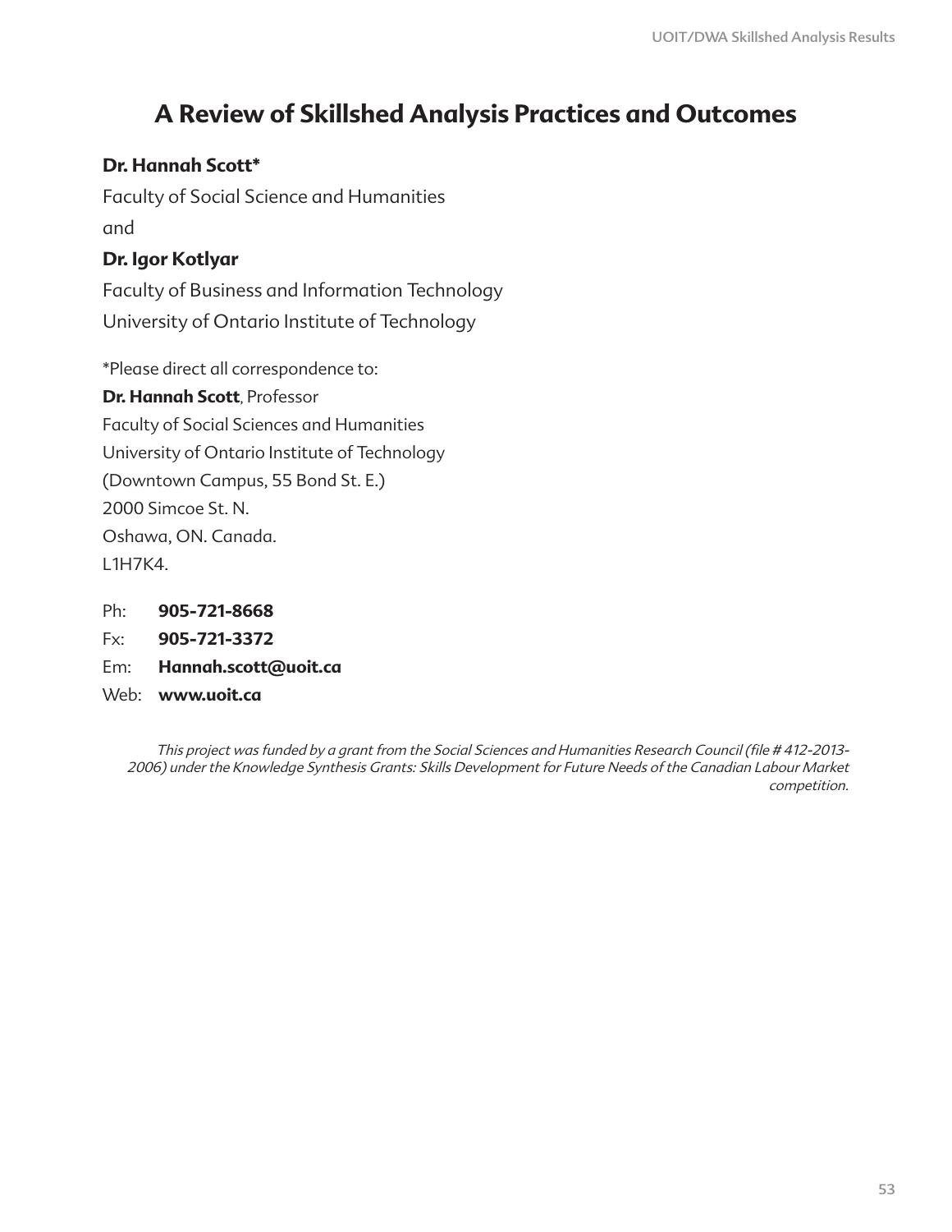# A Review of Skillshed Analysis Practices and Outcomes

**Dr. Hannah Scott***

Faculty of Social Science and Humanities

and

**Dr. Igor Kotlyar**

Faculty of Business and Information Technology

University of Ontario Institute of Technology

*Please direct all correspondence to:

**Dr. Hannah Scott**, Professor

Faculty of Social Sciences and Humanities

University of Ontario Institute of Technology

(Downtown Campus, 55 Bond St. E.)

2000 Simcoe St. N.

Oshawa, ON. Canada.

L1H7K4.

Ph: **905-721-8668**

Fx: **905-721-3372**

Em: **Hannah.scott@uoit.ca**

Web: **www.uoit.ca**

*This project was funded by a grant from the Social Sciences and Humanities Research Council (file # 412-2013-2006) under the Knowledge Synthesis Grants: Skills Development for Future Needs of the Canadian Labour Market competition.*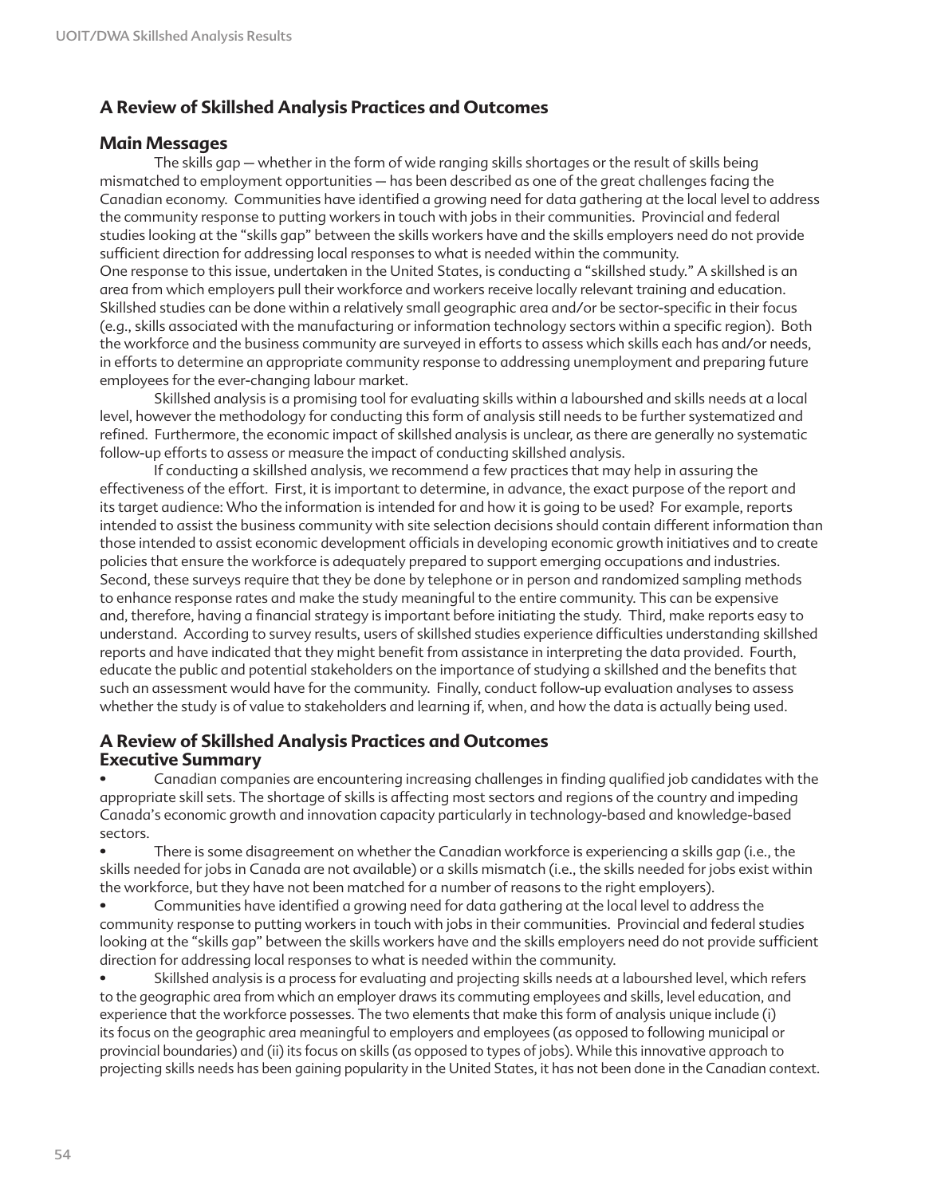## A Review of Skillshed Analysis Practices and Outcomes

### Main Messages

The skills gap — whether in the form of wide ranging skills shortages or the result of skills being mismatched to employment opportunities — has been described as one of the great challenges facing the Canadian economy. Communities have identified a growing need for data gathering at the local level to address the community response to putting workers in touch with jobs in their communities. Provincial and federal studies looking at the "skills gap" between the skills workers have and the skills employers need do not provide sufficient direction for addressing local responses to what is needed within the community.

One response to this issue, undertaken in the United States, is conducting a "skillshed study." A skillshed is an area from which employers pull their workforce and workers receive locally relevant training and education. Skillshed studies can be done within a relatively small geographic area and/or be sector-specific in their focus (e.g., skills associated with the manufacturing or information technology sectors within a specific region). Both the workforce and the business community are surveyed in efforts to assess which skills each has and/or needs, in efforts to determine an appropriate community response to addressing unemployment and preparing future employees for the ever-changing labour market.

Skillshed analysis is a promising tool for evaluating skills within a labourshed and skills needs at a local level, however the methodology for conducting this form of analysis still needs to be further systematized and refined. Furthermore, the economic impact of skillshed analysis is unclear, as there are generally no systematic follow-up efforts to assess or measure the impact of conducting skillshed analysis.

If conducting a skillshed analysis, we recommend a few practices that may help in assuring the effectiveness of the effort. First, it is important to determine, in advance, the exact purpose of the report and its target audience: Who the information is intended for and how it is going to be used? For example, reports intended to assist the business community with site selection decisions should contain different information than those intended to assist economic development officials in developing economic growth initiatives and to create policies that ensure the workforce is adequately prepared to support emerging occupations and industries. Second, these surveys require that they be done by telephone or in person and randomized sampling methods to enhance response rates and make the study meaningful to the entire community. This can be expensive and, therefore, having a financial strategy is important before initiating the study. Third, make reports easy to understand. According to survey results, users of skillshed studies experience difficulties understanding skillshed reports and have indicated that they might benefit from assistance in interpreting the data provided. Fourth, educate the public and potential stakeholders on the importance of studying a skillshed and the benefits that such an assessment would have for the community. Finally, conduct follow-up evaluation analyses to assess whether the study is of value to stakeholders and learning if, when, and how the data is actually being used.

## A Review of Skillshed Analysis Practices and Outcomes
### Executive Summary

- Canadian companies are encountering increasing challenges in finding qualified job candidates with the appropriate skill sets. The shortage of skills is affecting most sectors and regions of the country and impeding Canada's economic growth and innovation capacity particularly in technology-based and knowledge-based sectors.
- There is some disagreement on whether the Canadian workforce is experiencing a skills gap (i.e., the skills needed for jobs in Canada are not available) or a skills mismatch (i.e., the skills needed for jobs exist within the workforce, but they have not been matched for a number of reasons to the right employers).
- Communities have identified a growing need for data gathering at the local level to address the community response to putting workers in touch with jobs in their communities. Provincial and federal studies looking at the "skills gap" between the skills workers have and the skills employers need do not provide sufficient direction for addressing local responses to what is needed within the community.
- Skillshed analysis is a process for evaluating and projecting skills needs at a labourshed level, which refers to the geographic area from which an employer draws its commuting employees and skills, level education, and experience that the workforce possesses. The two elements that make this form of analysis unique include (i) its focus on the geographic area meaningful to employers and employees (as opposed to following municipal or provincial boundaries) and (ii) its focus on skills (as opposed to types of jobs). While this innovative approach to projecting skills needs has been gaining popularity in the United States, it has not been done in the Canadian context.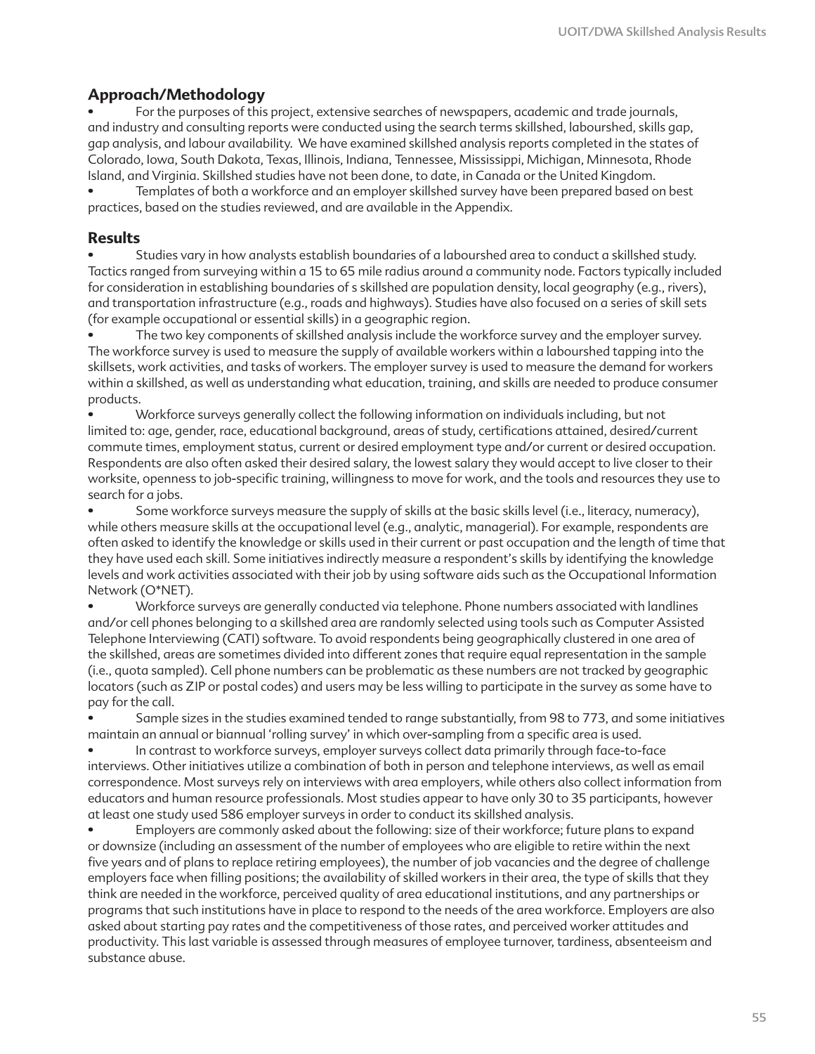## Approach/Methodology

- For the purposes of this project, extensive searches of newspapers, academic and trade journals, and industry and consulting reports were conducted using the search terms skillshed, labourshed, skills gap, gap analysis, and labour availability. We have examined skillshed analysis reports completed in the states of Colorado, Iowa, South Dakota, Texas, Illinois, Indiana, Tennessee, Mississippi, Michigan, Minnesota, Rhode Island, and Virginia. Skillshed studies have not been done, to date, in Canada or the United Kingdom.
- Templates of both a workforce and an employer skillshed survey have been prepared based on best practices, based on the studies reviewed, and are available in the Appendix.

## Results

- Studies vary in how analysts establish boundaries of a labourshed area to conduct a skillshed study. Tactics ranged from surveying within a 15 to 65 mile radius around a community node. Factors typically included for consideration in establishing boundaries of s skillshed are population density, local geography (e.g., rivers), and transportation infrastructure (e.g., roads and highways). Studies have also focused on a series of skill sets (for example occupational or essential skills) in a geographic region.
- The two key components of skillshed analysis include the workforce survey and the employer survey. The workforce survey is used to measure the supply of available workers within a labourshed tapping into the skillsets, work activities, and tasks of workers. The employer survey is used to measure the demand for workers within a skillshed, as well as understanding what education, training, and skills are needed to produce consumer products.
- Workforce surveys generally collect the following information on individuals including, but not limited to: age, gender, race, educational background, areas of study, certifications attained, desired/current commute times, employment status, current or desired employment type and/or current or desired occupation. Respondents are also often asked their desired salary, the lowest salary they would accept to live closer to their worksite, openness to job-specific training, willingness to move for work, and the tools and resources they use to search for a jobs.
- Some workforce surveys measure the supply of skills at the basic skills level (i.e., literacy, numeracy), while others measure skills at the occupational level (e.g., analytic, managerial). For example, respondents are often asked to identify the knowledge or skills used in their current or past occupation and the length of time that they have used each skill. Some initiatives indirectly measure a respondent's skills by identifying the knowledge levels and work activities associated with their job by using software aids such as the Occupational Information Network (O*NET).
- Workforce surveys are generally conducted via telephone. Phone numbers associated with landlines and/or cell phones belonging to a skillshed area are randomly selected using tools such as Computer Assisted Telephone Interviewing (CATI) software. To avoid respondents being geographically clustered in one area of the skillshed, areas are sometimes divided into different zones that require equal representation in the sample (i.e., quota sampled). Cell phone numbers can be problematic as these numbers are not tracked by geographic locators (such as ZIP or postal codes) and users may be less willing to participate in the survey as some have to pay for the call.
- Sample sizes in the studies examined tended to range substantially, from 98 to 773, and some initiatives maintain an annual or biannual 'rolling survey' in which over-sampling from a specific area is used.
- In contrast to workforce surveys, employer surveys collect data primarily through face-to-face interviews. Other initiatives utilize a combination of both in person and telephone interviews, as well as email correspondence. Most surveys rely on interviews with area employers, while others also collect information from educators and human resource professionals. Most studies appear to have only 30 to 35 participants, however at least one study used 586 employer surveys in order to conduct its skillshed analysis.
- Employers are commonly asked about the following: size of their workforce; future plans to expand or downsize (including an assessment of the number of employees who are eligible to retire within the next five years and of plans to replace retiring employees), the number of job vacancies and the degree of challenge employers face when filling positions; the availability of skilled workers in their area, the type of skills that they think are needed in the workforce, perceived quality of area educational institutions, and any partnerships or programs that such institutions have in place to respond to the needs of the area workforce. Employers are also asked about starting pay rates and the competitiveness of those rates, and perceived worker attitudes and productivity. This last variable is assessed through measures of employee turnover, tardiness, absenteeism and substance abuse.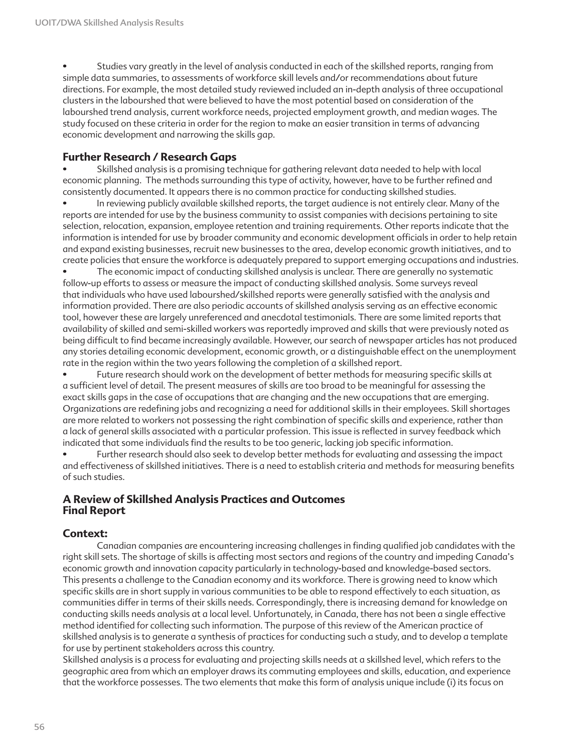- Studies vary greatly in the level of analysis conducted in each of the skillshed reports, ranging from simple data summaries, to assessments of workforce skill levels and/or recommendations about future directions. For example, the most detailed study reviewed included an in-depth analysis of three occupational clusters in the laboursherd that were believed to have the most potential based on consideration of the laboursherd trend analysis, current workforce needs, projected employment growth, and median wages. The study focused on these criteria in order for the region to make an easier transition in terms of advancing economic development and narrowing the skills gap.

## Further Research / Research Gaps

- Skillshed analysis is a promising technique for gathering relevant data needed to help with local economic planning. The methods surrounding this type of activity, however, have to be further refined and consistently documented. It appears there is no common practice for conducting skillshed studies.
- In reviewing publicly available skillshed reports, the target audience is not entirely clear. Many of the reports are intended for use by the business community to assist companies with decisions pertaining to site selection, relocation, expansion, employee retention and training requirements. Other reports indicate that the information is intended for use by broader community and economic development officials in order to help retain and expand existing businesses, recruit new businesses to the area, develop economic growth initiatives, and to create policies that ensure the workforce is adequately prepared to support emerging occupations and industries.
- The economic impact of conducting skillshed analysis is unclear. There are generally no systematic follow-up efforts to assess or measure the impact of conducting skillshed analysis. Some surveys reveal that individuals who have used laboursherd/skillshed reports were generally satisfied with the analysis and information provided. There are also periodic accounts of skillshed analysis serving as an effective economic tool, however these are largely unreferenced and anecdotal testimonials. There are some limited reports that availability of skilled and semi-skilled workers was reportedly improved and skills that were previously noted as being difficult to find became increasingly available. However, our search of newspaper articles has not produced any stories detailing economic development, economic growth, or a distinguishable effect on the unemployment rate in the region within the two years following the completion of a skillshed report.
- Future research should work on the development of better methods for measuring specific skills at a sufficient level of detail. The present measures of skills are too broad to be meaningful for assessing the exact skills gaps in the case of occupations that are changing and the new occupations that are emerging. Organizations are redefining jobs and recognizing a need for additional skills in their employees. Skill shortages are more related to workers not possessing the right combination of specific skills and experience, rather than a lack of general skills associated with a particular profession. This issue is reflected in survey feedback which indicated that some individuals find the results to be too generic, lacking job specific information.
- Further research should also seek to develop better methods for evaluating and assessing the impact and effectiveness of skillshed initiatives. There is a need to establish criteria and methods for measuring benefits of such studies.

## A Review of Skillshed Analysis Practices and Outcomes Final Report

## Context:

Canadian companies are encountering increasing challenges in finding qualified job candidates with the right skill sets. The shortage of skills is affecting most sectors and regions of the country and impeding Canada's economic growth and innovation capacity particularly in technology-based and knowledge-based sectors. This presents a challenge to the Canadian economy and its workforce. There is growing need to know which specific skills are in short supply in various communities to be able to respond effectively to each situation, as communities differ in terms of their skills needs. Correspondingly, there is increasing demand for knowledge on conducting skills needs analysis at a local level. Unfortunately, in Canada, there has not been a single effective method identified for collecting such information. The purpose of this review of the American practice of skillshed analysis is to generate a synthesis of practices for conducting such a study, and to develop a template for use by pertinent stakeholders across this country.

Skillshed analysis is a process for evaluating and projecting skills needs at a skillshed level, which refers to the geographic area from which an employer draws its commuting employees and skills, education, and experience that the workforce possesses. The two elements that make this form of analysis unique include (i) its focus on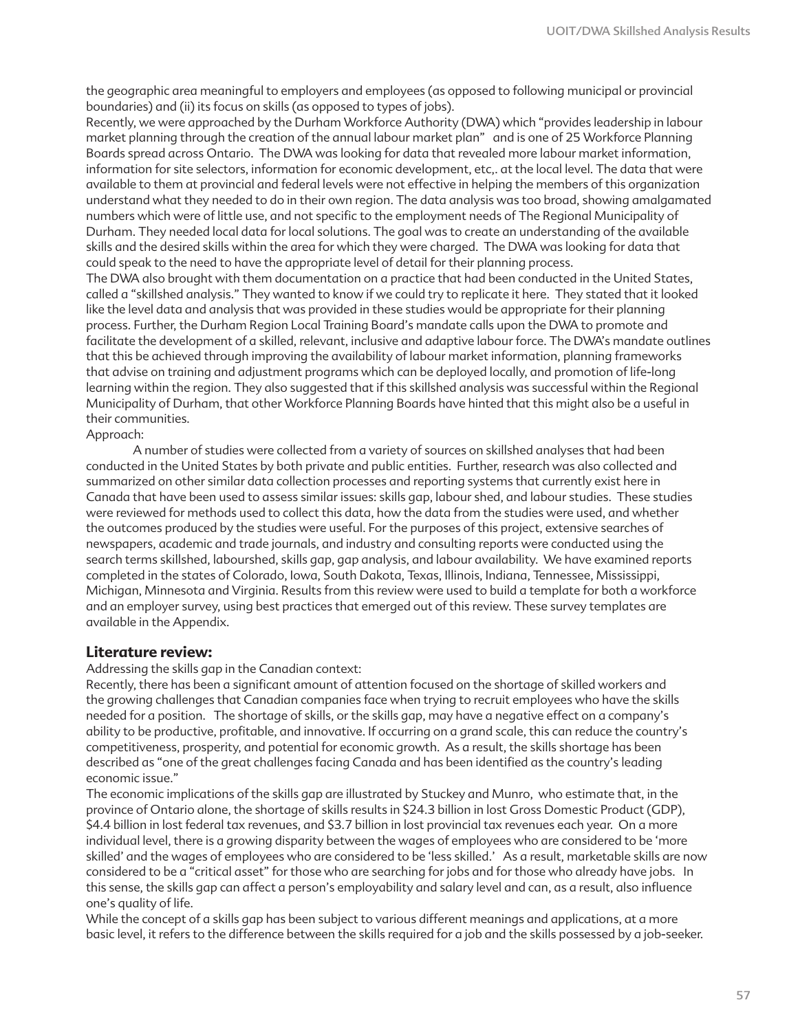the geographic area meaningful to employers and employees (as opposed to following municipal or provincial boundaries) and (ii) its focus on skills (as opposed to types of jobs).

Recently, we were approached by the Durham Workforce Authority (DWA) which "provides leadership in labour market planning through the creation of the annual labour market plan" and is one of 25 Workforce Planning Boards spread across Ontario. The DWA was looking for data that revealed more labour market information, information for site selectors, information for economic development, etc,. at the local level. The data that were available to them at provincial and federal levels were not effective in helping the members of this organization understand what they needed to do in their own region. The data analysis was too broad, showing amalgamated numbers which were of little use, and not specific to the employment needs of The Regional Municipality of Durham. They needed local data for local solutions. The goal was to create an understanding of the available skills and the desired skills within the area for which they were charged. The DWA was looking for data that could speak to the need to have the appropriate level of detail for their planning process.

The DWA also brought with them documentation on a practice that had been conducted in the United States, called a "skillshed analysis." They wanted to know if we could try to replicate it here. They stated that it looked like the level data and analysis that was provided in these studies would be appropriate for their planning process. Further, the Durham Region Local Training Board's mandate calls upon the DWA to promote and facilitate the development of a skilled, relevant, inclusive and adaptive labour force. The DWA's mandate outlines that this be achieved through improving the availability of labour market information, planning frameworks that advise on training and adjustment programs which can be deployed locally, and promotion of life-long learning within the region. They also suggested that if this skillshed analysis was successful within the Regional Municipality of Durham, that other Workforce Planning Boards have hinted that this might also be a useful in their communities.

Approach:

A number of studies were collected from a variety of sources on skillshed analyses that had been conducted in the United States by both private and public entities. Further, research was also collected and summarized on other similar data collection processes and reporting systems that currently exist here in Canada that have been used to assess similar issues: skills gap, labour shed, and labour studies. These studies were reviewed for methods used to collect this data, how the data from the studies were used, and whether the outcomes produced by the studies were useful. For the purposes of this project, extensive searches of newspapers, academic and trade journals, and industry and consulting reports were conducted using the search terms skillshed, labourshed, skills gap, gap analysis, and labour availability. We have examined reports completed in the states of Colorado, Iowa, South Dakota, Texas, Illinois, Indiana, Tennessee, Mississippi, Michigan, Minnesota and Virginia. Results from this review were used to build a template for both a workforce and an employer survey, using best practices that emerged out of this review. These survey templates are available in the Appendix.

## Literature review:

Addressing the skills gap in the Canadian context:

Recently, there has been a significant amount of attention focused on the shortage of skilled workers and the growing challenges that Canadian companies face when trying to recruit employees who have the skills needed for a position. The shortage of skills, or the skills gap, may have a negative effect on a company's ability to be productive, profitable, and innovative. If occurring on a grand scale, this can reduce the country's competitiveness, prosperity, and potential for economic growth. As a result, the skills shortage has been described as "one of the great challenges facing Canada and has been identified as the country's leading economic issue."

The economic implications of the skills gap are illustrated by Stuckey and Munro, who estimate that, in the province of Ontario alone, the shortage of skills results in $24.3 billion in lost Gross Domestic Product (GDP), $4.4 billion in lost federal tax revenues, and $3.7 billion in lost provincial tax revenues each year. On a more individual level, there is a growing disparity between the wages of employees who are considered to be 'more skilled' and the wages of employees who are considered to be 'less skilled.' As a result, marketable skills are now considered to be a "critical asset" for those who are searching for jobs and for those who already have jobs. In this sense, the skills gap can affect a person's employability and salary level and can, as a result, also influence one's quality of life.

While the concept of a skills gap has been subject to various different meanings and applications, at a more basic level, it refers to the difference between the skills required for a job and the skills possessed by a job-seeker.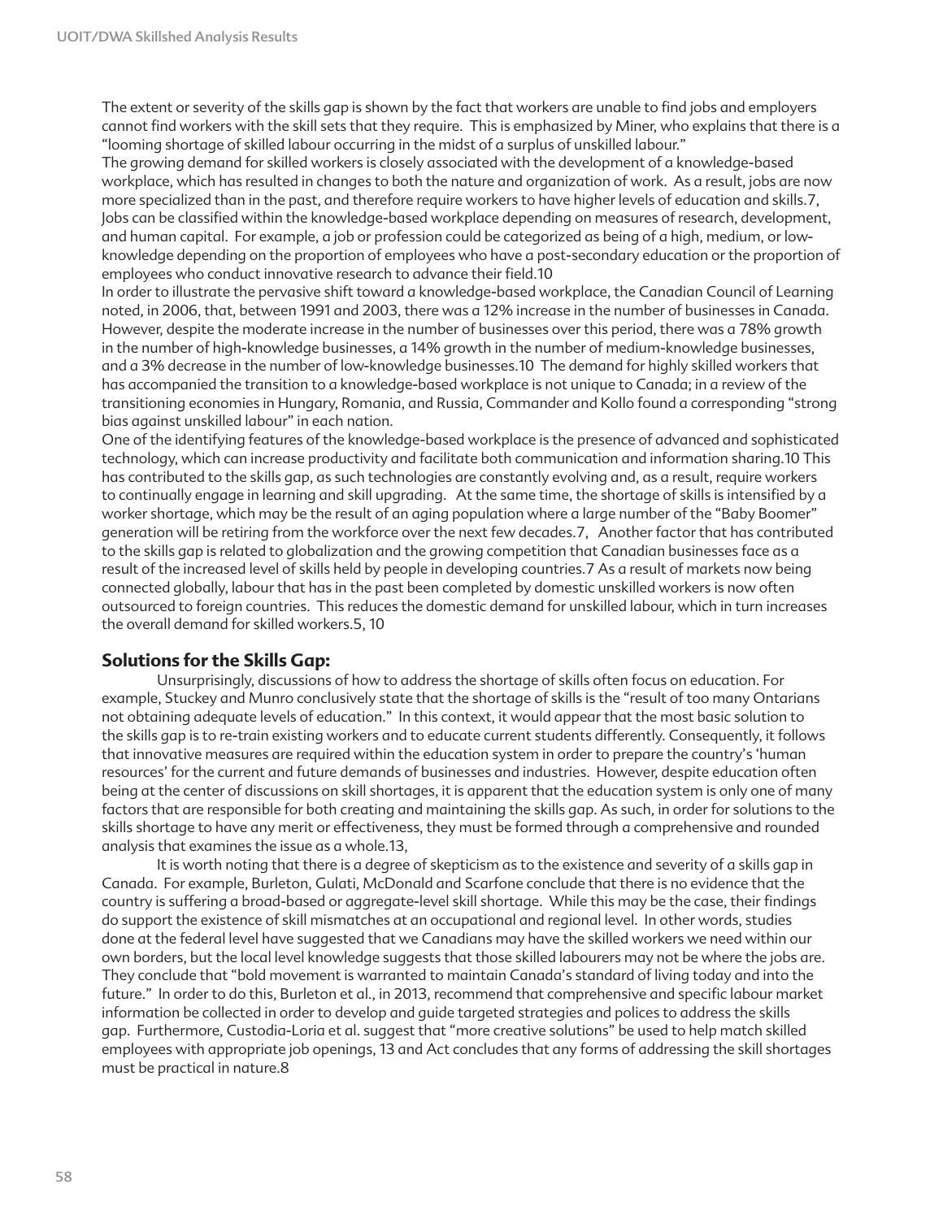The extent or severity of the skills gap is shown by the fact that workers are unable to find jobs and employers cannot find workers with the skill sets that they require. This is emphasized by Miner, who explains that there is a "looming shortage of skilled labour occurring in the midst of a surplus of unskilled labour."

The growing demand for skilled workers is closely associated with the development of a knowledge-based workplace, which has resulted in changes to both the nature and organization of work. As a result, jobs are now more specialized than in the past, and therefore require workers to have higher levels of education and skills.7, Jobs can be classified within the knowledge-based workplace depending on measures of research, development, and human capital. For example, a job or profession could be categorized as being of a high, medium, or low-knowledge depending on the proportion of employees who have a post-secondary education or the proportion of employees who conduct innovative research to advance their field.10

In order to illustrate the pervasive shift toward a knowledge-based workplace, the Canadian Council of Learning noted, in 2006, that, between 1991 and 2003, there was a 12% increase in the number of businesses in Canada. However, despite the moderate increase in the number of businesses over this period, there was a 78% growth in the number of high-knowledge businesses, a 14% growth in the number of medium-knowledge businesses, and a 3% decrease in the number of low-knowledge businesses.10 The demand for highly skilled workers that has accompanied the transition to a knowledge-based workplace is not unique to Canada; in a review of the transitioning economies in Hungary, Romania, and Russia, Commander and Kollo found a corresponding "strong bias against unskilled labour" in each nation.

One of the identifying features of the knowledge-based workplace is the presence of advanced and sophisticated technology, which can increase productivity and facilitate both communication and information sharing.10 This has contributed to the skills gap, as such technologies are constantly evolving and, as a result, require workers to continually engage in learning and skill upgrading. At the same time, the shortage of skills is intensified by a worker shortage, which may be the result of an aging population where a large number of the "Baby Boomer" generation will be retiring from the workforce over the next few decades.7, Another factor that has contributed to the skills gap is related to globalization and the growing competition that Canadian businesses face as a result of the increased level of skills held by people in developing countries.7 As a result of markets now being connected globally, labour that has in the past been completed by domestic unskilled workers is now often outsourced to foreign countries. This reduces the domestic demand for unskilled labour, which in turn increases the overall demand for skilled workers.5, 10

## Solutions for the Skills Gap:

Unsurprisingly, discussions of how to address the shortage of skills often focus on education. For example, Stuckey and Munro conclusively state that the shortage of skills is the "result of too many Ontarians not obtaining adequate levels of education." In this context, it would appear that the most basic solution to the skills gap is to re-train existing workers and to educate current students differently. Consequently, it follows that innovative measures are required within the education system in order to prepare the country's 'human resources' for the current and future demands of businesses and industries. However, despite education often being at the center of discussions on skill shortages, it is apparent that the education system is only one of many factors that are responsible for both creating and maintaining the skills gap. As such, in order for solutions to the skills shortage to have any merit or effectiveness, they must be formed through a comprehensive and rounded analysis that examines the issue as a whole.13,

It is worth noting that there is a degree of skepticism as to the existence and severity of a skills gap in Canada. For example, Burleton, Gulati, McDonald and Scarfone conclude that there is no evidence that the country is suffering a broad-based or aggregate-level skill shortage. While this may be the case, their findings do support the existence of skill mismatches at an occupational and regional level. In other words, studies done at the federal level have suggested that we Canadians may have the skilled workers we need within our own borders, but the local level knowledge suggests that those skilled labourers may not be where the jobs are. They conclude that "bold movement is warranted to maintain Canada's standard of living today and into the future." In order to do this, Burleton et al., in 2013, recommend that comprehensive and specific labour market information be collected in order to develop and guide targeted strategies and polices to address the skills gap. Furthermore, Custodia-Loria et al. suggest that "more creative solutions" be used to help match skilled employees with appropriate job openings, 13 and Act concludes that any forms of addressing the skill shortages must be practical in nature.8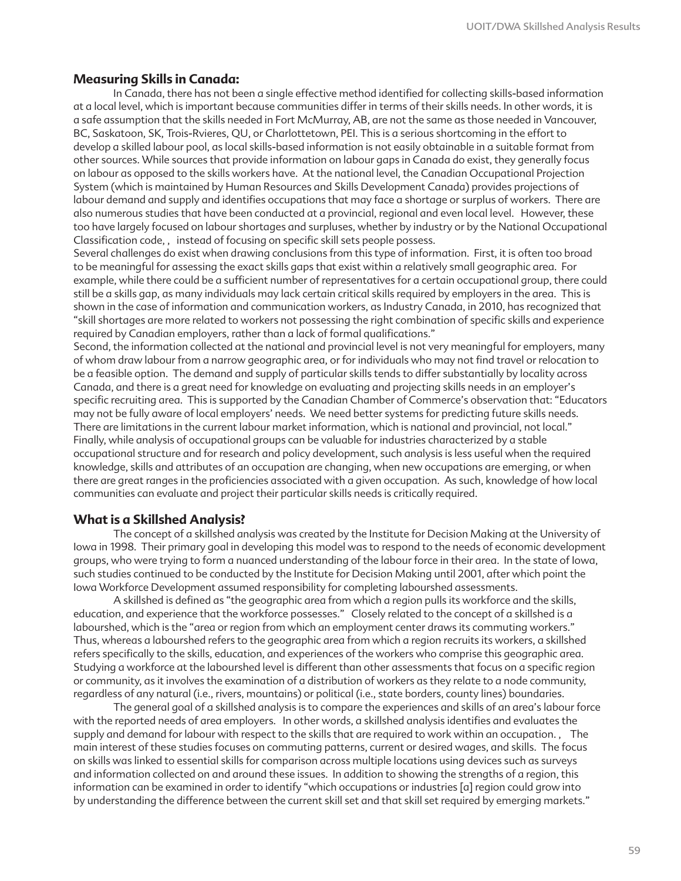## Measuring Skills in Canada:

In Canada, there has not been a single effective method identified for collecting skills-based information at a local level, which is important because communities differ in terms of their skills needs. In other words, it is a safe assumption that the skills needed in Fort McMurray, AB, are not the same as those needed in Vancouver, BC, Saskatoon, SK, Trois-Rvieres, QU, or Charlottetown, PEI. This is a serious shortcoming in the effort to develop a skilled labour pool, as local skills-based information is not easily obtainable in a suitable format from other sources. While sources that provide information on labour gaps in Canada do exist, they generally focus on labour as opposed to the skills workers have. At the national level, the Canadian Occupational Projection System (which is maintained by Human Resources and Skills Development Canada) provides projections of labour demand and supply and identifies occupations that may face a shortage or surplus of workers. There are also numerous studies that have been conducted at a provincial, regional and even local level. However, these too have largely focused on labour shortages and surpluses, whether by industry or by the National Occupational Classification code, , instead of focusing on specific skill sets people possess.

Several challenges do exist when drawing conclusions from this type of information. First, it is often too broad to be meaningful for assessing the exact skills gaps that exist within a relatively small geographic area. For example, while there could be a sufficient number of representatives for a certain occupational group, there could still be a skills gap, as many individuals may lack certain critical skills required by employers in the area. This is shown in the case of information and communication workers, as Industry Canada, in 2010, has recognized that "skill shortages are more related to workers not possessing the right combination of specific skills and experience required by Canadian employers, rather than a lack of formal qualifications."

Second, the information collected at the national and provincial level is not very meaningful for employers, many of whom draw labour from a narrow geographic area, or for individuals who may not find travel or relocation to be a feasible option. The demand and supply of particular skills tends to differ substantially by locality across Canada, and there is a great need for knowledge on evaluating and projecting skills needs in an employer's specific recruiting area. This is supported by the Canadian Chamber of Commerce's observation that: "Educators may not be fully aware of local employers' needs. We need better systems for predicting future skills needs. There are limitations in the current labour market information, which is national and provincial, not local."

Finally, while analysis of occupational groups can be valuable for industries characterized by a stable occupational structure and for research and policy development, such analysis is less useful when the required knowledge, skills and attributes of an occupation are changing, when new occupations are emerging, or when there are great ranges in the proficiencies associated with a given occupation. As such, knowledge of how local communities can evaluate and project their particular skills needs is critically required.

## What is a Skillshed Analysis?

The concept of a skillshed analysis was created by the Institute for Decision Making at the University of Iowa in 1998. Their primary goal in developing this model was to respond to the needs of economic development groups, who were trying to form a nuanced understanding of the labour force in their area. In the state of Iowa, such studies continued to be conducted by the Institute for Decision Making until 2001, after which point the Iowa Workforce Development assumed responsibility for completing labourshed assessments.

A skillshed is defined as "the geographic area from which a region pulls its workforce and the skills, education, and experience that the workforce possesses." Closely related to the concept of a skillshed is a labourshed, which is the "area or region from which an employment center draws its commuting workers." Thus, whereas a labourshed refers to the geographic area from which a region recruits its workers, a skillshed refers specifically to the skills, education, and experiences of the workers who comprise this geographic area. Studying a workforce at the labourshed level is different than other assessments that focus on a specific region or community, as it involves the examination of a distribution of workers as they relate to a node community, regardless of any natural (i.e., rivers, mountains) or political (i.e., state borders, county lines) boundaries.

The general goal of a skillshed analysis is to compare the experiences and skills of an area's labour force with the reported needs of area employers. In other words, a skillshed analysis identifies and evaluates the supply and demand for labour with respect to the skills that are required to work within an occupation. , The main interest of these studies focuses on commuting patterns, current or desired wages, and skills. The focus on skills was linked to essential skills for comparison across multiple locations using devices such as surveys and information collected on and around these issues. In addition to showing the strengths of a region, this information can be examined in order to identify "which occupations or industries [a] region could grow into by understanding the difference between the current skill set and that skill set required by emerging markets."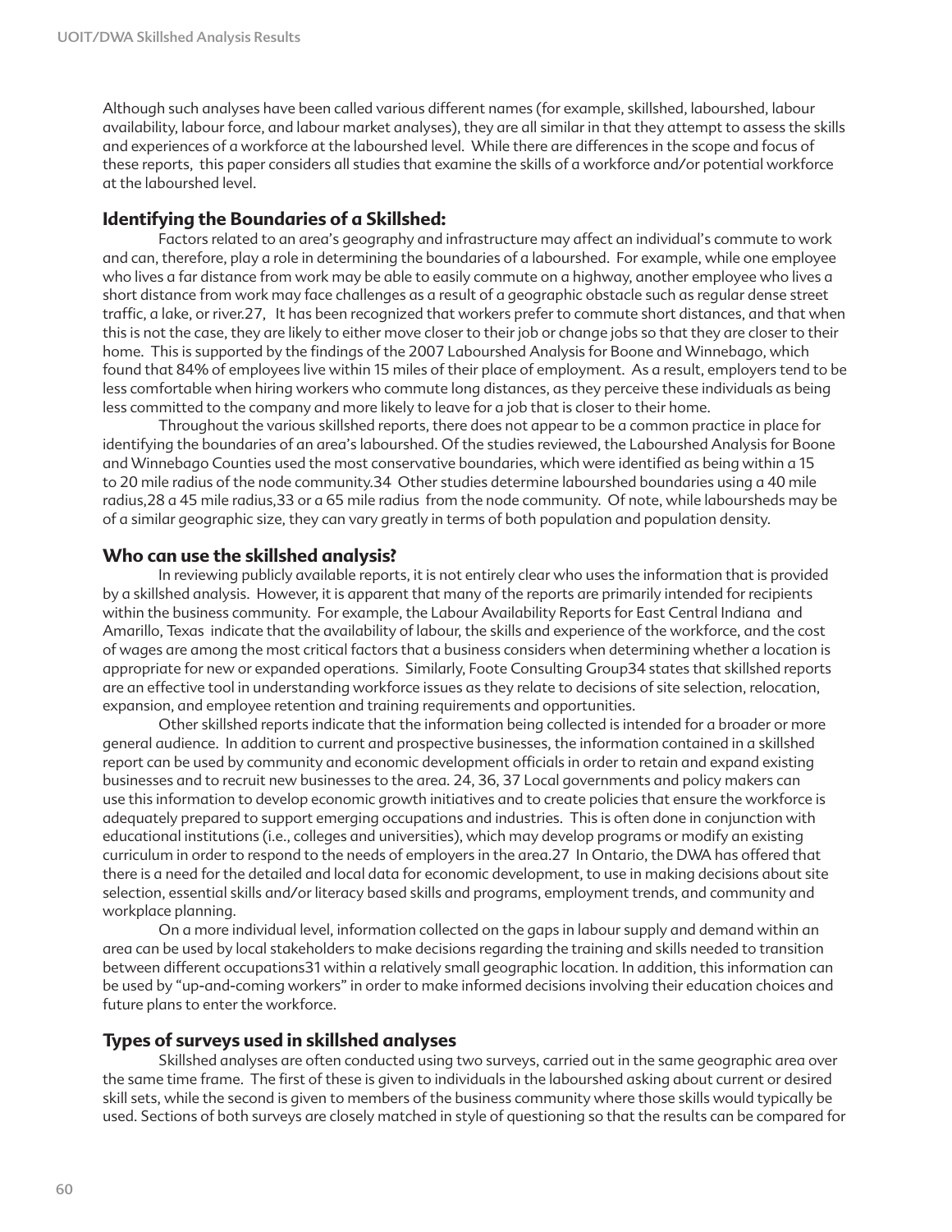Although such analyses have been called various different names (for example, skillshed, labourshed, labour availability, labour force, and labour market analyses), they are all similar in that they attempt to assess the skills and experiences of a workforce at the labourshed level. While there are differences in the scope and focus of these reports, this paper considers all studies that examine the skills of a workforce and/or potential workforce at the labourshed level.

## Identifying the Boundaries of a Skillshed:

Factors related to an area's geography and infrastructure may affect an individual's commute to work and can, therefore, play a role in determining the boundaries of a labourshed. For example, while one employee who lives a far distance from work may be able to easily commute on a highway, another employee who lives a short distance from work may face challenges as a result of a geographic obstacle such as regular dense street traffic, a lake, or river.27, It has been recognized that workers prefer to commute short distances, and that when this is not the case, they are likely to either move closer to their job or change jobs so that they are closer to their home. This is supported by the findings of the 2007 Labourshed Analysis for Boone and Winnebago, which found that 84% of employees live within 15 miles of their place of employment. As a result, employers tend to be less comfortable when hiring workers who commute long distances, as they perceive these individuals as being less committed to the company and more likely to leave for a job that is closer to their home.

Throughout the various skillshed reports, there does not appear to be a common practice in place for identifying the boundaries of an area's labourshed. Of the studies reviewed, the Labourshed Analysis for Boone and Winnebago Counties used the most conservative boundaries, which were identified as being within a 15 to 20 mile radius of the node community.34 Other studies determine labourshed boundaries using a 40 mile radius,28 a 45 mile radius,33 or a 65 mile radius from the node community. Of note, while laboursheds may be of a similar geographic size, they can vary greatly in terms of both population and population density.

## Who can use the skillshed analysis?

In reviewing publicly available reports, it is not entirely clear who uses the information that is provided by a skillshed analysis. However, it is apparent that many of the reports are primarily intended for recipients within the business community. For example, the Labour Availability Reports for East Central Indiana and Amarillo, Texas indicate that the availability of labour, the skills and experience of the workforce, and the cost of wages are among the most critical factors that a business considers when determining whether a location is appropriate for new or expanded operations. Similarly, Foote Consulting Group34 states that skillshed reports are an effective tool in understanding workforce issues as they relate to decisions of site selection, relocation, expansion, and employee retention and training requirements and opportunities.

Other skillshed reports indicate that the information being collected is intended for a broader or more general audience. In addition to current and prospective businesses, the information contained in a skillshed report can be used by community and economic development officials in order to retain and expand existing businesses and to recruit new businesses to the area. 24, 36, 37 Local governments and policy makers can use this information to develop economic growth initiatives and to create policies that ensure the workforce is adequately prepared to support emerging occupations and industries. This is often done in conjunction with educational institutions (i.e., colleges and universities), which may develop programs or modify an existing curriculum in order to respond to the needs of employers in the area.27 In Ontario, the DWA has offered that there is a need for the detailed and local data for economic development, to use in making decisions about site selection, essential skills and/or literacy based skills and programs, employment trends, and community and workplace planning.

On a more individual level, information collected on the gaps in labour supply and demand within an area can be used by local stakeholders to make decisions regarding the training and skills needed to transition between different occupations31 within a relatively small geographic location. In addition, this information can be used by "up-and-coming workers" in order to make informed decisions involving their education choices and future plans to enter the workforce.

## Types of surveys used in skillshed analyses

Skillshed analyses are often conducted using two surveys, carried out in the same geographic area over the same time frame. The first of these is given to individuals in the labourshed asking about current or desired skill sets, while the second is given to members of the business community where those skills would typically be used. Sections of both surveys are closely matched in style of questioning so that the results can be compared for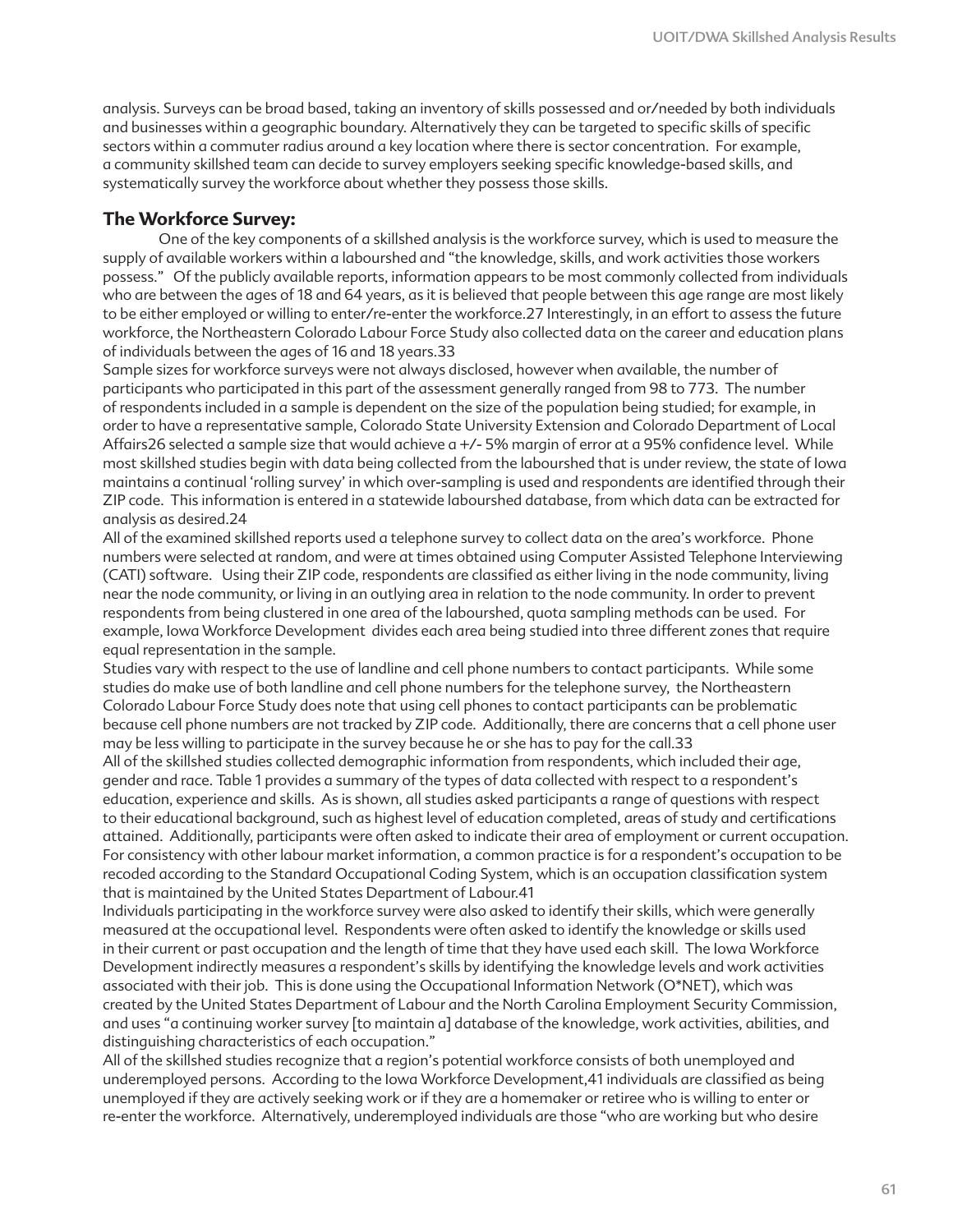analysis. Surveys can be broad based, taking an inventory of skills possessed and or/needed by both individuals and businesses within a geographic boundary. Alternatively they can be targeted to specific skills of specific sectors within a commuter radius around a key location where there is sector concentration. For example, a community skillshed team can decide to survey employers seeking specific knowledge-based skills, and systematically survey the workforce about whether they possess those skills.

## The Workforce Survey:

One of the key components of a skillshed analysis is the workforce survey, which is used to measure the supply of available workers within a laboursherd and "the knowledge, skills, and work activities those workers possess." Of the publicly available reports, information appears to be most commonly collected from individuals who are between the ages of 18 and 64 years, as it is believed that people between this age range are most likely to be either employed or willing to enter/re-enter the workforce.27 Interestingly, in an effort to assess the future workforce, the Northeastern Colorado Labour Force Study also collected data on the career and education plans of individuals between the ages of 16 and 18 years.33

Sample sizes for workforce surveys were not always disclosed, however when available, the number of participants who participated in this part of the assessment generally ranged from 98 to 773. The number of respondents included in a sample is dependent on the size of the population being studied; for example, in order to have a representative sample, Colorado State University Extension and Colorado Department of Local Affairs26 selected a sample size that would achieve a +/- 5% margin of error at a 95% confidence level. While most skillshed studies begin with data being collected from the laboursherd that is under review, the state of Iowa maintains a continual 'rolling survey' in which over-sampling is used and respondents are identified through their ZIP code. This information is entered in a statewide laboursherd database, from which data can be extracted for analysis as desired.24

All of the examined skillshed reports used a telephone survey to collect data on the area's workforce. Phone numbers were selected at random, and were at times obtained using Computer Assisted Telephone Interviewing (CATI) software. Using their ZIP code, respondents are classified as either living in the node community, living near the node community, or living in an outlying area in relation to the node community. In order to prevent respondents from being clustered in one area of the laboursherd, quota sampling methods can be used. For example, Iowa Workforce Development divides each area being studied into three different zones that require equal representation in the sample.

Studies vary with respect to the use of landline and cell phone numbers to contact participants. While some studies do make use of both landline and cell phone numbers for the telephone survey, the Northeastern Colorado Labour Force Study does note that using cell phones to contact participants can be problematic because cell phone numbers are not tracked by ZIP code. Additionally, there are concerns that a cell phone user may be less willing to participate in the survey because he or she has to pay for the call.33

All of the skillshed studies collected demographic information from respondents, which included their age, gender and race. Table 1 provides a summary of the types of data collected with respect to a respondent's education, experience and skills. As is shown, all studies asked participants a range of questions with respect to their educational background, such as highest level of education completed, areas of study and certifications attained. Additionally, participants were often asked to indicate their area of employment or current occupation. For consistency with other labour market information, a common practice is for a respondent's occupation to be recoded according to the Standard Occupational Coding System, which is an occupation classification system that is maintained by the United States Department of Labour.41

Individuals participating in the workforce survey were also asked to identify their skills, which were generally measured at the occupational level. Respondents were often asked to identify the knowledge or skills used in their current or past occupation and the length of time that they have used each skill. The Iowa Workforce Development indirectly measures a respondent's skills by identifying the knowledge levels and work activities associated with their job. This is done using the Occupational Information Network (O*NET), which was created by the United States Department of Labour and the North Carolina Employment Security Commission, and uses "a continuing worker survey [to maintain a] database of the knowledge, work activities, abilities, and distinguishing characteristics of each occupation."

All of the skillshed studies recognize that a region's potential workforce consists of both unemployed and underemployed persons. According to the Iowa Workforce Development,41 individuals are classified as being unemployed if they are actively seeking work or if they are a homemaker or retiree who is willing to enter or re-enter the workforce. Alternatively, underemployed individuals are those "who are working but who desire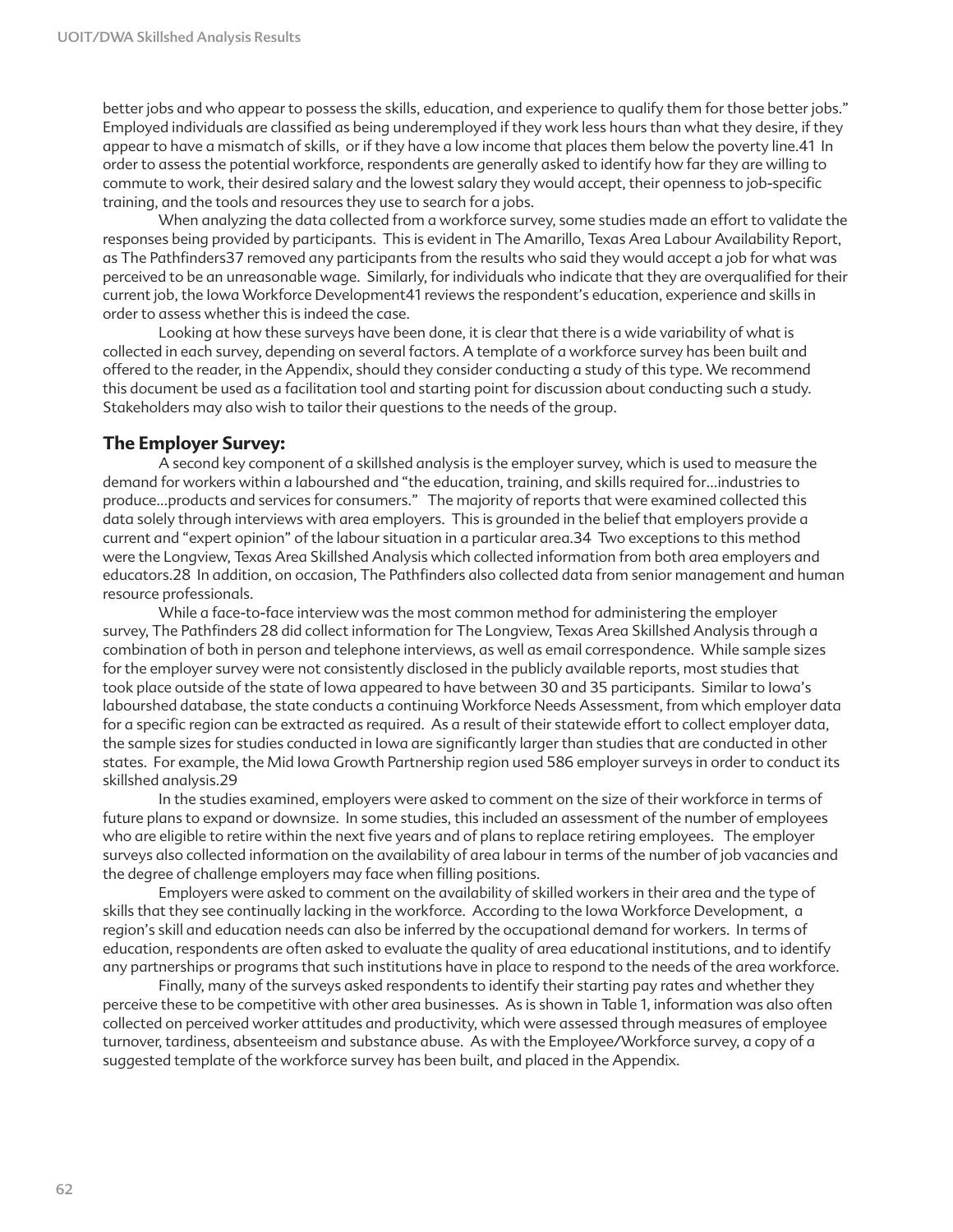better jobs and who appear to possess the skills, education, and experience to qualify them for those better jobs." Employed individuals are classified as being underemployed if they work less hours than what they desire, if they appear to have a mismatch of skills, or if they have a low income that places them below the poverty line.41 In order to assess the potential workforce, respondents are generally asked to identify how far they are willing to commute to work, their desired salary and the lowest salary they would accept, their openness to job-specific training, and the tools and resources they use to search for a jobs.

When analyzing the data collected from a workforce survey, some studies made an effort to validate the responses being provided by participants. This is evident in The Amarillo, Texas Area Labour Availability Report, as The Pathfinders37 removed any participants from the results who said they would accept a job for what was perceived to be an unreasonable wage. Similarly, for individuals who indicate that they are overqualified for their current job, the Iowa Workforce Development41 reviews the respondent's education, experience and skills in order to assess whether this is indeed the case.

Looking at how these surveys have been done, it is clear that there is a wide variability of what is collected in each survey, depending on several factors. A template of a workforce survey has been built and offered to the reader, in the Appendix, should they consider conducting a study of this type. We recommend this document be used as a facilitation tool and starting point for discussion about conducting such a study. Stakeholders may also wish to tailor their questions to the needs of the group.

## The Employer Survey:

A second key component of a skillshed analysis is the employer survey, which is used to measure the demand for workers within a labourshed and "the education, training, and skills required for…industries to produce…products and services for consumers." The majority of reports that were examined collected this data solely through interviews with area employers. This is grounded in the belief that employers provide a current and "expert opinion" of the labour situation in a particular area.34 Two exceptions to this method were the Longview, Texas Area Skillshed Analysis which collected information from both area employers and educators.28 In addition, on occasion, The Pathfinders also collected data from senior management and human resource professionals.

While a face-to-face interview was the most common method for administering the employer survey, The Pathfinders 28 did collect information for The Longview, Texas Area Skillshed Analysis through a combination of both in person and telephone interviews, as well as email correspondence. While sample sizes for the employer survey were not consistently disclosed in the publicly available reports, most studies that took place outside of the state of Iowa appeared to have between 30 and 35 participants. Similar to Iowa's labourshed database, the state conducts a continuing Workforce Needs Assessment, from which employer data for a specific region can be extracted as required. As a result of their statewide effort to collect employer data, the sample sizes for studies conducted in Iowa are significantly larger than studies that are conducted in other states. For example, the Mid Iowa Growth Partnership region used 586 employer surveys in order to conduct its skillshed analysis.29

In the studies examined, employers were asked to comment on the size of their workforce in terms of future plans to expand or downsize. In some studies, this included an assessment of the number of employees who are eligible to retire within the next five years and of plans to replace retiring employees. The employer surveys also collected information on the availability of area labour in terms of the number of job vacancies and the degree of challenge employers may face when filling positions.

Employers were asked to comment on the availability of skilled workers in their area and the type of skills that they see continually lacking in the workforce. According to the Iowa Workforce Development, a region's skill and education needs can also be inferred by the occupational demand for workers. In terms of education, respondents are often asked to evaluate the quality of area educational institutions, and to identify any partnerships or programs that such institutions have in place to respond to the needs of the area workforce.

Finally, many of the surveys asked respondents to identify their starting pay rates and whether they perceive these to be competitive with other area businesses. As is shown in Table 1, information was also often collected on perceived worker attitudes and productivity, which were assessed through measures of employee turnover, tardiness, absenteeism and substance abuse. As with the Employee/Workforce survey, a copy of a suggested template of the workforce survey has been built, and placed in the Appendix.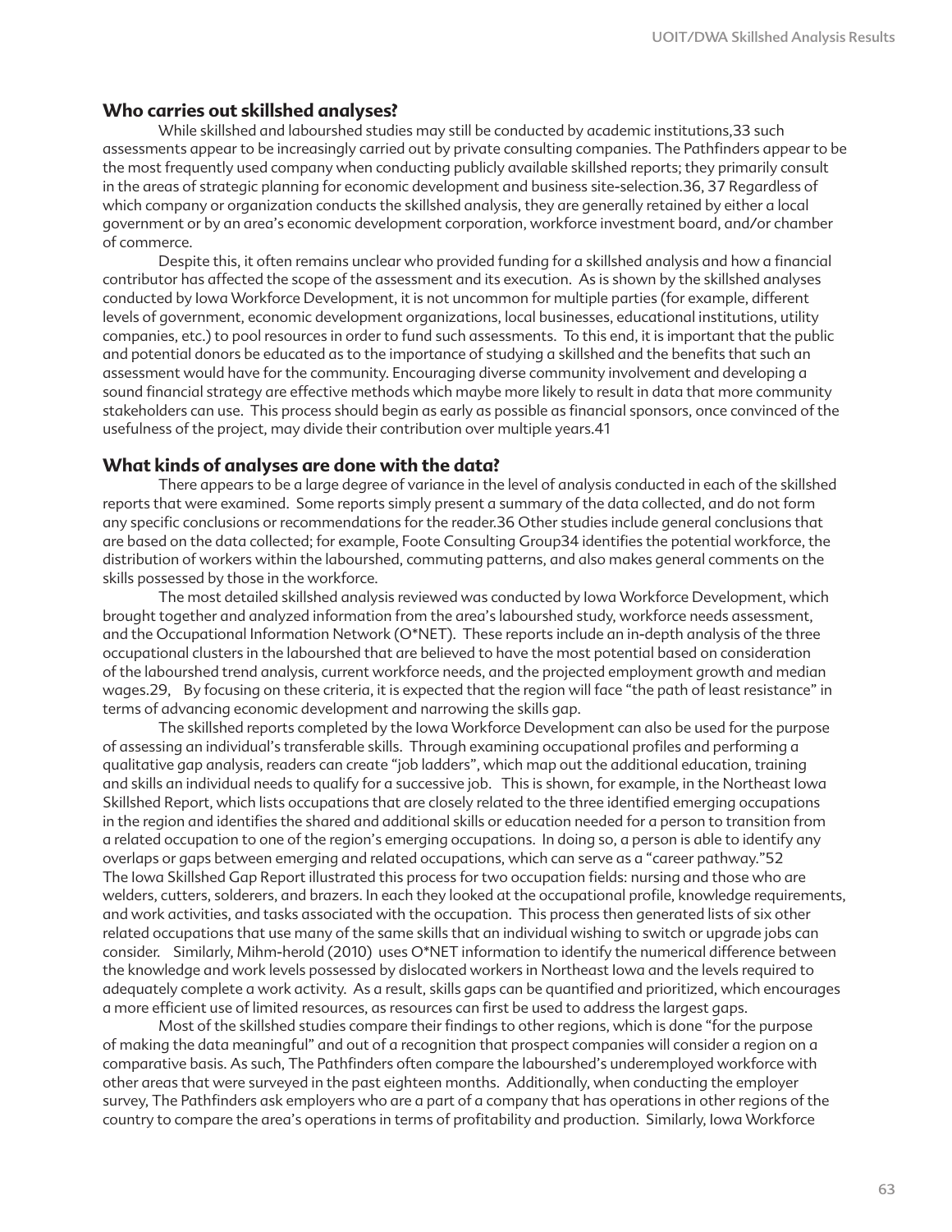## Who carries out skillshed analyses?

While skillshed and laboursshed studies may still be conducted by academic institutions,33 such assessments appear to be increasingly carried out by private consulting companies. The Pathfinders appear to be the most frequently used company when conducting publicly available skillshed reports; they primarily consult in the areas of strategic planning for economic development and business site-selection.36, 37 Regardless of which company or organization conducts the skillshed analysis, they are generally retained by either a local government or by an area's economic development corporation, workforce investment board, and/or chamber of commerce.

Despite this, it often remains unclear who provided funding for a skillshed analysis and how a financial contributor has affected the scope of the assessment and its execution. As is shown by the skillshed analyses conducted by Iowa Workforce Development, it is not uncommon for multiple parties (for example, different levels of government, economic development organizations, local businesses, educational institutions, utility companies, etc.) to pool resources in order to fund such assessments. To this end, it is important that the public and potential donors be educated as to the importance of studying a skillshed and the benefits that such an assessment would have for the community. Encouraging diverse community involvement and developing a sound financial strategy are effective methods which maybe more likely to result in data that more community stakeholders can use. This process should begin as early as possible as financial sponsors, once convinced of the usefulness of the project, may divide their contribution over multiple years.41

## What kinds of analyses are done with the data?

There appears to be a large degree of variance in the level of analysis conducted in each of the skillshed reports that were examined. Some reports simply present a summary of the data collected, and do not form any specific conclusions or recommendations for the reader.36 Other studies include general conclusions that are based on the data collected; for example, Foote Consulting Group34 identifies the potential workforce, the distribution of workers within the laboursshed, commuting patterns, and also makes general comments on the skills possessed by those in the workforce.

The most detailed skillshed analysis reviewed was conducted by Iowa Workforce Development, which brought together and analyzed information from the area's laboursshed study, workforce needs assessment, and the Occupational Information Network (O*NET). These reports include an in-depth analysis of the three occupational clusters in the laboursshed that are believed to have the most potential based on consideration of the laboursshed trend analysis, current workforce needs, and the projected employment growth and median wages.29, By focusing on these criteria, it is expected that the region will face "the path of least resistance" in terms of advancing economic development and narrowing the skills gap.

The skillshed reports completed by the Iowa Workforce Development can also be used for the purpose of assessing an individual's transferable skills. Through examining occupational profiles and performing a qualitative gap analysis, readers can create "job ladders", which map out the additional education, training and skills an individual needs to qualify for a successive job. This is shown, for example, in the Northeast Iowa Skillshed Report, which lists occupations that are closely related to the three identified emerging occupations in the region and identifies the shared and additional skills or education needed for a person to transition from a related occupation to one of the region's emerging occupations. In doing so, a person is able to identify any overlaps or gaps between emerging and related occupations, which can serve as a "career pathway."52 The Iowa Skillshed Gap Report illustrated this process for two occupation fields: nursing and those who are welders, cutters, solderers, and brazers. In each they looked at the occupational profile, knowledge requirements, and work activities, and tasks associated with the occupation. This process then generated lists of six other related occupations that use many of the same skills that an individual wishing to switch or upgrade jobs can consider. Similarly, Mihm-herold (2010) uses O*NET information to identify the numerical difference between the knowledge and work levels possessed by dislocated workers in Northeast Iowa and the levels required to adequately complete a work activity. As a result, skills gaps can be quantified and prioritized, which encourages a more efficient use of limited resources, as resources can first be used to address the largest gaps.

Most of the skillshed studies compare their findings to other regions, which is done "for the purpose of making the data meaningful" and out of a recognition that prospect companies will consider a region on a comparative basis. As such, The Pathfinders often compare the laboursshed's underemployed workforce with other areas that were surveyed in the past eighteen months. Additionally, when conducting the employer survey, The Pathfinders ask employers who are a part of a company that has operations in other regions of the country to compare the area's operations in terms of profitability and production. Similarly, Iowa Workforce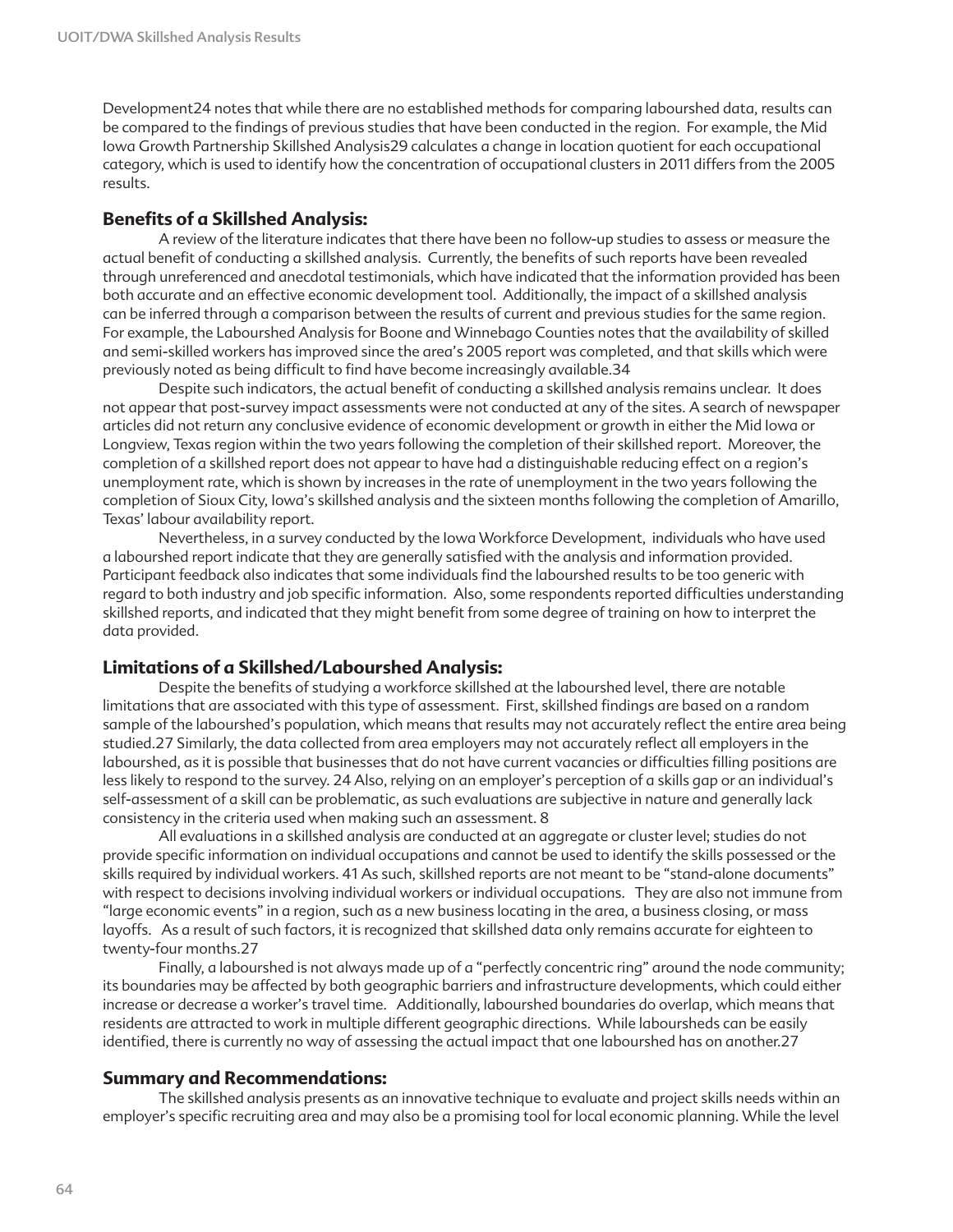Development24 notes that while there are no established methods for comparing labourshed data, results can be compared to the findings of previous studies that have been conducted in the region. For example, the Mid Iowa Growth Partnership Skillshed Analysis29 calculates a change in location quotient for each occupational category, which is used to identify how the concentration of occupational clusters in 2011 differs from the 2005 results.

### Benefits of a Skillshed Analysis:

A review of the literature indicates that there have been no follow-up studies to assess or measure the actual benefit of conducting a skillshed analysis. Currently, the benefits of such reports have been revealed through unreferenced and anecdotal testimonials, which have indicated that the information provided has been both accurate and an effective economic development tool. Additionally, the impact of a skillshed analysis can be inferred through a comparison between the results of current and previous studies for the same region. For example, the Labourshed Analysis for Boone and Winnebago Counties notes that the availability of skilled and semi-skilled workers has improved since the area's 2005 report was completed, and that skills which were previously noted as being difficult to find have become increasingly available.34

Despite such indicators, the actual benefit of conducting a skillshed analysis remains unclear. It does not appear that post-survey impact assessments were not conducted at any of the sites. A search of newspaper articles did not return any conclusive evidence of economic development or growth in either the Mid Iowa or Longview, Texas region within the two years following the completion of their skillshed report. Moreover, the completion of a skillshed report does not appear to have had a distinguishable reducing effect on a region's unemployment rate, which is shown by increases in the rate of unemployment in the two years following the completion of Sioux City, Iowa's skillshed analysis and the sixteen months following the completion of Amarillo, Texas' labour availability report.

Nevertheless, in a survey conducted by the Iowa Workforce Development, individuals who have used a labourshed report indicate that they are generally satisfied with the analysis and information provided. Participant feedback also indicates that some individuals find the labourshed results to be too generic with regard to both industry and job specific information. Also, some respondents reported difficulties understanding skillshed reports, and indicated that they might benefit from some degree of training on how to interpret the data provided.

### Limitations of a Skillshed/Labourshed Analysis:

Despite the benefits of studying a workforce skillshed at the labourshed level, there are notable limitations that are associated with this type of assessment. First, skillshed findings are based on a random sample of the labourshed's population, which means that results may not accurately reflect the entire area being studied.27 Similarly, the data collected from area employers may not accurately reflect all employers in the labourshed, as it is possible that businesses that do not have current vacancies or difficulties filling positions are less likely to respond to the survey. 24 Also, relying on an employer's perception of a skills gap or an individual's self-assessment of a skill can be problematic, as such evaluations are subjective in nature and generally lack consistency in the criteria used when making such an assessment. 8

All evaluations in a skillshed analysis are conducted at an aggregate or cluster level; studies do not provide specific information on individual occupations and cannot be used to identify the skills possessed or the skills required by individual workers. 41 As such, skillshed reports are not meant to be "stand-alone documents" with respect to decisions involving individual workers or individual occupations. They are also not immune from "large economic events" in a region, such as a new business locating in the area, a business closing, or mass layoffs. As a result of such factors, it is recognized that skillshed data only remains accurate for eighteen to twenty-four months.27

Finally, a labourshed is not always made up of a "perfectly concentric ring" around the node community; its boundaries may be affected by both geographic barriers and infrastructure developments, which could either increase or decrease a worker's travel time. Additionally, labourshed boundaries do overlap, which means that residents are attracted to work in multiple different geographic directions. While laboursheds can be easily identified, there is currently no way of assessing the actual impact that one labourshed has on another.27

### Summary and Recommendations:

The skillshed analysis presents as an innovative technique to evaluate and project skills needs within an employer's specific recruiting area and may also be a promising tool for local economic planning. While the level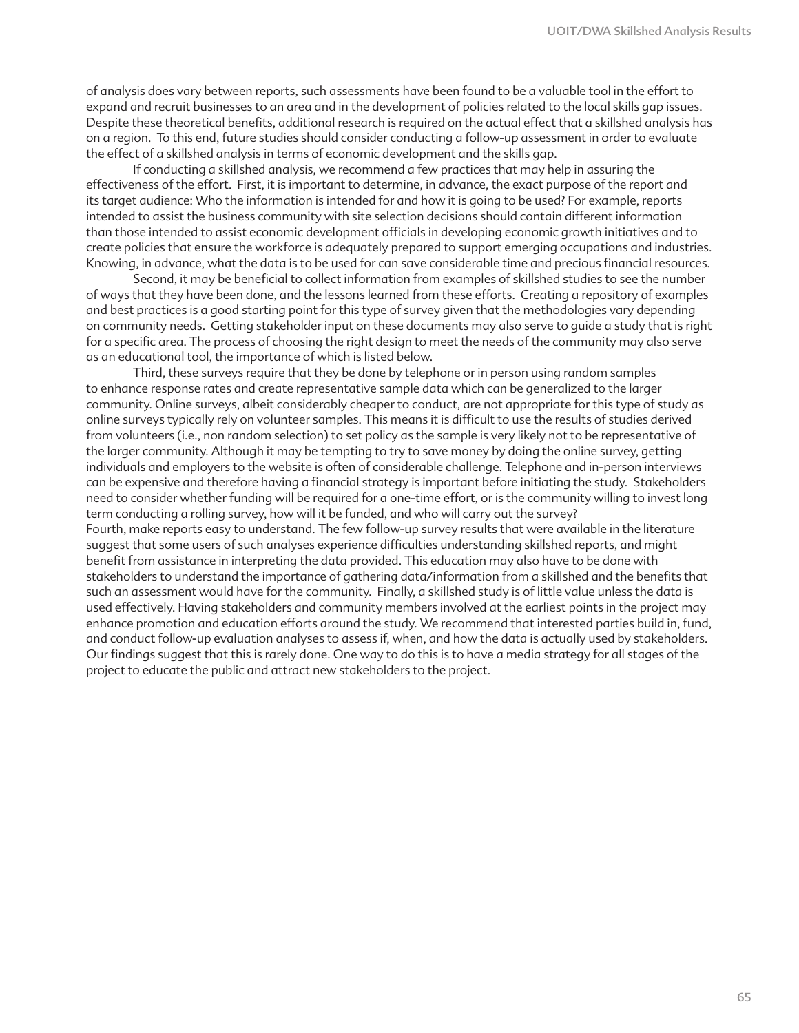of analysis does vary between reports, such assessments have been found to be a valuable tool in the effort to expand and recruit businesses to an area and in the development of policies related to the local skills gap issues. Despite these theoretical benefits, additional research is required on the actual effect that a skillshed analysis has on a region. To this end, future studies should consider conducting a follow-up assessment in order to evaluate the effect of a skillshed analysis in terms of economic development and the skills gap.

If conducting a skillshed analysis, we recommend a few practices that may help in assuring the effectiveness of the effort. First, it is important to determine, in advance, the exact purpose of the report and its target audience: Who the information is intended for and how it is going to be used? For example, reports intended to assist the business community with site selection decisions should contain different information than those intended to assist economic development officials in developing economic growth initiatives and to create policies that ensure the workforce is adequately prepared to support emerging occupations and industries. Knowing, in advance, what the data is to be used for can save considerable time and precious financial resources.

Second, it may be beneficial to collect information from examples of skillshed studies to see the number of ways that they have been done, and the lessons learned from these efforts. Creating a repository of examples and best practices is a good starting point for this type of survey given that the methodologies vary depending on community needs. Getting stakeholder input on these documents may also serve to guide a study that is right for a specific area. The process of choosing the right design to meet the needs of the community may also serve as an educational tool, the importance of which is listed below.

Third, these surveys require that they be done by telephone or in person using random samples to enhance response rates and create representative sample data which can be generalized to the larger community. Online surveys, albeit considerably cheaper to conduct, are not appropriate for this type of study as online surveys typically rely on volunteer samples. This means it is difficult to use the results of studies derived from volunteers (i.e., non random selection) to set policy as the sample is very likely not to be representative of the larger community. Although it may be tempting to try to save money by doing the online survey, getting individuals and employers to the website is often of considerable challenge. Telephone and in-person interviews can be expensive and therefore having a financial strategy is important before initiating the study. Stakeholders need to consider whether funding will be required for a one-time effort, or is the community willing to invest long term conducting a rolling survey, how will it be funded, and who will carry out the survey?

Fourth, make reports easy to understand. The few follow-up survey results that were available in the literature suggest that some users of such analyses experience difficulties understanding skillshed reports, and might benefit from assistance in interpreting the data provided. This education may also have to be done with stakeholders to understand the importance of gathering data/information from a skillshed and the benefits that such an assessment would have for the community. Finally, a skillshed study is of little value unless the data is used effectively. Having stakeholders and community members involved at the earliest points in the project may enhance promotion and education efforts around the study. We recommend that interested parties build in, fund, and conduct follow-up evaluation analyses to assess if, when, and how the data is actually used by stakeholders. Our findings suggest that this is rarely done. One way to do this is to have a media strategy for all stages of the project to educate the public and attract new stakeholders to the project.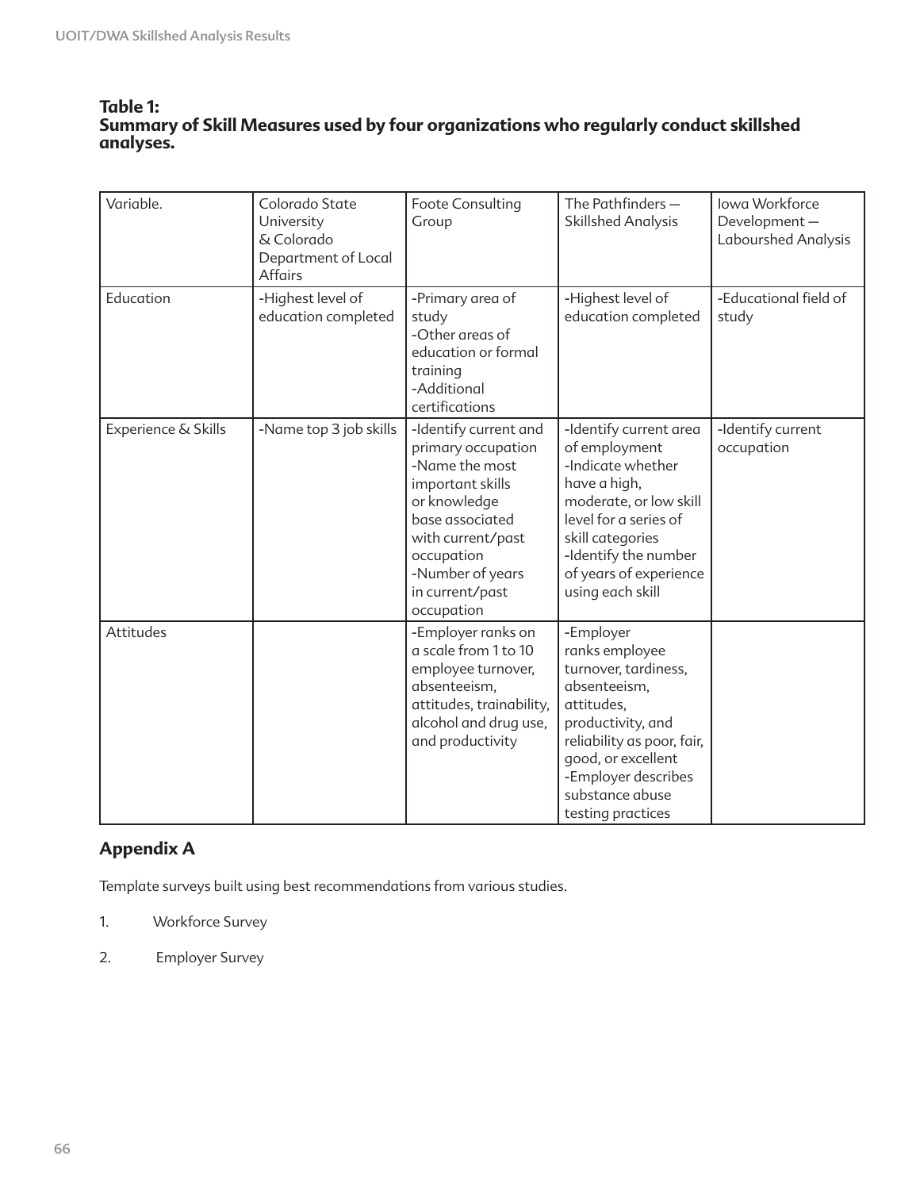**Table 1:**
**Summary of Skill Measures used by four organizations who regularly conduct skillshed analyses.**

| Variable. | Colorado State University & Colorado Department of Local Affairs | Foote Consulting Group | The Pathfinders — Skillshed Analysis | Iowa Workforce Development — Labourshed Analysis |
|---|---|---|---|---|
| Education | -Highest level of education completed | -Primary area of study<br>-Other areas of education or formal training<br>-Additional certifications | -Highest level of education completed | -Educational field of study |
| Experience & Skills | -Name top 3 job skills | -Identify current and primary occupation<br>-Name the most important skills or knowledge base associated with current/past occupation<br>-Number of years in current/past occupation | -Identify current area of employment<br>-Indicate whether have a high, moderate, or low skill level for a series of skill categories<br>-Identify the number of years of experience using each skill | -Identify current occupation |
| Attitudes | | -Employer ranks on a scale from 1 to 10 employee turnover, absenteeism, attitudes, trainability, alcohol and drug use, and productivity | -Employer ranks employee turnover, tardiness, absenteeism, attitudes, productivity, and reliability as poor, fair, good, or excellent<br>-Employer describes substance abuse testing practices | |

## Appendix A

Template surveys built using best recommendations from various studies.

1. Workforce Survey
2. Employer Survey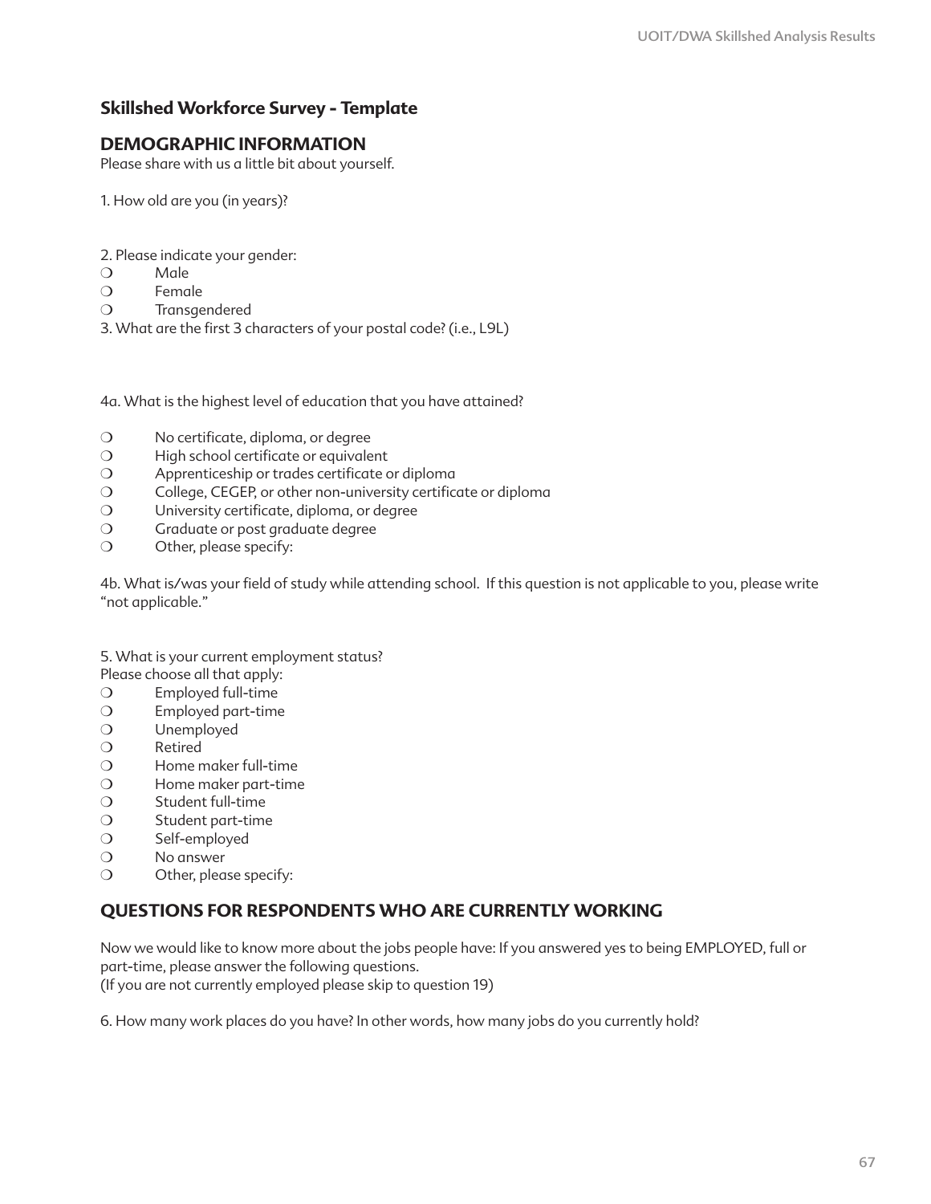## Skillshed Workforce Survey - Template

### DEMOGRAPHIC INFORMATION

Please share with us a little bit about yourself.

1. How old are you (in years)?

2. Please indicate your gender:

❍ Male
❍ Female
❍ Transgendered

3. What are the first 3 characters of your postal code? (i.e., L9L)

4a. What is the highest level of education that you have attained?

❍ No certificate, diploma, or degree
❍ High school certificate or equivalent
❍ Apprenticeship or trades certificate or diploma
❍ College, CEGEP, or other non-university certificate or diploma
❍ University certificate, diploma, or degree
❍ Graduate or post graduate degree
❍ Other, please specify:

4b. What is/was your field of study while attending school. If this question is not applicable to you, please write "not applicable."

5. What is your current employment status?
Please choose all that apply:

❍ Employed full-time
❍ Employed part-time
❍ Unemployed
❍ Retired
❍ Home maker full-time
❍ Home maker part-time
❍ Student full-time
❍ Student part-time
❍ Self-employed
❍ No answer
❍ Other, please specify:

### QUESTIONS FOR RESPONDENTS WHO ARE CURRENTLY WORKING

Now we would like to know more about the jobs people have: If you answered yes to being EMPLOYED, full or part-time, please answer the following questions.
(If you are not currently employed please skip to question 19)

6. How many work places do you have? In other words, how many jobs do you currently hold?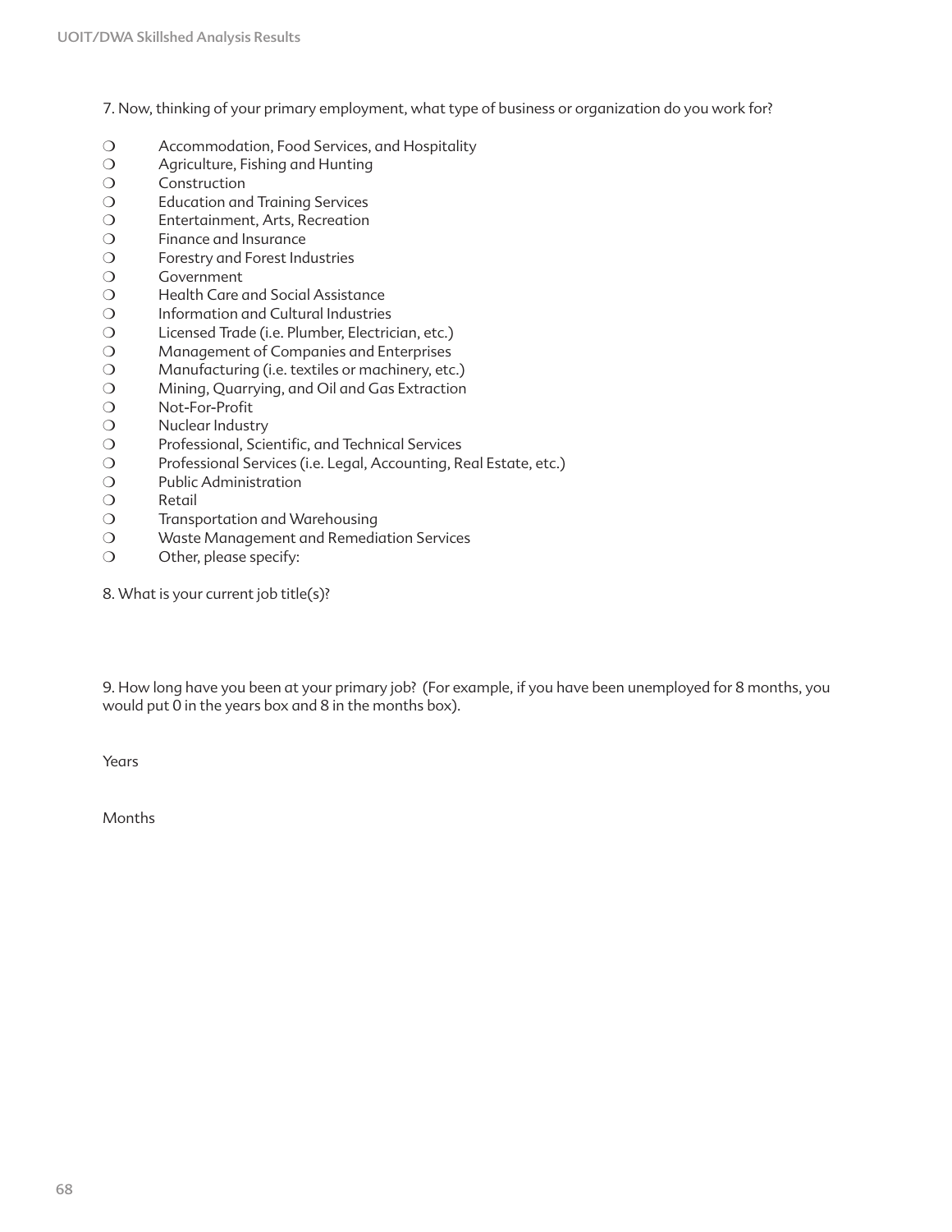7. Now, thinking of your primary employment, what type of business or organization do you work for?

- ❍ Accommodation, Food Services, and Hospitality
- ❍ Agriculture, Fishing and Hunting
- ❍ Construction
- ❍ Education and Training Services
- ❍ Entertainment, Arts, Recreation
- ❍ Finance and Insurance
- ❍ Forestry and Forest Industries
- ❍ Government
- ❍ Health Care and Social Assistance
- ❍ Information and Cultural Industries
- ❍ Licensed Trade (i.e. Plumber, Electrician, etc.)
- ❍ Management of Companies and Enterprises
- ❍ Manufacturing (i.e. textiles or machinery, etc.)
- ❍ Mining, Quarrying, and Oil and Gas Extraction
- ❍ Not-For-Profit
- ❍ Nuclear Industry
- ❍ Professional, Scientific, and Technical Services
- ❍ Professional Services (i.e. Legal, Accounting, Real Estate, etc.)
- ❍ Public Administration
- ❍ Retail
- ❍ Transportation and Warehousing
- ❍ Waste Management and Remediation Services
- ❍ Other, please specify:

8. What is your current job title(s)?

9. How long have you been at your primary job? (For example, if you have been unemployed for 8 months, you would put 0 in the years box and 8 in the months box).

Years

Months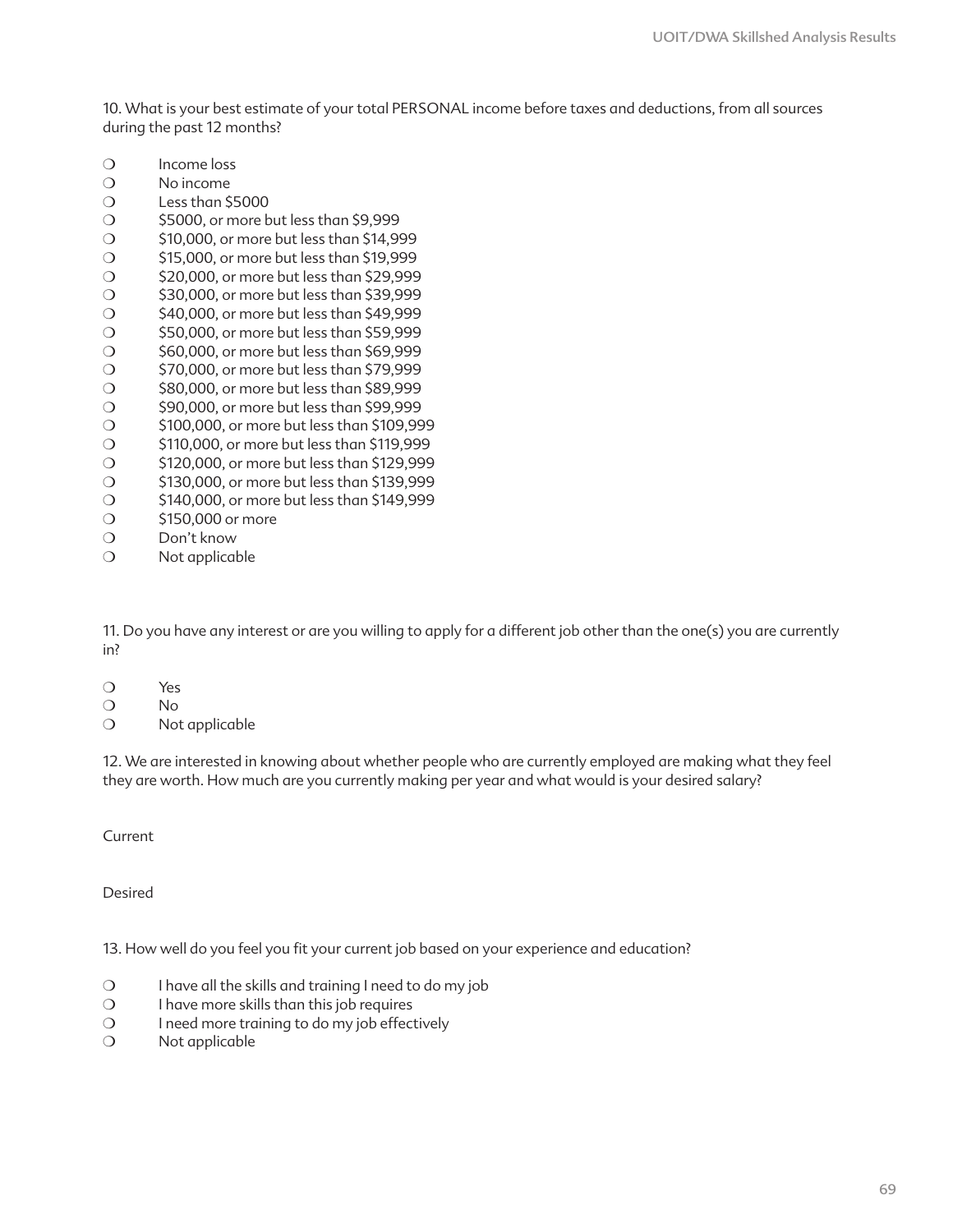10. What is your best estimate of your total PERSONAL income before taxes and deductions, from all sources during the past 12 months?

- ❍ Income loss
- ❍ No income
- ❍ Less than $5000
- ❍ $5000, or more but less than $9,999
- ❍ $10,000, or more but less than $14,999
- ❍ $15,000, or more but less than $19,999
- ❍ $20,000, or more but less than $29,999
- ❍ $30,000, or more but less than $39,999
- ❍ $40,000, or more but less than $49,999
- ❍ $50,000, or more but less than $59,999
- ❍ $60,000, or more but less than $69,999
- ❍ $70,000, or more but less than $79,999
- ❍ $80,000, or more but less than $89,999
- ❍ $90,000, or more but less than $99,999
- ❍ $100,000, or more but less than $109,999
- ❍ $110,000, or more but less than $119,999
- ❍ $120,000, or more but less than $129,999
- ❍ $130,000, or more but less than $139,999
- ❍ $140,000, or more but less than $149,999
- ❍ $150,000 or more
- ❍ Don't know
- ❍ Not applicable

11. Do you have any interest or are you willing to apply for a different job other than the one(s) you are currently in?

- ❍ Yes
- ❍ No
- ❍ Not applicable

12. We are interested in knowing about whether people who are currently employed are making what they feel they are worth. How much are you currently making per year and what would is your desired salary?

Current

Desired

13. How well do you feel you fit your current job based on your experience and education?

- ❍ I have all the skills and training I need to do my job
- ❍ I have more skills than this job requires
- ❍ I need more training to do my job effectively
- ❍ Not applicable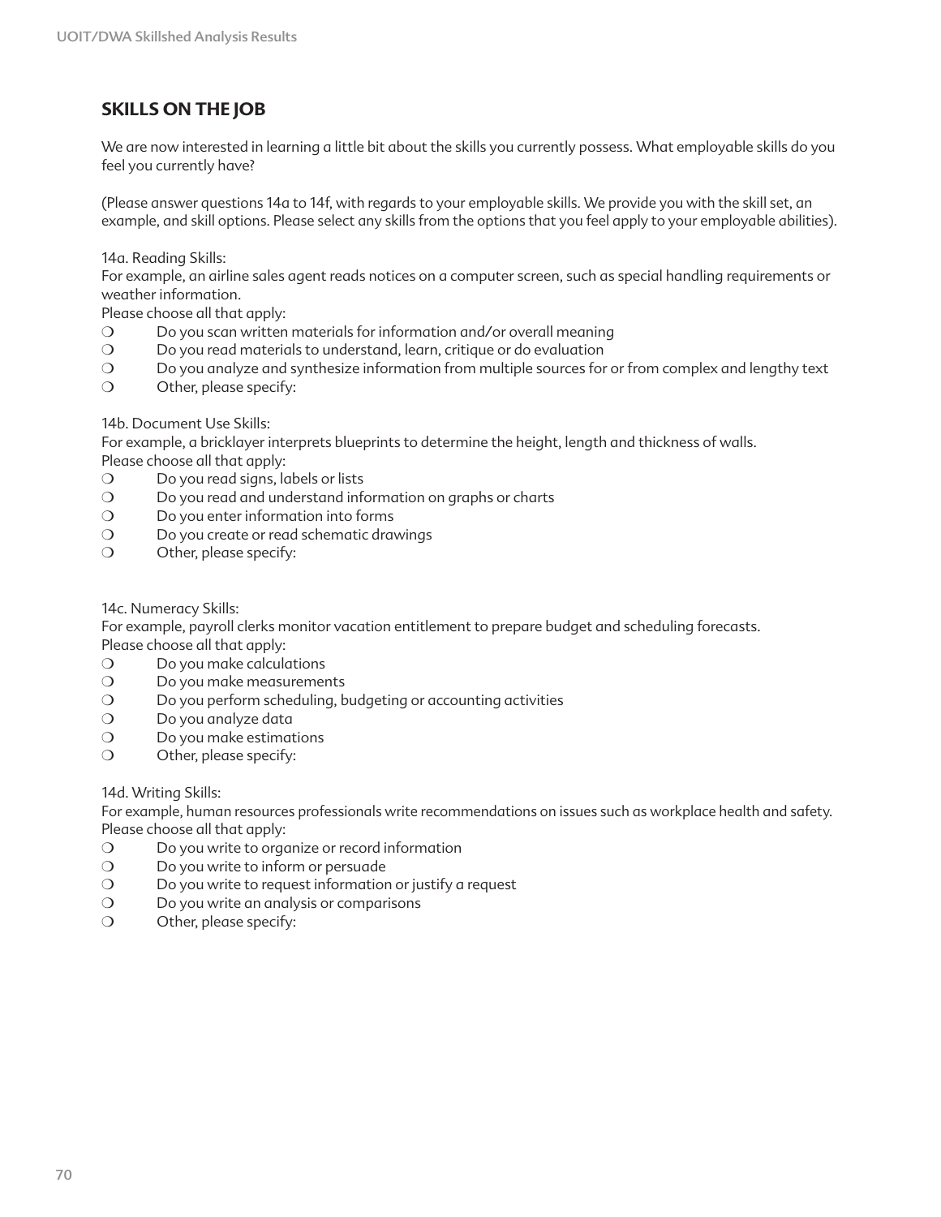## SKILLS ON THE JOB

We are now interested in learning a little bit about the skills you currently possess. What employable skills do you feel you currently have?

(Please answer questions 14a to 14f, with regards to your employable skills. We provide you with the skill set, an example, and skill options. Please select any skills from the options that you feel apply to your employable abilities).

14a. Reading Skills:
For example, an airline sales agent reads notices on a computer screen, such as special handling requirements or weather information.
Please choose all that apply:

- ❍ Do you scan written materials for information and/or overall meaning
- ❍ Do you read materials to understand, learn, critique or do evaluation
- ❍ Do you analyze and synthesize information from multiple sources for or from complex and lengthy text
- ❍ Other, please specify:

14b. Document Use Skills:
For example, a bricklayer interprets blueprints to determine the height, length and thickness of walls.
Please choose all that apply:

- ❍ Do you read signs, labels or lists
- ❍ Do you read and understand information on graphs or charts
- ❍ Do you enter information into forms
- ❍ Do you create or read schematic drawings
- ❍ Other, please specify:

14c. Numeracy Skills:
For example, payroll clerks monitor vacation entitlement to prepare budget and scheduling forecasts.
Please choose all that apply:

- ❍ Do you make calculations
- ❍ Do you make measurements
- ❍ Do you perform scheduling, budgeting or accounting activities
- ❍ Do you analyze data
- ❍ Do you make estimations
- ❍ Other, please specify:

14d. Writing Skills:
For example, human resources professionals write recommendations on issues such as workplace health and safety.
Please choose all that apply:

- ❍ Do you write to organize or record information
- ❍ Do you write to inform or persuade
- ❍ Do you write to request information or justify a request
- ❍ Do you write an analysis or comparisons
- ❍ Other, please specify: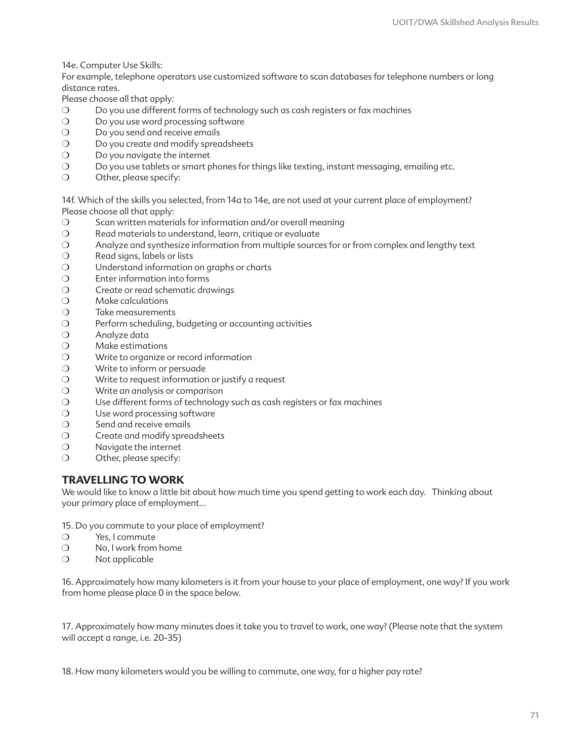14e. Computer Use Skills:
For example, telephone operators use customized software to scan databases for telephone numbers or long distance rates.
Please choose all that apply:

- ❍ Do you use different forms of technology such as cash registers or fax machines
- ❍ Do you use word processing software
- ❍ Do you send and receive emails
- ❍ Do you create and modify spreadsheets
- ❍ Do you navigate the internet
- ❍ Do you use tablets or smart phones for things like texting, instant messaging, emailing etc.
- ❍ Other, please specify:

14f. Which of the skills you selected, from 14a to 14e, are not used at your current place of employment?
Please choose all that apply:

- ❍ Scan written materials for information and/or overall meaning
- ❍ Read materials to understand, learn, critique or evaluate
- ❍ Analyze and synthesize information from multiple sources for or from complex and lengthy text
- ❍ Read signs, labels or lists
- ❍ Understand information on graphs or charts
- ❍ Enter information into forms
- ❍ Create or read schematic drawings
- ❍ Make calculations
- ❍ Take measurements
- ❍ Perform scheduling, budgeting or accounting activities
- ❍ Analyze data
- ❍ Make estimations
- ❍ Write to organize or record information
- ❍ Write to inform or persuade
- ❍ Write to request information or justify a request
- ❍ Write an analysis or comparison
- ❍ Use different forms of technology such as cash registers or fax machines
- ❍ Use word processing software
- ❍ Send and receive emails
- ❍ Create and modify spreadsheets
- ❍ Navigate the internet
- ❍ Other, please specify:

## TRAVELLING TO WORK

We would like to know a little bit about how much time you spend getting to work each day. Thinking about your primary place of employment...

15. Do you commute to your place of employment?

- ❍ Yes, I commute
- ❍ No, I work from home
- ❍ Not applicable

16. Approximately how many kilometers is it from your house to your place of employment, one way? If you work from home please place 0 in the space below.

17. Approximately how many minutes does it take you to travel to work, one way? (Please note that the system will accept a range, i.e. 20-35)

18. How many kilometers would you be willing to commute, one way, for a higher pay rate?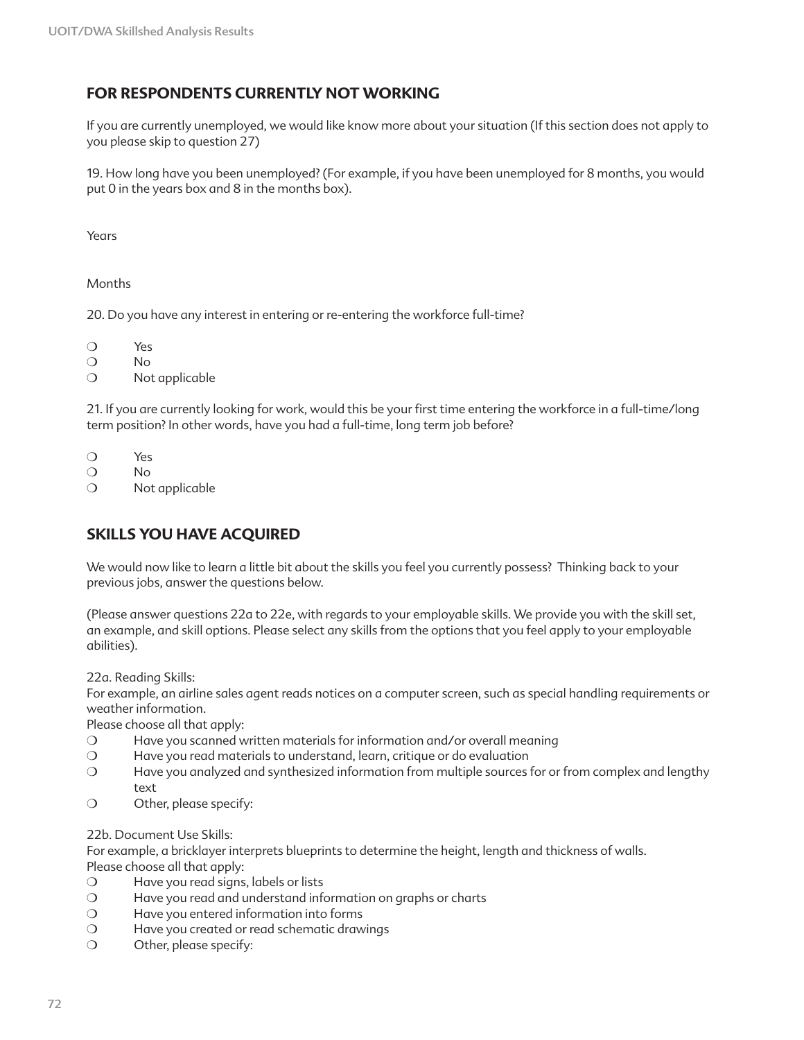## FOR RESPONDENTS CURRENTLY NOT WORKING

If you are currently unemployed, we would like know more about your situation (If this section does not apply to you please skip to question 27)

19. How long have you been unemployed? (For example, if you have been unemployed for 8 months, you would put 0 in the years box and 8 in the months box).

Years

Months

20. Do you have any interest in entering or re-entering the workforce full-time?

- ❍ Yes
- ❍ No
- ❍ Not applicable

21. If you are currently looking for work, would this be your first time entering the workforce in a full-time/long term position? In other words, have you had a full-time, long term job before?

- ❍ Yes
- ❍ No
- ❍ Not applicable

## SKILLS YOU HAVE ACQUIRED

We would now like to learn a little bit about the skills you feel you currently possess? Thinking back to your previous jobs, answer the questions below.

(Please answer questions 22a to 22e, with regards to your employable skills. We provide you with the skill set, an example, and skill options. Please select any skills from the options that you feel apply to your employable abilities).

22a. Reading Skills:
For example, an airline sales agent reads notices on a computer screen, such as special handling requirements or weather information.
Please choose all that apply:

- ❍ Have you scanned written materials for information and/or overall meaning
- ❍ Have you read materials to understand, learn, critique or do evaluation
- ❍ Have you analyzed and synthesized information from multiple sources for or from complex and lengthy text
- ❍ Other, please specify:

22b. Document Use Skills:
For example, a bricklayer interprets blueprints to determine the height, length and thickness of walls.
Please choose all that apply:

- ❍ Have you read signs, labels or lists
- ❍ Have you read and understand information on graphs or charts
- ❍ Have you entered information into forms
- ❍ Have you created or read schematic drawings
- ❍ Other, please specify: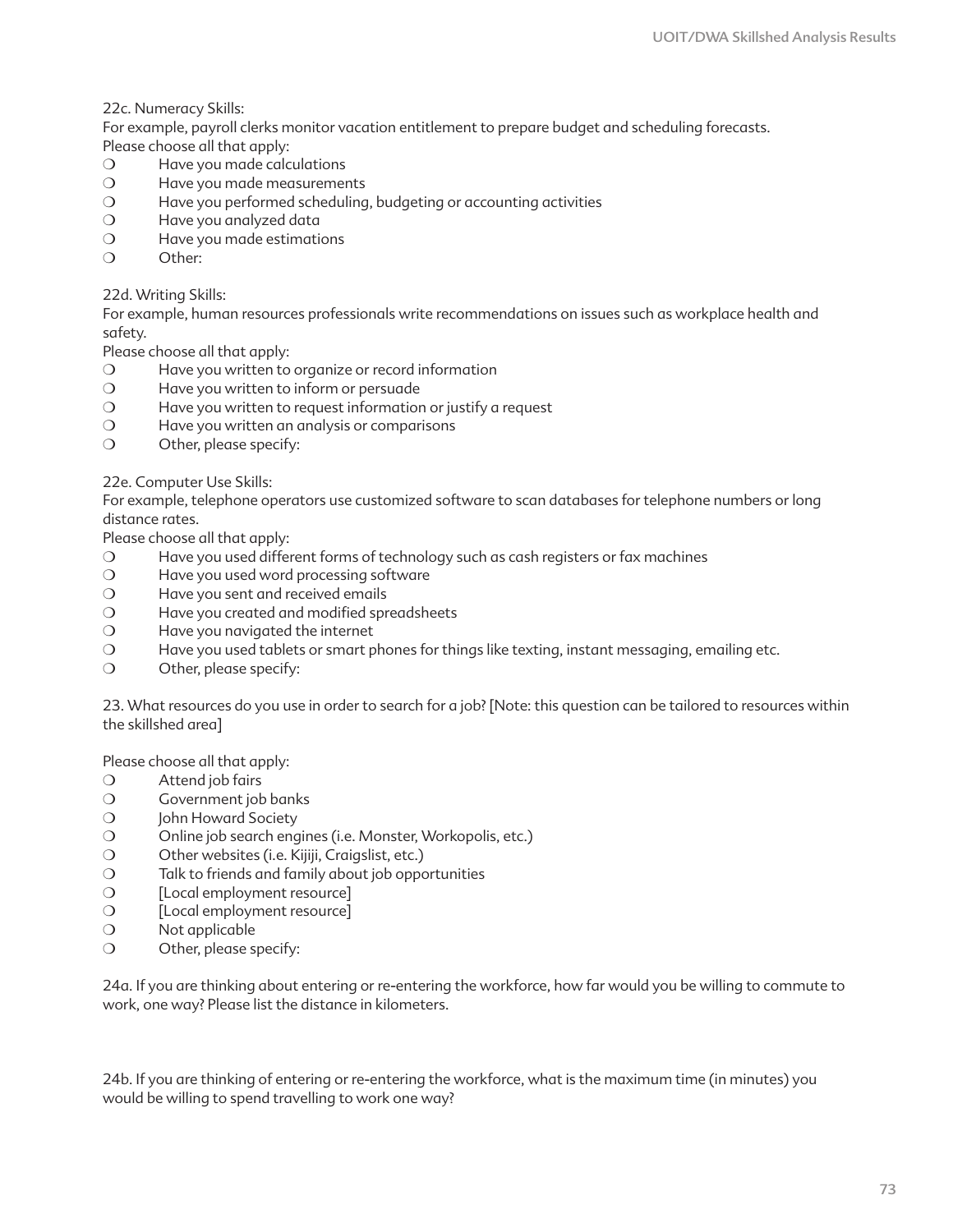22c. Numeracy Skills:
For example, payroll clerks monitor vacation entitlement to prepare budget and scheduling forecasts.
Please choose all that apply:

- ❍ Have you made calculations
- ❍ Have you made measurements
- ❍ Have you performed scheduling, budgeting or accounting activities
- ❍ Have you analyzed data
- ❍ Have you made estimations
- ❍ Other:

22d. Writing Skills:
For example, human resources professionals write recommendations on issues such as workplace health and safety.
Please choose all that apply:

- ❍ Have you written to organize or record information
- ❍ Have you written to inform or persuade
- ❍ Have you written to request information or justify a request
- ❍ Have you written an analysis or comparisons
- ❍ Other, please specify:

22e. Computer Use Skills:
For example, telephone operators use customized software to scan databases for telephone numbers or long distance rates.
Please choose all that apply:

- ❍ Have you used different forms of technology such as cash registers or fax machines
- ❍ Have you used word processing software
- ❍ Have you sent and received emails
- ❍ Have you created and modified spreadsheets
- ❍ Have you navigated the internet
- ❍ Have you used tablets or smart phones for things like texting, instant messaging, emailing etc.
- ❍ Other, please specify:

23. What resources do you use in order to search for a job? [Note: this question can be tailored to resources within the skillshed area]

Please choose all that apply:

- ❍ Attend job fairs
- ❍ Government job banks
- ❍ John Howard Society
- ❍ Online job search engines (i.e. Monster, Workopolis, etc.)
- ❍ Other websites (i.e. Kijiji, Craigslist, etc.)
- ❍ Talk to friends and family about job opportunities
- ❍ [Local employment resource]
- ❍ [Local employment resource]
- ❍ Not applicable
- ❍ Other, please specify:

24a. If you are thinking about entering or re-entering the workforce, how far would you be willing to commute to work, one way? Please list the distance in kilometers.

24b. If you are thinking of entering or re-entering the workforce, what is the maximum time (in minutes) you would be willing to spend travelling to work one way?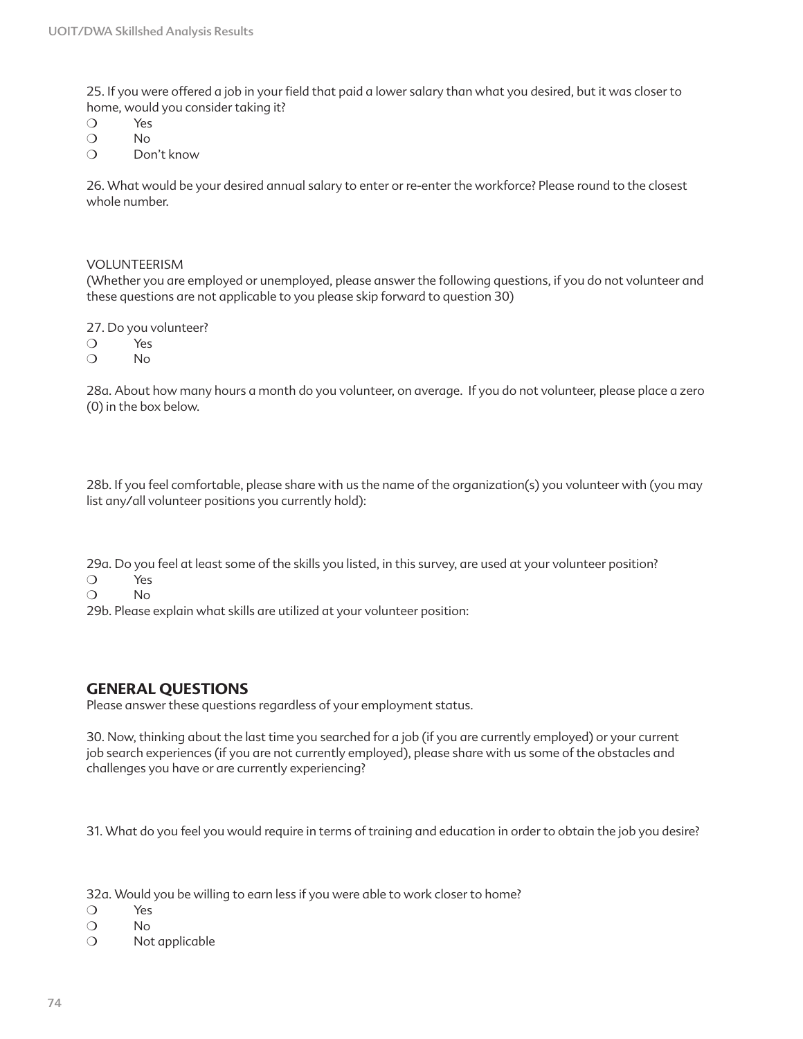25. If you were offered a job in your field that paid a lower salary than what you desired, but it was closer to home, would you consider taking it?

❍ Yes
❍ No
❍ Don't know

26. What would be your desired annual salary to enter or re-enter the workforce? Please round to the closest whole number.

VOLUNTEERISM

(Whether you are employed or unemployed, please answer the following questions, if you do not volunteer and these questions are not applicable to you please skip forward to question 30)

27. Do you volunteer?

❍ Yes
❍ No

28a. About how many hours a month do you volunteer, on average. If you do not volunteer, please place a zero (0) in the box below.

28b. If you feel comfortable, please share with us the name of the organization(s) you volunteer with (you may list any/all volunteer positions you currently hold):

29a. Do you feel at least some of the skills you listed, in this survey, are used at your volunteer position?

❍ Yes
❍ No

29b. Please explain what skills are utilized at your volunteer position:

## GENERAL QUESTIONS

Please answer these questions regardless of your employment status.

30. Now, thinking about the last time you searched for a job (if you are currently employed) or your current job search experiences (if you are not currently employed), please share with us some of the obstacles and challenges you have or are currently experiencing?

31. What do you feel you would require in terms of training and education in order to obtain the job you desire?

32a. Would you be willing to earn less if you were able to work closer to home?

❍ Yes
❍ No
❍ Not applicable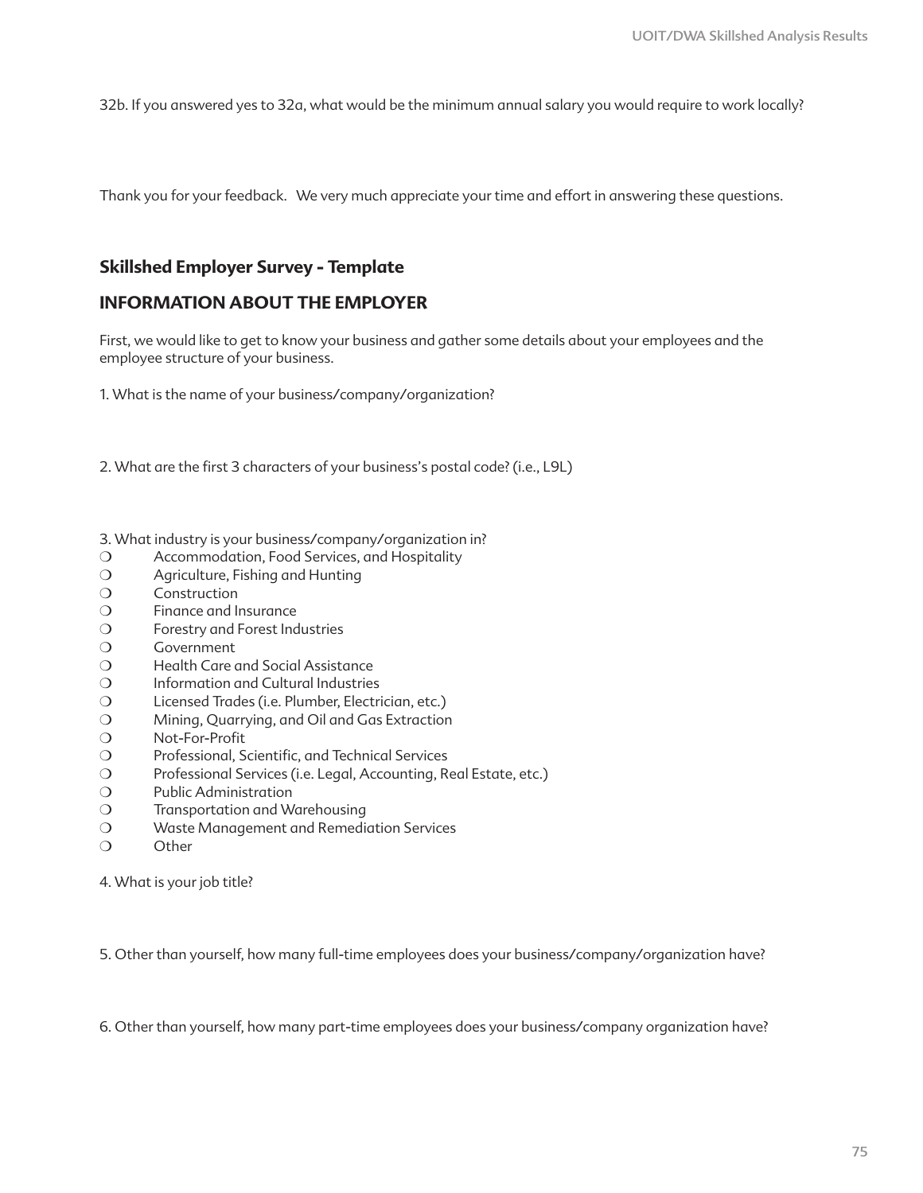32b. If you answered yes to 32a, what would be the minimum annual salary you would require to work locally?

Thank you for your feedback. We very much appreciate your time and effort in answering these questions.

### Skillshed Employer Survey - Template

## INFORMATION ABOUT THE EMPLOYER

First, we would like to get to know your business and gather some details about your employees and the employee structure of your business.

1. What is the name of your business/company/organization?

2. What are the first 3 characters of your business's postal code? (i.e., L9L)

3. What industry is your business/company/organization in?
- ❍ Accommodation, Food Services, and Hospitality
- ❍ Agriculture, Fishing and Hunting
- ❍ Construction
- ❍ Finance and Insurance
- ❍ Forestry and Forest Industries
- ❍ Government
- ❍ Health Care and Social Assistance
- ❍ Information and Cultural Industries
- ❍ Licensed Trades (i.e. Plumber, Electrician, etc.)
- ❍ Mining, Quarrying, and Oil and Gas Extraction
- ❍ Not-For-Profit
- ❍ Professional, Scientific, and Technical Services
- ❍ Professional Services (i.e. Legal, Accounting, Real Estate, etc.)
- ❍ Public Administration
- ❍ Transportation and Warehousing
- ❍ Waste Management and Remediation Services
- ❍ Other

4. What is your job title?

5. Other than yourself, how many full-time employees does your business/company/organization have?

6. Other than yourself, how many part-time employees does your business/company organization have?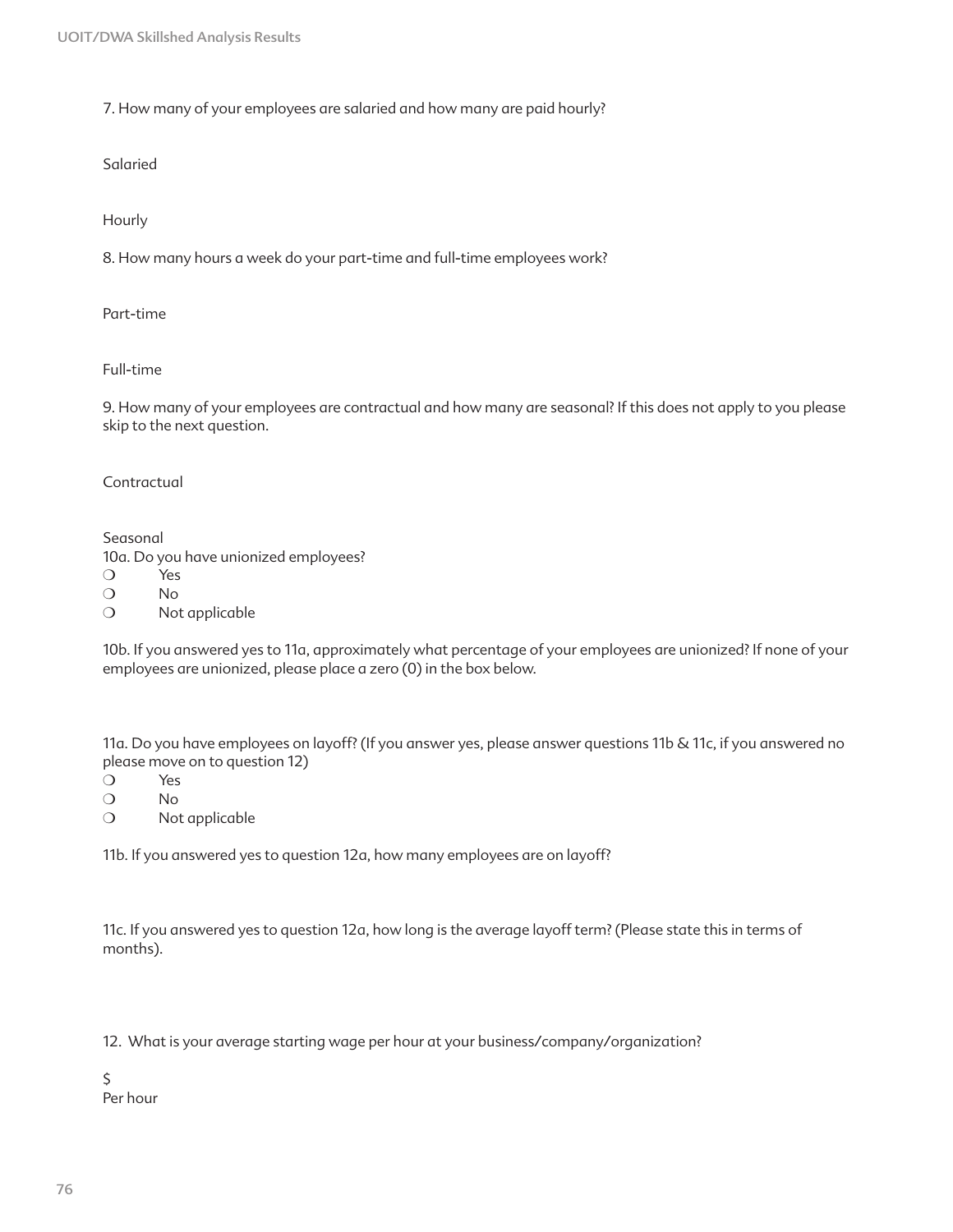7. How many of your employees are salaried and how many are paid hourly?

Salaried

Hourly

8. How many hours a week do your part-time and full-time employees work?

Part-time

Full-time

9. How many of your employees are contractual and how many are seasonal? If this does not apply to you please skip to the next question.

Contractual

Seasonal

10a. Do you have unionized employees?

❍ Yes
❍ No
❍ Not applicable

10b. If you answered yes to 11a, approximately what percentage of your employees are unionized? If none of your employees are unionized, please place a zero (0) in the box below.

11a. Do you have employees on layoff? (If you answer yes, please answer questions 11b & 11c, if you answered no please move on to question 12)

❍ Yes
❍ No
❍ Not applicable

11b. If you answered yes to question 12a, how many employees are on layoff?

11c. If you answered yes to question 12a, how long is the average layoff term? (Please state this in terms of months).

12. What is your average starting wage per hour at your business/company/organization?

$
Per hour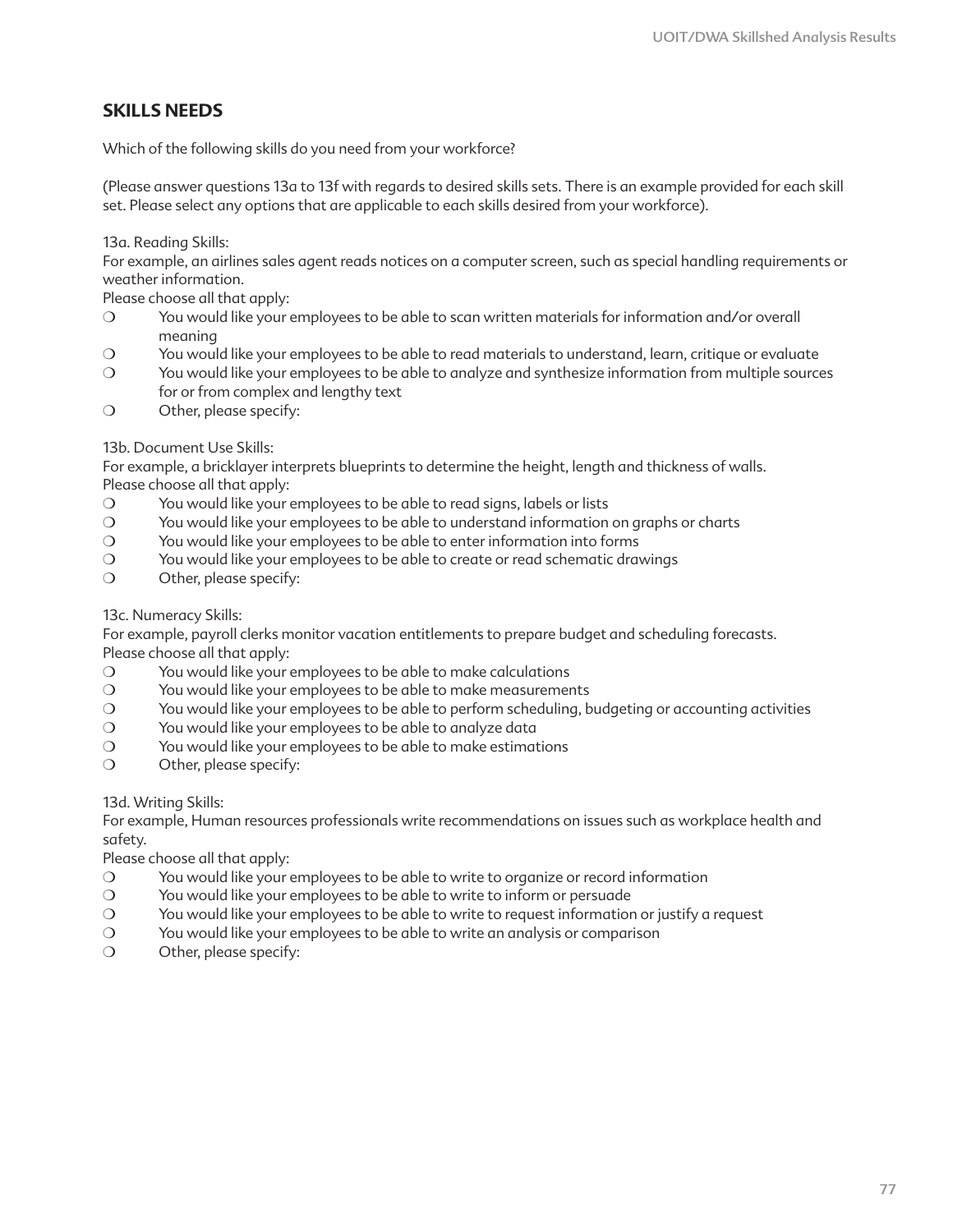## SKILLS NEEDS

Which of the following skills do you need from your workforce?

(Please answer questions 13a to 13f with regards to desired skills sets. There is an example provided for each skill set. Please select any options that are applicable to each skills desired from your workforce).

13a. Reading Skills:
For example, an airlines sales agent reads notices on a computer screen, such as special handling requirements or weather information.
Please choose all that apply:

- ❍ You would like your employees to be able to scan written materials for information and/or overall meaning
- ❍ You would like your employees to be able to read materials to understand, learn, critique or evaluate
- ❍ You would like your employees to be able to analyze and synthesize information from multiple sources for or from complex and lengthy text
- ❍ Other, please specify:

13b. Document Use Skills:
For example, a bricklayer interprets blueprints to determine the height, length and thickness of walls.
Please choose all that apply:

- ❍ You would like your employees to be able to read signs, labels or lists
- ❍ You would like your employees to be able to understand information on graphs or charts
- ❍ You would like your employees to be able to enter information into forms
- ❍ You would like your employees to be able to create or read schematic drawings
- ❍ Other, please specify:

13c. Numeracy Skills:
For example, payroll clerks monitor vacation entitlements to prepare budget and scheduling forecasts.
Please choose all that apply:

- ❍ You would like your employees to be able to make calculations
- ❍ You would like your employees to be able to make measurements
- ❍ You would like your employees to be able to perform scheduling, budgeting or accounting activities
- ❍ You would like your employees to be able to analyze data
- ❍ You would like your employees to be able to make estimations
- ❍ Other, please specify:

13d. Writing Skills:
For example, Human resources professionals write recommendations on issues such as workplace health and safety.
Please choose all that apply:

- ❍ You would like your employees to be able to write to organize or record information
- ❍ You would like your employees to be able to write to inform or persuade
- ❍ You would like your employees to be able to write to request information or justify a request
- ❍ You would like your employees to be able to write an analysis or comparison
- ❍ Other, please specify: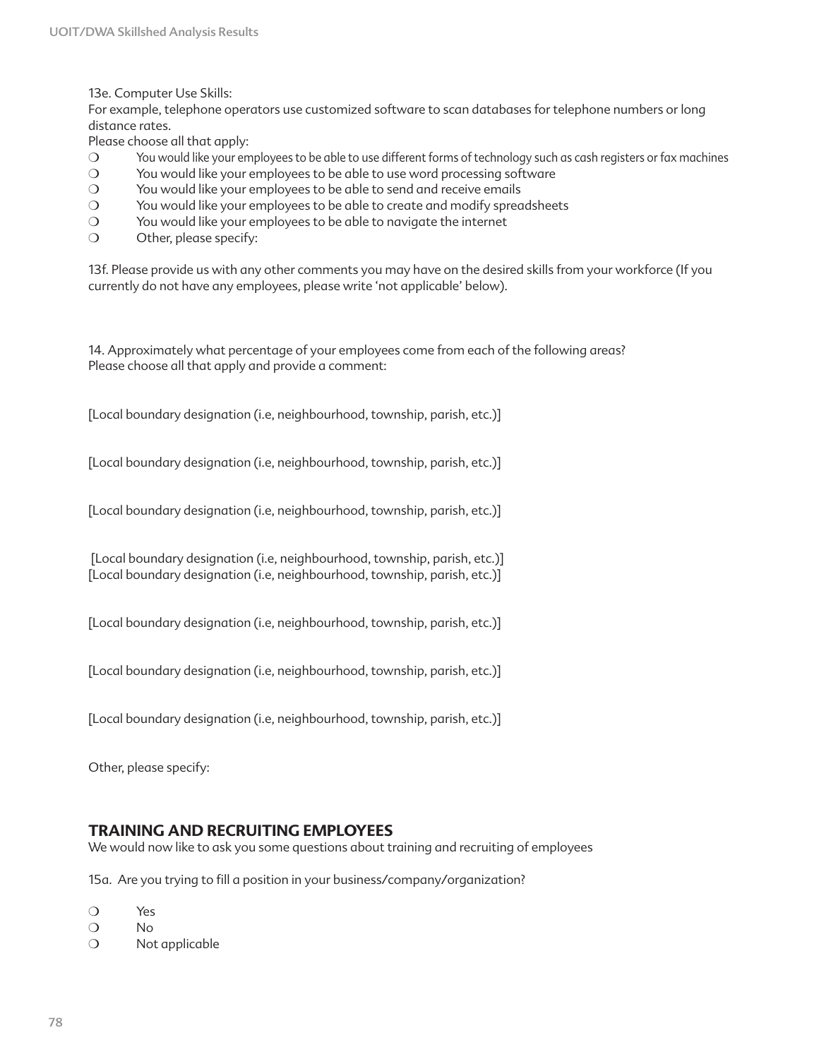13e. Computer Use Skills:
For example, telephone operators use customized software to scan databases for telephone numbers or long distance rates.
Please choose all that apply:

- ❍ You would like your employees to be able to use different forms of technology such as cash registers or fax machines
- ❍ You would like your employees to be able to use word processing software
- ❍ You would like your employees to be able to send and receive emails
- ❍ You would like your employees to be able to create and modify spreadsheets
- ❍ You would like your employees to be able to navigate the internet
- ❍ Other, please specify:

13f. Please provide us with any other comments you may have on the desired skills from your workforce (If you currently do not have any employees, please write 'not applicable' below).

14. Approximately what percentage of your employees come from each of the following areas?
Please choose all that apply and provide a comment:

[Local boundary designation (i.e, neighbourhood, township, parish, etc.)]

[Local boundary designation (i.e, neighbourhood, township, parish, etc.)]

[Local boundary designation (i.e, neighbourhood, township, parish, etc.)]

[Local boundary designation (i.e, neighbourhood, township, parish, etc.)]
[Local boundary designation (i.e, neighbourhood, township, parish, etc.)]

[Local boundary designation (i.e, neighbourhood, township, parish, etc.)]

[Local boundary designation (i.e, neighbourhood, township, parish, etc.)]

[Local boundary designation (i.e, neighbourhood, township, parish, etc.)]

Other, please specify:

## TRAINING AND RECRUITING EMPLOYEES

We would now like to ask you some questions about training and recruiting of employees

15a. Are you trying to fill a position in your business/company/organization?

- ❍ Yes
- ❍ No
- ❍ Not applicable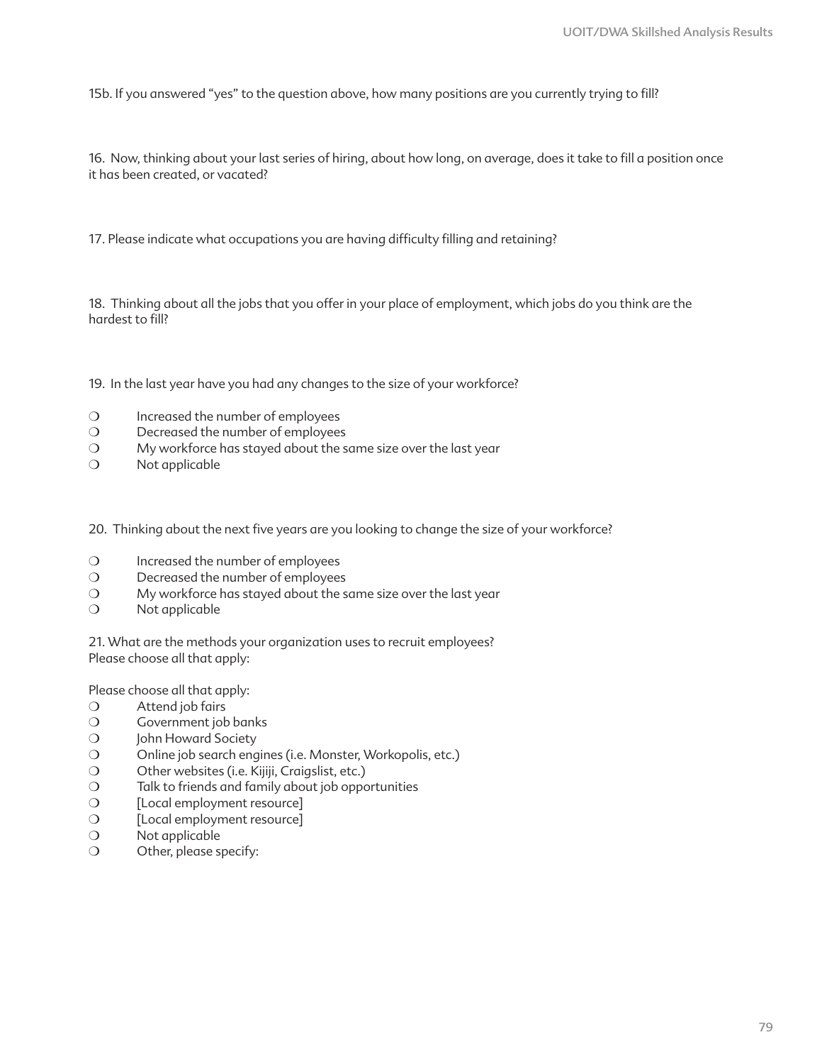15b. If you answered "yes" to the question above, how many positions are you currently trying to fill?

16. Now, thinking about your last series of hiring, about how long, on average, does it take to fill a position once it has been created, or vacated?

17. Please indicate what occupations you are having difficulty filling and retaining?

18. Thinking about all the jobs that you offer in your place of employment, which jobs do you think are the hardest to fill?

19. In the last year have you had any changes to the size of your workforce?

- ❍ Increased the number of employees
- ❍ Decreased the number of employees
- ❍ My workforce has stayed about the same size over the last year
- ❍ Not applicable

20. Thinking about the next five years are you looking to change the size of your workforce?

- ❍ Increased the number of employees
- ❍ Decreased the number of employees
- ❍ My workforce has stayed about the same size over the last year
- ❍ Not applicable

21. What are the methods your organization uses to recruit employees?
Please choose all that apply:

Please choose all that apply:

- ❍ Attend job fairs
- ❍ Government job banks
- ❍ John Howard Society
- ❍ Online job search engines (i.e. Monster, Workopolis, etc.)
- ❍ Other websites (i.e. Kijiji, Craigslist, etc.)
- ❍ Talk to friends and family about job opportunities
- ❍ [Local employment resource]
- ❍ [Local employment resource]
- ❍ Not applicable
- ❍ Other, please specify: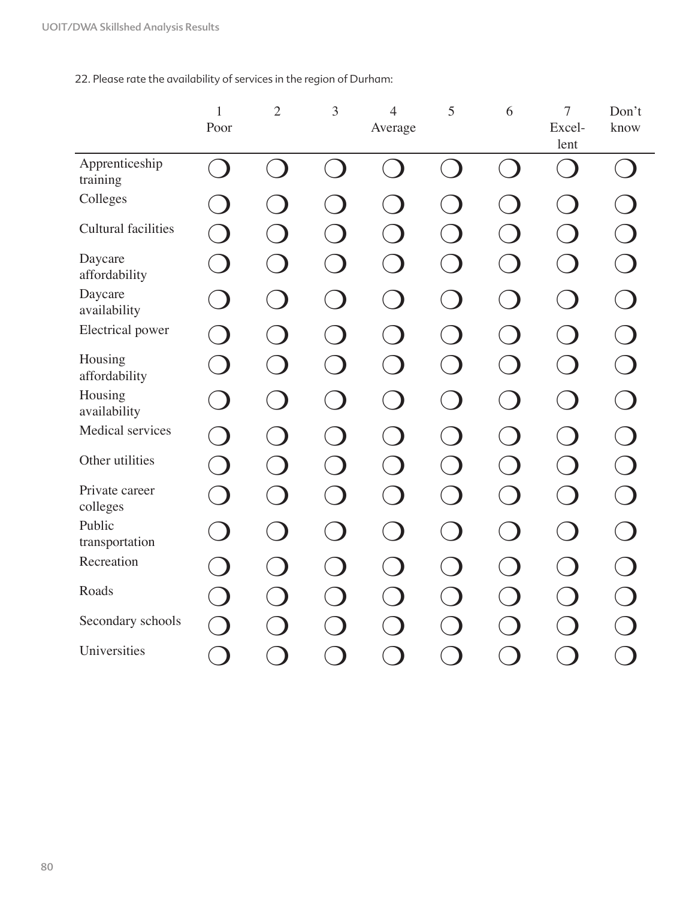22. Please rate the availability of services in the region of Durham:

| | 1 Poor | 2 | 3 | 4 Average | 5 | 6 | 7 Excel-lent | Don't know |
|---|---|---|---|---|---|---|---|---|
| Apprenticeship training | ❍ | ❍ | ❍ | ❍ | ❍ | ❍ | ❍ | ❍ |
| Colleges | ❍ | ❍ | ❍ | ❍ | ❍ | ❍ | ❍ | ❍ |
| Cultural facilities | ❍ | ❍ | ❍ | ❍ | ❍ | ❍ | ❍ | ❍ |
| Daycare affordability | ❍ | ❍ | ❍ | ❍ | ❍ | ❍ | ❍ | ❍ |
| Daycare availability | ❍ | ❍ | ❍ | ❍ | ❍ | ❍ | ❍ | ❍ |
| Electrical power | ❍ | ❍ | ❍ | ❍ | ❍ | ❍ | ❍ | ❍ |
| Housing affordability | ❍ | ❍ | ❍ | ❍ | ❍ | ❍ | ❍ | ❍ |
| Housing availability | ❍ | ❍ | ❍ | ❍ | ❍ | ❍ | ❍ | ❍ |
| Medical services | ❍ | ❍ | ❍ | ❍ | ❍ | ❍ | ❍ | ❍ |
| Other utilities | ❍ | ❍ | ❍ | ❍ | ❍ | ❍ | ❍ | ❍ |
| Private career colleges | ❍ | ❍ | ❍ | ❍ | ❍ | ❍ | ❍ | ❍ |
| Public transportation | ❍ | ❍ | ❍ | ❍ | ❍ | ❍ | ❍ | ❍ |
| Recreation | ❍ | ❍ | ❍ | ❍ | ❍ | ❍ | ❍ | ❍ |
| Roads | ❍ | ❍ | ❍ | ❍ | ❍ | ❍ | ❍ | ❍ |
| Secondary schools | ❍ | ❍ | ❍ | ❍ | ❍ | ❍ | ❍ | ❍ |
| Universities | ❍ | ❍ | ❍ | ❍ | ❍ | ❍ | ❍ | ❍ |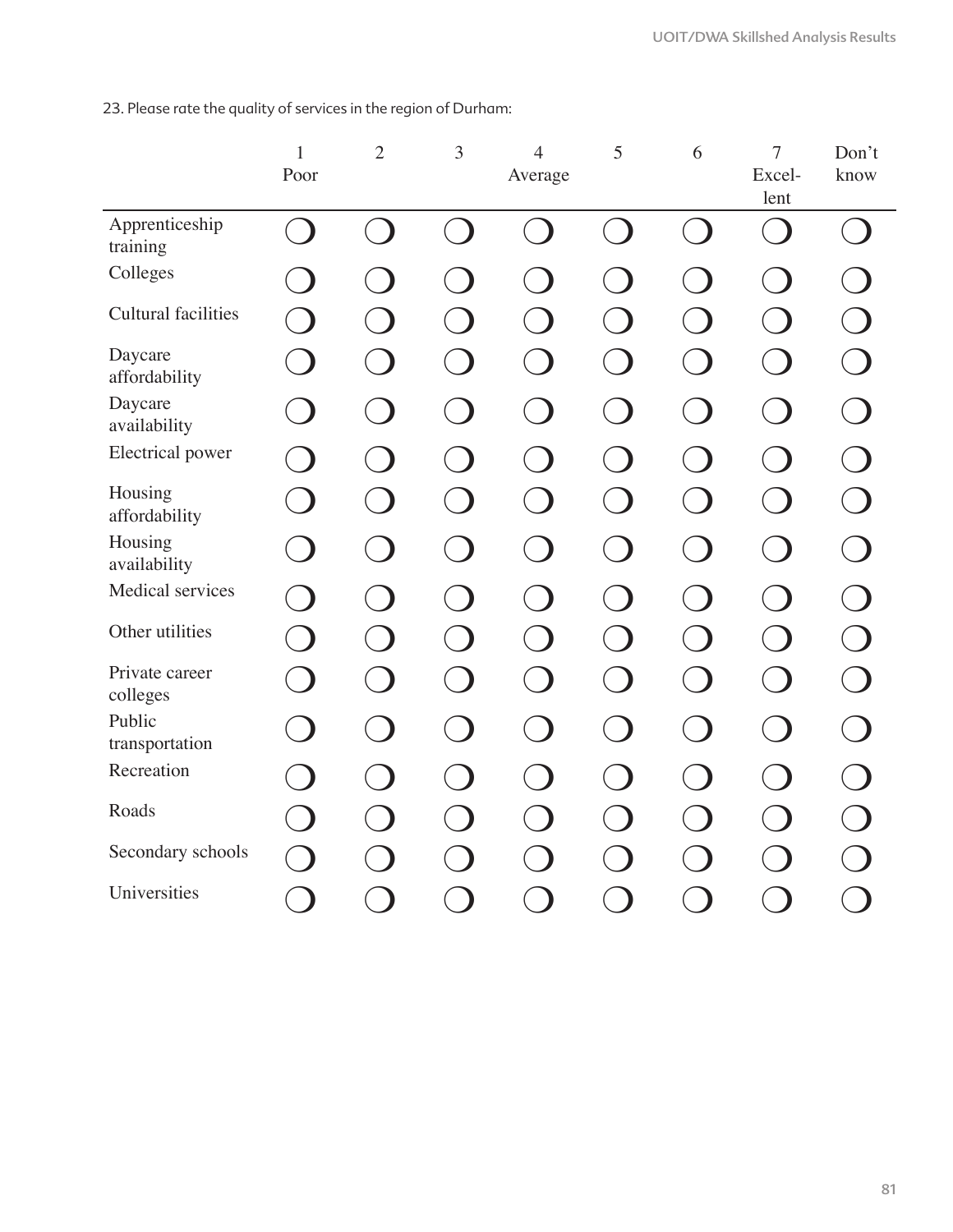23. Please rate the quality of services in the region of Durham:

| | 1 Poor | 2 | 3 | 4 Average | 5 | 6 | 7 Excel-lent | Don't know |
|---|---|---|---|---|---|---|---|---|
| Apprenticeship training | ❍ | ❍ | ❍ | ❍ | ❍ | ❍ | ❍ | ❍ |
| Colleges | ❍ | ❍ | ❍ | ❍ | ❍ | ❍ | ❍ | ❍ |
| Cultural facilities | ❍ | ❍ | ❍ | ❍ | ❍ | ❍ | ❍ | ❍ |
| Daycare affordability | ❍ | ❍ | ❍ | ❍ | ❍ | ❍ | ❍ | ❍ |
| Daycare availability | ❍ | ❍ | ❍ | ❍ | ❍ | ❍ | ❍ | ❍ |
| Electrical power | ❍ | ❍ | ❍ | ❍ | ❍ | ❍ | ❍ | ❍ |
| Housing affordability | ❍ | ❍ | ❍ | ❍ | ❍ | ❍ | ❍ | ❍ |
| Housing availability | ❍ | ❍ | ❍ | ❍ | ❍ | ❍ | ❍ | ❍ |
| Medical services | ❍ | ❍ | ❍ | ❍ | ❍ | ❍ | ❍ | ❍ |
| Other utilities | ❍ | ❍ | ❍ | ❍ | ❍ | ❍ | ❍ | ❍ |
| Private career colleges | ❍ | ❍ | ❍ | ❍ | ❍ | ❍ | ❍ | ❍ |
| Public transportation | ❍ | ❍ | ❍ | ❍ | ❍ | ❍ | ❍ | ❍ |
| Recreation | ❍ | ❍ | ❍ | ❍ | ❍ | ❍ | ❍ | ❍ |
| Roads | ❍ | ❍ | ❍ | ❍ | ❍ | ❍ | ❍ | ❍ |
| Secondary schools | ❍ | ❍ | ❍ | ❍ | ❍ | ❍ | ❍ | ❍ |
| Universities | ❍ | ❍ | ❍ | ❍ | ❍ | ❍ | ❍ | ❍ |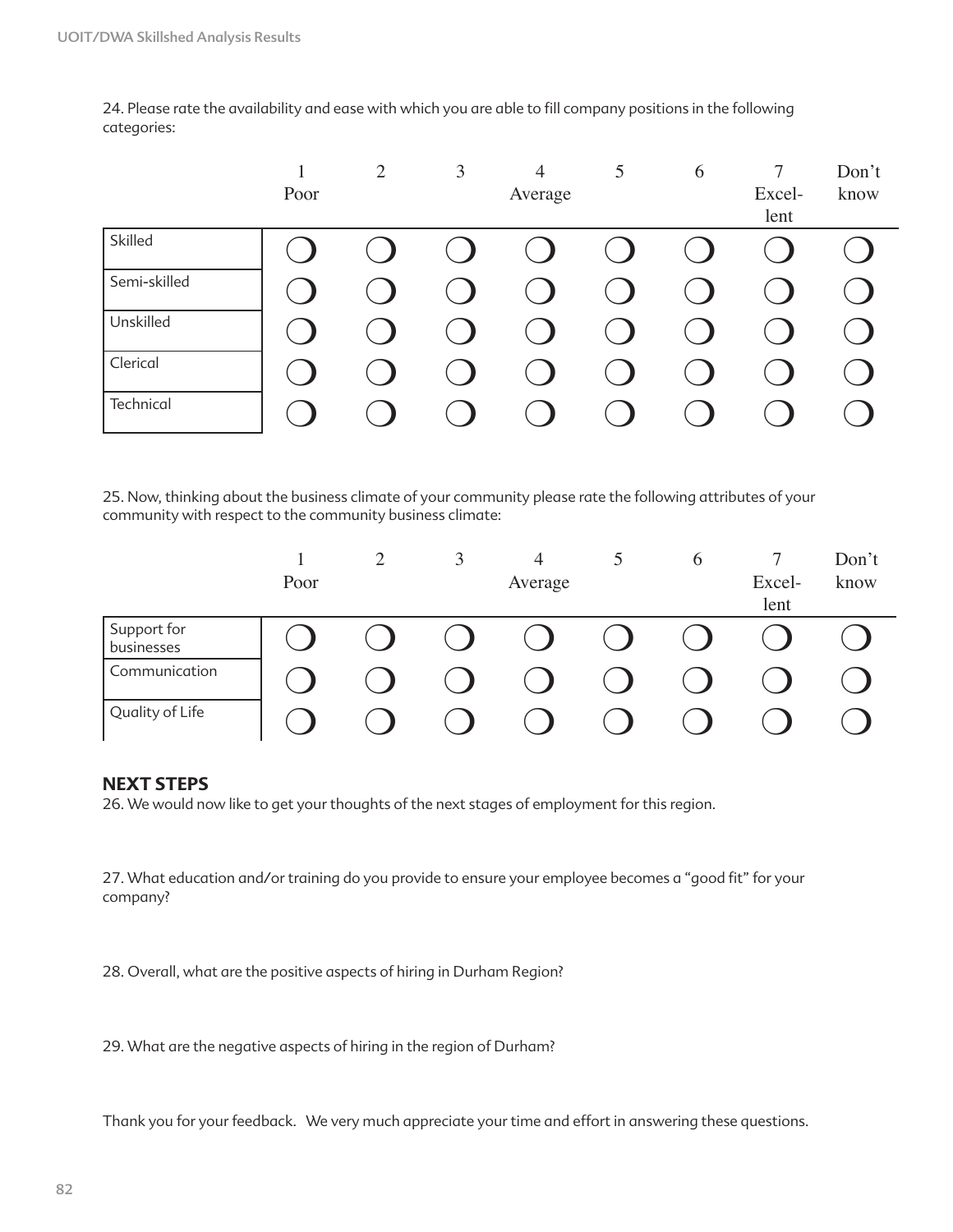24. Please rate the availability and ease with which you are able to fill company positions in the following categories:

| | 1 Poor | 2 | 3 | 4 Average | 5 | 6 | 7 Excel-lent | Don't know |
|---|---|---|---|---|---|---|---|---|
| Skilled | ❍ | ❍ | ❍ | ❍ | ❍ | ❍ | ❍ | ❍ |
| Semi-skilled | ❍ | ❍ | ❍ | ❍ | ❍ | ❍ | ❍ | ❍ |
| Unskilled | ❍ | ❍ | ❍ | ❍ | ❍ | ❍ | ❍ | ❍ |
| Clerical | ❍ | ❍ | ❍ | ❍ | ❍ | ❍ | ❍ | ❍ |
| Technical | ❍ | ❍ | ❍ | ❍ | ❍ | ❍ | ❍ | ❍ |

25. Now, thinking about the business climate of your community please rate the following attributes of your community with respect to the community business climate:

| | 1 Poor | 2 | 3 | 4 Average | 5 | 6 | 7 Excel-lent | Don't know |
|---|---|---|---|---|---|---|---|---|
| Support for businesses | ❍ | ❍ | ❍ | ❍ | ❍ | ❍ | ❍ | ❍ |
| Communication | ❍ | ❍ | ❍ | ❍ | ❍ | ❍ | ❍ | ❍ |
| Quality of Life | ❍ | ❍ | ❍ | ❍ | ❍ | ❍ | ❍ | ❍ |

## NEXT STEPS

26. We would now like to get your thoughts of the next stages of employment for this region.

27. What education and/or training do you provide to ensure your employee becomes a "good fit" for your company?

28. Overall, what are the positive aspects of hiring in Durham Region?

29. What are the negative aspects of hiring in the region of Durham?

Thank you for your feedback. We very much appreciate your time and effort in answering these questions.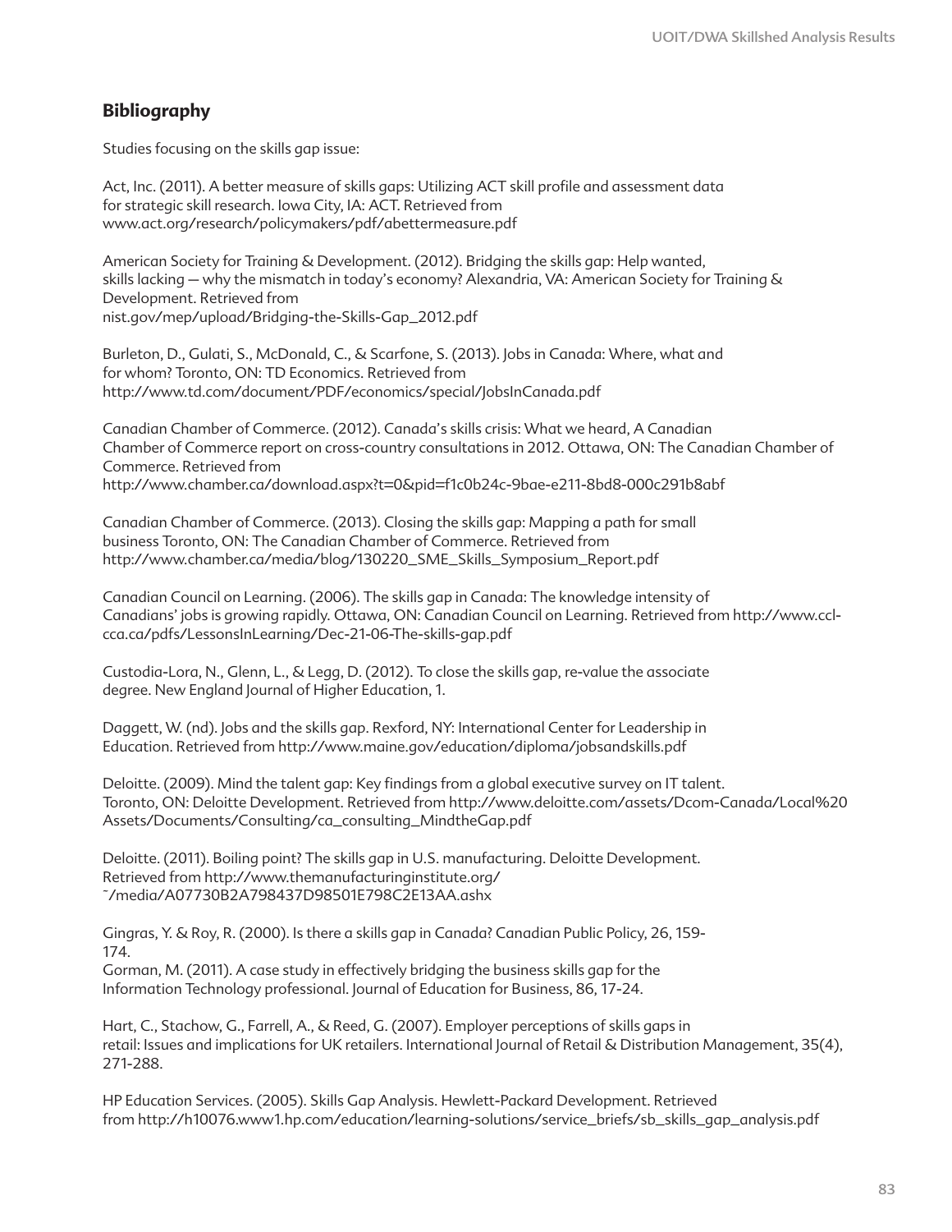## Bibliography

Studies focusing on the skills gap issue:

Act, Inc. (2011). A better measure of skills gaps: Utilizing ACT skill profile and assessment data for strategic skill research. Iowa City, IA: ACT. Retrieved from www.act.org/research/policymakers/pdf/abettermeasure.pdf

American Society for Training & Development. (2012). Bridging the skills gap: Help wanted, skills lacking — why the mismatch in today's economy? Alexandria, VA: American Society for Training & Development. Retrieved from nist.gov/mep/upload/Bridging-the-Skills-Gap_2012.pdf

Burleton, D., Gulati, S., McDonald, C., & Scarfone, S. (2013). Jobs in Canada: Where, what and for whom? Toronto, ON: TD Economics. Retrieved from http://www.td.com/document/PDF/economics/special/JobsInCanada.pdf

Canadian Chamber of Commerce. (2012). Canada's skills crisis: What we heard, A Canadian Chamber of Commerce report on cross-country consultations in 2012. Ottawa, ON: The Canadian Chamber of Commerce. Retrieved from http://www.chamber.ca/download.aspx?t=0&pid=f1c0b24c-9bae-e211-8bd8-000c291b8abf

Canadian Chamber of Commerce. (2013). Closing the skills gap: Mapping a path for small business Toronto, ON: The Canadian Chamber of Commerce. Retrieved from http://www.chamber.ca/media/blog/130220_SME_Skills_Symposium_Report.pdf

Canadian Council on Learning. (2006). The skills gap in Canada: The knowledge intensity of Canadians' jobs is growing rapidly. Ottawa, ON: Canadian Council on Learning. Retrieved from http://www.ccl-cca.ca/pdfs/LessonsInLearning/Dec-21-06-The-skills-gap.pdf

Custodia-Lora, N., Glenn, L., & Legg, D. (2012). To close the skills gap, re-value the associate degree. New England Journal of Higher Education, 1.

Daggett, W. (nd). Jobs and the skills gap. Rexford, NY: International Center for Leadership in Education. Retrieved from http://www.maine.gov/education/diploma/jobsandskills.pdf

Deloitte. (2009). Mind the talent gap: Key findings from a global executive survey on IT talent. Toronto, ON: Deloitte Development. Retrieved from http://www.deloitte.com/assets/Dcom-Canada/Local%20 Assets/Documents/Consulting/ca_consulting_MindtheGap.pdf

Deloitte. (2011). Boiling point? The skills gap in U.S. manufacturing. Deloitte Development. Retrieved from http://www.themanufacturinginstitute.org/~/media/A07730B2A798437D98501E798C2E13AA.ashx

Gingras, Y. & Roy, R. (2000). Is there a skills gap in Canada? Canadian Public Policy, 26, 159-174.

Gorman, M. (2011). A case study in effectively bridging the business skills gap for the Information Technology professional. Journal of Education for Business, 86, 17-24.

Hart, C., Stachow, G., Farrell, A., & Reed, G. (2007). Employer perceptions of skills gaps in retail: Issues and implications for UK retailers. International Journal of Retail & Distribution Management, 35(4), 271-288.

HP Education Services. (2005). Skills Gap Analysis. Hewlett-Packard Development. Retrieved from http://h10076.www1.hp.com/education/learning-solutions/service_briefs/sb_skills_gap_analysis.pdf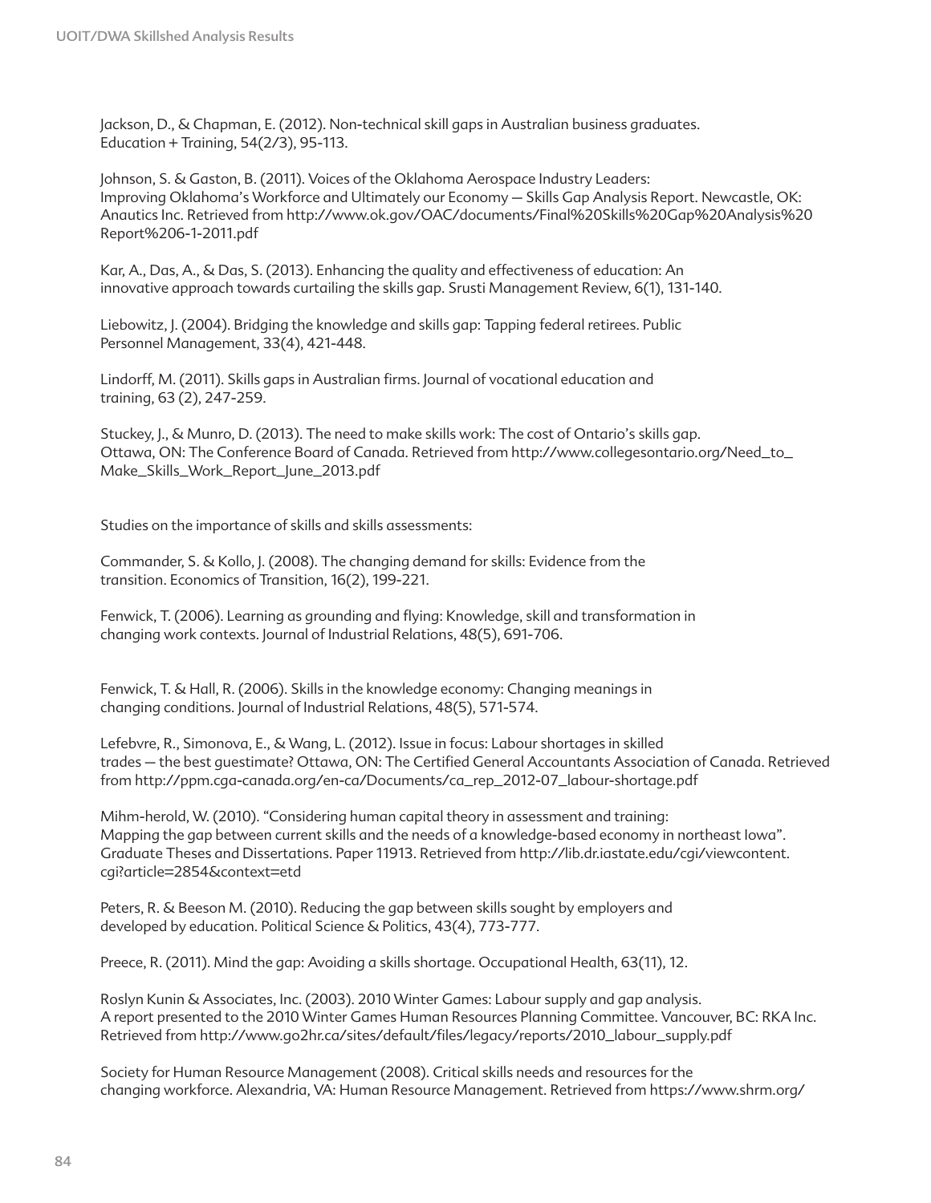Jackson, D., & Chapman, E. (2012). Non-technical skill gaps in Australian business graduates. Education + Training, 54(2/3), 95-113.

Johnson, S. & Gaston, B. (2011). Voices of the Oklahoma Aerospace Industry Leaders: Improving Oklahoma's Workforce and Ultimately our Economy — Skills Gap Analysis Report. Newcastle, OK: Anautics Inc. Retrieved from http://www.ok.gov/OAC/documents/Final%20Skills%20Gap%20Analysis%20Report%206-1-2011.pdf

Kar, A., Das, A., & Das, S. (2013). Enhancing the quality and effectiveness of education: An innovative approach towards curtailing the skills gap. Srusti Management Review, 6(1), 131-140.

Liebowitz, J. (2004). Bridging the knowledge and skills gap: Tapping federal retirees. Public Personnel Management, 33(4), 421-448.

Lindorff, M. (2011). Skills gaps in Australian firms. Journal of vocational education and training, 63 (2), 247-259.

Stuckey, J., & Munro, D. (2013). The need to make skills work: The cost of Ontario's skills gap. Ottawa, ON: The Conference Board of Canada. Retrieved from http://www.collegesontario.org/Need_to_Make_Skills_Work_Report_June_2013.pdf

Studies on the importance of skills and skills assessments:

Commander, S. & Kollo, J. (2008). The changing demand for skills: Evidence from the transition. Economics of Transition, 16(2), 199-221.

Fenwick, T. (2006). Learning as grounding and flying: Knowledge, skill and transformation in changing work contexts. Journal of Industrial Relations, 48(5), 691-706.

Fenwick, T. & Hall, R. (2006). Skills in the knowledge economy: Changing meanings in changing conditions. Journal of Industrial Relations, 48(5), 571-574.

Lefebvre, R., Simonova, E., & Wang, L. (2012). Issue in focus: Labour shortages in skilled trades — the best guestimate? Ottawa, ON: The Certified General Accountants Association of Canada. Retrieved from http://ppm.cga-canada.org/en-ca/Documents/ca_rep_2012-07_labour-shortage.pdf

Mihm-herold, W. (2010). "Considering human capital theory in assessment and training: Mapping the gap between current skills and the needs of a knowledge-based economy in northeast Iowa". Graduate Theses and Dissertations. Paper 11913. Retrieved from http://lib.dr.iastate.edu/cgi/viewcontent.cgi?article=2854&context=etd

Peters, R. & Beeson M. (2010). Reducing the gap between skills sought by employers and developed by education. Political Science & Politics, 43(4), 773-777.

Preece, R. (2011). Mind the gap: Avoiding a skills shortage. Occupational Health, 63(11), 12.

Roslyn Kunin & Associates, Inc. (2003). 2010 Winter Games: Labour supply and gap analysis. A report presented to the 2010 Winter Games Human Resources Planning Committee. Vancouver, BC: RKA Inc. Retrieved from http://www.go2hr.ca/sites/default/files/legacy/reports/2010_labour_supply.pdf

Society for Human Resource Management (2008). Critical skills needs and resources for the changing workforce. Alexandria, VA: Human Resource Management. Retrieved from https://www.shrm.org/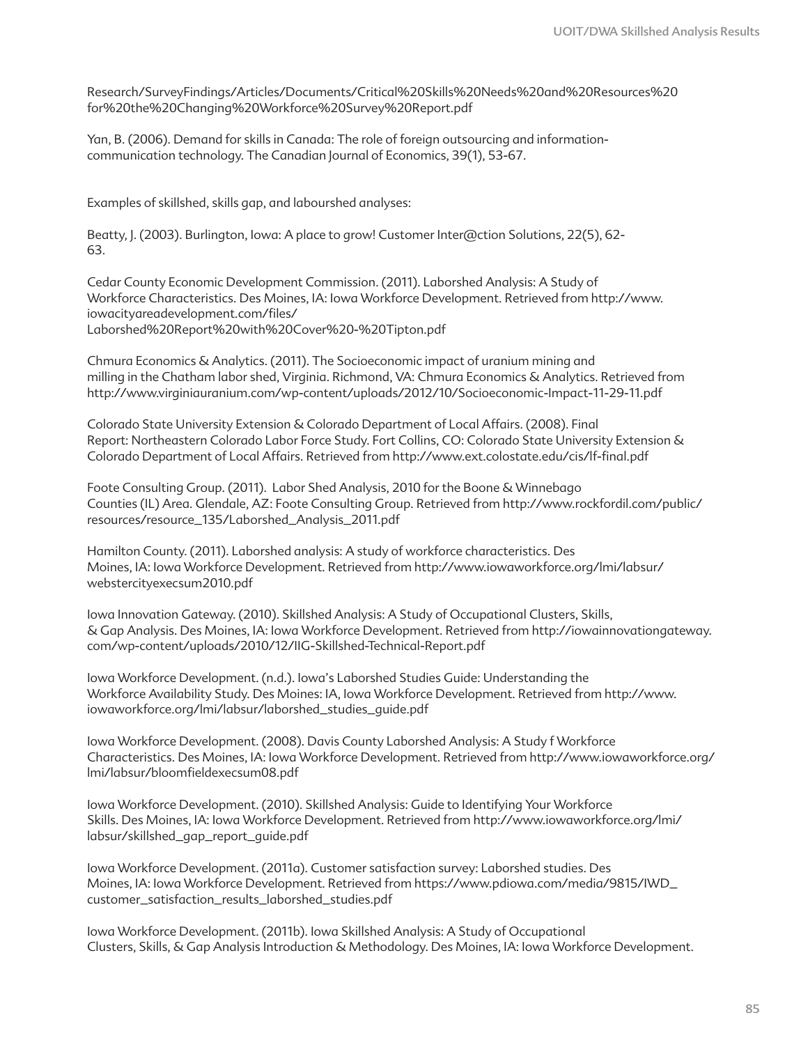Research/SurveyFindings/Articles/Documents/Critical%20Skills%20Needs%20and%20Resources%20for%20the%20Changing%20Workforce%20Survey%20Report.pdf

Yan, B. (2006). Demand for skills in Canada: The role of foreign outsourcing and information-communication technology. The Canadian Journal of Economics, 39(1), 53-67.

Examples of skillshed, skills gap, and laboursherd analyses:

Beatty, J. (2003). Burlington, Iowa: A place to grow! Customer Inter@ction Solutions, 22(5), 62-63.

Cedar County Economic Development Commission. (2011). Laborshed Analysis: A Study of Workforce Characteristics. Des Moines, IA: Iowa Workforce Development. Retrieved from http://www.iowacityareadevelopment.com/files/Laborshed%20Report%20with%20Cover%20-%20Tipton.pdf

Chmura Economics & Analytics. (2011). The Socioeconomic impact of uranium mining and milling in the Chatham labor shed, Virginia. Richmond, VA: Chmura Economics & Analytics. Retrieved from http://www.virginiauranium.com/wp-content/uploads/2012/10/Socioeconomic-Impact-11-29-11.pdf

Colorado State University Extension & Colorado Department of Local Affairs. (2008). Final Report: Northeastern Colorado Labor Force Study. Fort Collins, CO: Colorado State University Extension & Colorado Department of Local Affairs. Retrieved from http://www.ext.colostate.edu/cis/lf-final.pdf

Foote Consulting Group. (2011). Labor Shed Analysis, 2010 for the Boone & Winnebago Counties (IL) Area. Glendale, AZ: Foote Consulting Group. Retrieved from http://www.rockfordil.com/public/resources/resource_135/Laborshed_Analysis_2011.pdf

Hamilton County. (2011). Laborshed analysis: A study of workforce characteristics. Des Moines, IA: Iowa Workforce Development. Retrieved from http://www.iowaworkforce.org/lmi/labsur/webstercityexecsum2010.pdf

Iowa Innovation Gateway. (2010). Skillshed Analysis: A Study of Occupational Clusters, Skills, & Gap Analysis. Des Moines, IA: Iowa Workforce Development. Retrieved from http://iowainnovationgateway.com/wp-content/uploads/2010/12/IIG-Skillshed-Technical-Report.pdf

Iowa Workforce Development. (n.d.). Iowa's Laborshed Studies Guide: Understanding the Workforce Availability Study. Des Moines: IA, Iowa Workforce Development. Retrieved from http://www.iowaworkforce.org/lmi/labsur/laborshed_studies_guide.pdf

Iowa Workforce Development. (2008). Davis County Laborshed Analysis: A Study f Workforce Characteristics. Des Moines, IA: Iowa Workforce Development. Retrieved from http://www.iowaworkforce.org/lmi/labsur/bloomfieldexecsum08.pdf

Iowa Workforce Development. (2010). Skillshed Analysis: Guide to Identifying Your Workforce Skills. Des Moines, IA: Iowa Workforce Development. Retrieved from http://www.iowaworkforce.org/lmi/labsur/skillshed_gap_report_guide.pdf

Iowa Workforce Development. (2011a). Customer satisfaction survey: Laborshed studies. Des Moines, IA: Iowa Workforce Development. Retrieved from https://www.pdiowa.com/media/9815/IWD_customer_satisfaction_results_laborshed_studies.pdf

Iowa Workforce Development. (2011b). Iowa Skillshed Analysis: A Study of Occupational Clusters, Skills, & Gap Analysis Introduction & Methodology. Des Moines, IA: Iowa Workforce Development.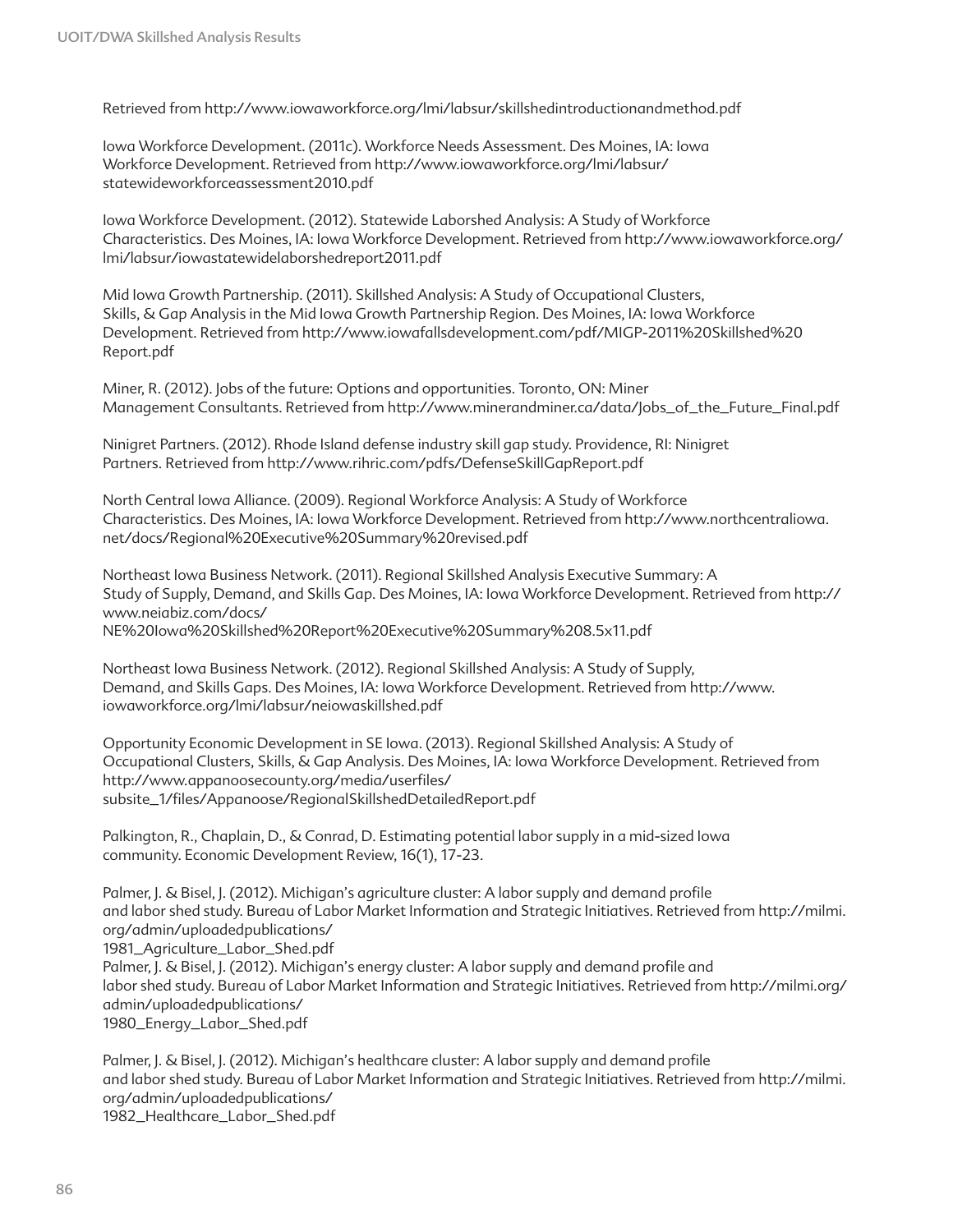Retrieved from http://www.iowaworkforce.org/lmi/labsur/skillshedintroductionandmethod.pdf

Iowa Workforce Development. (2011c). Workforce Needs Assessment. Des Moines, IA: Iowa Workforce Development. Retrieved from http://www.iowaworkforce.org/lmi/labsur/statewideworkforceassessment2010.pdf

Iowa Workforce Development. (2012). Statewide Laborshed Analysis: A Study of Workforce Characteristics. Des Moines, IA: Iowa Workforce Development. Retrieved from http://www.iowaworkforce.org/lmi/labsur/iowastatewidelaborshedreport2011.pdf

Mid Iowa Growth Partnership. (2011). Skillshed Analysis: A Study of Occupational Clusters, Skills, & Gap Analysis in the Mid Iowa Growth Partnership Region. Des Moines, IA: Iowa Workforce Development. Retrieved from http://www.iowafallsdevelopment.com/pdf/MIGP-2011%20Skillshed%20Report.pdf

Miner, R. (2012). Jobs of the future: Options and opportunities. Toronto, ON: Miner Management Consultants. Retrieved from http://www.minerandminer.ca/data/Jobs_of_the_Future_Final.pdf

Ninigret Partners. (2012). Rhode Island defense industry skill gap study. Providence, RI: Ninigret Partners. Retrieved from http://www.rihric.com/pdfs/DefenseSkillGapReport.pdf

North Central Iowa Alliance. (2009). Regional Workforce Analysis: A Study of Workforce Characteristics. Des Moines, IA: Iowa Workforce Development. Retrieved from http://www.northcentraliowa.net/docs/Regional%20Executive%20Summary%20revised.pdf

Northeast Iowa Business Network. (2011). Regional Skillshed Analysis Executive Summary: A Study of Supply, Demand, and Skills Gap. Des Moines, IA: Iowa Workforce Development. Retrieved from http://www.neiabiz.com/docs/NE%20Iowa%20Skillshed%20Report%20Executive%20Summary%208.5x11.pdf

Northeast Iowa Business Network. (2012). Regional Skillshed Analysis: A Study of Supply, Demand, and Skills Gaps. Des Moines, IA: Iowa Workforce Development. Retrieved from http://www.iowaworkforce.org/lmi/labsur/neiowaskillshed.pdf

Opportunity Economic Development in SE Iowa. (2013). Regional Skillshed Analysis: A Study of Occupational Clusters, Skills, & Gap Analysis. Des Moines, IA: Iowa Workforce Development. Retrieved from http://www.appanoosecounty.org/media/userfiles/subsite_1/files/Appanoose/RegionalSkillshedDetailedReport.pdf

Palkington, R., Chaplain, D., & Conrad, D. Estimating potential labor supply in a mid-sized Iowa community. Economic Development Review, 16(1), 17-23.

Palmer, J. & Bisel, J. (2012). Michigan's agriculture cluster: A labor supply and demand profile and labor shed study. Bureau of Labor Market Information and Strategic Initiatives. Retrieved from http://milmi.org/admin/uploadedpublications/1981_Agriculture_Labor_Shed.pdf

Palmer, J. & Bisel, J. (2012). Michigan's energy cluster: A labor supply and demand profile and labor shed study. Bureau of Labor Market Information and Strategic Initiatives. Retrieved from http://milmi.org/admin/uploadedpublications/1980_Energy_Labor_Shed.pdf

Palmer, J. & Bisel, J. (2012). Michigan's healthcare cluster: A labor supply and demand profile and labor shed study. Bureau of Labor Market Information and Strategic Initiatives. Retrieved from http://milmi.org/admin/uploadedpublications/1982_Healthcare_Labor_Shed.pdf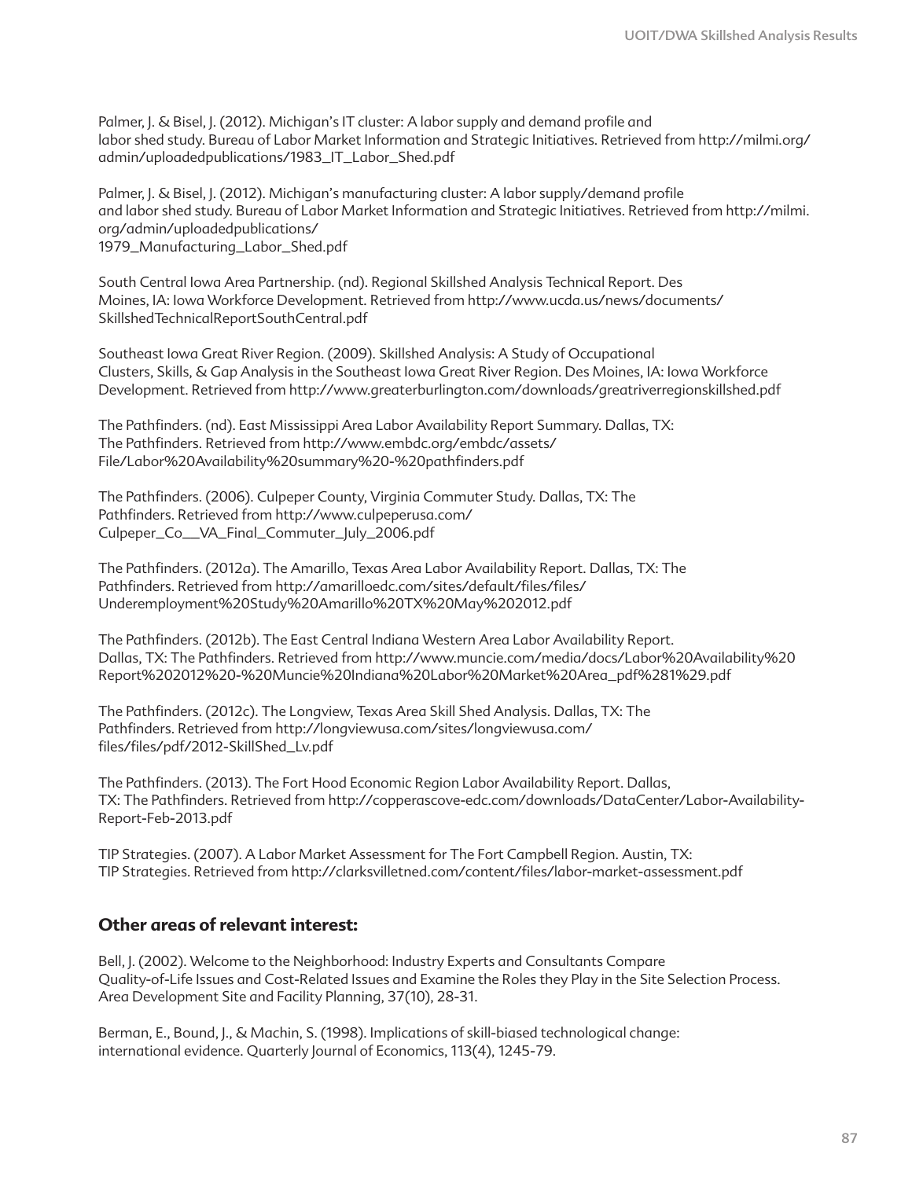Palmer, J. & Bisel, J. (2012). Michigan's IT cluster: A labor supply and demand profile and labor shed study. Bureau of Labor Market Information and Strategic Initiatives. Retrieved from http://milmi.org/admin/uploadedpublications/1983_IT_Labor_Shed.pdf

Palmer, J. & Bisel, J. (2012). Michigan's manufacturing cluster: A labor supply/demand profile and labor shed study. Bureau of Labor Market Information and Strategic Initiatives. Retrieved from http://milmi.org/admin/uploadedpublications/1979_Manufacturing_Labor_Shed.pdf

South Central Iowa Area Partnership. (nd). Regional Skillshed Analysis Technical Report. Des Moines, IA: Iowa Workforce Development. Retrieved from http://www.ucda.us/news/documents/SkillshedTechnicalReportSouthCentral.pdf

Southeast Iowa Great River Region. (2009). Skillshed Analysis: A Study of Occupational Clusters, Skills, & Gap Analysis in the Southeast Iowa Great River Region. Des Moines, IA: Iowa Workforce Development. Retrieved from http://www.greaterburlington.com/downloads/greatriverregionskillshed.pdf

The Pathfinders. (nd). East Mississippi Area Labor Availability Report Summary. Dallas, TX: The Pathfinders. Retrieved from http://www.embdc.org/embdc/assets/File/Labor%20Availability%20summary%20-%20pathfinders.pdf

The Pathfinders. (2006). Culpeper County, Virginia Commuter Study. Dallas, TX: The Pathfinders. Retrieved from http://www.culpeperusa.com/Culpeper_Co__VA_Final_Commuter_July_2006.pdf

The Pathfinders. (2012a). The Amarillo, Texas Area Labor Availability Report. Dallas, TX: The Pathfinders. Retrieved from http://amarilloedc.com/sites/default/files/files/Underemployment%20Study%20Amarillo%20TX%20May%202012.pdf

The Pathfinders. (2012b). The East Central Indiana Western Area Labor Availability Report. Dallas, TX: The Pathfinders. Retrieved from http://www.muncie.com/media/docs/Labor%20Availability%20Report%202012%20-%20Muncie%20Indiana%20Labor%20Market%20Area_pdf%281%29.pdf

The Pathfinders. (2012c). The Longview, Texas Area Skill Shed Analysis. Dallas, TX: The Pathfinders. Retrieved from http://longviewusa.com/sites/longviewusa.com/files/files/pdf/2012-SkillShed_Lv.pdf

The Pathfinders. (2013). The Fort Hood Economic Region Labor Availability Report. Dallas, TX: The Pathfinders. Retrieved from http://copperascove-edc.com/downloads/DataCenter/Labor-Availability-Report-Feb-2013.pdf

TIP Strategies. (2007). A Labor Market Assessment for The Fort Campbell Region. Austin, TX: TIP Strategies. Retrieved from http://clarksvilletned.com/content/files/labor-market-assessment.pdf

### Other areas of relevant interest:

Bell, J. (2002). Welcome to the Neighborhood: Industry Experts and Consultants Compare Quality-of-Life Issues and Cost-Related Issues and Examine the Roles they Play in the Site Selection Process. Area Development Site and Facility Planning, 37(10), 28-31.

Berman, E., Bound, J., & Machin, S. (1998). Implications of skill-biased technological change: international evidence. Quarterly Journal of Economics, 113(4), 1245-79.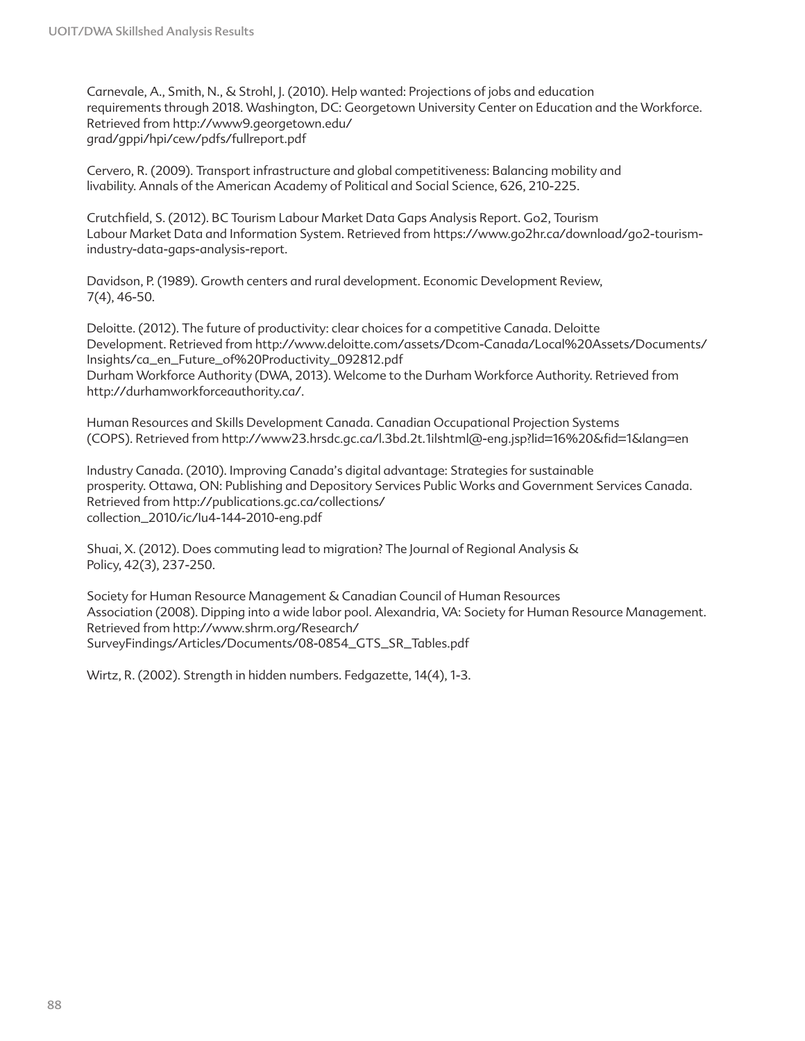Carnevale, A., Smith, N., & Strohl, J. (2010). Help wanted: Projections of jobs and education requirements through 2018. Washington, DC: Georgetown University Center on Education and the Workforce. Retrieved from http://www9.georgetown.edu/grad/gppi/hpi/cew/pdfs/fullreport.pdf

Cervero, R. (2009). Transport infrastructure and global competitiveness: Balancing mobility and livability. Annals of the American Academy of Political and Social Science, 626, 210-225.

Crutchfield, S. (2012). BC Tourism Labour Market Data Gaps Analysis Report. Go2, Tourism Labour Market Data and Information System. Retrieved from https://www.go2hr.ca/download/go2-tourism-industry-data-gaps-analysis-report.

Davidson, P. (1989). Growth centers and rural development. Economic Development Review, 7(4), 46-50.

Deloitte. (2012). The future of productivity: clear choices for a competitive Canada. Deloitte Development. Retrieved from http://www.deloitte.com/assets/Dcom-Canada/Local%20Assets/Documents/Insights/ca_en_Future_of%20Productivity_092812.pdf
Durham Workforce Authority (DWA, 2013). Welcome to the Durham Workforce Authority. Retrieved from http://durhamworkforceauthority.ca/.

Human Resources and Skills Development Canada. Canadian Occupational Projection Systems (COPS). Retrieved from http://www23.hrsdc.gc.ca/l.3bd.2t.1ilshtml@-eng.jsp?lid=16%20&fid=1&lang=en

Industry Canada. (2010). Improving Canada's digital advantage: Strategies for sustainable prosperity. Ottawa, ON: Publishing and Depository Services Public Works and Government Services Canada. Retrieved from http://publications.gc.ca/collections/collection_2010/ic/Iu4-144-2010-eng.pdf

Shuai, X. (2012). Does commuting lead to migration? The Journal of Regional Analysis & Policy, 42(3), 237-250.

Society for Human Resource Management & Canadian Council of Human Resources Association (2008). Dipping into a wide labor pool. Alexandria, VA: Society for Human Resource Management. Retrieved from http://www.shrm.org/Research/SurveyFindings/Articles/Documents/08-0854_GTS_SR_Tables.pdf

Wirtz, R. (2002). Strength in hidden numbers. Fedgazette, 14(4), 1-3.